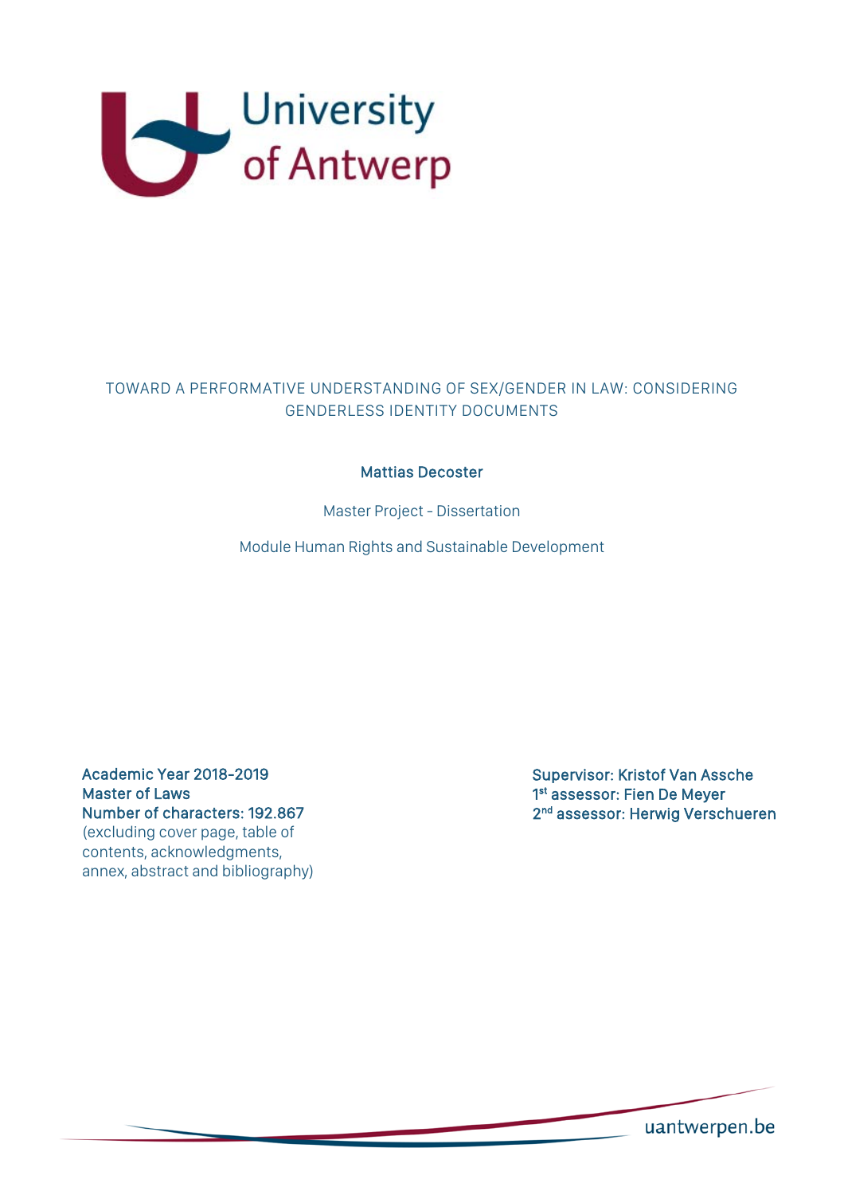University of Antwerp

# TOWARD A PERFORMATIVE UNDERSTANDING OF SEX/GENDER IN LAW: CONSIDERING GENDERLESS IDENTITY DOCUMENTS

**Mattias Decoster**

Master Project - Dissertation

Module Human Rights and Sustainable Development

**Academic Year 2018-2019**
**Master of Laws**
**Number of characters: 192.867**
(excluding cover page, table of contents, acknowledgments, annex, abstract and bibliography)

**Supervisor: Kristof Van Assche**
**1st assessor: Fien De Meyer**
**2nd assessor: Herwig Verschueren**

uantwerpen.be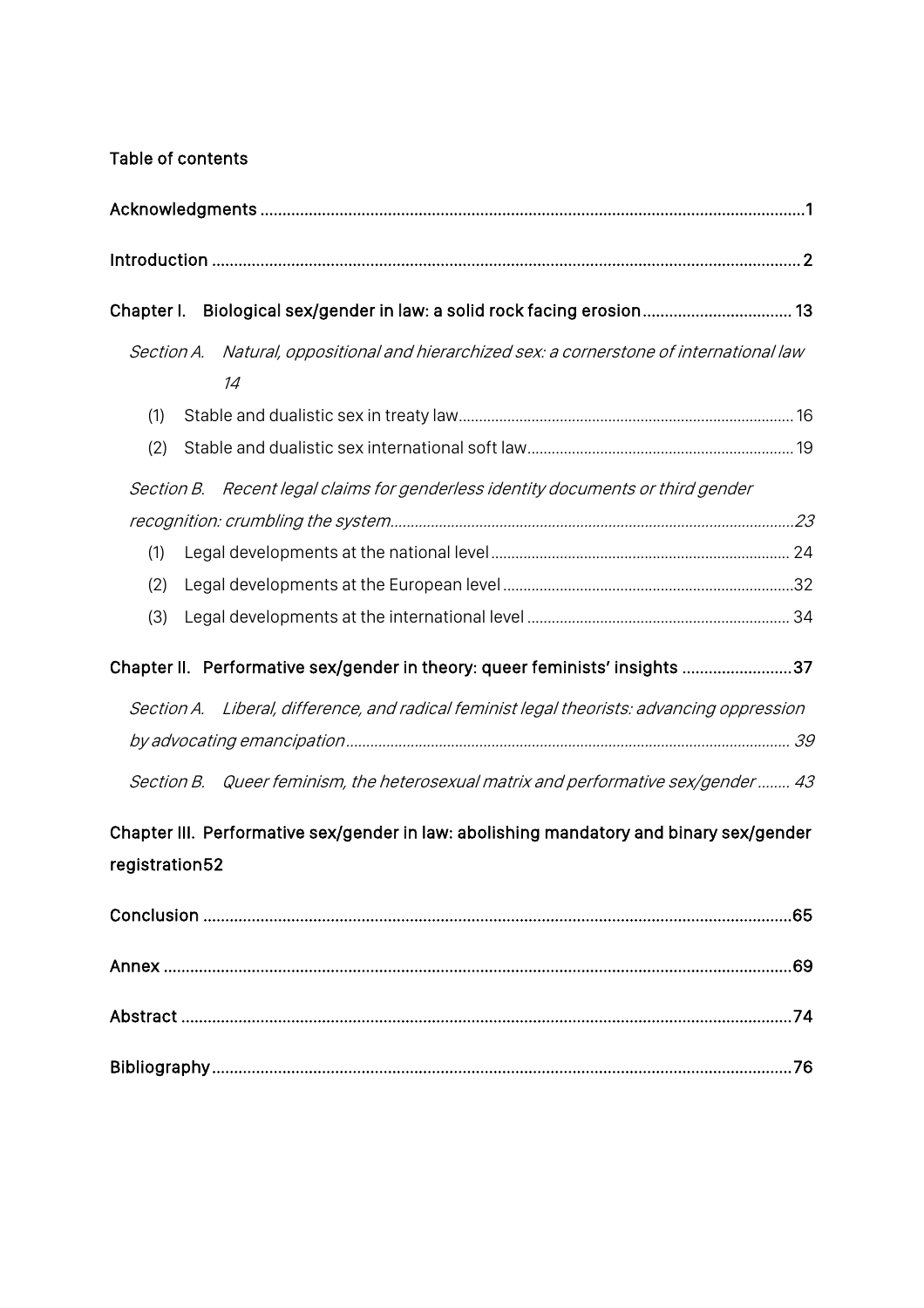## Table of contents

**Acknowledgments** ........................................................................................................................1

**Introduction** ....................................................................................................................................2

**Chapter I. Biological sex/gender in law: a solid rock facing erosion** ................................. 13

*Section A. Natural, oppositional and hierarchized sex: a cornerstone of international law* 14

(1) Stable and dualistic sex in treaty law ................................................................................. 16

(2) Stable and dualistic sex international soft law ................................................................. 19

*Section B. Recent legal claims for genderless identity documents or third gender recognition: crumbling the system*...................................................................................................23

(1) Legal developments at the national level ......................................................................... 24

(2) Legal developments at the European level .......................................................................32

(3) Legal developments at the international level ................................................................. 34

**Chapter II. Performative sex/gender in theory: queer feminists' insights** .........................37

*Section A. Liberal, difference, and radical feminist legal theorists: advancing oppression by advocating emancipation* ............................................................................................. 39

*Section B. Queer feminism, the heterosexual matrix and performative sex/gender* ........ 43

**Chapter III. Performative sex/gender in law: abolishing mandatory and binary sex/gender registration**52

**Conclusion** ...................................................................................................................................65

**Annex** ............................................................................................................................................69

**Abstract** .........................................................................................................................................74

**Bibliography** ..................................................................................................................................76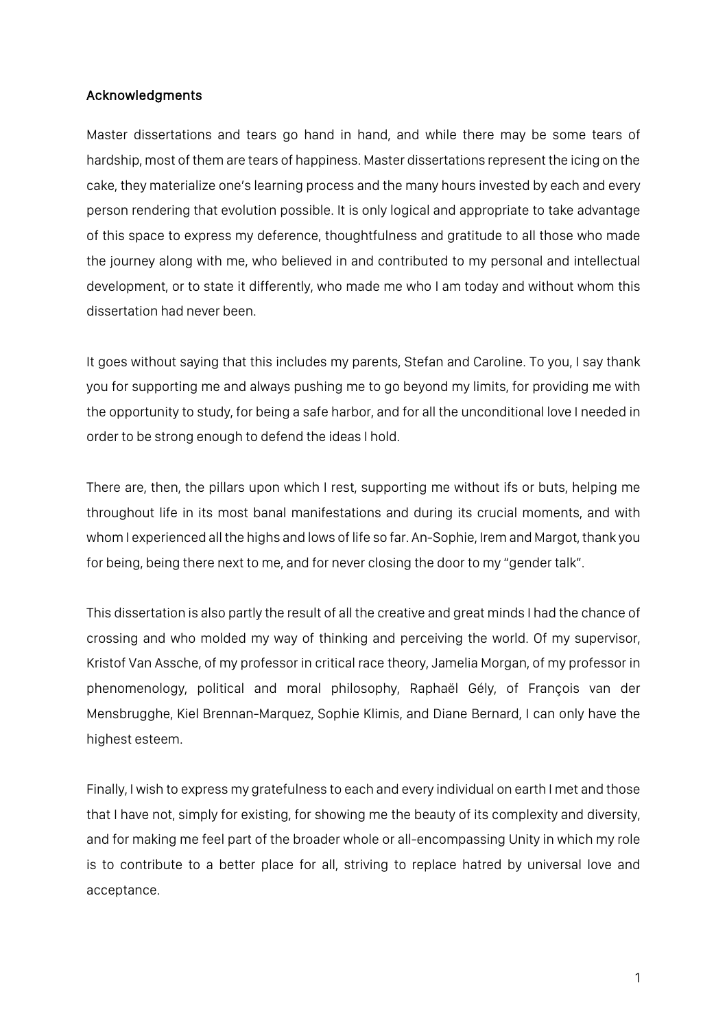## Acknowledgments

Master dissertations and tears go hand in hand, and while there may be some tears of hardship, most of them are tears of happiness. Master dissertations represent the icing on the cake, they materialize one's learning process and the many hours invested by each and every person rendering that evolution possible. It is only logical and appropriate to take advantage of this space to express my deference, thoughtfulness and gratitude to all those who made the journey along with me, who believed in and contributed to my personal and intellectual development, or to state it differently, who made me who I am today and without whom this dissertation had never been.

It goes without saying that this includes my parents, Stefan and Caroline. To you, I say thank you for supporting me and always pushing me to go beyond my limits, for providing me with the opportunity to study, for being a safe harbor, and for all the unconditional love I needed in order to be strong enough to defend the ideas I hold.

There are, then, the pillars upon which I rest, supporting me without ifs or buts, helping me throughout life in its most banal manifestations and during its crucial moments, and with whom I experienced all the highs and lows of life so far. An-Sophie, Irem and Margot, thank you for being, being there next to me, and for never closing the door to my "gender talk".

This dissertation is also partly the result of all the creative and great minds I had the chance of crossing and who molded my way of thinking and perceiving the world. Of my supervisor, Kristof Van Assche, of my professor in critical race theory, Jamelia Morgan, of my professor in phenomenology, political and moral philosophy, Raphaël Gély, of François van der Mensbrugghe, Kiel Brennan-Marquez, Sophie Klimis, and Diane Bernard, I can only have the highest esteem.

Finally, I wish to express my gratefulness to each and every individual on earth I met and those that I have not, simply for existing, for showing me the beauty of its complexity and diversity, and for making me feel part of the broader whole or all-encompassing Unity in which my role is to contribute to a better place for all, striving to replace hatred by universal love and acceptance.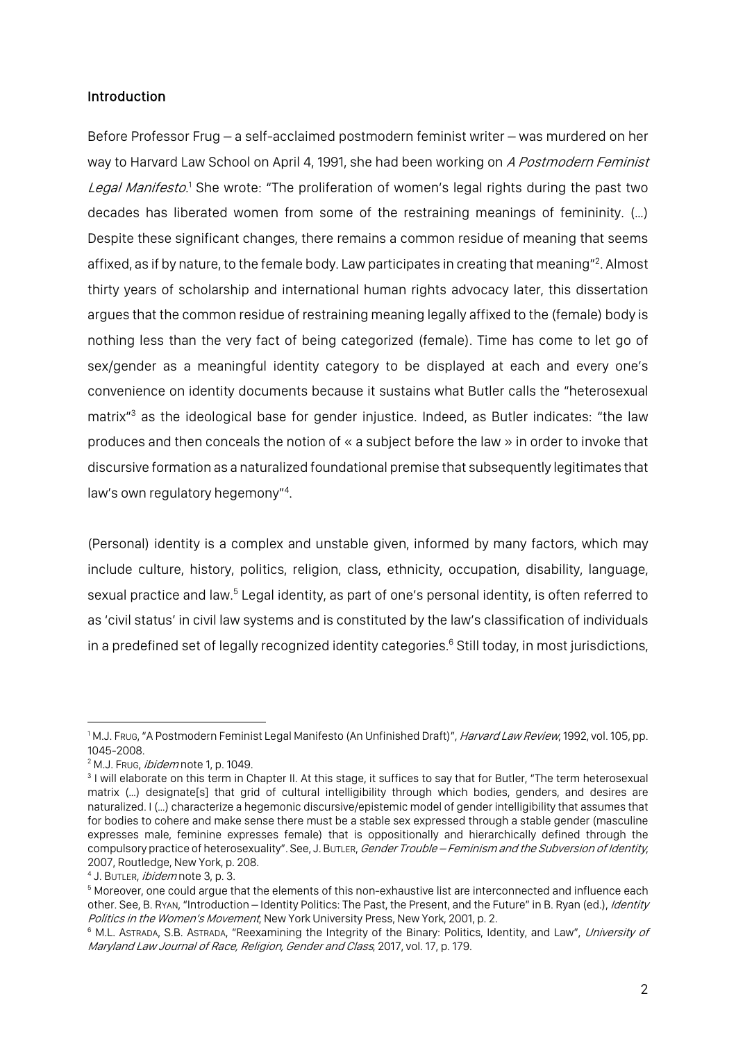## Introduction

Before Professor Frug – a self-acclaimed postmodern feminist writer – was murdered on her way to Harvard Law School on April 4, 1991, she had been working on *A Postmodern Feminist Legal Manifesto*.[1] She wrote: "The proliferation of women's legal rights during the past two decades has liberated women from some of the restraining meanings of femininity. (…) Despite these significant changes, there remains a common residue of meaning that seems affixed, as if by nature, to the female body. Law participates in creating that meaning"[2]. Almost thirty years of scholarship and international human rights advocacy later, this dissertation argues that the common residue of restraining meaning legally affixed to the (female) body is nothing less than the very fact of being categorized (female). Time has come to let go of sex/gender as a meaningful identity category to be displayed at each and every one's convenience on identity documents because it sustains what Butler calls the "heterosexual matrix"[3] as the ideological base for gender injustice. Indeed, as Butler indicates: "the law produces and then conceals the notion of « a subject before the law » in order to invoke that discursive formation as a naturalized foundational premise that subsequently legitimates that law's own regulatory hegemony"[4].

(Personal) identity is a complex and unstable given, informed by many factors, which may include culture, history, politics, religion, class, ethnicity, occupation, disability, language, sexual practice and law.[5] Legal identity, as part of one's personal identity, is often referred to as 'civil status' in civil law systems and is constituted by the law's classification of individuals in a predefined set of legally recognized identity categories.[6] Still today, in most jurisdictions,

---

[1] M.J. Frug, "A Postmodern Feminist Legal Manifesto (An Unfinished Draft)", *Harvard Law Review*, 1992, vol. 105, pp. 1045-2008.

[2] M.J. Frug, *ibidem* note 1, p. 1049.

[3] I will elaborate on this term in Chapter II. At this stage, it suffices to say that for Butler, "The term heterosexual matrix (…) designate[s] that grid of cultural intelligibility through which bodies, genders, and desires are naturalized. I (…) characterize a hegemonic discursive/epistemic model of gender intelligibility that assumes that for bodies to cohere and make sense there must be a stable sex expressed through a stable gender (masculine expresses male, feminine expresses female) that is oppositionally and hierarchically defined through the compulsory practice of heterosexuality". See, J. Butler, *Gender Trouble – Feminism and the Subversion of Identity*, 2007, Routledge, New York, p. 208.

[4] J. Butler, *ibidem* note 3, p. 3.

[5] Moreover, one could argue that the elements of this non-exhaustive list are interconnected and influence each other. See, B. Ryan, "Introduction – Identity Politics: The Past, the Present, and the Future" in B. Ryan (ed.), *Identity Politics in the Women's Movement*, New York University Press, New York, 2001, p. 2.

[6] M.L. Astrada, S.B. Astrada, "Reexamining the Integrity of the Binary: Politics, Identity, and Law", *University of Maryland Law Journal of Race, Religion, Gender and Class*, 2017, vol. 17, p. 179.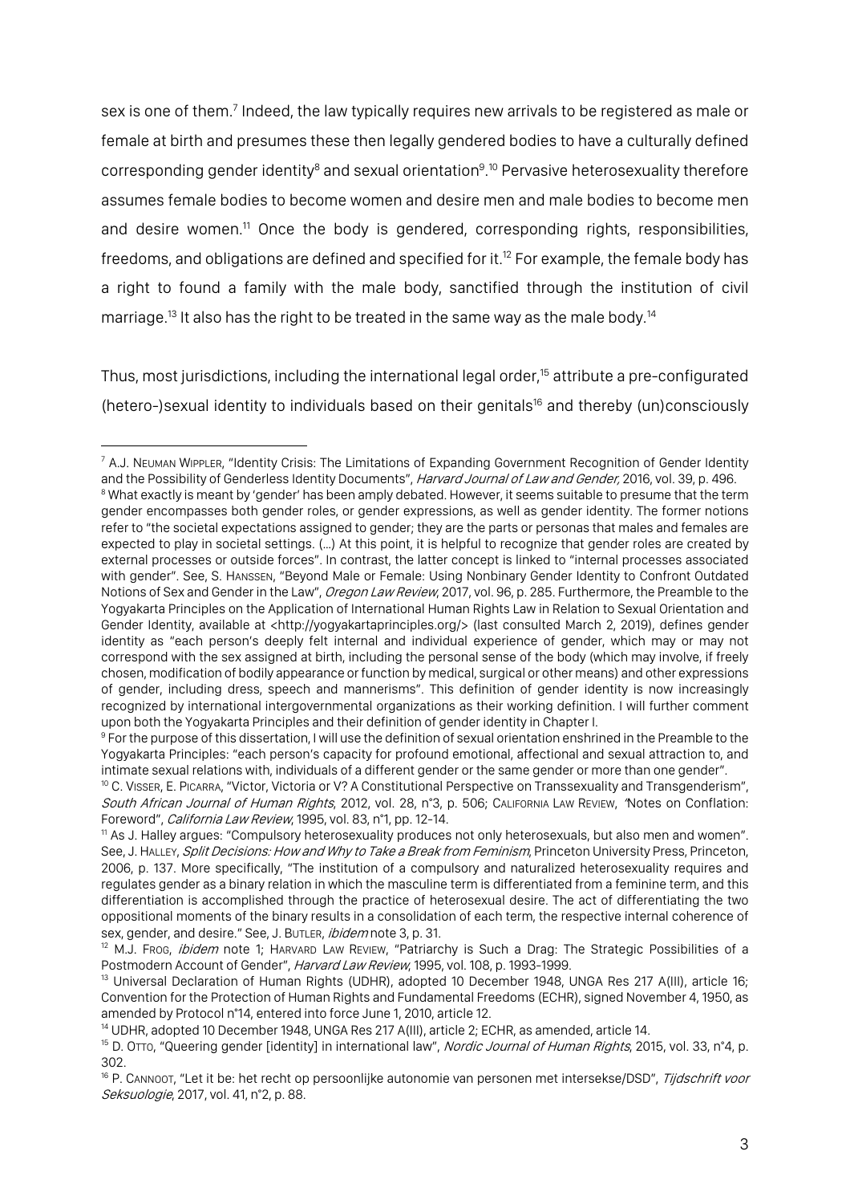sex is one of them.[7] Indeed, the law typically requires new arrivals to be registered as male or female at birth and presumes these then legally gendered bodies to have a culturally defined corresponding gender identity[8] and sexual orientation[9].[10] Pervasive heterosexuality therefore assumes female bodies to become women and desire men and male bodies to become men and desire women.[11] Once the body is gendered, corresponding rights, responsibilities, freedoms, and obligations are defined and specified for it.[12] For example, the female body has a right to found a family with the male body, sanctified through the institution of civil marriage.[13] It also has the right to be treated in the same way as the male body.[14]

Thus, most jurisdictions, including the international legal order,[15] attribute a pre-configurated (hetero-)sexual identity to individuals based on their genitals[16] and thereby (un)consciously

---

[7] A.J. Neuman Wippler, "Identity Crisis: The Limitations of Expanding Government Recognition of Gender Identity and the Possibility of Genderless Identity Documents", *Harvard Journal of Law and Gender*, 2016, vol. 39, p. 496.

[8] What exactly is meant by 'gender' has been amply debated. However, it seems suitable to presume that the term gender encompasses both gender roles, or gender expressions, as well as gender identity. The former notions refer to "the societal expectations assigned to gender; they are the parts or personas that males and females are expected to play in societal settings. (…) At this point, it is helpful to recognize that gender roles are created by external processes or outside forces". In contrast, the latter concept is linked to "internal processes associated with gender". See, S. Hanssen, "Beyond Male or Female: Using Nonbinary Gender Identity to Confront Outdated Notions of Sex and Gender in the Law", *Oregon Law Review*, 2017, vol. 96, p. 285. Furthermore, the Preamble to the Yogyakarta Principles on the Application of International Human Rights Law in Relation to Sexual Orientation and Gender Identity, available at <http://yogyakartaprinciples.org/> (last consulted March 2, 2019), defines gender identity as "each person's deeply felt internal and individual experience of gender, which may or may not correspond with the sex assigned at birth, including the personal sense of the body (which may involve, if freely chosen, modification of bodily appearance or function by medical, surgical or other means) and other expressions of gender, including dress, speech and mannerisms". This definition of gender identity is now increasingly recognized by international intergovernmental organizations as their working definition. I will further comment upon both the Yogyakarta Principles and their definition of gender identity in Chapter I.

[9] For the purpose of this dissertation, I will use the definition of sexual orientation enshrined in the Preamble to the Yogyakarta Principles: "each person's capacity for profound emotional, affectional and sexual attraction to, and intimate sexual relations with, individuals of a different gender or the same gender or more than one gender".

[10] C. Visser, E. Picarra, "Victor, Victoria or V? A Constitutional Perspective on Transsexuality and Transgenderism", *South African Journal of Human Rights*, 2012, vol. 28, n°3, p. 506; California Law Review, "Notes on Conflation: Foreword", *California Law Review*, 1995, vol. 83, n°1, pp. 12-14.

[11] As J. Halley argues: "Compulsory heterosexuality produces not only heterosexuals, but also men and women". See, J. Halley, *Split Decisions: How and Why to Take a Break from Feminism*, Princeton University Press, Princeton, 2006, p. 137. More specifically, "The institution of a compulsory and naturalized heterosexuality requires and regulates gender as a binary relation in which the masculine term is differentiated from a feminine term, and this differentiation is accomplished through the practice of heterosexual desire. The act of differentiating the two oppositional moments of the binary results in a consolidation of each term, the respective internal coherence of sex, gender, and desire." See, J. Butler, *ibidem* note 3, p. 31.

[12] M.J. Frog, *ibidem* note 1; Harvard Law Review, "Patriarchy is Such a Drag: The Strategic Possibilities of a Postmodern Account of Gender", *Harvard Law Review*, 1995, vol. 108, p. 1993-1999.

[13] Universal Declaration of Human Rights (UDHR), adopted 10 December 1948, UNGA Res 217 A(III), article 16; Convention for the Protection of Human Rights and Fundamental Freedoms (ECHR), signed November 4, 1950, as amended by Protocol n°14, entered into force June 1, 2010, article 12.

[14] UDHR, adopted 10 December 1948, UNGA Res 217 A(III), article 2; ECHR, as amended, article 14.

[15] D. Otto, "Queering gender [identity] in international law", *Nordic Journal of Human Rights*, 2015, vol. 33, n°4, p. 302.

[16] P. Cannoot, "Let it be: het recht op persoonlijke autonomie van personen met intersekse/DSD", *Tijdschrift voor Seksuologie*, 2017, vol. 41, n°2, p. 88.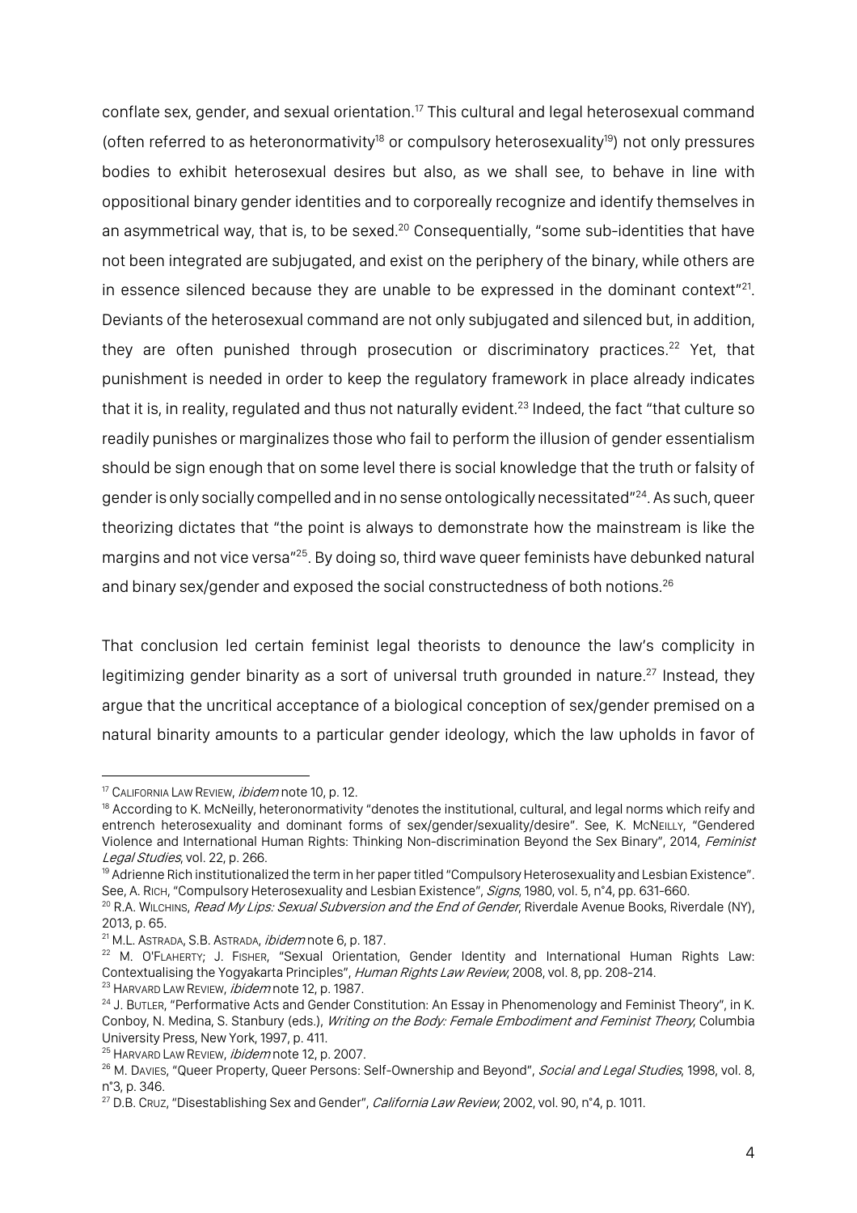conflate sex, gender, and sexual orientation.[17] This cultural and legal heterosexual command (often referred to as heteronormativity[18] or compulsory heterosexuality[19]) not only pressures bodies to exhibit heterosexual desires but also, as we shall see, to behave in line with oppositional binary gender identities and to corporeally recognize and identify themselves in an asymmetrical way, that is, to be sexed.[20] Consequentially, "some sub-identities that have not been integrated are subjugated, and exist on the periphery of the binary, while others are in essence silenced because they are unable to be expressed in the dominant context"[21]. Deviants of the heterosexual command are not only subjugated and silenced but, in addition, they are often punished through prosecution or discriminatory practices.[22] Yet, that punishment is needed in order to keep the regulatory framework in place already indicates that it is, in reality, regulated and thus not naturally evident.[23] Indeed, the fact "that culture so readily punishes or marginalizes those who fail to perform the illusion of gender essentialism should be sign enough that on some level there is social knowledge that the truth or falsity of gender is only socially compelled and in no sense ontologically necessitated"[24]. As such, queer theorizing dictates that "the point is always to demonstrate how the mainstream is like the margins and not vice versa"[25]. By doing so, third wave queer feminists have debunked natural and binary sex/gender and exposed the social constructedness of both notions.[26]

That conclusion led certain feminist legal theorists to denounce the law's complicity in legitimizing gender binarity as a sort of universal truth grounded in nature.[27] Instead, they argue that the uncritical acceptance of a biological conception of sex/gender premised on a natural binarity amounts to a particular gender ideology, which the law upholds in favor of

---

[17] California Law Review, *ibidem* note 10, p. 12.

[18] According to K. McNeilly, heteronormativity "denotes the institutional, cultural, and legal norms which reify and entrench heterosexuality and dominant forms of sex/gender/sexuality/desire". See, K. McNeilly, "Gendered Violence and International Human Rights: Thinking Non-discrimination Beyond the Sex Binary", 2014, *Feminist Legal Studies*, vol. 22, p. 266.

[19] Adrienne Rich institutionalized the term in her paper titled "Compulsory Heterosexuality and Lesbian Existence". See, A. Rich, "Compulsory Heterosexuality and Lesbian Existence", *Signs*, 1980, vol. 5, n°4, pp. 631-660.

[20] R.A. Wilchins, *Read My Lips: Sexual Subversion and the End of Gender*, Riverdale Avenue Books, Riverdale (NY), 2013, p. 65.

[21] M.L. Astrada, S.B. Astrada, *ibidem* note 6, p. 187.

[22] M. O'Flaherty; J. Fisher, "Sexual Orientation, Gender Identity and International Human Rights Law: Contextualising the Yogyakarta Principles", *Human Rights Law Review*, 2008, vol. 8, pp. 208-214.

[23] Harvard Law Review, *ibidem* note 12, p. 1987.

[24] J. Butler, "Performative Acts and Gender Constitution: An Essay in Phenomenology and Feminist Theory", in K. Conboy, N. Medina, S. Stanbury (eds.), *Writing on the Body: Female Embodiment and Feminist Theory*, Columbia University Press, New York, 1997, p. 411.

[25] Harvard Law Review, *ibidem* note 12, p. 2007.

[26] M. Davies, "Queer Property, Queer Persons: Self-Ownership and Beyond", *Social and Legal Studies*, 1998, vol. 8, n°3, p. 346.

[27] D.B. Cruz, "Disestablishing Sex and Gender", *California Law Review*, 2002, vol. 90, n°4, p. 1011.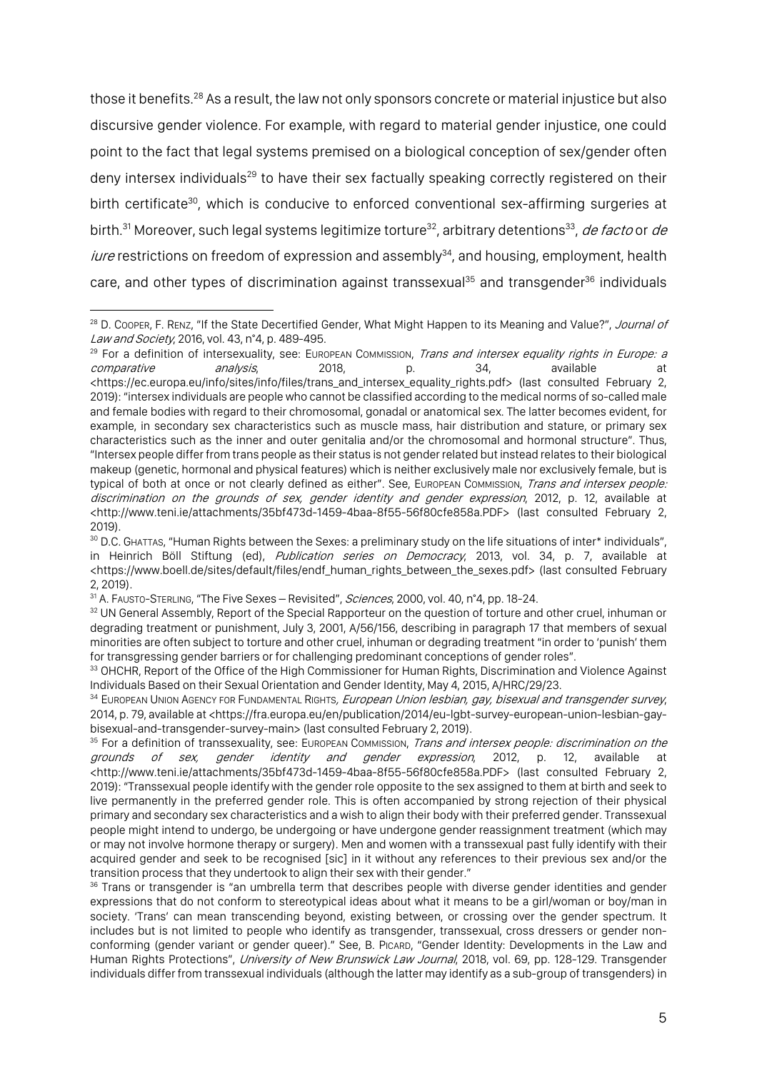those it benefits.[28] As a result, the law not only sponsors concrete or material injustice but also discursive gender violence. For example, with regard to material gender injustice, one could point to the fact that legal systems premised on a biological conception of sex/gender often deny intersex individuals[29] to have their sex factually speaking correctly registered on their birth certificate[30], which is conducive to enforced conventional sex-affirming surgeries at birth.[31] Moreover, such legal systems legitimize torture[32], arbitrary detentions[33], *de facto* or *de iure* restrictions on freedom of expression and assembly[34], and housing, employment, health care, and other types of discrimination against transsexual[35] and transgender[36] individuals

---

[28] D. Cooper, F. Renz, "If the State Decertified Gender, What Might Happen to its Meaning and Value?", *Journal of Law and Society*, 2016, vol. 43, n°4, p. 489-495.

[29] For a definition of intersexuality, see: European Commission, *Trans and intersex equality rights in Europe: a comparative analysis*, 2018, p. 34, available at <https://ec.europa.eu/info/sites/info/files/trans_and_intersex_equality_rights.pdf> (last consulted February 2, 2019): "intersex individuals are people who cannot be classified according to the medical norms of so-called male and female bodies with regard to their chromosomal, gonadal or anatomical sex. The latter becomes evident, for example, in secondary sex characteristics such as muscle mass, hair distribution and stature, or primary sex characteristics such as the inner and outer genitalia and/or the chromosomal and hormonal structure". Thus, "Intersex people differ from trans people as their status is not gender related but instead relates to their biological makeup (genetic, hormonal and physical features) which is neither exclusively male nor exclusively female, but is typical of both at once or not clearly defined as either". See, European Commission, *Trans and intersex people: discrimination on the grounds of sex, gender identity and gender expression*, 2012, p. 12, available at <http://www.teni.ie/attachments/35bf473d-1459-4baa-8f55-56f80cfe858a.PDF> (last consulted February 2, 2019).

[30] D.C. Ghattas, "Human Rights between the Sexes: a preliminary study on the life situations of inter* individuals", in Heinrich Böll Stiftung (ed), *Publication series on Democracy*, 2013, vol. 34, p. 7, available at <https://www.boell.de/sites/default/files/endf_human_rights_between_the_sexes.pdf> (last consulted February 2, 2019).

[31] A. Fausto-Sterling, "The Five Sexes – Revisited", *Sciences*, 2000, vol. 40, n°4, pp. 18-24.

[32] UN General Assembly, Report of the Special Rapporteur on the question of torture and other cruel, inhuman or degrading treatment or punishment, July 3, 2001, A/56/156, describing in paragraph 17 that members of sexual minorities are often subject to torture and other cruel, inhuman or degrading treatment "in order to 'punish' them for transgressing gender barriers or for challenging predominant conceptions of gender roles".

[33] OHCHR, Report of the Office of the High Commissioner for Human Rights, Discrimination and Violence Against Individuals Based on their Sexual Orientation and Gender Identity, May 4, 2015, A/HRC/29/23.

[34] European Union Agency for Fundamental Rights, *European Union lesbian, gay, bisexual and transgender survey*, 2014, p. 79, available at <https://fra.europa.eu/en/publication/2014/eu-lgbt-survey-european-union-lesbian-gay-bisexual-and-transgender-survey-main> (last consulted February 2, 2019).

[35] For a definition of transsexuality, see: European Commission, *Trans and intersex people: discrimination on the grounds of sex, gender identity and gender expression*, 2012, p. 12, available at <http://www.teni.ie/attachments/35bf473d-1459-4baa-8f55-56f80cfe858a.PDF> (last consulted February 2, 2019): "Transsexual people identify with the gender role opposite to the sex assigned to them at birth and seek to live permanently in the preferred gender role. This is often accompanied by strong rejection of their physical primary and secondary sex characteristics and a wish to align their body with their preferred gender. Transsexual people might intend to undergo, be undergoing or have undergone gender reassignment treatment (which may or may not involve hormone therapy or surgery). Men and women with a transsexual past fully identify with their acquired gender and seek to be recognised [sic] in it without any references to their previous sex and/or the transition process that they undertook to align their sex with their gender."

[36] Trans or transgender is "an umbrella term that describes people with diverse gender identities and gender expressions that do not conform to stereotypical ideas about what it means to be a girl/woman or boy/man in society. 'Trans' can mean transcending beyond, existing between, or crossing over the gender spectrum. It includes but is not limited to people who identify as transgender, transsexual, cross dressers or gender non-conforming (gender variant or gender queer)." See, B. Picard, "Gender Identity: Developments in the Law and Human Rights Protections", *University of New Brunswick Law Journal*, 2018, vol. 69, pp. 128-129. Transgender individuals differ from transsexual individuals (although the latter may identify as a sub-group of transgenders) in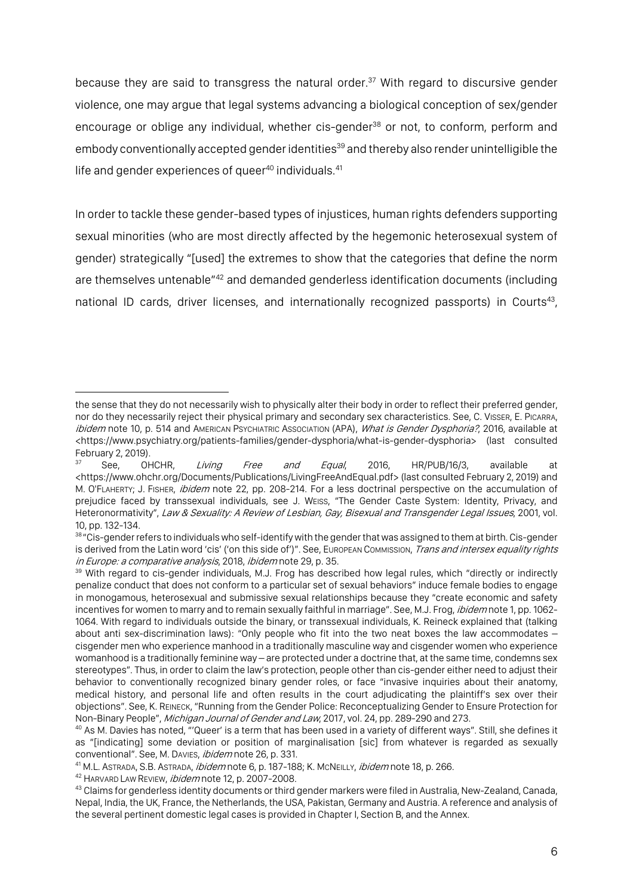because they are said to transgress the natural order.[37] With regard to discursive gender violence, one may argue that legal systems advancing a biological conception of sex/gender encourage or oblige any individual, whether cis-gender[38] or not, to conform, perform and embody conventionally accepted gender identities[39] and thereby also render unintelligible the life and gender experiences of queer[40] individuals.[41]

In order to tackle these gender-based types of injustices, human rights defenders supporting sexual minorities (who are most directly affected by the hegemonic heterosexual system of gender) strategically "[used] the extremes to show that the categories that define the norm are themselves untenable"[42] and demanded genderless identification documents (including national ID cards, driver licenses, and internationally recognized passports) in Courts[43],

---

the sense that they do not necessarily wish to physically alter their body in order to reflect their preferred gender, nor do they necessarily reject their physical primary and secondary sex characteristics. See, C. Visser, E. Picarra, *ibidem* note 10, p. 514 and American Psychiatric Association (APA), *What is Gender Dysphoria?*, 2016, available at <https://www.psychiatry.org/patients-families/gender-dysphoria/what-is-gender-dysphoria> (last consulted February 2, 2019).

[37] See, OHCHR, *Living Free and Equal*, 2016, HR/PUB/16/3, available at <https://www.ohchr.org/Documents/Publications/LivingFreeAndEqual.pdf> (last consulted February 2, 2019) and M. O'Flaherty; J. Fisher, *ibidem* note 22, pp. 208-214. For a less doctrinal perspective on the accumulation of prejudice faced by transsexual individuals, see J. Weiss, "The Gender Caste System: Identity, Privacy, and Heteronormativity", *Law & Sexuality: A Review of Lesbian, Gay, Bisexual and Transgender Legal Issues*, 2001, vol. 10, pp. 132-134.

[38] "Cis-gender refers to individuals who self-identify with the gender that was assigned to them at birth. Cis-gender is derived from the Latin word 'cis' ('on this side of')". See, European Commission, *Trans and intersex equality rights in Europe: a comparative analysis*, 2018, *ibidem* note 29, p. 35.

[39] With regard to cis-gender individuals, M.J. Frog has described how legal rules, which "directly or indirectly penalize conduct that does not conform to a particular set of sexual behaviors" induce female bodies to engage in monogamous, heterosexual and submissive sexual relationships because they "create economic and safety incentives for women to marry and to remain sexually faithful in marriage". See, M.J. Frog, *ibidem* note 1, pp. 1062-1064. With regard to individuals outside the binary, or transsexual individuals, K. Reineck explained that (talking about anti sex-discrimination laws): "Only people who fit into the two neat boxes the law accommodates — cisgender men who experience manhood in a traditionally masculine way and cisgender women who experience womanhood is a traditionally feminine way — are protected under a doctrine that, at the same time, condemns sex stereotypes". Thus, in order to claim the law's protection, people other than cis-gender either need to adjust their behavior to conventionally recognized binary gender roles, or face "invasive inquiries about their anatomy, medical history, and personal life and often results in the court adjudicating the plaintiff's sex over their objections". See, K. Reineck, "Running from the Gender Police: Reconceptualizing Gender to Ensure Protection for Non-Binary People", *Michigan Journal of Gender and Law*, 2017, vol. 24, pp. 289-290 and 273.

[40] As M. Davies has noted, "'Queer' is a term that has been used in a variety of different ways". Still, she defines it as "[indicating] some deviation or position of marginalisation [sic] from whatever is regarded as sexually conventional". See, M. Davies, *ibidem* note 26, p. 331.

[41] M.L. Astrada, S.B. Astrada, *ibidem* note 6, p. 187-188; K. McNeilly, *ibidem* note 18, p. 266.

[42] Harvard Law Review, *ibidem* note 12, p. 2007-2008.

[43] Claims for genderless identity documents or third gender markers were filed in Australia, New-Zealand, Canada, Nepal, India, the UK, France, the Netherlands, the USA, Pakistan, Germany and Austria. A reference and analysis of the several pertinent domestic legal cases is provided in Chapter I, Section B, and the Annex.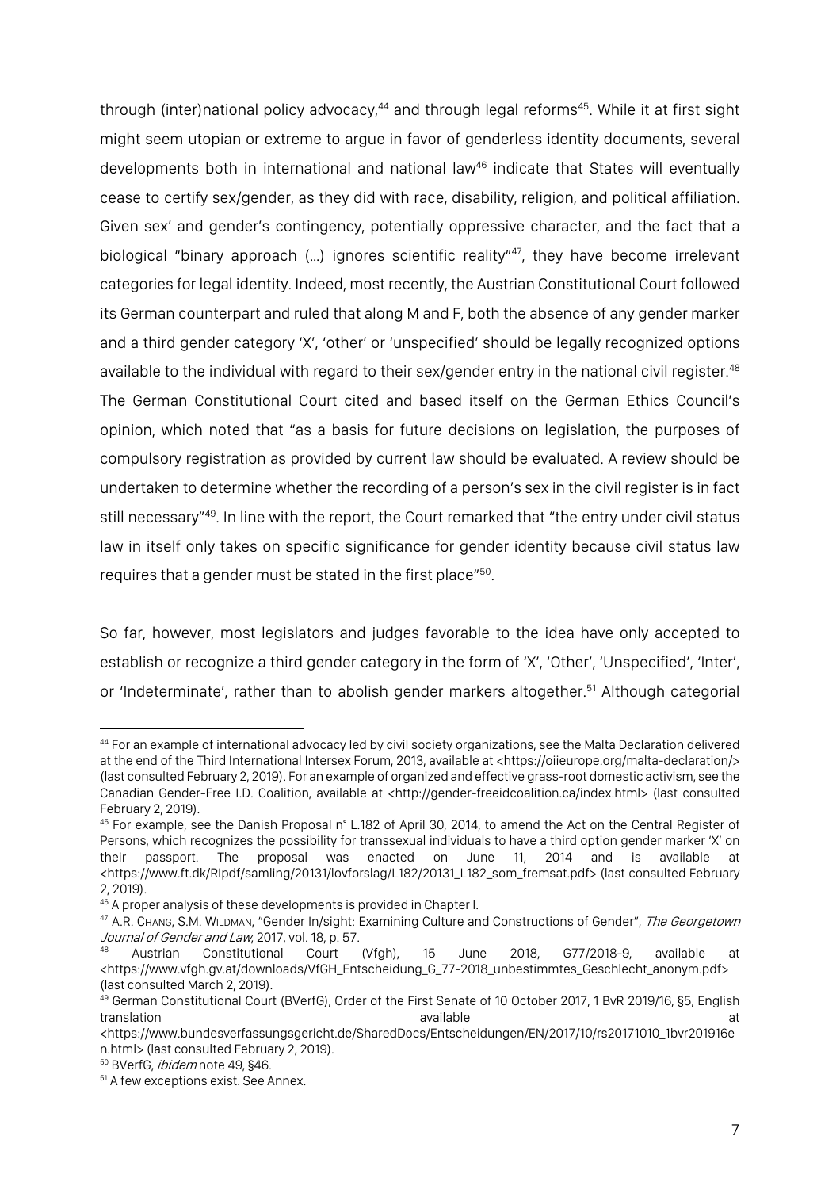through (inter)national policy advocacy,[44] and through legal reforms[45]. While it at first sight might seem utopian or extreme to argue in favor of genderless identity documents, several developments both in international and national law[46] indicate that States will eventually cease to certify sex/gender, as they did with race, disability, religion, and political affiliation. Given sex' and gender's contingency, potentially oppressive character, and the fact that a biological "binary approach (…) ignores scientific reality"[47], they have become irrelevant categories for legal identity. Indeed, most recently, the Austrian Constitutional Court followed its German counterpart and ruled that along M and F, both the absence of any gender marker and a third gender category 'X', 'other' or 'unspecified' should be legally recognized options available to the individual with regard to their sex/gender entry in the national civil register.[48] The German Constitutional Court cited and based itself on the German Ethics Council's opinion, which noted that "as a basis for future decisions on legislation, the purposes of compulsory registration as provided by current law should be evaluated. A review should be undertaken to determine whether the recording of a person's sex in the civil register is in fact still necessary"[49]. In line with the report, the Court remarked that "the entry under civil status law in itself only takes on specific significance for gender identity because civil status law requires that a gender must be stated in the first place"[50].

So far, however, most legislators and judges favorable to the idea have only accepted to establish or recognize a third gender category in the form of 'X', 'Other', 'Unspecified', 'Inter', or 'Indeterminate', rather than to abolish gender markers altogether.[51] Although categorial

---

[44] For an example of international advocacy led by civil society organizations, see the Malta Declaration delivered at the end of the Third International Intersex Forum, 2013, available at <https://oiieurope.org/malta-declaration/> (last consulted February 2, 2019). For an example of organized and effective grass-root domestic activism, see the Canadian Gender-Free I.D. Coalition, available at <http://gender-freeidcoalition.ca/index.html> (last consulted February 2, 2019).

[45] For example, see the Danish Proposal n° L.182 of April 30, 2014, to amend the Act on the Central Register of Persons, which recognizes the possibility for transsexual individuals to have a third option gender marker 'X' on their passport. The proposal was enacted on June 11, 2014 and is available at <https://www.ft.dk/RIpdf/samling/20131/lovforslag/L182/20131_L182_som_fremsat.pdf> (last consulted February 2, 2019).

[46] A proper analysis of these developments is provided in Chapter I.

[47] A.R. Chang, S.M. Wildman, "Gender In/sight: Examining Culture and Constructions of Gender", *The Georgetown Journal of Gender and Law*, 2017, vol. 18, p. 57.

[48] Austrian Constitutional Court (Vfgh), 15 June 2018, G77/2018-9, available at <https://www.vfgh.gv.at/downloads/VfGH_Entscheidung_G_77-2018_unbestimmtes_Geschlecht_anonym.pdf> (last consulted March 2, 2019).

[49] German Constitutional Court (BVerfG), Order of the First Senate of 10 October 2017, 1 BvR 2019/16, §5, English translation available at <https://www.bundesverfassungsgericht.de/SharedDocs/Entscheidungen/EN/2017/10/rs20171010_1bvr201916en.html> (last consulted February 2, 2019).

[50] BVerfG, *ibidem* note 49, §46.

[51] A few exceptions exist. See Annex.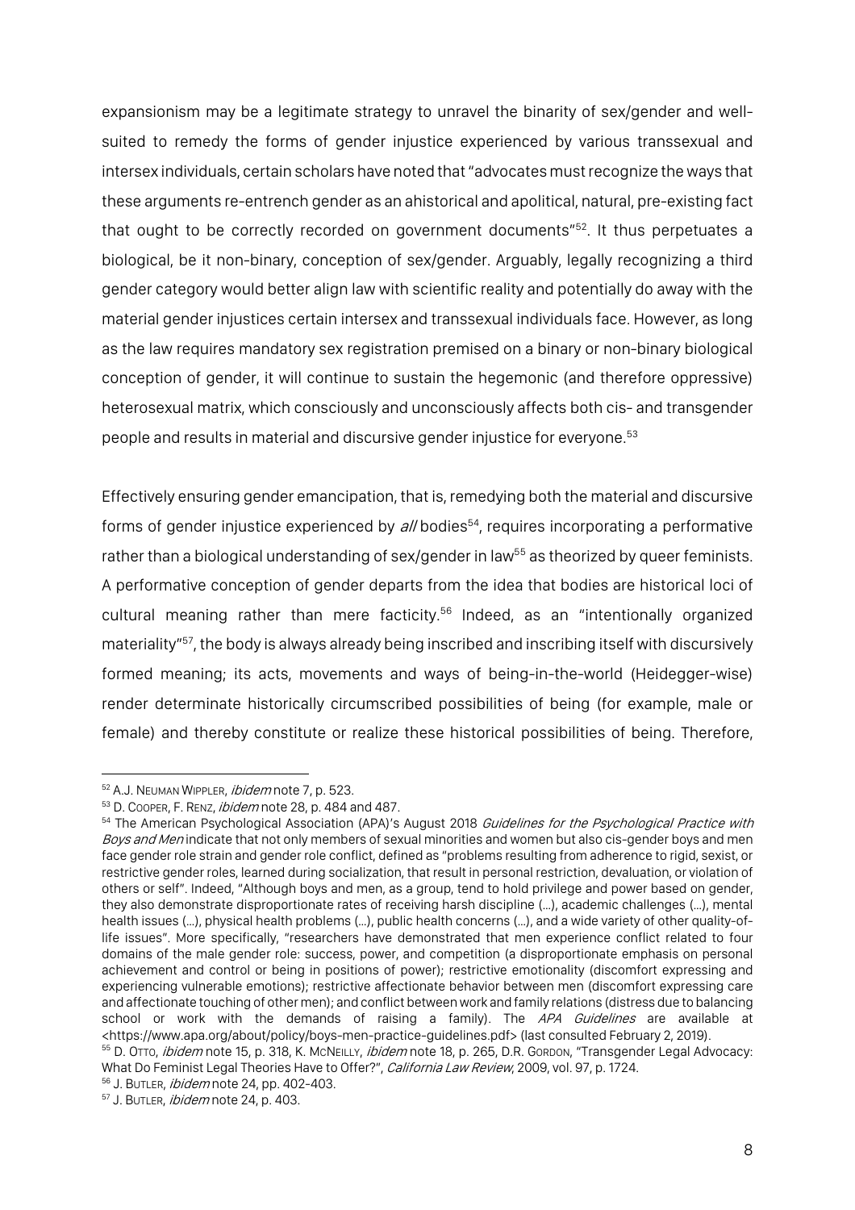expansionism may be a legitimate strategy to unravel the binarity of sex/gender and well-suited to remedy the forms of gender injustice experienced by various transsexual and intersex individuals, certain scholars have noted that "advocates must recognize the ways that these arguments re-entrench gender as an ahistorical and apolitical, natural, pre-existing fact that ought to be correctly recorded on government documents"[52]. It thus perpetuates a biological, be it non-binary, conception of sex/gender. Arguably, legally recognizing a third gender category would better align law with scientific reality and potentially do away with the material gender injustices certain intersex and transsexual individuals face. However, as long as the law requires mandatory sex registration premised on a binary or non-binary biological conception of gender, it will continue to sustain the hegemonic (and therefore oppressive) heterosexual matrix, which consciously and unconsciously affects both cis- and transgender people and results in material and discursive gender injustice for everyone.[53]

Effectively ensuring gender emancipation, that is, remedying both the material and discursive forms of gender injustice experienced by *all* bodies[54], requires incorporating a performative rather than a biological understanding of sex/gender in law[55] as theorized by queer feminists. A performative conception of gender departs from the idea that bodies are historical loci of cultural meaning rather than mere facticity.[56] Indeed, as an "intentionally organized materiality"[57], the body is always already being inscribed and inscribing itself with discursively formed meaning; its acts, movements and ways of being-in-the-world (Heidegger-wise) render determinate historically circumscribed possibilities of being (for example, male or female) and thereby constitute or realize these historical possibilities of being. Therefore,

---

[52] A.J. Neuman Wippler, *ibidem* note 7, p. 523.

[53] D. Cooper, F. Renz, *ibidem* note 28, p. 484 and 487.

[54] The American Psychological Association (APA)'s August 2018 *Guidelines for the Psychological Practice with Boys and Men* indicate that not only members of sexual minorities and women but also cis-gender boys and men face gender role strain and gender role conflict, defined as "problems resulting from adherence to rigid, sexist, or restrictive gender roles, learned during socialization, that result in personal restriction, devaluation, or violation of others or self". Indeed, "Although boys and men, as a group, tend to hold privilege and power based on gender, they also demonstrate disproportionate rates of receiving harsh discipline (…), academic challenges (…), mental health issues (…), physical health problems (…), public health concerns (…), and a wide variety of other quality-of-life issues". More specifically, "researchers have demonstrated that men experience conflict related to four domains of the male gender role: success, power, and competition (a disproportionate emphasis on personal achievement and control or being in positions of power); restrictive emotionality (discomfort expressing and experiencing vulnerable emotions); restrictive affectionate behavior between men (discomfort expressing care and affectionate touching of other men); and conflict between work and family relations (distress due to balancing school or work with the demands of raising a family). The *APA Guidelines* are available at <https://www.apa.org/about/policy/boys-men-practice-guidelines.pdf> (last consulted February 2, 2019).

[55] D. Otto, *ibidem* note 15, p. 318, K. McNeilly, *ibidem* note 18, p. 265, D.R. Gordon, "Transgender Legal Advocacy: What Do Feminist Legal Theories Have to Offer?", *California Law Review*, 2009, vol. 97, p. 1724.

[56] J. Butler, *ibidem* note 24, pp. 402-403.

[57] J. Butler, *ibidem* note 24, p. 403.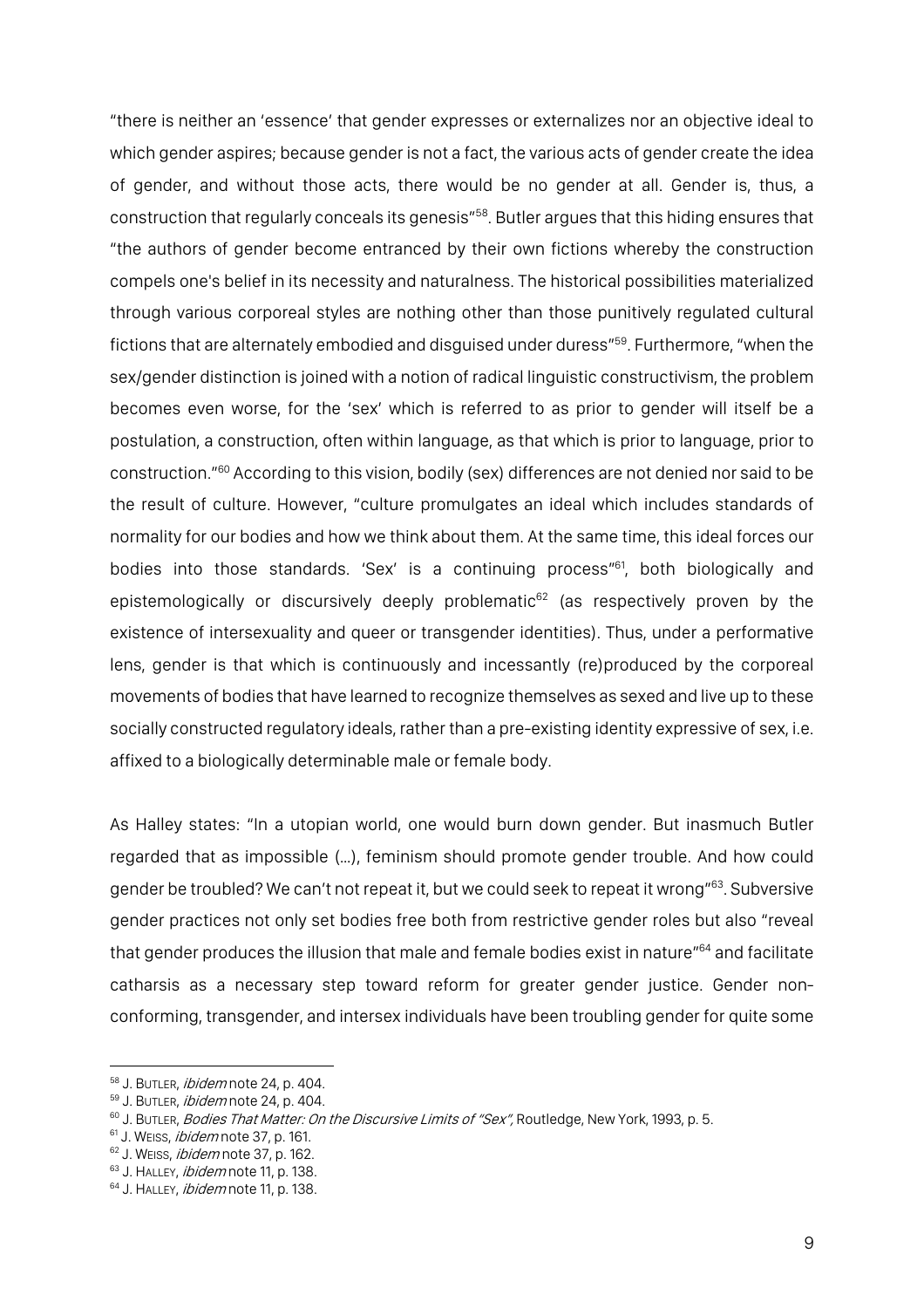"there is neither an 'essence' that gender expresses or externalizes nor an objective ideal to which gender aspires; because gender is not a fact, the various acts of gender create the idea of gender, and without those acts, there would be no gender at all. Gender is, thus, a construction that regularly conceals its genesis"[58]. Butler argues that this hiding ensures that "the authors of gender become entranced by their own fictions whereby the construction compels one's belief in its necessity and naturalness. The historical possibilities materialized through various corporeal styles are nothing other than those punitively regulated cultural fictions that are alternately embodied and disguised under duress"[59]. Furthermore, "when the sex/gender distinction is joined with a notion of radical linguistic constructivism, the problem becomes even worse, for the 'sex' which is referred to as prior to gender will itself be a postulation, a construction, often within language, as that which is prior to language, prior to construction."[60] According to this vision, bodily (sex) differences are not denied nor said to be the result of culture. However, "culture promulgates an ideal which includes standards of normality for our bodies and how we think about them. At the same time, this ideal forces our bodies into those standards. 'Sex' is a continuing process"[61], both biologically and epistemologically or discursively deeply problematic[62] (as respectively proven by the existence of intersexuality and queer or transgender identities). Thus, under a performative lens, gender is that which is continuously and incessantly (re)produced by the corporeal movements of bodies that have learned to recognize themselves as sexed and live up to these socially constructed regulatory ideals, rather than a pre-existing identity expressive of sex, i.e. affixed to a biologically determinable male or female body.

As Halley states: "In a utopian world, one would burn down gender. But inasmuch Butler regarded that as impossible (…), feminism should promote gender trouble. And how could gender be troubled? We can't not repeat it, but we could seek to repeat it wrong"[63]. Subversive gender practices not only set bodies free both from restrictive gender roles but also "reveal that gender produces the illusion that male and female bodies exist in nature"[64] and facilitate catharsis as a necessary step toward reform for greater gender justice. Gender non-conforming, transgender, and intersex individuals have been troubling gender for quite some

---

[58] J. Butler, *ibidem* note 24, p. 404.

[59] J. Butler, *ibidem* note 24, p. 404.

[60] J. Butler, *Bodies That Matter: On the Discursive Limits of "Sex"*, Routledge, New York, 1993, p. 5.

[61] J. Weiss, *ibidem* note 37, p. 161.

[62] J. Weiss, *ibidem* note 37, p. 162.

[63] J. Halley, *ibidem* note 11, p. 138.

[64] J. Halley, *ibidem* note 11, p. 138.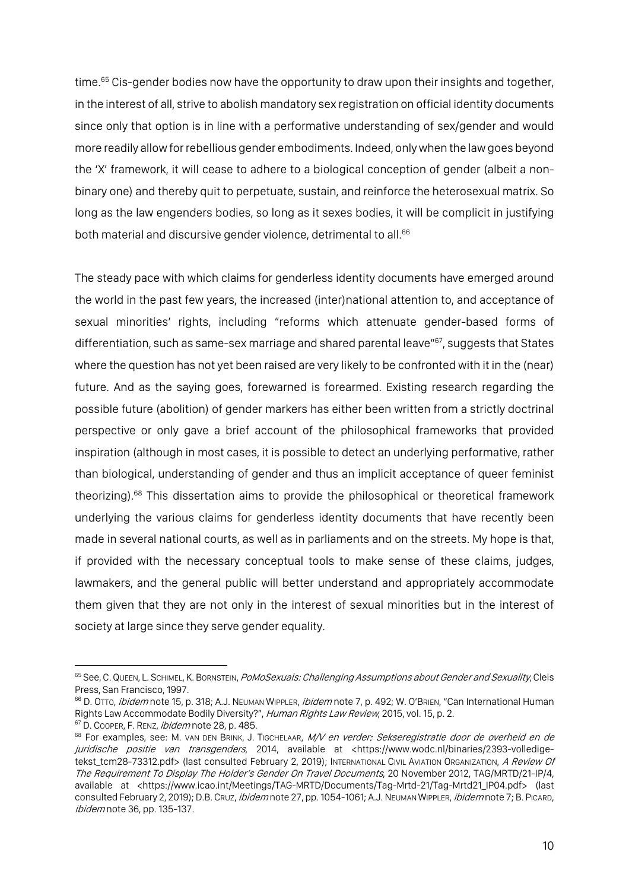time.[65] Cis-gender bodies now have the opportunity to draw upon their insights and together, in the interest of all, strive to abolish mandatory sex registration on official identity documents since only that option is in line with a performative understanding of sex/gender and would more readily allow for rebellious gender embodiments. Indeed, only when the law goes beyond the 'X' framework, it will cease to adhere to a biological conception of gender (albeit a non-binary one) and thereby quit to perpetuate, sustain, and reinforce the heterosexual matrix. So long as the law engenders bodies, so long as it sexes bodies, it will be complicit in justifying both material and discursive gender violence, detrimental to all.[66]

The steady pace with which claims for genderless identity documents have emerged around the world in the past few years, the increased (inter)national attention to, and acceptance of sexual minorities' rights, including "reforms which attenuate gender-based forms of differentiation, such as same-sex marriage and shared parental leave"[67], suggests that States where the question has not yet been raised are very likely to be confronted with it in the (near) future. And as the saying goes, forewarned is forearmed. Existing research regarding the possible future (abolition) of gender markers has either been written from a strictly doctrinal perspective or only gave a brief account of the philosophical frameworks that provided inspiration (although in most cases, it is possible to detect an underlying performative, rather than biological, understanding of gender and thus an implicit acceptance of queer feminist theorizing).[68] This dissertation aims to provide the philosophical or theoretical framework underlying the various claims for genderless identity documents that have recently been made in several national courts, as well as in parliaments and on the streets. My hope is that, if provided with the necessary conceptual tools to make sense of these claims, judges, lawmakers, and the general public will better understand and appropriately accommodate them given that they are not only in the interest of sexual minorities but in the interest of society at large since they serve gender equality.

---

[65] See, C. Queen, L. Schimel, K. Bornstein, *PoMoSexuals: Challenging Assumptions about Gender and Sexuality*, Cleis Press, San Francisco, 1997.

[66] D. Otto, *ibidem* note 15, p. 318; A.J. Neuman Wippler, *ibidem* note 7, p. 492; W. O'Brien, "Can International Human Rights Law Accommodate Bodily Diversity?", *Human Rights Law Review*, 2015, vol. 15, p. 2.

[67] D. Cooper, F. Renz, *ibidem* note 28, p. 485.

[68] For examples, see: M. van den Brink, J. Tigchelaar, *M/V en verder: Sekseregistratie door de overheid en de juridische positie van transgenders*, 2014, available at <https://www.wodc.nl/binaries/2393-volledige-tekst_tcm28-73312.pdf> (last consulted February 2, 2019); International Civil Aviation Organization, *A Review Of The Requirement To Display The Holder's Gender On Travel Documents*, 20 November 2012, TAG/MRTD/21-IP/4, available at <https://www.icao.int/Meetings/TAG-MRTD/Documents/Tag-Mrtd-21/Tag-Mrtd21_IP04.pdf> (last consulted February 2, 2019); D.B. Cruz, *ibidem* note 27, pp. 1054-1061; A.J. Neuman Wippler, *ibidem* note 7; B. Picard, *ibidem* note 36, pp. 135-137.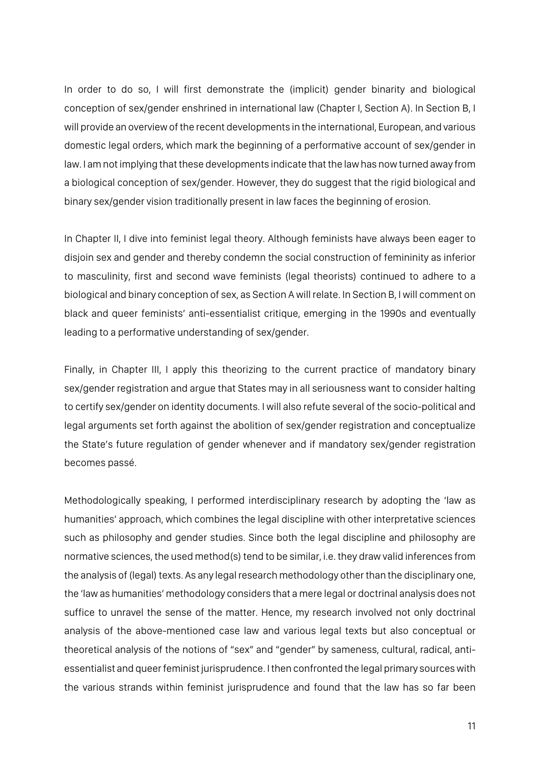In order to do so, I will first demonstrate the (implicit) gender binarity and biological conception of sex/gender enshrined in international law (Chapter I, Section A). In Section B, I will provide an overview of the recent developments in the international, European, and various domestic legal orders, which mark the beginning of a performative account of sex/gender in law. I am not implying that these developments indicate that the law has now turned away from a biological conception of sex/gender. However, they do suggest that the rigid biological and binary sex/gender vision traditionally present in law faces the beginning of erosion.

In Chapter II, I dive into feminist legal theory. Although feminists have always been eager to disjoin sex and gender and thereby condemn the social construction of femininity as inferior to masculinity, first and second wave feminists (legal theorists) continued to adhere to a biological and binary conception of sex, as Section A will relate. In Section B, I will comment on black and queer feminists' anti-essentialist critique, emerging in the 1990s and eventually leading to a performative understanding of sex/gender.

Finally, in Chapter III, I apply this theorizing to the current practice of mandatory binary sex/gender registration and argue that States may in all seriousness want to consider halting to certify sex/gender on identity documents. I will also refute several of the socio-political and legal arguments set forth against the abolition of sex/gender registration and conceptualize the State's future regulation of gender whenever and if mandatory sex/gender registration becomes passé.

Methodologically speaking, I performed interdisciplinary research by adopting the 'law as humanities' approach, which combines the legal discipline with other interpretative sciences such as philosophy and gender studies. Since both the legal discipline and philosophy are normative sciences, the used method(s) tend to be similar, i.e. they draw valid inferences from the analysis of (legal) texts. As any legal research methodology other than the disciplinary one, the 'law as humanities' methodology considers that a mere legal or doctrinal analysis does not suffice to unravel the sense of the matter. Hence, my research involved not only doctrinal analysis of the above-mentioned case law and various legal texts but also conceptual or theoretical analysis of the notions of "sex" and "gender" by sameness, cultural, radical, anti-essentialist and queer feminist jurisprudence. I then confronted the legal primary sources with the various strands within feminist jurisprudence and found that the law has so far been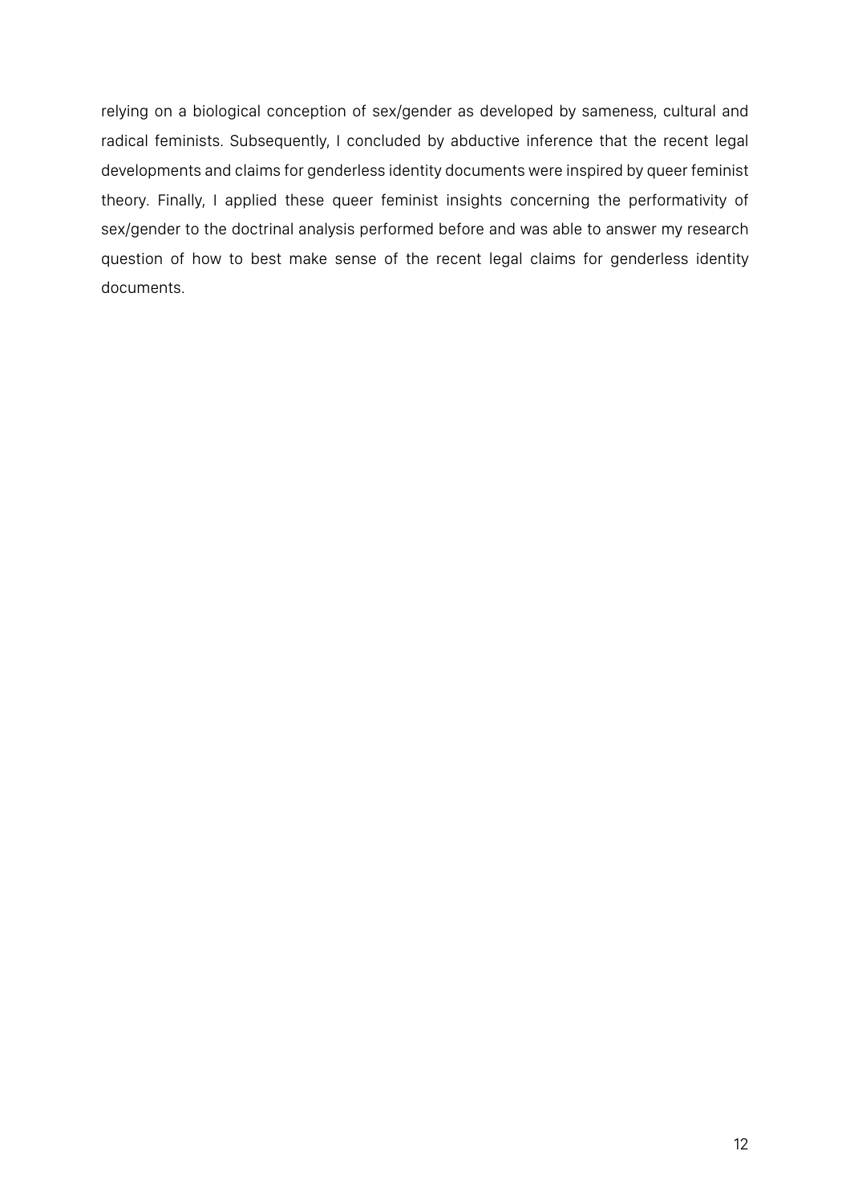relying on a biological conception of sex/gender as developed by sameness, cultural and radical feminists. Subsequently, I concluded by abductive inference that the recent legal developments and claims for genderless identity documents were inspired by queer feminist theory. Finally, I applied these queer feminist insights concerning the performativity of sex/gender to the doctrinal analysis performed before and was able to answer my research question of how to best make sense of the recent legal claims for genderless identity documents.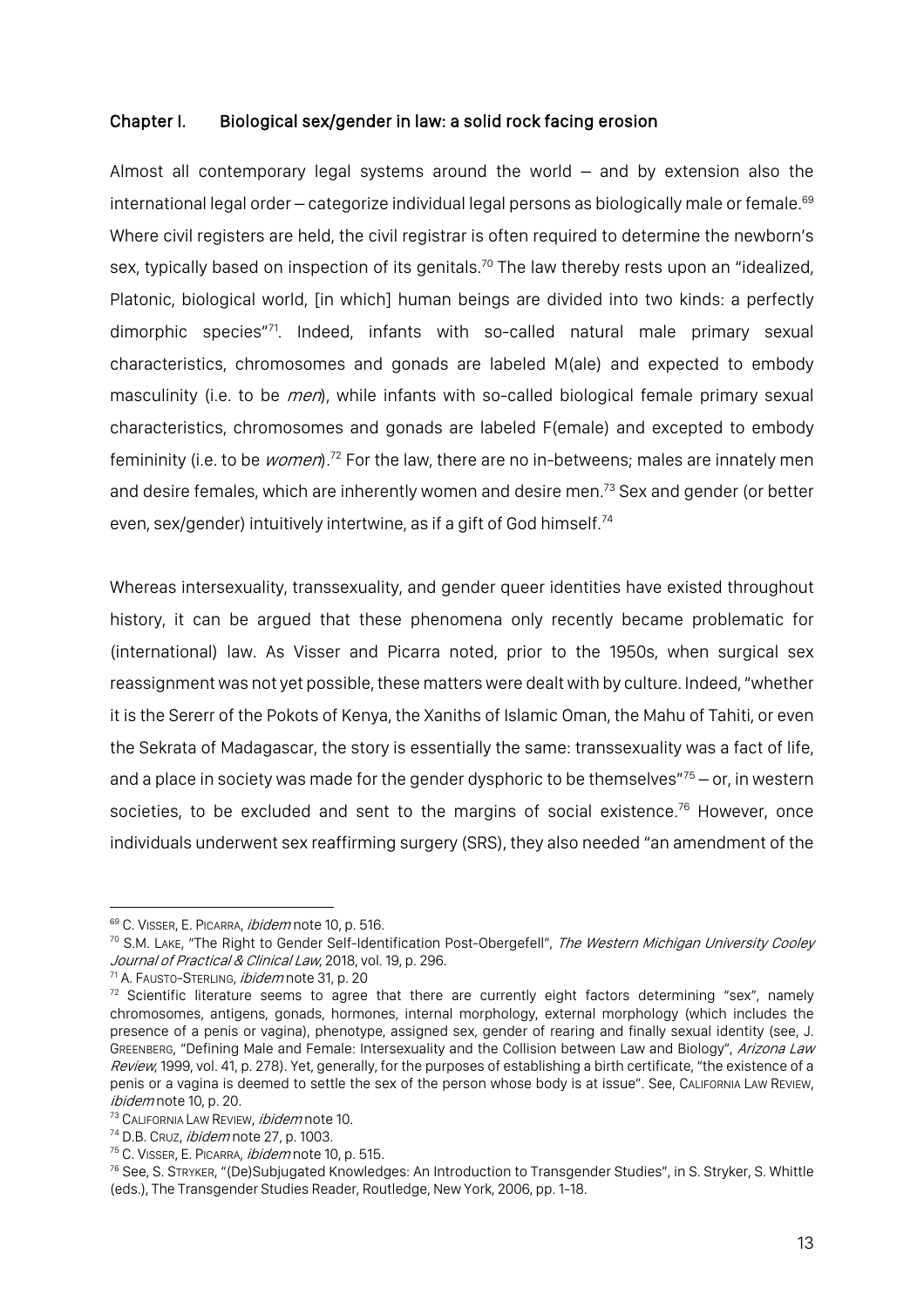## Chapter I. Biological sex/gender in law: a solid rock facing erosion

Almost all contemporary legal systems around the world – and by extension also the international legal order – categorize individual legal persons as biologically male or female.[69] Where civil registers are held, the civil registrar is often required to determine the newborn's sex, typically based on inspection of its genitals.[70] The law thereby rests upon an "idealized, Platonic, biological world, [in which] human beings are divided into two kinds: a perfectly dimorphic species"[71]. Indeed, infants with so-called natural male primary sexual characteristics, chromosomes and gonads are labeled M(ale) and expected to embody masculinity (i.e. to be *men*), while infants with so-called biological female primary sexual characteristics, chromosomes and gonads are labeled F(emale) and excepted to embody femininity (i.e. to be *women*).[72] For the law, there are no in-betweens; males are innately men and desire females, which are inherently women and desire men.[73] Sex and gender (or better even, sex/gender) intuitively intertwine, as if a gift of God himself.[74]

Whereas intersexuality, transsexuality, and gender queer identities have existed throughout history, it can be argued that these phenomena only recently became problematic for (international) law. As Visser and Picarra noted, prior to the 1950s, when surgical sex reassignment was not yet possible, these matters were dealt with by culture. Indeed, "whether it is the Sererr of the Pokots of Kenya, the Xaniths of Islamic Oman, the Mahu of Tahiti, or even the Sekrata of Madagascar, the story is essentially the same: transsexuality was a fact of life, and a place in society was made for the gender dysphoric to be themselves"[75] – or, in western societies, to be excluded and sent to the margins of social existence.[76] However, once individuals underwent sex reaffirming surgery (SRS), they also needed "an amendment of the

---

[69] C. Visser, E. Picarra, *ibidem* note 10, p. 516.

[70] S.M. Lake, "The Right to Gender Self-Identification Post-Obergefell", *The Western Michigan University Cooley Journal of Practical & Clinical Law*, 2018, vol. 19, p. 296.

[71] A. Fausto-Sterling, *ibidem* note 31, p. 20

[72] Scientific literature seems to agree that there are currently eight factors determining "sex", namely chromosomes, antigens, gonads, hormones, internal morphology, external morphology (which includes the presence of a penis or vagina), phenotype, assigned sex, gender of rearing and finally sexual identity (see, J. Greenberg, "Defining Male and Female: Intersexuality and the Collision between Law and Biology", *Arizona Law Review*, 1999, vol. 41, p. 278). Yet, generally, for the purposes of establishing a birth certificate, "the existence of a penis or a vagina is deemed to settle the sex of the person whose body is at issue". See, California Law Review, *ibidem* note 10, p. 20.

[73] California Law Review, *ibidem* note 10.

[74] D.B. Cruz, *ibidem* note 27, p. 1003.

[75] C. Visser, E. Picarra, *ibidem* note 10, p. 515.

[76] See, S. Stryker, "(De)Subjugated Knowledges: An Introduction to Transgender Studies", in S. Stryker, S. Whittle (eds.), The Transgender Studies Reader, Routledge, New York, 2006, pp. 1-18.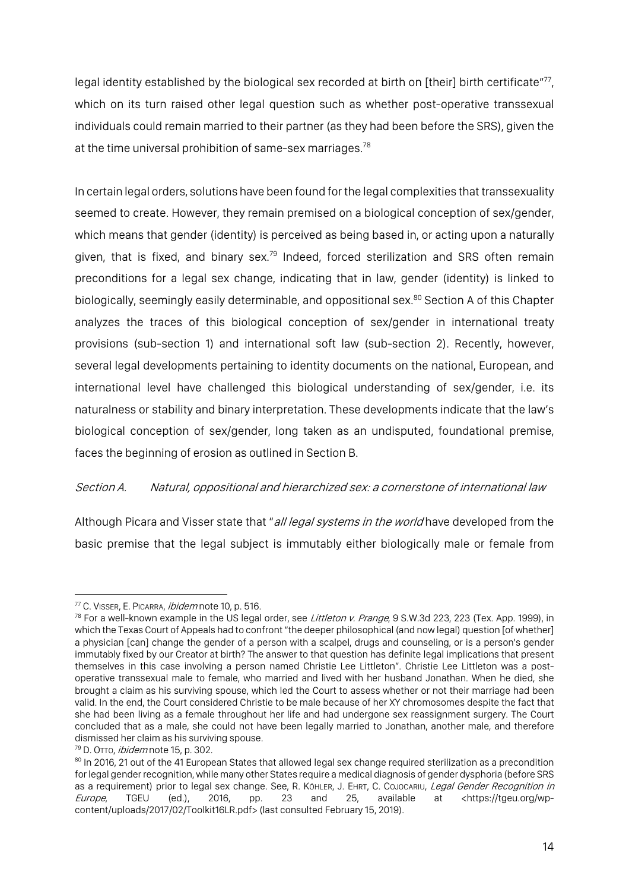legal identity established by the biological sex recorded at birth on [their] birth certificate"[77], which on its turn raised other legal question such as whether post-operative transsexual individuals could remain married to their partner (as they had been before the SRS), given the at the time universal prohibition of same-sex marriages.[78]

In certain legal orders, solutions have been found for the legal complexities that transsexuality seemed to create. However, they remain premised on a biological conception of sex/gender, which means that gender (identity) is perceived as being based in, or acting upon a naturally given, that is fixed, and binary sex.[79] Indeed, forced sterilization and SRS often remain preconditions for a legal sex change, indicating that in law, gender (identity) is linked to biologically, seemingly easily determinable, and oppositional sex.[80] Section A of this Chapter analyzes the traces of this biological conception of sex/gender in international treaty provisions (sub-section 1) and international soft law (sub-section 2). Recently, however, several legal developments pertaining to identity documents on the national, European, and international level have challenged this biological understanding of sex/gender, i.e. its naturalness or stability and binary interpretation. These developments indicate that the law's biological conception of sex/gender, long taken as an undisputed, foundational premise, faces the beginning of erosion as outlined in Section B.

### *Section A. Natural, oppositional and hierarchized sex: a cornerstone of international law*

Although Picara and Visser state that "*all legal systems in the world* have developed from the basic premise that the legal subject is immutably either biologically male or female from

---

[77] C. VISSER, E. PICARRA, *ibidem* note 10, p. 516.

[78] For a well-known example in the US legal order, see *Littleton v. Prange*, 9 S.W.3d 223, 223 (Tex. App. 1999), in which the Texas Court of Appeals had to confront "the deeper philosophical (and now legal) question [of whether] a physician [can] change the gender of a person with a scalpel, drugs and counseling, or is a person's gender immutably fixed by our Creator at birth? The answer to that question has definite legal implications that present themselves in this case involving a person named Christie Lee Littleton". Christie Lee Littleton was a post-operative transsexual male to female, who married and lived with her husband Jonathan. When he died, she brought a claim as his surviving spouse, which led the Court to assess whether or not their marriage had been valid. In the end, the Court considered Christie to be male because of her XY chromosomes despite the fact that she had been living as a female throughout her life and had undergone sex reassignment surgery. The Court concluded that as a male, she could not have been legally married to Jonathan, another male, and therefore dismissed her claim as his surviving spouse.

[79] D. OTTO, *ibidem* note 15, p. 302.

[80] In 2016, 21 out of the 41 European States that allowed legal sex change required sterilization as a precondition for legal gender recognition, while many other States require a medical diagnosis of gender dysphoria (before SRS as a requirement) prior to legal sex change. See, R. KÖHLER, J. EHRT, C. COJOCARIU, *Legal Gender Recognition in Europe*, TGEU (ed.), 2016, pp. 23 and 25, available at <https://tgeu.org/wp-content/uploads/2017/02/Toolkit16LR.pdf> (last consulted February 15, 2019).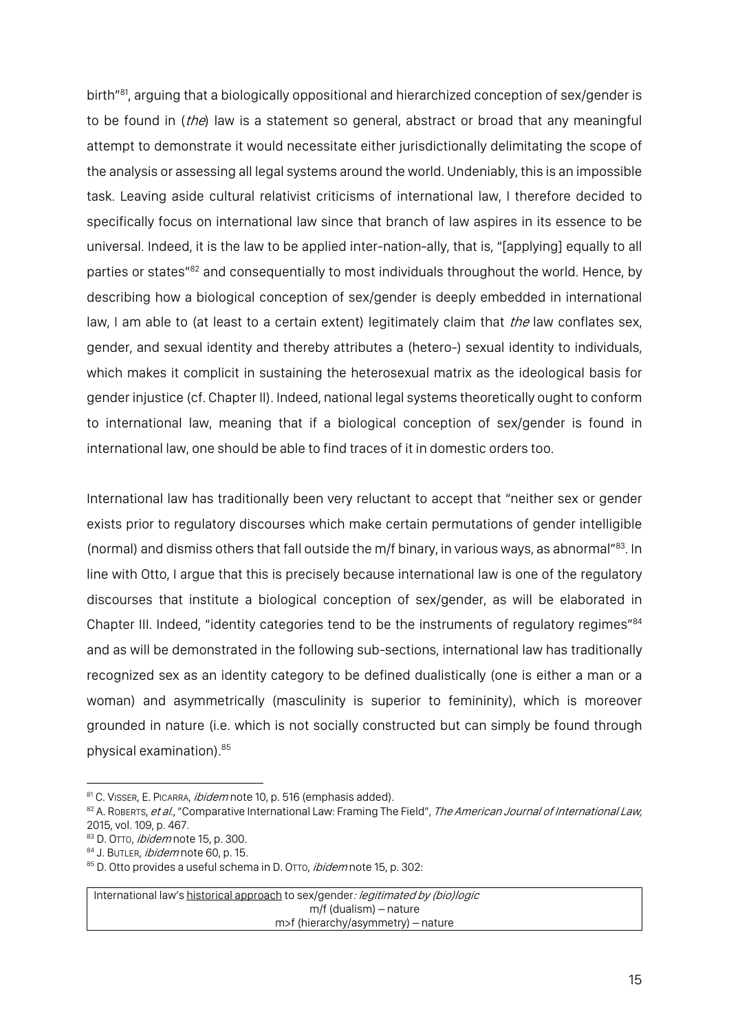birth"[81], arguing that a biologically oppositional and hierarchized conception of sex/gender is to be found in (*the*) law is a statement so general, abstract or broad that any meaningful attempt to demonstrate it would necessitate either jurisdictionally delimitating the scope of the analysis or assessing all legal systems around the world. Undeniably, this is an impossible task. Leaving aside cultural relativist criticisms of international law, I therefore decided to specifically focus on international law since that branch of law aspires in its essence to be universal. Indeed, it is the law to be applied inter-nation-ally, that is, "[applying] equally to all parties or states"[82] and consequentially to most individuals throughout the world. Hence, by describing how a biological conception of sex/gender is deeply embedded in international law, I am able to (at least to a certain extent) legitimately claim that *the* law conflates sex, gender, and sexual identity and thereby attributes a (hetero-) sexual identity to individuals, which makes it complicit in sustaining the heterosexual matrix as the ideological basis for gender injustice (cf. Chapter II). Indeed, national legal systems theoretically ought to conform to international law, meaning that if a biological conception of sex/gender is found in international law, one should be able to find traces of it in domestic orders too.

International law has traditionally been very reluctant to accept that "neither sex or gender exists prior to regulatory discourses which make certain permutations of gender intelligible (normal) and dismiss others that fall outside the m/f binary, in various ways, as abnormal"[83]. In line with Otto, I argue that this is precisely because international law is one of the regulatory discourses that institute a biological conception of sex/gender, as will be elaborated in Chapter III. Indeed, "identity categories tend to be the instruments of regulatory regimes"[84] and as will be demonstrated in the following sub-sections, international law has traditionally recognized sex as an identity category to be defined dualistically (one is either a man or a woman) and asymmetrically (masculinity is superior to femininity), which is moreover grounded in nature (i.e. which is not socially constructed but can simply be found through physical examination).[85]

---

[81] C. Visser, E. Picarra, *ibidem* note 10, p. 516 (emphasis added).

[82] A. Roberts, *et al.*, "Comparative International Law: Framing The Field", *The American Journal of International Law*, 2015, vol. 109, p. 467.

[83] D. Otto, *ibidem* note 15, p. 300.

[84] J. Butler, *ibidem* note 60, p. 15.

[85] D. Otto provides a useful schema in D. Otto, *ibidem* note 15, p. 302:

| International law's <u>historical approach</u> to sex/gender*: legitimated by (bio)logic* |
|---|
| m/f (dualism) – nature |
| m>f (hierarchy/asymmetry) – nature |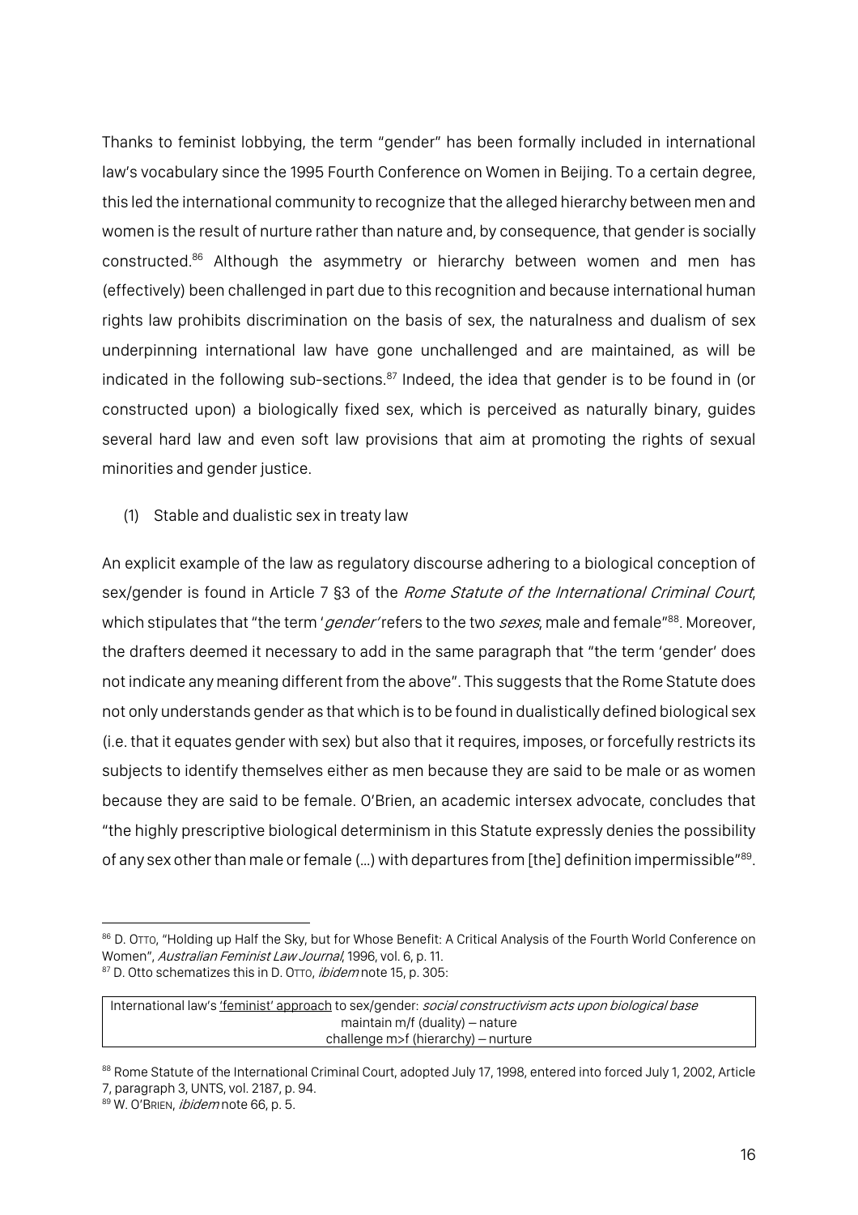Thanks to feminist lobbying, the term "gender" has been formally included in international law's vocabulary since the 1995 Fourth Conference on Women in Beijing. To a certain degree, this led the international community to recognize that the alleged hierarchy between men and women is the result of nurture rather than nature and, by consequence, that gender is socially constructed.[86] Although the asymmetry or hierarchy between women and men has (effectively) been challenged in part due to this recognition and because international human rights law prohibits discrimination on the basis of sex, the naturalness and dualism of sex underpinning international law have gone unchallenged and are maintained, as will be indicated in the following sub-sections.[87] Indeed, the idea that gender is to be found in (or constructed upon) a biologically fixed sex, which is perceived as naturally binary, guides several hard law and even soft law provisions that aim at promoting the rights of sexual minorities and gender justice.

(1) Stable and dualistic sex in treaty law

An explicit example of the law as regulatory discourse adhering to a biological conception of sex/gender is found in Article 7 §3 of the *Rome Statute of the International Criminal Court*, which stipulates that "the term '*gender*' refers to the two *sexes*, male and female"[88]. Moreover, the drafters deemed it necessary to add in the same paragraph that "the term 'gender' does not indicate any meaning different from the above". This suggests that the Rome Statute does not only understands gender as that which is to be found in dualistically defined biological sex (i.e. that it equates gender with sex) but also that it requires, imposes, or forcefully restricts its subjects to identify themselves either as men because they are said to be male or as women because they are said to be female. O'Brien, an academic intersex advocate, concludes that "the highly prescriptive biological determinism in this Statute expressly denies the possibility of any sex other than male or female (...) with departures from [the] definition impermissible"[89].

---

[86] D. Otto, "Holding up Half the Sky, but for Whose Benefit: A Critical Analysis of the Fourth World Conference on Women", *Australian Feminist Law Journal*, 1996, vol. 6, p. 11.

[87] D. Otto schematizes this in D. Otto, *ibidem* note 15, p. 305:

| International law's 'feminist' approach to sex/gender: *social constructivism acts upon biological base* |
|---|
| maintain m/f (duality) – nature |
| challenge m>f (hierarchy) – nurture |

[88] Rome Statute of the International Criminal Court, adopted July 17, 1998, entered into forced July 1, 2002, Article 7, paragraph 3, UNTS, vol. 2187, p. 94.

[89] W. O'Brien, *ibidem* note 66, p. 5.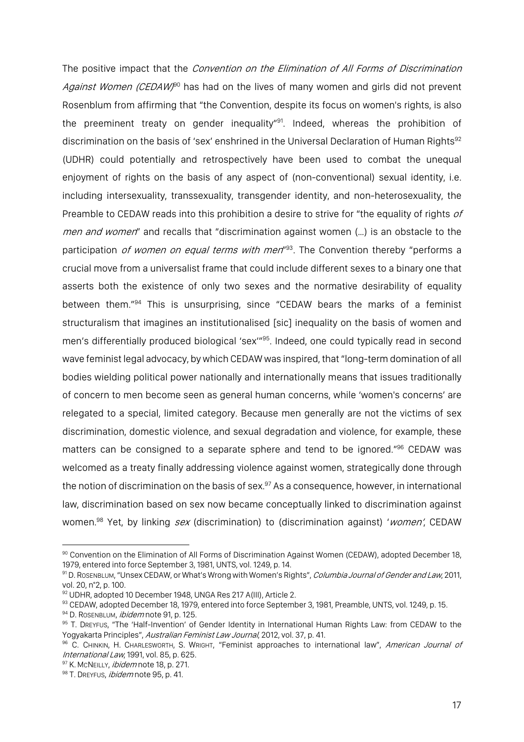The positive impact that the *Convention on the Elimination of All Forms of Discrimination Against Women (CEDAW)*[90] has had on the lives of many women and girls did not prevent Rosenblum from affirming that "the Convention, despite its focus on women's rights, is also the preeminent treaty on gender inequality"[91]. Indeed, whereas the prohibition of discrimination on the basis of 'sex' enshrined in the Universal Declaration of Human Rights[92] (UDHR) could potentially and retrospectively have been used to combat the unequal enjoyment of rights on the basis of any aspect of (non-conventional) sexual identity, i.e. including intersexuality, transsexuality, transgender identity, and non-heterosexuality, the Preamble to CEDAW reads into this prohibition a desire to strive for "the equality of rights *of men and women*" and recalls that "discrimination against women (…) is an obstacle to the participation *of women on equal terms with men*"[93]. The Convention thereby "performs a crucial move from a universalist frame that could include different sexes to a binary one that asserts both the existence of only two sexes and the normative desirability of equality between them."[94] This is unsurprising, since "CEDAW bears the marks of a feminist structuralism that imagines an institutionalised [sic] inequality on the basis of women and men's differentially produced biological 'sex'"[95]. Indeed, one could typically read in second wave feminist legal advocacy, by which CEDAW was inspired, that "long-term domination of all bodies wielding political power nationally and internationally means that issues traditionally of concern to men become seen as general human concerns, while 'women's concerns' are relegated to a special, limited category. Because men generally are not the victims of sex discrimination, domestic violence, and sexual degradation and violence, for example, these matters can be consigned to a separate sphere and tend to be ignored."[96] CEDAW was welcomed as a treaty finally addressing violence against women, strategically done through the notion of discrimination on the basis of sex.[97] As a consequence, however, in international law, discrimination based on sex now became conceptually linked to discrimination against women.[98] Yet, by linking *sex* (discrimination) to (discrimination against) '*women*', CEDAW

---

[90] Convention on the Elimination of All Forms of Discrimination Against Women (CEDAW), adopted December 18, 1979, entered into force September 3, 1981, UNTS, vol. 1249, p. 14.

[91] D. Rosenblum, "Unsex CEDAW, or What's Wrong with Women's Rights", *Columbia Journal of Gender and Law*, 2011, vol. 20, n°2, p. 100.

[92] UDHR, adopted 10 December 1948, UNGA Res 217 A(III), Article 2.

[93] CEDAW, adopted December 18, 1979, entered into force September 3, 1981, Preamble, UNTS, vol. 1249, p. 15.

[94] D. Rosenblum, *ibidem* note 91, p. 125.

[95] T. Dreyfus, "The 'Half-Invention' of Gender Identity in International Human Rights Law: from CEDAW to the Yogyakarta Principles", *Australian Feminist Law Journal*, 2012, vol. 37, p. 41.

[96] C. Chinkin, H. Charlesworth, S. Wright, "Feminist approaches to international law", *American Journal of International Law*, 1991, vol. 85, p. 625.

[97] K. McNeilly, *ibidem* note 18, p. 271.

[98] T. Dreyfus, *ibidem* note 95, p. 41.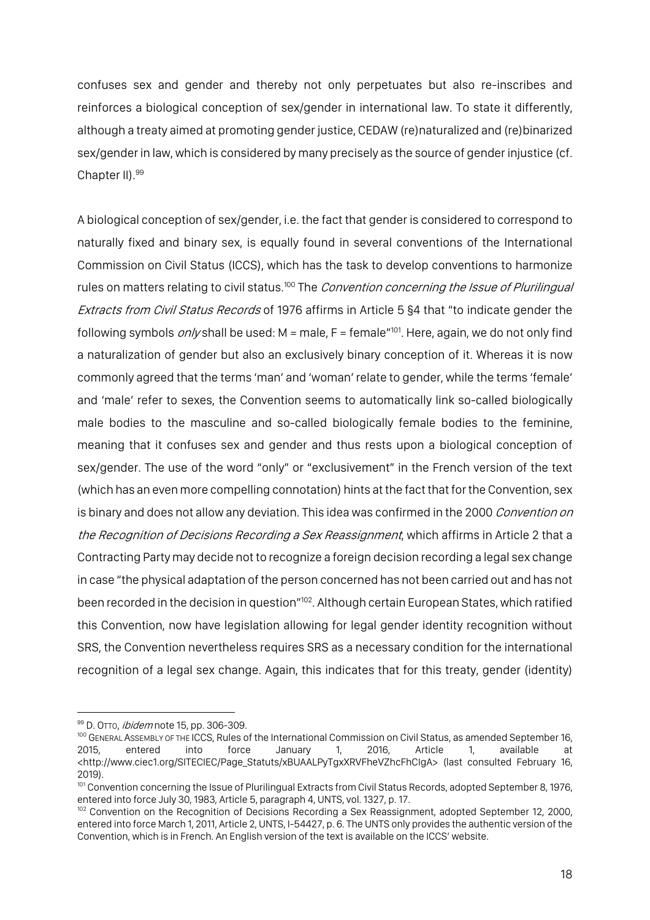confuses sex and gender and thereby not only perpetuates but also re-inscribes and reinforces a biological conception of sex/gender in international law. To state it differently, although a treaty aimed at promoting gender justice, CEDAW (re)naturalized and (re)binarized sex/gender in law, which is considered by many precisely as the source of gender injustice (cf. Chapter II).[99]

A biological conception of sex/gender, i.e. the fact that gender is considered to correspond to naturally fixed and binary sex, is equally found in several conventions of the International Commission on Civil Status (ICCS), which has the task to develop conventions to harmonize rules on matters relating to civil status.[100] The *Convention concerning the Issue of Plurilingual Extracts from Civil Status Records* of 1976 affirms in Article 5 §4 that "to indicate gender the following symbols *only* shall be used: M = male, F = female"[101]. Here, again, we do not only find a naturalization of gender but also an exclusively binary conception of it. Whereas it is now commonly agreed that the terms 'man' and 'woman' relate to gender, while the terms 'female' and 'male' refer to sexes, the Convention seems to automatically link so-called biologically male bodies to the masculine and so-called biologically female bodies to the feminine, meaning that it confuses sex and gender and thus rests upon a biological conception of sex/gender. The use of the word "only" or "exclusivement" in the French version of the text (which has an even more compelling connotation) hints at the fact that for the Convention, sex is binary and does not allow any deviation. This idea was confirmed in the 2000 *Convention on the Recognition of Decisions Recording a Sex Reassignment*, which affirms in Article 2 that a Contracting Party may decide not to recognize a foreign decision recording a legal sex change in case "the physical adaptation of the person concerned has not been carried out and has not been recorded in the decision in question"[102]. Although certain European States, which ratified this Convention, now have legislation allowing for legal gender identity recognition without SRS, the Convention nevertheless requires SRS as a necessary condition for the international recognition of a legal sex change. Again, this indicates that for this treaty, gender (identity)

---

[99] D. OTTO, *ibidem* note 15, pp. 306-309.

[100] GENERAL ASSEMBLY OF THE ICCS, Rules of the International Commission on Civil Status, as amended September 16, 2015, entered into force January 1, 2016, Article 1, available at <http://www.ciec1.org/SITECIEC/Page_Statuts/xBUAALPyTgxXRVFheVZhcFhClgA> (last consulted February 16, 2019).

[101] Convention concerning the Issue of Plurilingual Extracts from Civil Status Records, adopted September 8, 1976, entered into force July 30, 1983, Article 5, paragraph 4, UNTS, vol. 1327, p. 17.

[102] Convention on the Recognition of Decisions Recording a Sex Reassignment, adopted September 12, 2000, entered into force March 1, 2011, Article 2, UNTS, I-54427, p. 6. The UNTS only provides the authentic version of the Convention, which is in French. An English version of the text is available on the ICCS' website.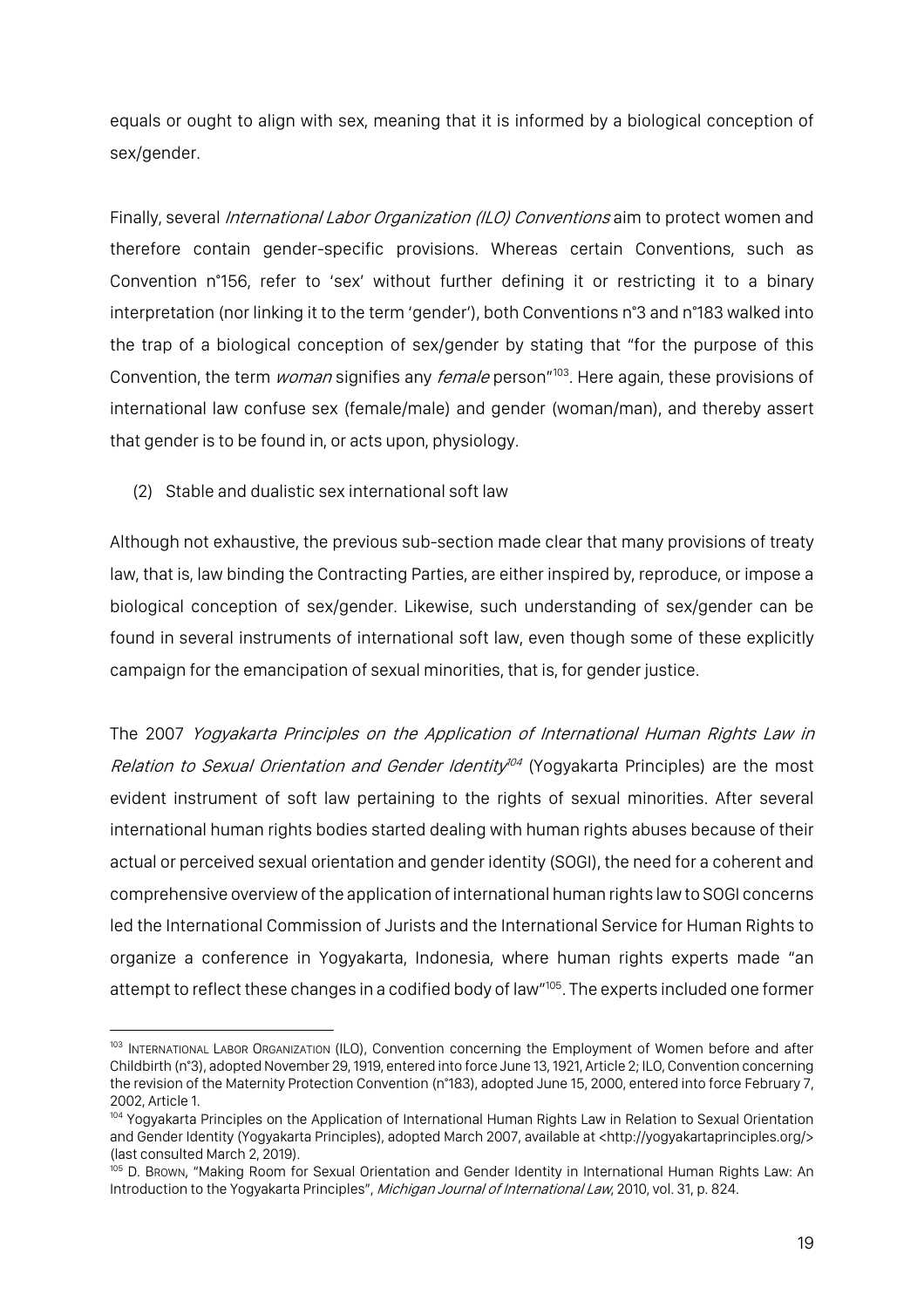equals or ought to align with sex, meaning that it is informed by a biological conception of sex/gender.

Finally, several *International Labor Organization (ILO) Conventions* aim to protect women and therefore contain gender-specific provisions. Whereas certain Conventions, such as Convention n°156, refer to 'sex' without further defining it or restricting it to a binary interpretation (nor linking it to the term 'gender'), both Conventions n°3 and n°183 walked into the trap of a biological conception of sex/gender by stating that "for the purpose of this Convention, the term *woman* signifies any *female* person"[103]. Here again, these provisions of international law confuse sex (female/male) and gender (woman/man), and thereby assert that gender is to be found in, or acts upon, physiology.

(2) Stable and dualistic sex international soft law

Although not exhaustive, the previous sub-section made clear that many provisions of treaty law, that is, law binding the Contracting Parties, are either inspired by, reproduce, or impose a biological conception of sex/gender. Likewise, such understanding of sex/gender can be found in several instruments of international soft law, even though some of these explicitly campaign for the emancipation of sexual minorities, that is, for gender justice.

The 2007 *Yogyakarta Principles on the Application of International Human Rights Law in Relation to Sexual Orientation and Gender Identity*[104] (Yogyakarta Principles) are the most evident instrument of soft law pertaining to the rights of sexual minorities. After several international human rights bodies started dealing with human rights abuses because of their actual or perceived sexual orientation and gender identity (SOGI), the need for a coherent and comprehensive overview of the application of international human rights law to SOGI concerns led the International Commission of Jurists and the International Service for Human Rights to organize a conference in Yogyakarta, Indonesia, where human rights experts made "an attempt to reflect these changes in a codified body of law"[105]. The experts included one former

---

[103] International Labor Organization (ILO), Convention concerning the Employment of Women before and after Childbirth (n°3), adopted November 29, 1919, entered into force June 13, 1921, Article 2; ILO, Convention concerning the revision of the Maternity Protection Convention (n°183), adopted June 15, 2000, entered into force February 7, 2002, Article 1.

[104] Yogyakarta Principles on the Application of International Human Rights Law in Relation to Sexual Orientation and Gender Identity (Yogyakarta Principles), adopted March 2007, available at <http://yogyakartaprinciples.org/> (last consulted March 2, 2019).

[105] D. Brown, "Making Room for Sexual Orientation and Gender Identity in International Human Rights Law: An Introduction to the Yogyakarta Principles", *Michigan Journal of International Law*, 2010, vol. 31, p. 824.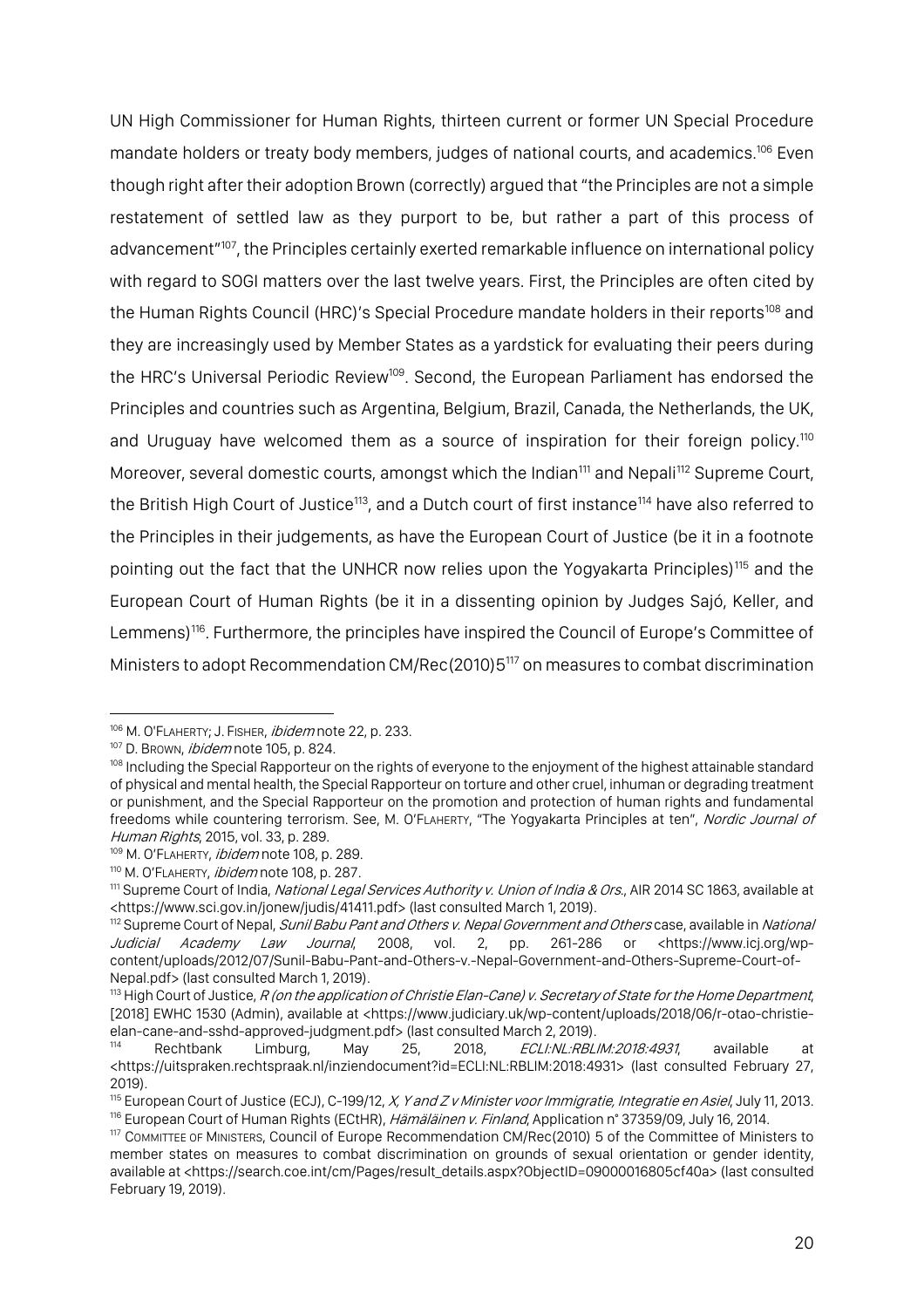UN High Commissioner for Human Rights, thirteen current or former UN Special Procedure mandate holders or treaty body members, judges of national courts, and academics.[106] Even though right after their adoption Brown (correctly) argued that "the Principles are not a simple restatement of settled law as they purport to be, but rather a part of this process of advancement"[107], the Principles certainly exerted remarkable influence on international policy with regard to SOGI matters over the last twelve years. First, the Principles are often cited by the Human Rights Council (HRC)'s Special Procedure mandate holders in their reports[108] and they are increasingly used by Member States as a yardstick for evaluating their peers during the HRC's Universal Periodic Review[109]. Second, the European Parliament has endorsed the Principles and countries such as Argentina, Belgium, Brazil, Canada, the Netherlands, the UK, and Uruguay have welcomed them as a source of inspiration for their foreign policy.[110] Moreover, several domestic courts, amongst which the Indian[111] and Nepali[112] Supreme Court, the British High Court of Justice[113], and a Dutch court of first instance[114] have also referred to the Principles in their judgements, as have the European Court of Justice (be it in a footnote pointing out the fact that the UNHCR now relies upon the Yogyakarta Principles)[115] and the European Court of Human Rights (be it in a dissenting opinion by Judges Sajó, Keller, and Lemmens)[116]. Furthermore, the principles have inspired the Council of Europe's Committee of Ministers to adopt Recommendation CM/Rec(2010)5[117] on measures to combat discrimination

---

[106] M. O'Flaherty; J. Fisher, *ibidem* note 22, p. 233.

[107] D. Brown, *ibidem* note 105, p. 824.

[108] Including the Special Rapporteur on the rights of everyone to the enjoyment of the highest attainable standard of physical and mental health, the Special Rapporteur on torture and other cruel, inhuman or degrading treatment or punishment, and the Special Rapporteur on the promotion and protection of human rights and fundamental freedoms while countering terrorism. See, M. O'Flaherty, "The Yogyakarta Principles at ten", *Nordic Journal of Human Rights*, 2015, vol. 33, p. 289.

[109] M. O'Flaherty, *ibidem* note 108, p. 289.

[110] M. O'Flaherty, *ibidem* note 108, p. 287.

[111] Supreme Court of India, *National Legal Services Authority v. Union of India & Ors.*, AIR 2014 SC 1863, available at <https://www.sci.gov.in/jonew/judis/41411.pdf> (last consulted March 1, 2019).

[112] Supreme Court of Nepal, *Sunil Babu Pant and Others v. Nepal Government and Others* case, available in *National Judicial Academy Law Journal*, 2008, vol. 2, pp. 261-286 or <https://www.icj.org/wp-content/uploads/2012/07/Sunil-Babu-Pant-and-Others-v.-Nepal-Government-and-Others-Supreme-Court-of-Nepal.pdf> (last consulted March 1, 2019).

[113] High Court of Justice, *R (on the application of Christie Elan-Cane) v. Secretary of State for the Home Department*, [2018] EWHC 1530 (Admin), available at <https://www.judiciary.uk/wp-content/uploads/2018/06/r-otao-christie-elan-cane-and-sshd-approved-judgment.pdf> (last consulted March 2, 2019).

[114] Rechtbank Limburg, May 25, 2018, *ECLI:NL:RBLIM:2018:4931*, available at <https://uitspraken.rechtspraak.nl/inziendocument?id=ECLI:NL:RBLIM:2018:4931> (last consulted February 27, 2019).

[115] European Court of Justice (ECJ), C-199/12, *X, Y and Z v Minister voor Immigratie, Integratie en Asiel*, July 11, 2013.

[116] European Court of Human Rights (ECtHR), *Hämäläinen v. Finland*, Application n° 37359/09, July 16, 2014.

[117] Committee of Ministers, Council of Europe Recommendation CM/Rec(2010) 5 of the Committee of Ministers to member states on measures to combat discrimination on grounds of sexual orientation or gender identity, available at <https://search.coe.int/cm/Pages/result_details.aspx?ObjectID=09000016805cf40a> (last consulted February 19, 2019).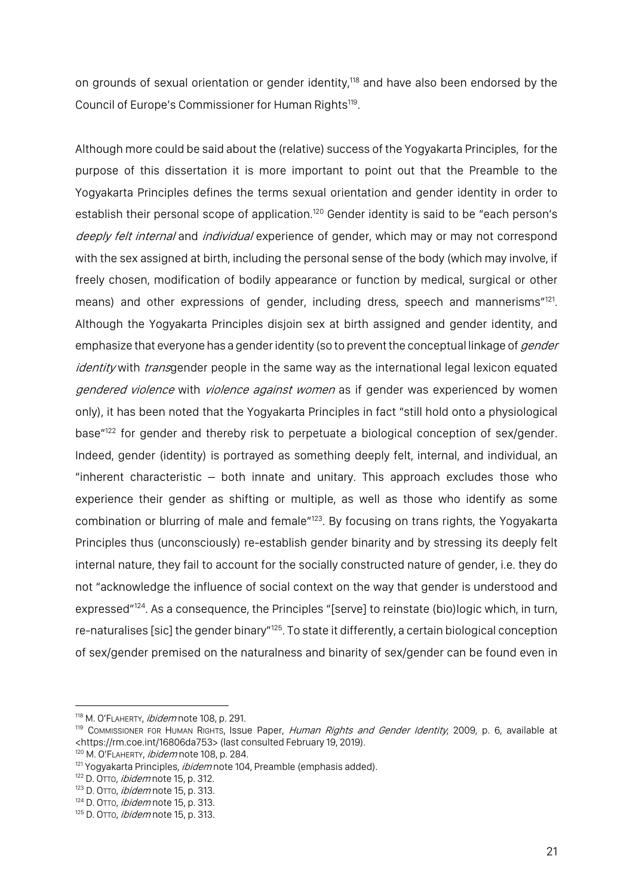on grounds of sexual orientation or gender identity,[118] and have also been endorsed by the Council of Europe's Commissioner for Human Rights[119].

Although more could be said about the (relative) success of the Yogyakarta Principles, for the purpose of this dissertation it is more important to point out that the Preamble to the Yogyakarta Principles defines the terms sexual orientation and gender identity in order to establish their personal scope of application.[120] Gender identity is said to be "each person's *deeply felt internal* and *individual* experience of gender, which may or may not correspond with the sex assigned at birth, including the personal sense of the body (which may involve, if freely chosen, modification of bodily appearance or function by medical, surgical or other means) and other expressions of gender, including dress, speech and mannerisms"[121]. Although the Yogyakarta Principles disjoin sex at birth assigned and gender identity, and emphasize that everyone has a gender identity (so to prevent the conceptual linkage of *gender identity* with *trans*gender people in the same way as the international legal lexicon equated *gendered violence* with *violence against women* as if gender was experienced by women only), it has been noted that the Yogyakarta Principles in fact "still hold onto a physiological base"[122] for gender and thereby risk to perpetuate a biological conception of sex/gender. Indeed, gender (identity) is portrayed as something deeply felt, internal, and individual, an "inherent characteristic – both innate and unitary. This approach excludes those who experience their gender as shifting or multiple, as well as those who identify as some combination or blurring of male and female"[123]. By focusing on trans rights, the Yogyakarta Principles thus (unconsciously) re-establish gender binarity and by stressing its deeply felt internal nature, they fail to account for the socially constructed nature of gender, i.e. they do not "acknowledge the influence of social context on the way that gender is understood and expressed"[124]. As a consequence, the Principles "[serve] to reinstate (bio)logic which, in turn, re-naturalises [sic] the gender binary"[125]. To state it differently, a certain biological conception of sex/gender premised on the naturalness and binarity of sex/gender can be found even in

---

[118] M. O'Flaherty, *ibidem* note 108, p. 291.

[119] Commissioner for Human Rights, Issue Paper, *Human Rights and Gender Identity*, 2009, p. 6, available at <https://rm.coe.int/16806da753> (last consulted February 19, 2019).

[120] M. O'Flaherty, *ibidem* note 108, p. 284.

[121] Yogyakarta Principles, *ibidem* note 104, Preamble (emphasis added).

[122] D. Otto, *ibidem* note 15, p. 312.

[123] D. Otto, *ibidem* note 15, p. 313.

[124] D. Otto, *ibidem* note 15, p. 313.

[125] D. Otto, *ibidem* note 15, p. 313.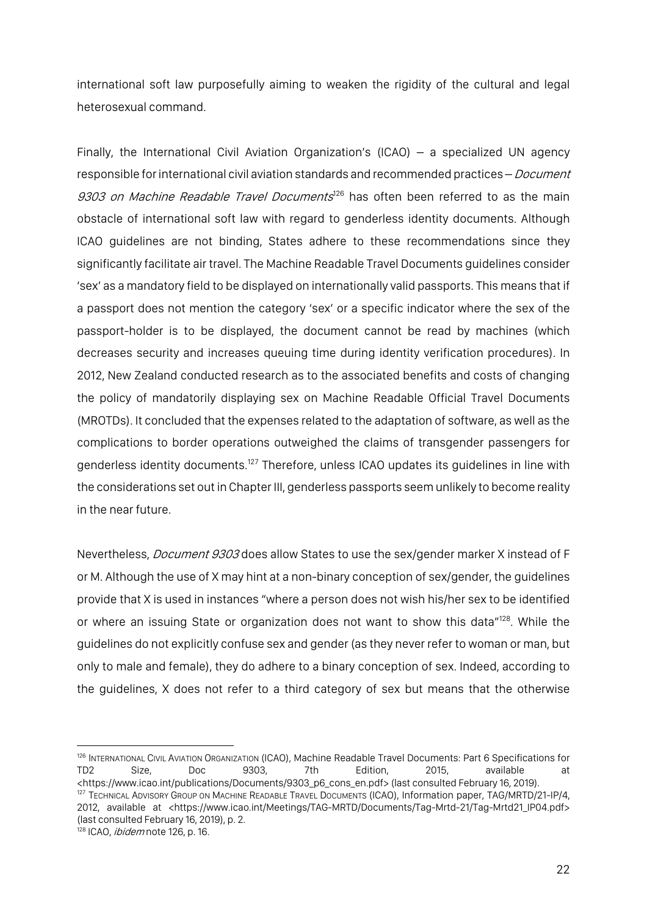international soft law purposefully aiming to weaken the rigidity of the cultural and legal heterosexual command.

Finally, the International Civil Aviation Organization's (ICAO) – a specialized UN agency responsible for international civil aviation standards and recommended practices – *Document 9303 on Machine Readable Travel Documents*[126] has often been referred to as the main obstacle of international soft law with regard to genderless identity documents. Although ICAO guidelines are not binding, States adhere to these recommendations since they significantly facilitate air travel. The Machine Readable Travel Documents guidelines consider 'sex' as a mandatory field to be displayed on internationally valid passports. This means that if a passport does not mention the category 'sex' or a specific indicator where the sex of the passport-holder is to be displayed, the document cannot be read by machines (which decreases security and increases queuing time during identity verification procedures). In 2012, New Zealand conducted research as to the associated benefits and costs of changing the policy of mandatorily displaying sex on Machine Readable Official Travel Documents (MROTDs). It concluded that the expenses related to the adaptation of software, as well as the complications to border operations outweighed the claims of transgender passengers for genderless identity documents.[127] Therefore, unless ICAO updates its guidelines in line with the considerations set out in Chapter III, genderless passports seem unlikely to become reality in the near future.

Nevertheless, *Document 9303* does allow States to use the sex/gender marker X instead of F or M. Although the use of X may hint at a non-binary conception of sex/gender, the guidelines provide that X is used in instances "where a person does not wish his/her sex to be identified or where an issuing State or organization does not want to show this data"[128]. While the guidelines do not explicitly confuse sex and gender (as they never refer to woman or man, but only to male and female), they do adhere to a binary conception of sex. Indeed, according to the guidelines, X does not refer to a third category of sex but means that the otherwise

---

[126] INTERNATIONAL CIVIL AVIATION ORGANIZATION (ICAO), Machine Readable Travel Documents: Part 6 Specifications for TD2 Size, Doc 9303, 7th Edition, 2015, available at <https://www.icao.int/publications/Documents/9303_p6_cons_en.pdf> (last consulted February 16, 2019).

[127] TECHNICAL ADVISORY GROUP ON MACHINE READABLE TRAVEL DOCUMENTS (ICAO), Information paper, TAG/MRTD/21-IP/4, 2012, available at <https://www.icao.int/Meetings/TAG-MRTD/Documents/Tag-Mrtd-21/Tag-Mrtd21_IP04.pdf> (last consulted February 16, 2019), p. 2.

[128] ICAO, *ibidem* note 126, p. 16.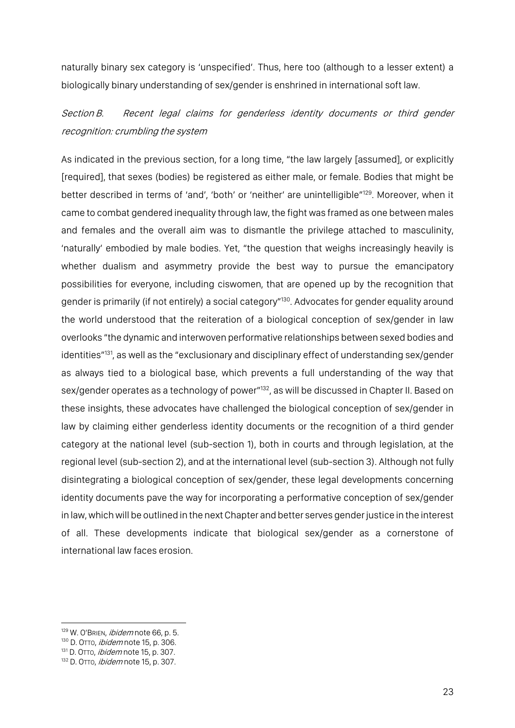naturally binary sex category is 'unspecified'. Thus, here too (although to a lesser extent) a biologically binary understanding of sex/gender is enshrined in international soft law.

### *Section B. Recent legal claims for genderless identity documents or third gender recognition: crumbling the system*

As indicated in the previous section, for a long time, "the law largely [assumed], or explicitly [required], that sexes (bodies) be registered as either male, or female. Bodies that might be better described in terms of 'and', 'both' or 'neither' are unintelligible"[129]. Moreover, when it came to combat gendered inequality through law, the fight was framed as one between males and females and the overall aim was to dismantle the privilege attached to masculinity, 'naturally' embodied by male bodies. Yet, "the question that weighs increasingly heavily is whether dualism and asymmetry provide the best way to pursue the emancipatory possibilities for everyone, including ciswomen, that are opened up by the recognition that gender is primarily (if not entirely) a social category"[130]. Advocates for gender equality around the world understood that the reiteration of a biological conception of sex/gender in law overlooks "the dynamic and interwoven performative relationships between sexed bodies and identities"[131], as well as the "exclusionary and disciplinary effect of understanding sex/gender as always tied to a biological base, which prevents a full understanding of the way that sex/gender operates as a technology of power"[132], as will be discussed in Chapter II. Based on these insights, these advocates have challenged the biological conception of sex/gender in law by claiming either genderless identity documents or the recognition of a third gender category at the national level (sub-section 1), both in courts and through legislation, at the regional level (sub-section 2), and at the international level (sub-section 3). Although not fully disintegrating a biological conception of sex/gender, these legal developments concerning identity documents pave the way for incorporating a performative conception of sex/gender in law, which will be outlined in the next Chapter and better serves gender justice in the interest of all. These developments indicate that biological sex/gender as a cornerstone of international law faces erosion.

---

[129] W. O'Brien, *ibidem* note 66, p. 5.
[130] D. Otto, *ibidem* note 15, p. 306.
[131] D. Otto, *ibidem* note 15, p. 307.
[132] D. Otto, *ibidem* note 15, p. 307.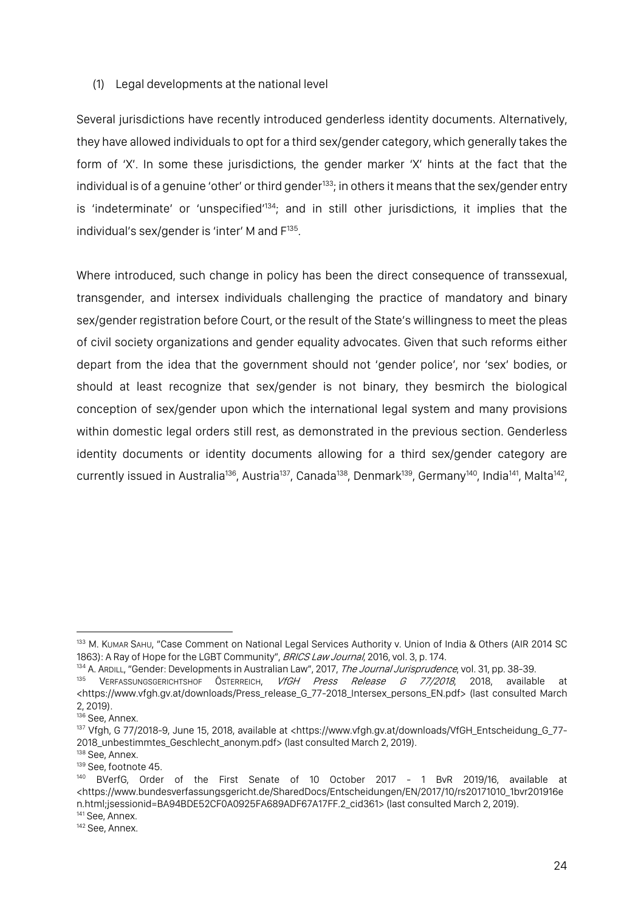(1) Legal developments at the national level

Several jurisdictions have recently introduced genderless identity documents. Alternatively, they have allowed individuals to opt for a third sex/gender category, which generally takes the form of 'X'. In some these jurisdictions, the gender marker 'X' hints at the fact that the individual is of a genuine 'other' or third gender[133]; in others it means that the sex/gender entry is 'indeterminate' or 'unspecified'[134]; and in still other jurisdictions, it implies that the individual's sex/gender is 'inter' M and F[135].

Where introduced, such change in policy has been the direct consequence of transsexual, transgender, and intersex individuals challenging the practice of mandatory and binary sex/gender registration before Court, or the result of the State's willingness to meet the pleas of civil society organizations and gender equality advocates. Given that such reforms either depart from the idea that the government should not 'gender police', nor 'sex' bodies, or should at least recognize that sex/gender is not binary, they besmirch the biological conception of sex/gender upon which the international legal system and many provisions within domestic legal orders still rest, as demonstrated in the previous section. Genderless identity documents or identity documents allowing for a third sex/gender category are currently issued in Australia[136], Austria[137], Canada[138], Denmark[139], Germany[140], India[141], Malta[142],

---

[133] M. Kumar Sahu, "Case Comment on National Legal Services Authority v. Union of India & Others (AIR 2014 SC 1863): A Ray of Hope for the LGBT Community", *BRICS Law Journal*, 2016, vol. 3, p. 174.

[134] A. Ardill, "Gender: Developments in Australian Law", 2017, *The Journal Jurisprudence*, vol. 31, pp. 38-39.

[135] Verfassungsgerichtshof Österreich, *VfGH Press Release G 77/2018*, 2018, available at <https://www.vfgh.gv.at/downloads/Press_release_G_77-2018_Intersex_persons_EN.pdf> (last consulted March 2, 2019).

[136] See, Annex.

[137] Vfgh, G 77/2018-9, June 15, 2018, available at <https://www.vfgh.gv.at/downloads/VfGH_Entscheidung_G_77-2018_unbestimmtes_Geschlecht_anonym.pdf> (last consulted March 2, 2019).

[138] See, Annex.

[139] See, footnote 45.

[140] BVerfG, Order of the First Senate of 10 October 2017 - 1 BvR 2019/16, available at <https://www.bundesverfassungsgericht.de/SharedDocs/Entscheidungen/EN/2017/10/rs20171010_1bvr201916en.html;jsessionid=BA94BDE52CF0A0925FA689ADF67A17FF.2_cid361> (last consulted March 2, 2019).

[141] See, Annex.

[142] See, Annex.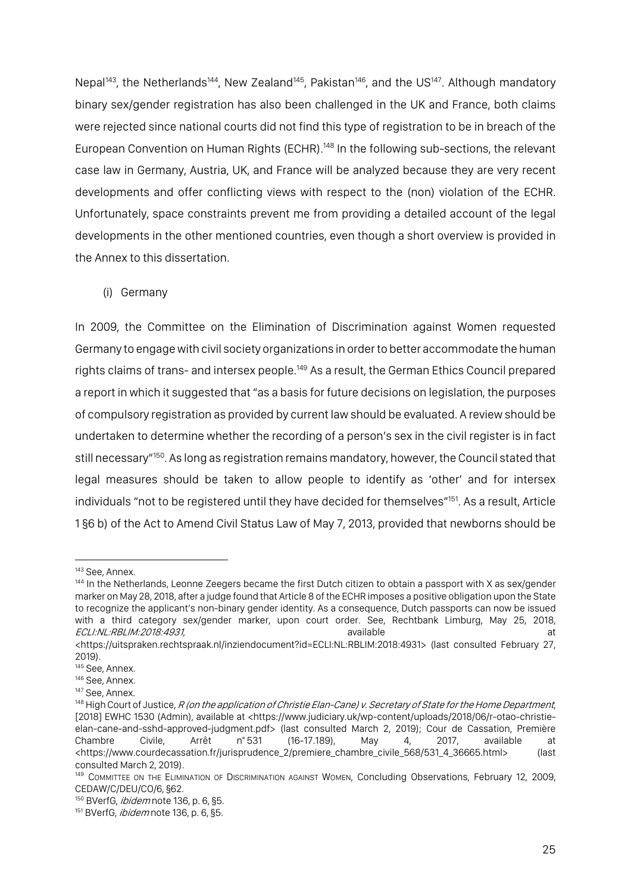Nepal[143], the Netherlands[144], New Zealand[145], Pakistan[146], and the US[147]. Although mandatory binary sex/gender registration has also been challenged in the UK and France, both claims were rejected since national courts did not find this type of registration to be in breach of the European Convention on Human Rights (ECHR).[148] In the following sub-sections, the relevant case law in Germany, Austria, UK, and France will be analyzed because they are very recent developments and offer conflicting views with respect to the (non) violation of the ECHR. Unfortunately, space constraints prevent me from providing a detailed account of the legal developments in the other mentioned countries, even though a short overview is provided in the Annex to this dissertation.

(i) Germany

In 2009, the Committee on the Elimination of Discrimination against Women requested Germany to engage with civil society organizations in order to better accommodate the human rights claims of trans- and intersex people.[149] As a result, the German Ethics Council prepared a report in which it suggested that "as a basis for future decisions on legislation, the purposes of compulsory registration as provided by current law should be evaluated. A review should be undertaken to determine whether the recording of a person's sex in the civil register is in fact still necessary"[150]. As long as registration remains mandatory, however, the Council stated that legal measures should be taken to allow people to identify as 'other' and for intersex individuals "not to be registered until they have decided for themselves"[151]. As a result, Article 1 §6 b) of the Act to Amend Civil Status Law of May 7, 2013, provided that newborns should be

---

[143] See, Annex.

[144] In the Netherlands, Leonne Zeegers became the first Dutch citizen to obtain a passport with X as sex/gender marker on May 28, 2018, after a judge found that Article 8 of the ECHR imposes a positive obligation upon the State to recognize the applicant's non-binary gender identity. As a consequence, Dutch passports can now be issued with a third category sex/gender marker, upon court order. See, Rechtbank Limburg, May 25, 2018, *ECLI:NL:RBLIM:2018:4931*, available at <https://uitspraken.rechtspraak.nl/inziendocument?id=ECLI:NL:RBLIM:2018:4931> (last consulted February 27, 2019).

[145] See, Annex.

[146] See, Annex.

[147] See, Annex.

[148] High Court of Justice, *R (on the application of Christie Elan-Cane) v. Secretary of State for the Home Department*, [2018] EWHC 1530 (Admin), available at <https://www.judiciary.uk/wp-content/uploads/2018/06/r-otao-christie-elan-cane-and-sshd-approved-judgment.pdf> (last consulted March 2, 2019); Cour de Cassation, Première Chambre Civile, Arrêt n° 531 (16-17.189), May 4, 2017, available at <https://www.courdecassation.fr/jurisprudence_2/premiere_chambre_civile_568/531_4_36665.html> (last consulted March 2, 2019).

[149] Committee on the Elimination of Discrimination against Women, Concluding Observations, February 12, 2009, CEDAW/C/DEU/CO/6, §62.

[150] BVerfG, *ibidem* note 136, p. 6, §5.

[151] BVerfG, *ibidem* note 136, p. 6, §5.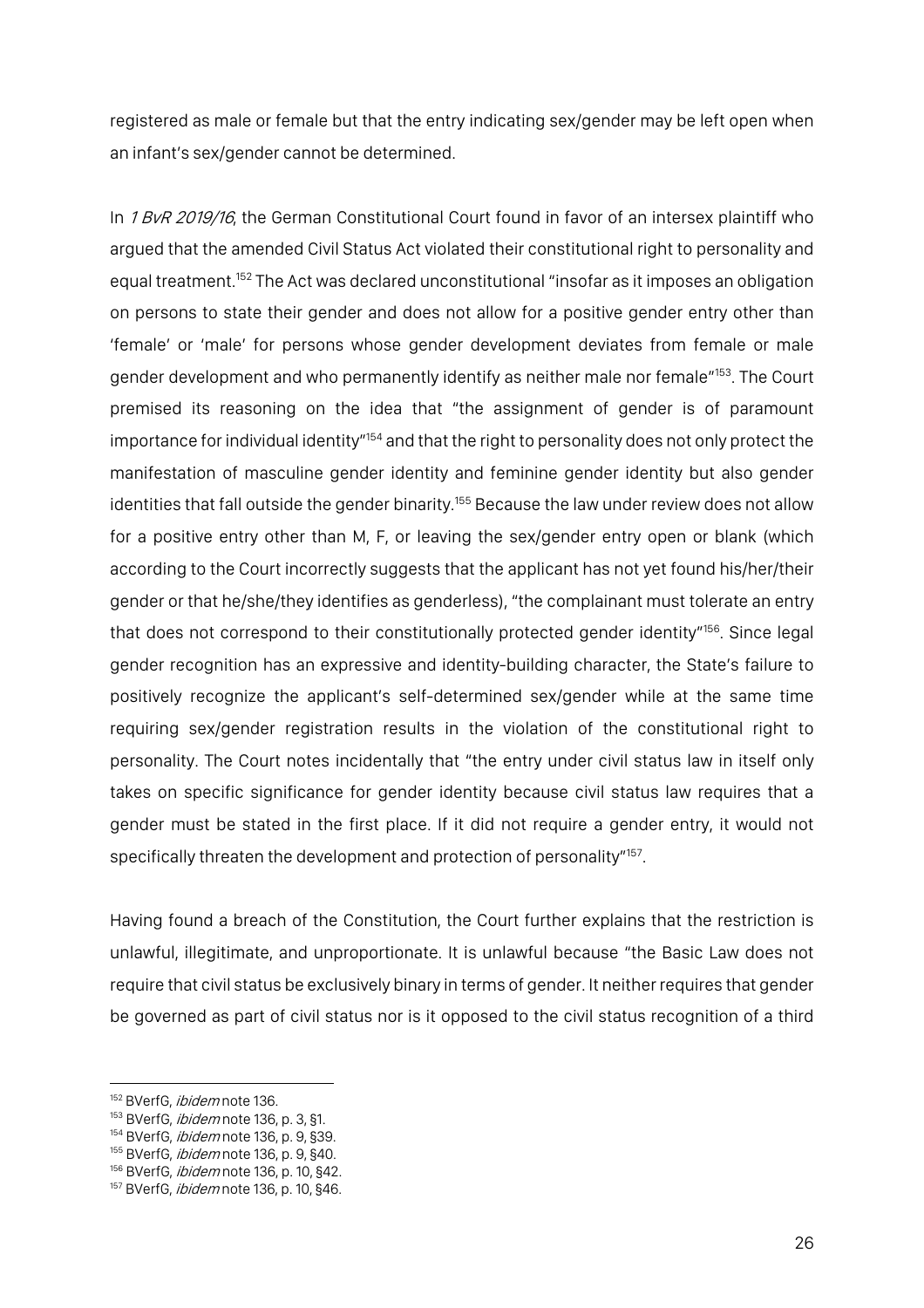registered as male or female but that the entry indicating sex/gender may be left open when an infant's sex/gender cannot be determined.

In *1 BvR 2019/16*, the German Constitutional Court found in favor of an intersex plaintiff who argued that the amended Civil Status Act violated their constitutional right to personality and equal treatment.[152] The Act was declared unconstitutional "insofar as it imposes an obligation on persons to state their gender and does not allow for a positive gender entry other than 'female' or 'male' for persons whose gender development deviates from female or male gender development and who permanently identify as neither male nor female"[153]. The Court premised its reasoning on the idea that "the assignment of gender is of paramount importance for individual identity"[154] and that the right to personality does not only protect the manifestation of masculine gender identity and feminine gender identity but also gender identities that fall outside the gender binarity.[155] Because the law under review does not allow for a positive entry other than M, F, or leaving the sex/gender entry open or blank (which according to the Court incorrectly suggests that the applicant has not yet found his/her/their gender or that he/she/they identifies as genderless), "the complainant must tolerate an entry that does not correspond to their constitutionally protected gender identity"[156]. Since legal gender recognition has an expressive and identity-building character, the State's failure to positively recognize the applicant's self-determined sex/gender while at the same time requiring sex/gender registration results in the violation of the constitutional right to personality. The Court notes incidentally that "the entry under civil status law in itself only takes on specific significance for gender identity because civil status law requires that a gender must be stated in the first place. If it did not require a gender entry, it would not specifically threaten the development and protection of personality"[157].

Having found a breach of the Constitution, the Court further explains that the restriction is unlawful, illegitimate, and unproportionate. It is unlawful because "the Basic Law does not require that civil status be exclusively binary in terms of gender. It neither requires that gender be governed as part of civil status nor is it opposed to the civil status recognition of a third

[152] BVerfG, *ibidem* note 136.
[153] BVerfG, *ibidem* note 136, p. 3, §1.
[154] BVerfG, *ibidem* note 136, p. 9, §39.
[155] BVerfG, *ibidem* note 136, p. 9, §40.
[156] BVerfG, *ibidem* note 136, p. 10, §42.
[157] BVerfG, *ibidem* note 136, p. 10, §46.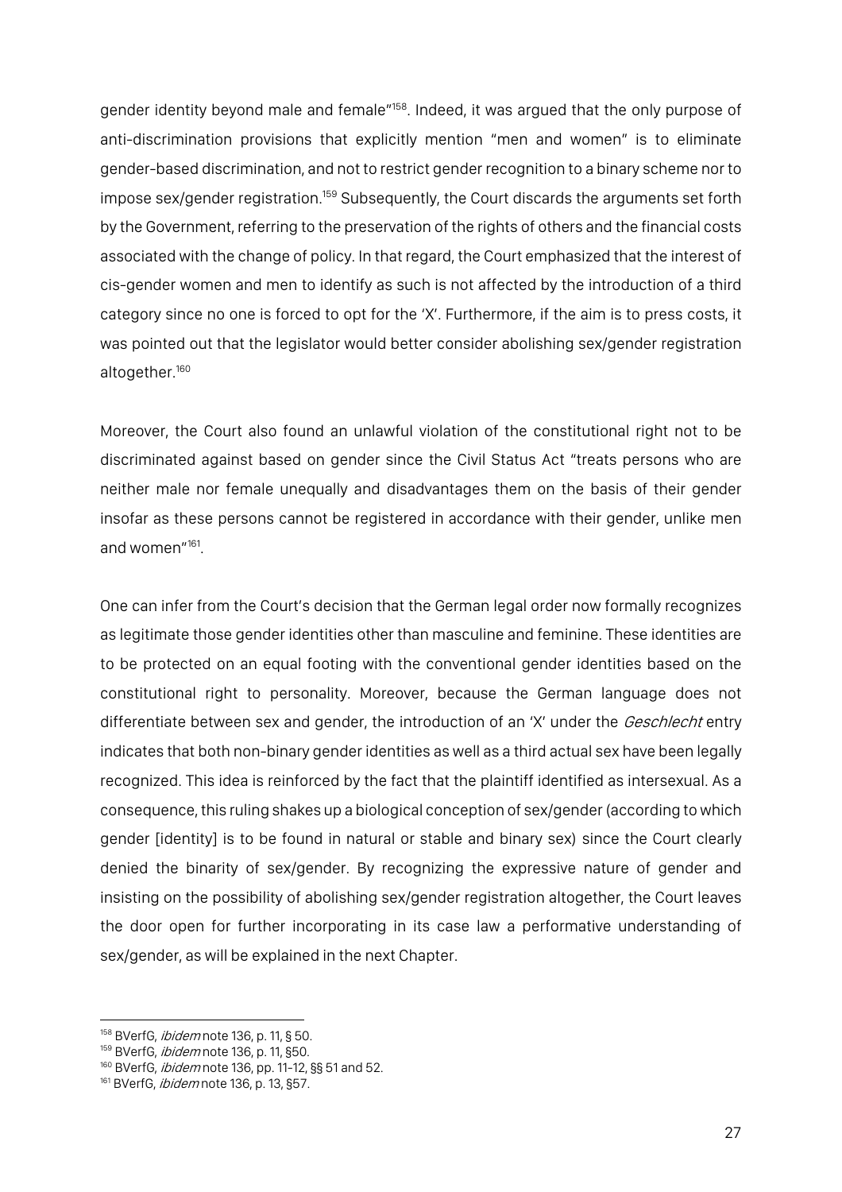gender identity beyond male and female"[158]. Indeed, it was argued that the only purpose of anti-discrimination provisions that explicitly mention "men and women" is to eliminate gender-based discrimination, and not to restrict gender recognition to a binary scheme nor to impose sex/gender registration.[159] Subsequently, the Court discards the arguments set forth by the Government, referring to the preservation of the rights of others and the financial costs associated with the change of policy. In that regard, the Court emphasized that the interest of cis-gender women and men to identify as such is not affected by the introduction of a third category since no one is forced to opt for the 'X'. Furthermore, if the aim is to press costs, it was pointed out that the legislator would better consider abolishing sex/gender registration altogether.[160]

Moreover, the Court also found an unlawful violation of the constitutional right not to be discriminated against based on gender since the Civil Status Act "treats persons who are neither male nor female unequally and disadvantages them on the basis of their gender insofar as these persons cannot be registered in accordance with their gender, unlike men and women"[161].

One can infer from the Court's decision that the German legal order now formally recognizes as legitimate those gender identities other than masculine and feminine. These identities are to be protected on an equal footing with the conventional gender identities based on the constitutional right to personality. Moreover, because the German language does not differentiate between sex and gender, the introduction of an 'X' under the *Geschlecht* entry indicates that both non-binary gender identities as well as a third actual sex have been legally recognized. This idea is reinforced by the fact that the plaintiff identified as intersexual. As a consequence, this ruling shakes up a biological conception of sex/gender (according to which gender [identity] is to be found in natural or stable and binary sex) since the Court clearly denied the binarity of sex/gender. By recognizing the expressive nature of gender and insisting on the possibility of abolishing sex/gender registration altogether, the Court leaves the door open for further incorporating in its case law a performative understanding of sex/gender, as will be explained in the next Chapter.

---

[158] BVerfG, *ibidem* note 136, p. 11, § 50.

[159] BVerfG, *ibidem* note 136, p. 11, §50.

[160] BVerfG, *ibidem* note 136, pp. 11-12, §§ 51 and 52.

[161] BVerfG, *ibidem* note 136, p. 13, §57.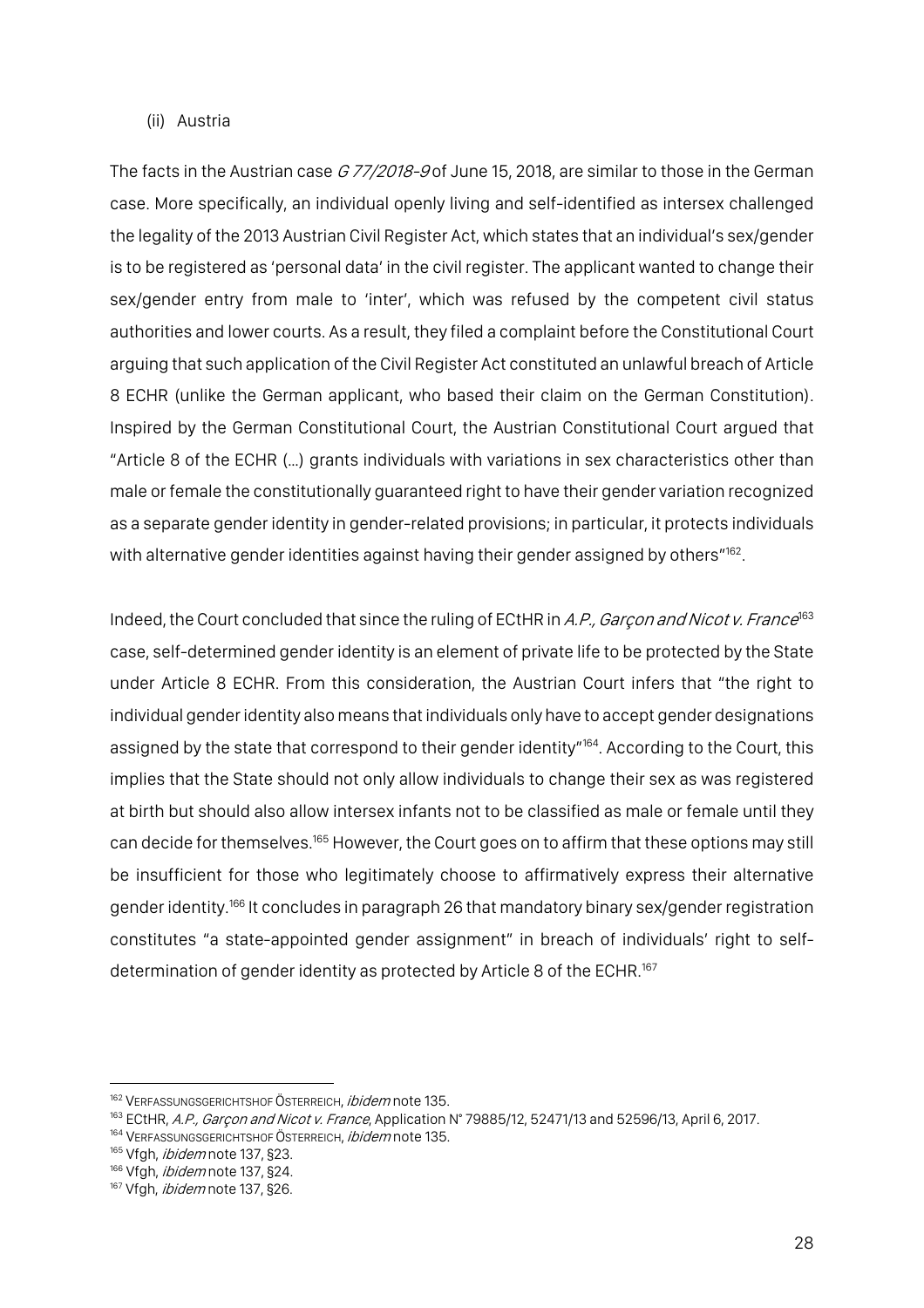(ii) Austria

The facts in the Austrian case *G 77/2018-9* of June 15, 2018, are similar to those in the German case. More specifically, an individual openly living and self-identified as intersex challenged the legality of the 2013 Austrian Civil Register Act, which states that an individual's sex/gender is to be registered as 'personal data' in the civil register. The applicant wanted to change their sex/gender entry from male to 'inter', which was refused by the competent civil status authorities and lower courts. As a result, they filed a complaint before the Constitutional Court arguing that such application of the Civil Register Act constituted an unlawful breach of Article 8 ECHR (unlike the German applicant, who based their claim on the German Constitution). Inspired by the German Constitutional Court, the Austrian Constitutional Court argued that "Article 8 of the ECHR (…) grants individuals with variations in sex characteristics other than male or female the constitutionally guaranteed right to have their gender variation recognized as a separate gender identity in gender-related provisions; in particular, it protects individuals with alternative gender identities against having their gender assigned by others"[162].

Indeed, the Court concluded that since the ruling of ECtHR in *A.P., Garçon and Nicot v. France*[163] case, self-determined gender identity is an element of private life to be protected by the State under Article 8 ECHR. From this consideration, the Austrian Court infers that "the right to individual gender identity also means that individuals only have to accept gender designations assigned by the state that correspond to their gender identity"[164]. According to the Court, this implies that the State should not only allow individuals to change their sex as was registered at birth but should also allow intersex infants not to be classified as male or female until they can decide for themselves.[165] However, the Court goes on to affirm that these options may still be insufficient for those who legitimately choose to affirmatively express their alternative gender identity.[166] It concludes in paragraph 26 that mandatory binary sex/gender registration constitutes "a state-appointed gender assignment" in breach of individuals' right to self-determination of gender identity as protected by Article 8 of the ECHR.[167]

---

[162] VERFASSUNGSGERICHTSHOF ÖSTERREICH, *ibidem* note 135.

[163] ECtHR, *A.P., Garçon and Nicot v. France*, Application N° 79885/12, 52471/13 and 52596/13, April 6, 2017.

[164] VERFASSUNGSGERICHTSHOF ÖSTERREICH, *ibidem* note 135.

[165] Vfgh, *ibidem* note 137, §23.

[166] Vfgh, *ibidem* note 137, §24.

[167] Vfgh, *ibidem* note 137, §26.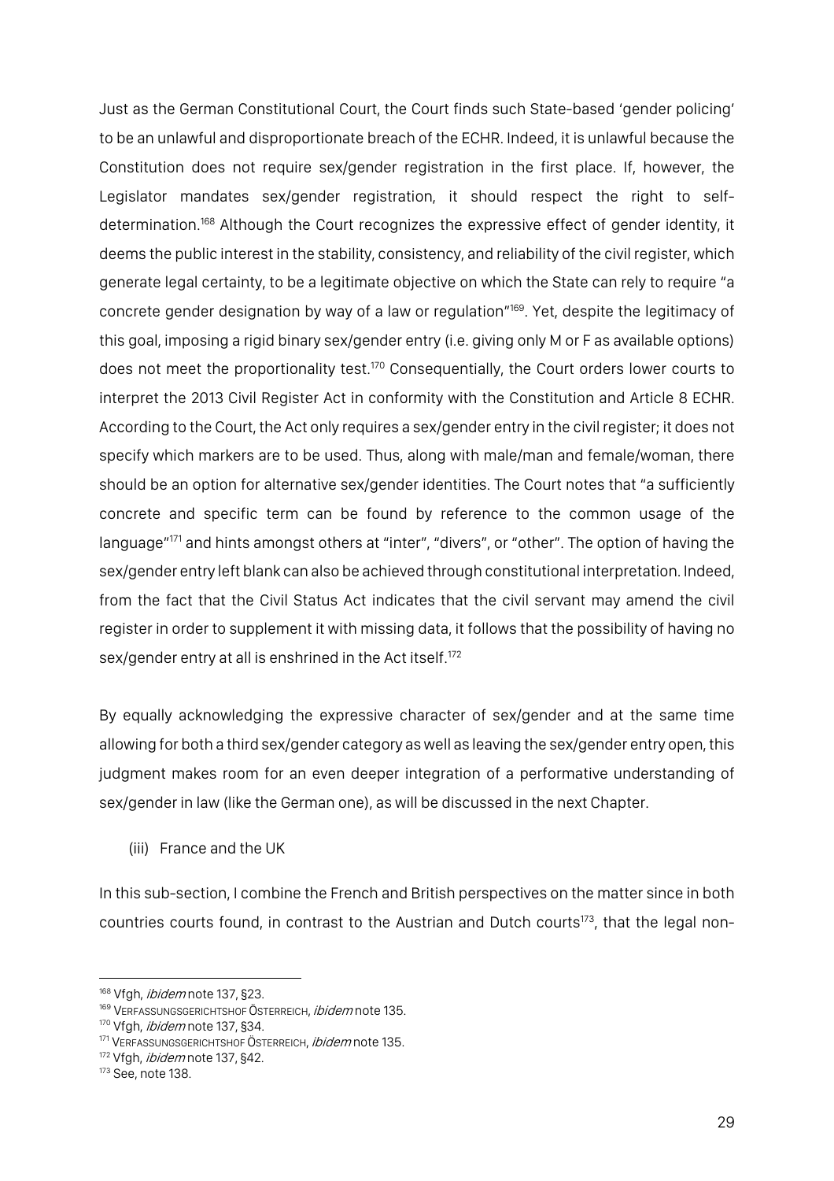Just as the German Constitutional Court, the Court finds such State-based 'gender policing' to be an unlawful and disproportionate breach of the ECHR. Indeed, it is unlawful because the Constitution does not require sex/gender registration in the first place. If, however, the Legislator mandates sex/gender registration, it should respect the right to self-determination.[168] Although the Court recognizes the expressive effect of gender identity, it deems the public interest in the stability, consistency, and reliability of the civil register, which generate legal certainty, to be a legitimate objective on which the State can rely to require "a concrete gender designation by way of a law or regulation"[169]. Yet, despite the legitimacy of this goal, imposing a rigid binary sex/gender entry (i.e. giving only M or F as available options) does not meet the proportionality test.[170] Consequentially, the Court orders lower courts to interpret the 2013 Civil Register Act in conformity with the Constitution and Article 8 ECHR. According to the Court, the Act only requires a sex/gender entry in the civil register; it does not specify which markers are to be used. Thus, along with male/man and female/woman, there should be an option for alternative sex/gender identities. The Court notes that "a sufficiently concrete and specific term can be found by reference to the common usage of the language"[171] and hints amongst others at "inter", "divers", or "other". The option of having the sex/gender entry left blank can also be achieved through constitutional interpretation. Indeed, from the fact that the Civil Status Act indicates that the civil servant may amend the civil register in order to supplement it with missing data, it follows that the possibility of having no sex/gender entry at all is enshrined in the Act itself.[172]

By equally acknowledging the expressive character of sex/gender and at the same time allowing for both a third sex/gender category as well as leaving the sex/gender entry open, this judgment makes room for an even deeper integration of a performative understanding of sex/gender in law (like the German one), as will be discussed in the next Chapter.

(iii) France and the UK

In this sub-section, I combine the French and British perspectives on the matter since in both countries courts found, in contrast to the Austrian and Dutch courts[173], that the legal non-

---

[168] Vfgh, *ibidem* note 137, §23.

[169] VERFASSUNGSGERICHTSHOF ÖSTERREICH, *ibidem* note 135.

[170] Vfgh, *ibidem* note 137, §34.

[171] VERFASSUNGSGERICHTSHOF ÖSTERREICH, *ibidem* note 135.

[172] Vfgh, *ibidem* note 137, §42.

[173] See, note 138.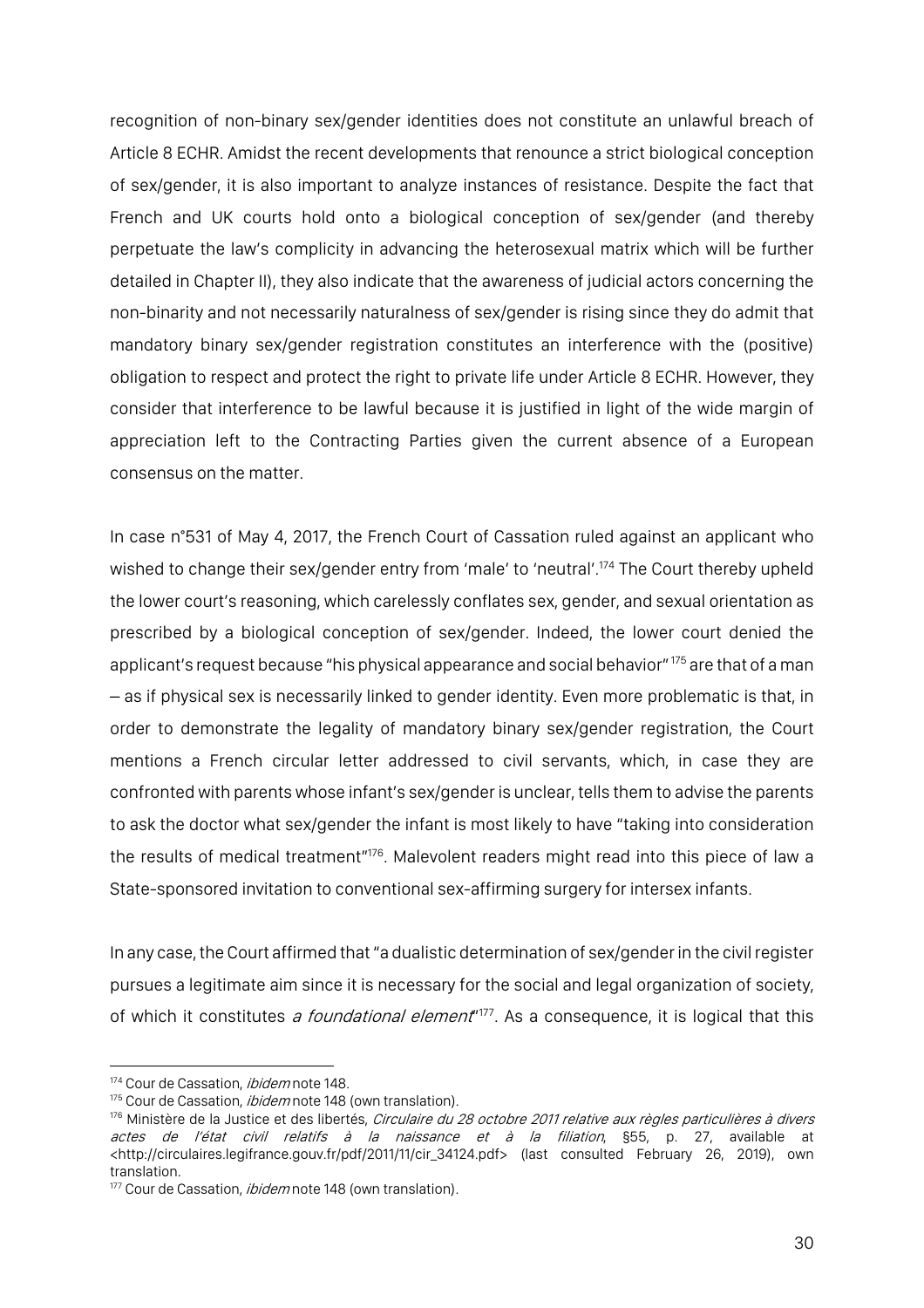recognition of non-binary sex/gender identities does not constitute an unlawful breach of Article 8 ECHR. Amidst the recent developments that renounce a strict biological conception of sex/gender, it is also important to analyze instances of resistance. Despite the fact that French and UK courts hold onto a biological conception of sex/gender (and thereby perpetuate the law's complicity in advancing the heterosexual matrix which will be further detailed in Chapter II), they also indicate that the awareness of judicial actors concerning the non-binarity and not necessarily naturalness of sex/gender is rising since they do admit that mandatory binary sex/gender registration constitutes an interference with the (positive) obligation to respect and protect the right to private life under Article 8 ECHR. However, they consider that interference to be lawful because it is justified in light of the wide margin of appreciation left to the Contracting Parties given the current absence of a European consensus on the matter.

In case n°531 of May 4, 2017, the French Court of Cassation ruled against an applicant who wished to change their sex/gender entry from 'male' to 'neutral'.[174] The Court thereby upheld the lower court's reasoning, which carelessly conflates sex, gender, and sexual orientation as prescribed by a biological conception of sex/gender. Indeed, the lower court denied the applicant's request because "his physical appearance and social behavior"[175] are that of a man – as if physical sex is necessarily linked to gender identity. Even more problematic is that, in order to demonstrate the legality of mandatory binary sex/gender registration, the Court mentions a French circular letter addressed to civil servants, which, in case they are confronted with parents whose infant's sex/gender is unclear, tells them to advise the parents to ask the doctor what sex/gender the infant is most likely to have "taking into consideration the results of medical treatment"[176]. Malevolent readers might read into this piece of law a State-sponsored invitation to conventional sex-affirming surgery for intersex infants.

In any case, the Court affirmed that "a dualistic determination of sex/gender in the civil register pursues a legitimate aim since it is necessary for the social and legal organization of society, of which it constitutes *a foundational element*"[177]. As a consequence, it is logical that this

---

[174] Cour de Cassation, *ibidem* note 148.

[175] Cour de Cassation, *ibidem* note 148 (own translation).

[176] Ministère de la Justice et des libertés, *Circulaire du 28 octobre 2011 relative aux règles particulières à divers actes de l'état civil relatifs à la naissance et à la filiation*, §55, p. 27, available at <http://circulaires.legifrance.gouv.fr/pdf/2011/11/cir_34124.pdf> (last consulted February 26, 2019), own translation.

[177] Cour de Cassation, *ibidem* note 148 (own translation).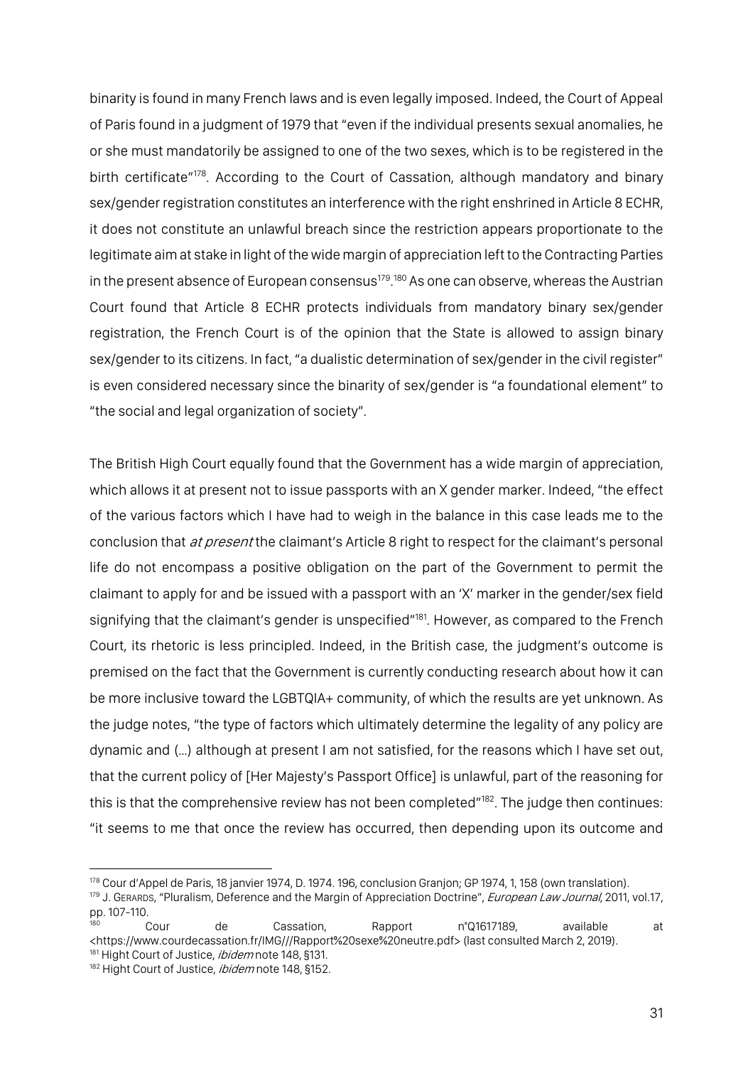binarity is found in many French laws and is even legally imposed. Indeed, the Court of Appeal of Paris found in a judgment of 1979 that "even if the individual presents sexual anomalies, he or she must mandatorily be assigned to one of the two sexes, which is to be registered in the birth certificate"[178]. According to the Court of Cassation, although mandatory and binary sex/gender registration constitutes an interference with the right enshrined in Article 8 ECHR, it does not constitute an unlawful breach since the restriction appears proportionate to the legitimate aim at stake in light of the wide margin of appreciation left to the Contracting Parties in the present absence of European consensus[179].[180] As one can observe, whereas the Austrian Court found that Article 8 ECHR protects individuals from mandatory binary sex/gender registration, the French Court is of the opinion that the State is allowed to assign binary sex/gender to its citizens. In fact, "a dualistic determination of sex/gender in the civil register" is even considered necessary since the binarity of sex/gender is "a foundational element" to "the social and legal organization of society".

The British High Court equally found that the Government has a wide margin of appreciation, which allows it at present not to issue passports with an X gender marker. Indeed, "the effect of the various factors which I have had to weigh in the balance in this case leads me to the conclusion that *at present* the claimant's Article 8 right to respect for the claimant's personal life do not encompass a positive obligation on the part of the Government to permit the claimant to apply for and be issued with a passport with an 'X' marker in the gender/sex field signifying that the claimant's gender is unspecified"[181]. However, as compared to the French Court, its rhetoric is less principled. Indeed, in the British case, the judgment's outcome is premised on the fact that the Government is currently conducting research about how it can be more inclusive toward the LGBTQIA+ community, of which the results are yet unknown. As the judge notes, "the type of factors which ultimately determine the legality of any policy are dynamic and (…) although at present I am not satisfied, for the reasons which I have set out, that the current policy of [Her Majesty's Passport Office] is unlawful, part of the reasoning for this is that the comprehensive review has not been completed"[182]. The judge then continues: "it seems to me that once the review has occurred, then depending upon its outcome and

---

[178] Cour d'Appel de Paris, 18 janvier 1974, D. 1974. 196, conclusion Granjon; GP 1974, 1, 158 (own translation).

[179] J. Gerards, "Pluralism, Deference and the Margin of Appreciation Doctrine", *European Law Journal*, 2011, vol.17, pp. 107-110.

[180] Cour de Cassation, Rapport n°Q1617189, available at <https://www.courdecassation.fr/IMG///Rapport%20sexe%20neutre.pdf> (last consulted March 2, 2019).

[181] Hight Court of Justice, *ibidem* note 148, §131.

[182] Hight Court of Justice, *ibidem* note 148, §152.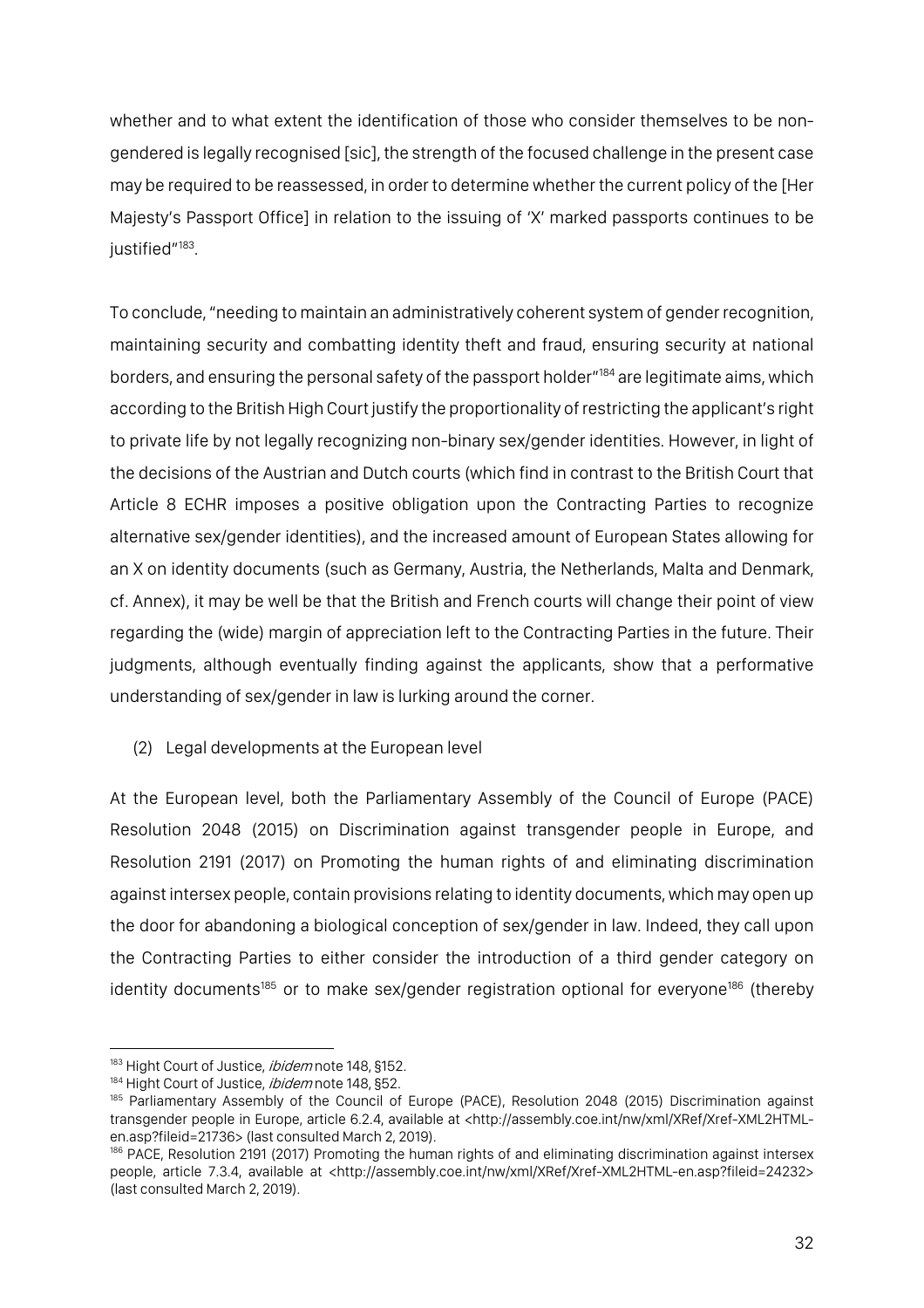whether and to what extent the identification of those who consider themselves to be non-gendered is legally recognised [sic], the strength of the focused challenge in the present case may be required to be reassessed, in order to determine whether the current policy of the [Her Majesty's Passport Office] in relation to the issuing of 'X' marked passports continues to be justified"[183].

To conclude, "needing to maintain an administratively coherent system of gender recognition, maintaining security and combatting identity theft and fraud, ensuring security at national borders, and ensuring the personal safety of the passport holder"[184] are legitimate aims, which according to the British High Court justify the proportionality of restricting the applicant's right to private life by not legally recognizing non-binary sex/gender identities. However, in light of the decisions of the Austrian and Dutch courts (which find in contrast to the British Court that Article 8 ECHR imposes a positive obligation upon the Contracting Parties to recognize alternative sex/gender identities), and the increased amount of European States allowing for an X on identity documents (such as Germany, Austria, the Netherlands, Malta and Denmark, cf. Annex), it may be well be that the British and French courts will change their point of view regarding the (wide) margin of appreciation left to the Contracting Parties in the future. Their judgments, although eventually finding against the applicants, show that a performative understanding of sex/gender in law is lurking around the corner.

(2) Legal developments at the European level

At the European level, both the Parliamentary Assembly of the Council of Europe (PACE) Resolution 2048 (2015) on Discrimination against transgender people in Europe, and Resolution 2191 (2017) on Promoting the human rights of and eliminating discrimination against intersex people, contain provisions relating to identity documents, which may open up the door for abandoning a biological conception of sex/gender in law. Indeed, they call upon the Contracting Parties to either consider the introduction of a third gender category on identity documents[185] or to make sex/gender registration optional for everyone[186] (thereby

---

[183] Hight Court of Justice, *ibidem* note 148, §152.

[184] Hight Court of Justice, *ibidem* note 148, §52.

[185] Parliamentary Assembly of the Council of Europe (PACE), Resolution 2048 (2015) Discrimination against transgender people in Europe, article 6.2.4, available at <http://assembly.coe.int/nw/xml/XRef/Xref-XML2HTML-en.asp?fileid=21736> (last consulted March 2, 2019).

[186] PACE, Resolution 2191 (2017) Promoting the human rights of and eliminating discrimination against intersex people, article 7.3.4, available at <http://assembly.coe.int/nw/xml/XRef/Xref-XML2HTML-en.asp?fileid=24232> (last consulted March 2, 2019).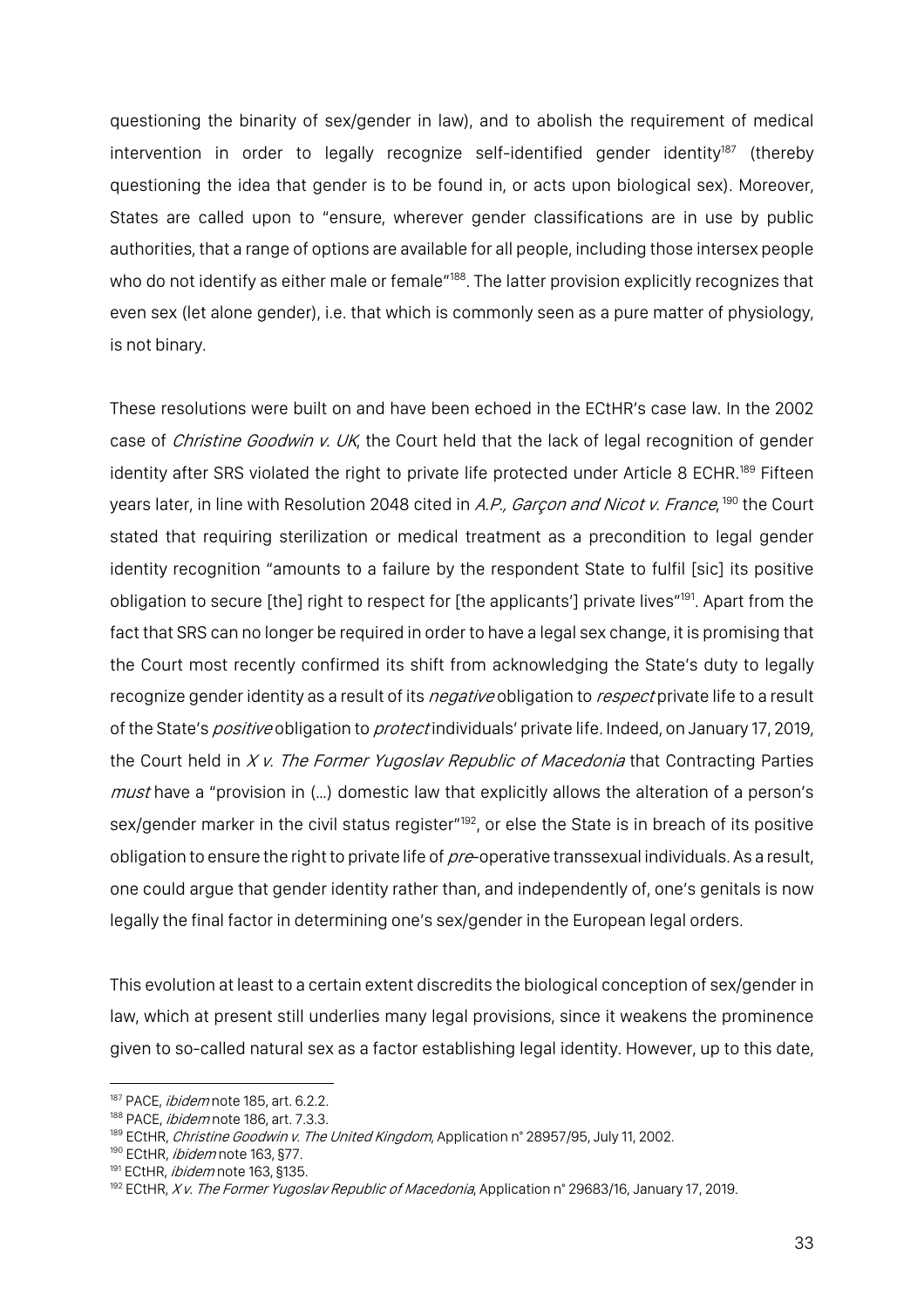questioning the binarity of sex/gender in law), and to abolish the requirement of medical intervention in order to legally recognize self-identified gender identity[187] (thereby questioning the idea that gender is to be found in, or acts upon biological sex). Moreover, States are called upon to "ensure, wherever gender classifications are in use by public authorities, that a range of options are available for all people, including those intersex people who do not identify as either male or female"[188]. The latter provision explicitly recognizes that even sex (let alone gender), i.e. that which is commonly seen as a pure matter of physiology, is not binary.

These resolutions were built on and have been echoed in the ECtHR's case law. In the 2002 case of *Christine Goodwin v. UK*, the Court held that the lack of legal recognition of gender identity after SRS violated the right to private life protected under Article 8 ECHR.[189] Fifteen years later, in line with Resolution 2048 cited in *A.P., Garçon and Nicot v. France*,[190] the Court stated that requiring sterilization or medical treatment as a precondition to legal gender identity recognition "amounts to a failure by the respondent State to fulfil [sic] its positive obligation to secure [the] right to respect for [the applicants'] private lives"[191]. Apart from the fact that SRS can no longer be required in order to have a legal sex change, it is promising that the Court most recently confirmed its shift from acknowledging the State's duty to legally recognize gender identity as a result of its *negative* obligation to *respect* private life to a result of the State's *positive* obligation to *protect* individuals' private life. Indeed, on January 17, 2019, the Court held in *X v. The Former Yugoslav Republic of Macedonia* that Contracting Parties *must* have a "provision in (…) domestic law that explicitly allows the alteration of a person's sex/gender marker in the civil status register"[192], or else the State is in breach of its positive obligation to ensure the right to private life of *pre*-operative transsexual individuals. As a result, one could argue that gender identity rather than, and independently of, one's genitals is now legally the final factor in determining one's sex/gender in the European legal orders.

This evolution at least to a certain extent discredits the biological conception of sex/gender in law, which at present still underlies many legal provisions, since it weakens the prominence given to so-called natural sex as a factor establishing legal identity. However, up to this date,

---

[187] PACE, *ibidem* note 185, art. 6.2.2.
[188] PACE, *ibidem* note 186, art. 7.3.3.
[189] ECtHR, *Christine Goodwin v. The United Kingdom*, Application n° 28957/95, July 11, 2002.
[190] ECtHR, *ibidem* note 163, §77.
[191] ECtHR, *ibidem* note 163, §135.
[192] ECtHR, *X v. The Former Yugoslav Republic of Macedonia*, Application n° 29683/16, January 17, 2019.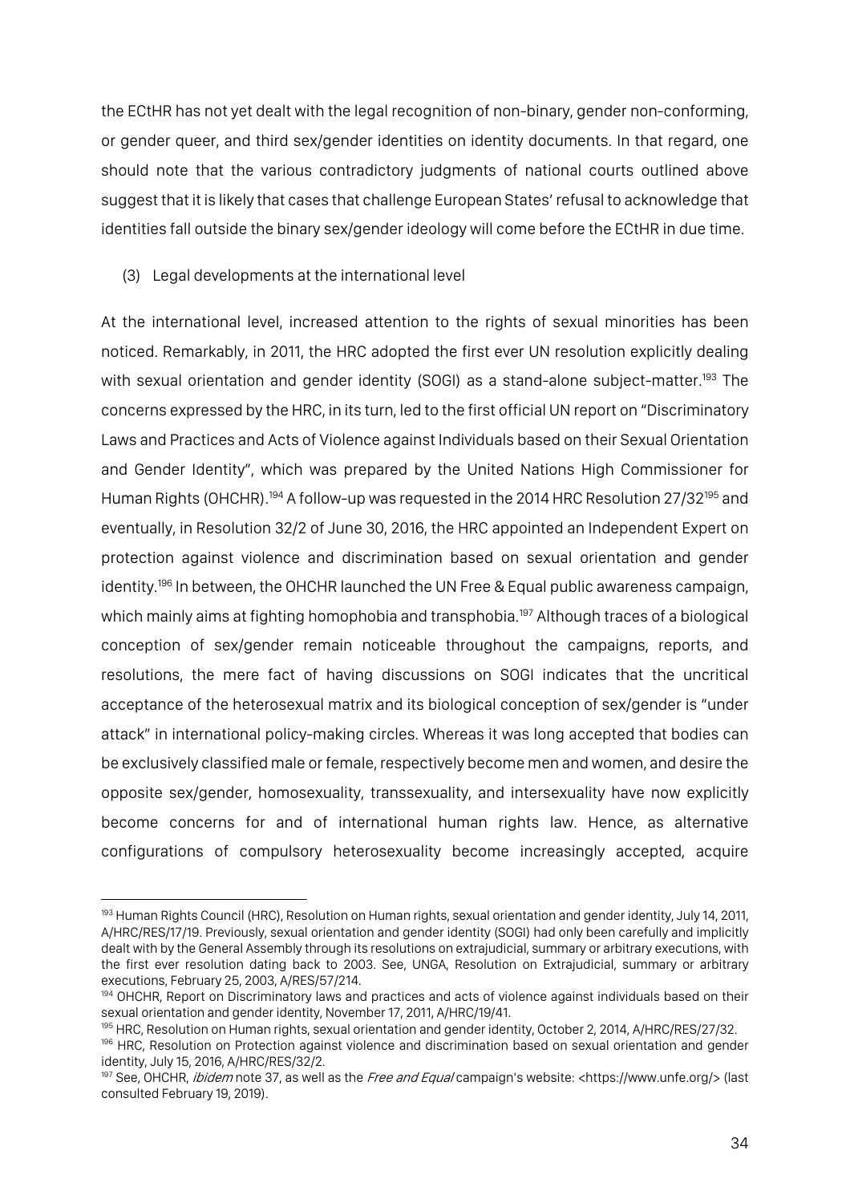the ECtHR has not yet dealt with the legal recognition of non-binary, gender non-conforming, or gender queer, and third sex/gender identities on identity documents. In that regard, one should note that the various contradictory judgments of national courts outlined above suggest that it is likely that cases that challenge European States' refusal to acknowledge that identities fall outside the binary sex/gender ideology will come before the ECtHR in due time.

### (3) Legal developments at the international level

At the international level, increased attention to the rights of sexual minorities has been noticed. Remarkably, in 2011, the HRC adopted the first ever UN resolution explicitly dealing with sexual orientation and gender identity (SOGI) as a stand-alone subject-matter.[193] The concerns expressed by the HRC, in its turn, led to the first official UN report on "Discriminatory Laws and Practices and Acts of Violence against Individuals based on their Sexual Orientation and Gender Identity", which was prepared by the United Nations High Commissioner for Human Rights (OHCHR).[194] A follow-up was requested in the 2014 HRC Resolution 27/32[195] and eventually, in Resolution 32/2 of June 30, 2016, the HRC appointed an Independent Expert on protection against violence and discrimination based on sexual orientation and gender identity.[196] In between, the OHCHR launched the UN Free & Equal public awareness campaign, which mainly aims at fighting homophobia and transphobia.[197] Although traces of a biological conception of sex/gender remain noticeable throughout the campaigns, reports, and resolutions, the mere fact of having discussions on SOGI indicates that the uncritical acceptance of the heterosexual matrix and its biological conception of sex/gender is "under attack" in international policy-making circles. Whereas it was long accepted that bodies can be exclusively classified male or female, respectively become men and women, and desire the opposite sex/gender, homosexuality, transsexuality, and intersexuality have now explicitly become concerns for and of international human rights law. Hence, as alternative configurations of compulsory heterosexuality become increasingly accepted, acquire

---

[193] Human Rights Council (HRC), Resolution on Human rights, sexual orientation and gender identity, July 14, 2011, A/HRC/RES/17/19. Previously, sexual orientation and gender identity (SOGI) had only been carefully and implicitly dealt with by the General Assembly through its resolutions on extrajudicial, summary or arbitrary executions, with the first ever resolution dating back to 2003. See, UNGA, Resolution on Extrajudicial, summary or arbitrary executions, February 25, 2003, A/RES/57/214.

[194] OHCHR, Report on Discriminatory laws and practices and acts of violence against individuals based on their sexual orientation and gender identity, November 17, 2011, A/HRC/19/41.

[195] HRC, Resolution on Human rights, sexual orientation and gender identity, October 2, 2014, A/HRC/RES/27/32.

[196] HRC, Resolution on Protection against violence and discrimination based on sexual orientation and gender identity, July 15, 2016, A/HRC/RES/32/2.

[197] See, OHCHR, *ibidem* note 37, as well as the *Free and Equal* campaign's website: <https://www.unfe.org/> (last consulted February 19, 2019).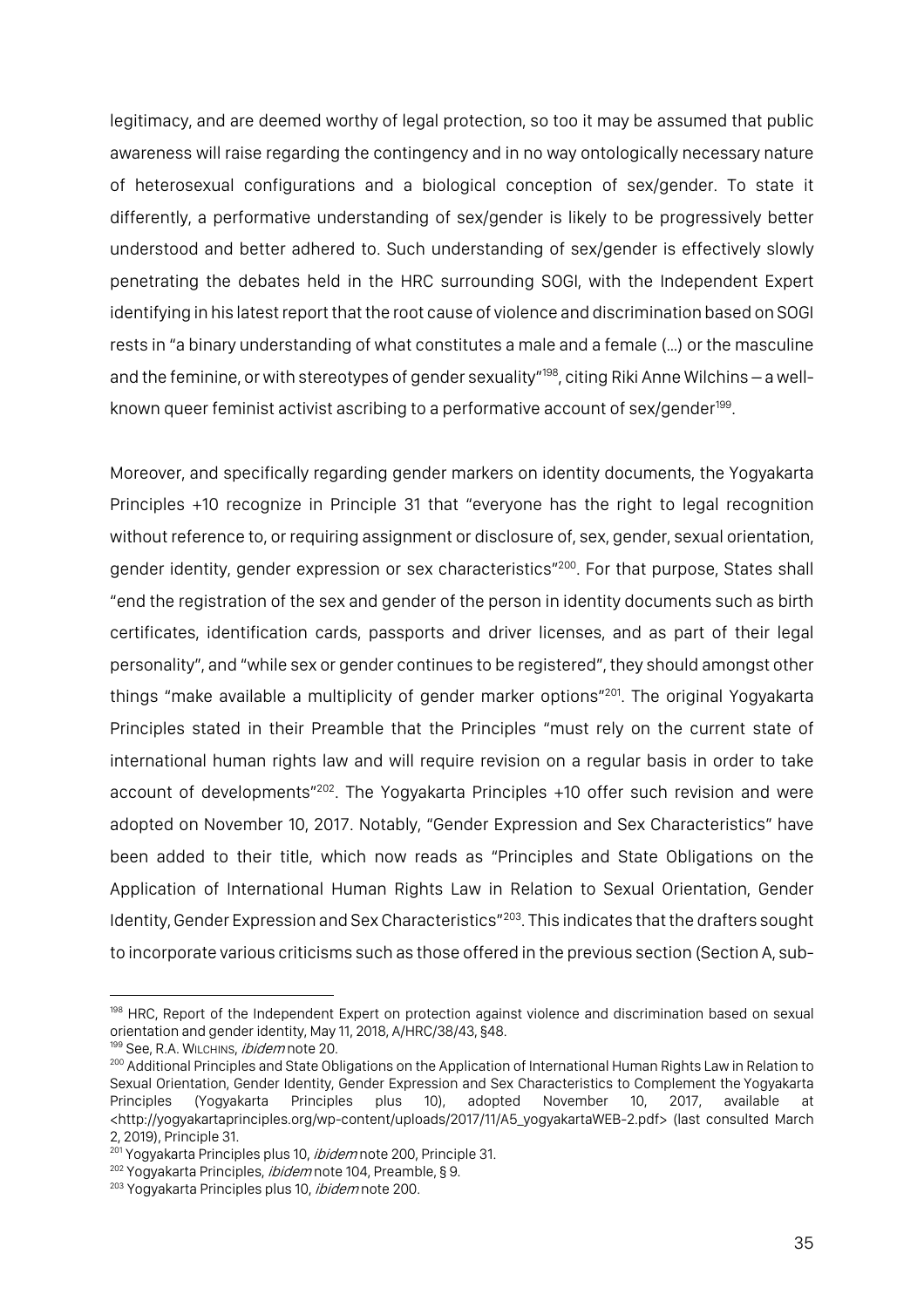legitimacy, and are deemed worthy of legal protection, so too it may be assumed that public awareness will raise regarding the contingency and in no way ontologically necessary nature of heterosexual configurations and a biological conception of sex/gender. To state it differently, a performative understanding of sex/gender is likely to be progressively better understood and better adhered to. Such understanding of sex/gender is effectively slowly penetrating the debates held in the HRC surrounding SOGI, with the Independent Expert identifying in his latest report that the root cause of violence and discrimination based on SOGI rests in "a binary understanding of what constitutes a male and a female (...) or the masculine and the feminine, or with stereotypes of gender sexuality"[198], citing Riki Anne Wilchins – a well-known queer feminist activist ascribing to a performative account of sex/gender[199].

Moreover, and specifically regarding gender markers on identity documents, the Yogyakarta Principles +10 recognize in Principle 31 that "everyone has the right to legal recognition without reference to, or requiring assignment or disclosure of, sex, gender, sexual orientation, gender identity, gender expression or sex characteristics"[200]. For that purpose, States shall "end the registration of the sex and gender of the person in identity documents such as birth certificates, identification cards, passports and driver licenses, and as part of their legal personality", and "while sex or gender continues to be registered", they should amongst other things "make available a multiplicity of gender marker options"[201]. The original Yogyakarta Principles stated in their Preamble that the Principles "must rely on the current state of international human rights law and will require revision on a regular basis in order to take account of developments"[202]. The Yogyakarta Principles +10 offer such revision and were adopted on November 10, 2017. Notably, "Gender Expression and Sex Characteristics" have been added to their title, which now reads as "Principles and State Obligations on the Application of International Human Rights Law in Relation to Sexual Orientation, Gender Identity, Gender Expression and Sex Characteristics"[203]. This indicates that the drafters sought to incorporate various criticisms such as those offered in the previous section (Section A, sub-

---

[198] HRC, Report of the Independent Expert on protection against violence and discrimination based on sexual orientation and gender identity, May 11, 2018, A/HRC/38/43, §48.

[199] See, R.A. WILCHINS, *ibidem* note 20.

[200] Additional Principles and State Obligations on the Application of International Human Rights Law in Relation to Sexual Orientation, Gender Identity, Gender Expression and Sex Characteristics to Complement the Yogyakarta Principles (Yogyakarta Principles plus 10), adopted November 10, 2017, available at <http://yogyakartaprinciples.org/wp-content/uploads/2017/11/A5_yogyakartaWEB-2.pdf> (last consulted March 2, 2019), Principle 31.

[201] Yogyakarta Principles plus 10, *ibidem* note 200, Principle 31.

[202] Yogyakarta Principles, *ibidem* note 104, Preamble, § 9.

[203] Yogyakarta Principles plus 10, *ibidem* note 200.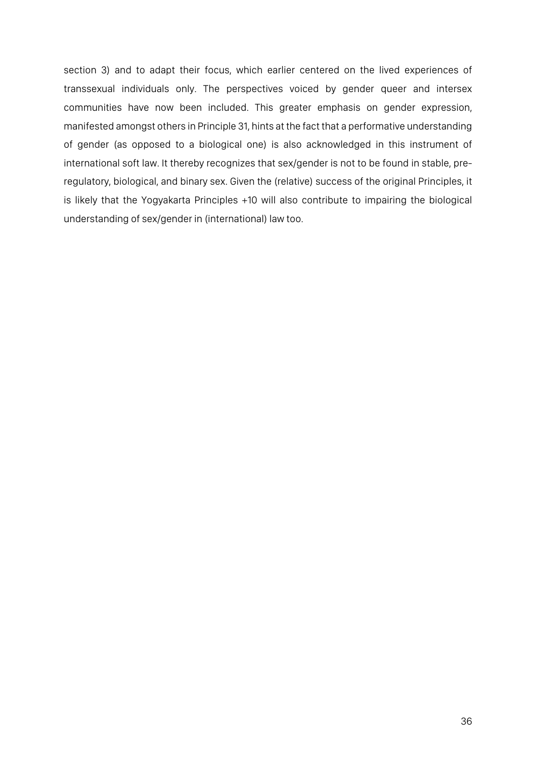section 3) and to adapt their focus, which earlier centered on the lived experiences of transsexual individuals only. The perspectives voiced by gender queer and intersex communities have now been included. This greater emphasis on gender expression, manifested amongst others in Principle 31, hints at the fact that a performative understanding of gender (as opposed to a biological one) is also acknowledged in this instrument of international soft law. It thereby recognizes that sex/gender is not to be found in stable, pre-regulatory, biological, and binary sex. Given the (relative) success of the original Principles, it is likely that the Yogyakarta Principles +10 will also contribute to impairing the biological understanding of sex/gender in (international) law too.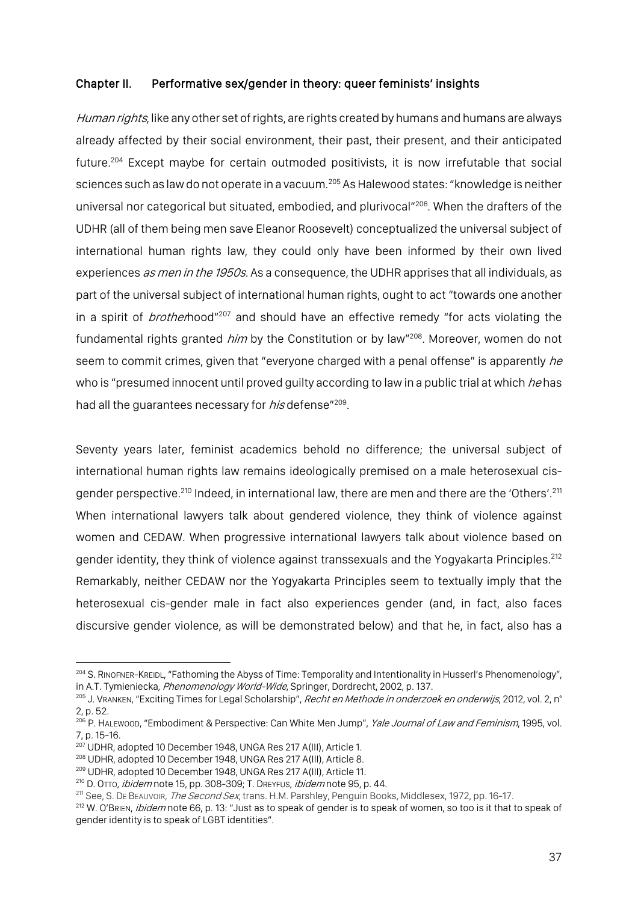### Chapter II. Performative sex/gender in theory: queer feminists' insights

*Human rights*, like any other set of rights, are rights created by humans and humans are always already affected by their social environment, their past, their present, and their anticipated future.[204] Except maybe for certain outmoded positivists, it is now irrefutable that social sciences such as law do not operate in a vacuum.[205] As Halewood states: "knowledge is neither universal nor categorical but situated, embodied, and plurivocal"[206]. When the drafters of the UDHR (all of them being men save Eleanor Roosevelt) conceptualized the universal subject of international human rights law, they could only have been informed by their own lived experiences *as men in the 1950s*. As a consequence, the UDHR apprises that all individuals, as part of the universal subject of international human rights, ought to act "towards one another in a spirit of *brother*hood"[207] and should have an effective remedy "for acts violating the fundamental rights granted *him* by the Constitution or by law"[208]. Moreover, women do not seem to commit crimes, given that "everyone charged with a penal offense" is apparently *he* who is "presumed innocent until proved guilty according to law in a public trial at which *he* has had all the guarantees necessary for *his* defense"[209].

Seventy years later, feminist academics behold no difference; the universal subject of international human rights law remains ideologically premised on a male heterosexual cis-gender perspective.[210] Indeed, in international law, there are men and there are the 'Others'.[211] When international lawyers talk about gendered violence, they think of violence against women and CEDAW. When progressive international lawyers talk about violence based on gender identity, they think of violence against transsexuals and the Yogyakarta Principles.[212] Remarkably, neither CEDAW nor the Yogyakarta Principles seem to textually imply that the heterosexual cis-gender male in fact also experiences gender (and, in fact, also faces discursive gender violence, as will be demonstrated below) and that he, in fact, also has a

---

[204] S. Rinofner-Kreidl, "Fathoming the Abyss of Time: Temporality and Intentionality in Husserl's Phenomenology", in A.T. Tymieniecka, *Phenomenology World-Wide*, Springer, Dordrecht, 2002, p. 137.

[205] J. Vranken, "Exciting Times for Legal Scholarship", *Recht en Methode in onderzoek en onderwijs*, 2012, vol. 2, n° 2, p. 52.

[206] P. Halewood, "Embodiment & Perspective: Can White Men Jump", *Yale Journal of Law and Feminism*, 1995, vol. 7, p. 15-16.

[207] UDHR, adopted 10 December 1948, UNGA Res 217 A(III), Article 1.

[208] UDHR, adopted 10 December 1948, UNGA Res 217 A(III), Article 8.

[209] UDHR, adopted 10 December 1948, UNGA Res 217 A(III), Article 11.

[210] D. Otto, *ibidem* note 15, pp. 308-309; T. Dreyfus, *ibidem* note 95, p. 44.

[211] See, S. De Beauvoir, *The Second Sex*, trans. H.M. Parshley, Penguin Books, Middlesex, 1972, pp. 16-17.

[212] W. O'Brien, *ibidem* note 66, p. 13: "Just as to speak of gender is to speak of women, so too is it that to speak of gender identity is to speak of LGBT identities".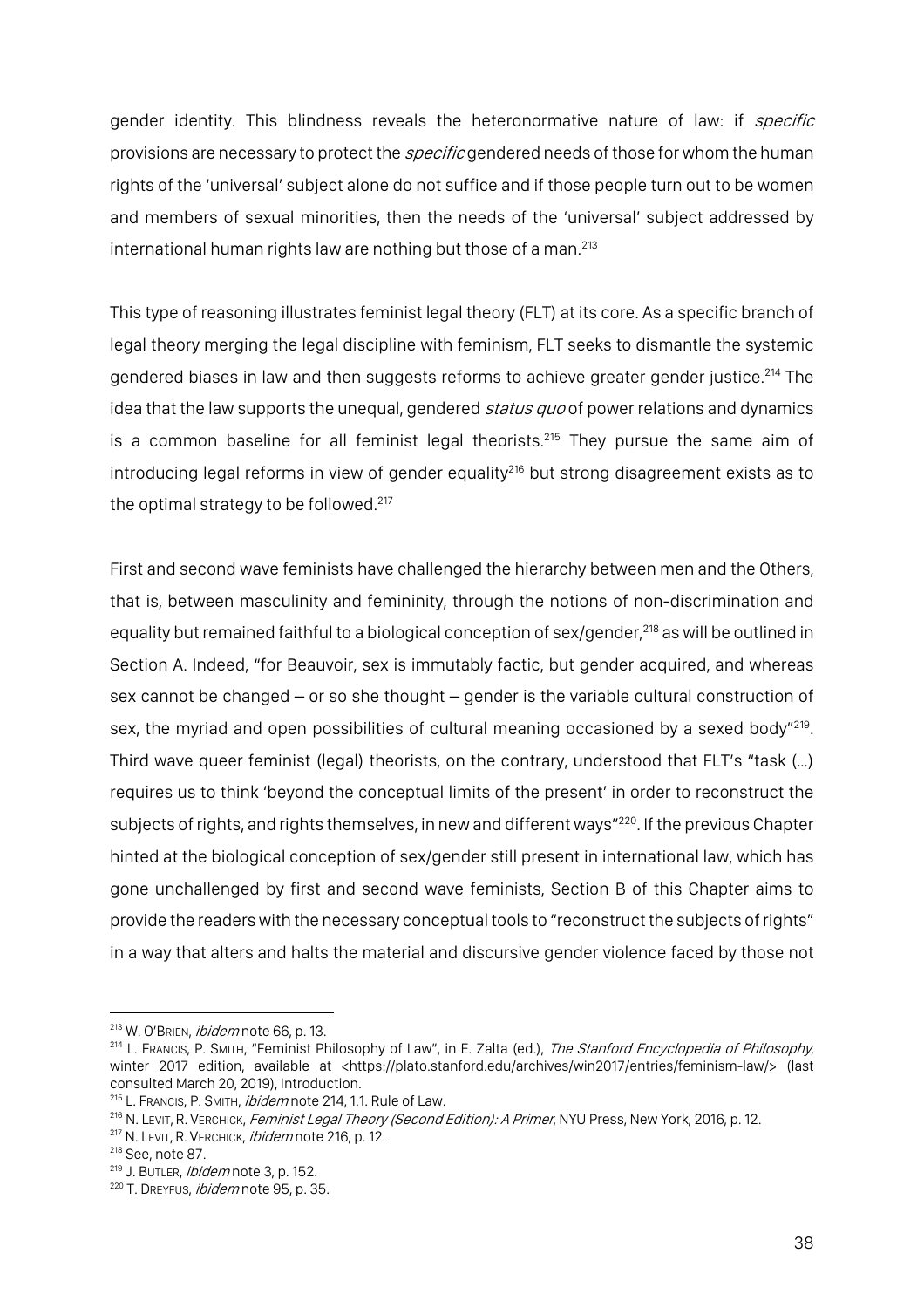gender identity. This blindness reveals the heteronormative nature of law: if *specific* provisions are necessary to protect the *specific* gendered needs of those for whom the human rights of the 'universal' subject alone do not suffice and if those people turn out to be women and members of sexual minorities, then the needs of the 'universal' subject addressed by international human rights law are nothing but those of a man.[213]

This type of reasoning illustrates feminist legal theory (FLT) at its core. As a specific branch of legal theory merging the legal discipline with feminism, FLT seeks to dismantle the systemic gendered biases in law and then suggests reforms to achieve greater gender justice.[214] The idea that the law supports the unequal, gendered *status quo* of power relations and dynamics is a common baseline for all feminist legal theorists.[215] They pursue the same aim of introducing legal reforms in view of gender equality[216] but strong disagreement exists as to the optimal strategy to be followed.[217]

First and second wave feminists have challenged the hierarchy between men and the Others, that is, between masculinity and femininity, through the notions of non-discrimination and equality but remained faithful to a biological conception of sex/gender,[218] as will be outlined in Section A. Indeed, "for Beauvoir, sex is immutably factic, but gender acquired, and whereas sex cannot be changed – or so she thought – gender is the variable cultural construction of sex, the myriad and open possibilities of cultural meaning occasioned by a sexed body"[219]. Third wave queer feminist (legal) theorists, on the contrary, understood that FLT's "task (…) requires us to think 'beyond the conceptual limits of the present' in order to reconstruct the subjects of rights, and rights themselves, in new and different ways"[220]. If the previous Chapter hinted at the biological conception of sex/gender still present in international law, which has gone unchallenged by first and second wave feminists, Section B of this Chapter aims to provide the readers with the necessary conceptual tools to "reconstruct the subjects of rights" in a way that alters and halts the material and discursive gender violence faced by those not

---

[213] W. O'Brien, *ibidem* note 66, p. 13.

[214] L. Francis, P. Smith, "Feminist Philosophy of Law", in E. Zalta (ed.), *The Stanford Encyclopedia of Philosophy*, winter 2017 edition, available at <https://plato.stanford.edu/archives/win2017/entries/feminism-law/> (last consulted March 20, 2019), Introduction.

[215] L. Francis, P. Smith, *ibidem* note 214, 1.1. Rule of Law.

[216] N. Levit, R. Verchick, *Feminist Legal Theory (Second Edition): A Primer*, NYU Press, New York, 2016, p. 12.

[217] N. Levit, R. Verchick, *ibidem* note 216, p. 12.

[218] See, note 87.

[219] J. Butler, *ibidem* note 3, p. 152.

[220] T. Dreyfus, *ibidem* note 95, p. 35.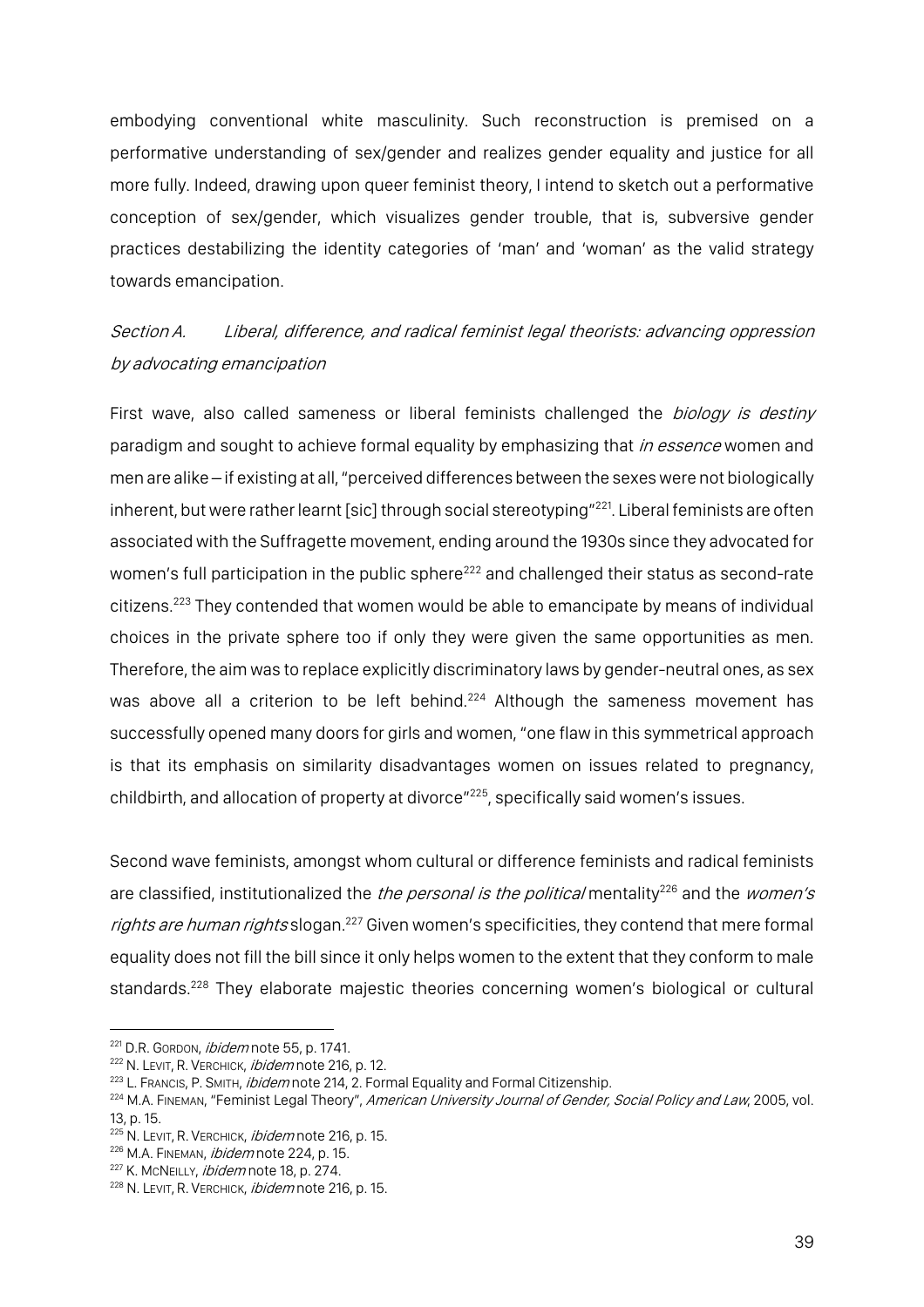embodying conventional white masculinity. Such reconstruction is premised on a performative understanding of sex/gender and realizes gender equality and justice for all more fully. Indeed, drawing upon queer feminist theory, I intend to sketch out a performative conception of sex/gender, which visualizes gender trouble, that is, subversive gender practices destabilizing the identity categories of 'man' and 'woman' as the valid strategy towards emancipation.

### *Section A. Liberal, difference, and radical feminist legal theorists: advancing oppression by advocating emancipation*

First wave, also called sameness or liberal feminists challenged the *biology is destiny* paradigm and sought to achieve formal equality by emphasizing that *in essence* women and men are alike—if existing at all, "perceived differences between the sexes were not biologically inherent, but were rather learnt [sic] through social stereotyping"[221]. Liberal feminists are often associated with the Suffragette movement, ending around the 1930s since they advocated for women's full participation in the public sphere[222] and challenged their status as second-rate citizens.[223] They contended that women would be able to emancipate by means of individual choices in the private sphere too if only they were given the same opportunities as men. Therefore, the aim was to replace explicitly discriminatory laws by gender-neutral ones, as sex was above all a criterion to be left behind.[224] Although the sameness movement has successfully opened many doors for girls and women, "one flaw in this symmetrical approach is that its emphasis on similarity disadvantages women on issues related to pregnancy, childbirth, and allocation of property at divorce"[225], specifically said women's issues.

Second wave feminists, amongst whom cultural or difference feminists and radical feminists are classified, institutionalized the *the personal is the political* mentality[226] and the *women's rights are human rights* slogan.[227] Given women's specificities, they contend that mere formal equality does not fill the bill since it only helps women to the extent that they conform to male standards.[228] They elaborate majestic theories concerning women's biological or cultural

---

[221] D.R. Gordon, *ibidem* note 55, p. 1741.

[222] N. Levit, R. Verchick, *ibidem* note 216, p. 12.

[223] L. Francis, P. Smith, *ibidem* note 214, 2. Formal Equality and Formal Citizenship.

[224] M.A. Fineman, "Feminist Legal Theory", *American University Journal of Gender, Social Policy and Law*, 2005, vol. 13, p. 15.

[225] N. Levit, R. Verchick, *ibidem* note 216, p. 15.

[226] M.A. Fineman, *ibidem* note 224, p. 15.

[227] K. McNeilly, *ibidem* note 18, p. 274.

[228] N. Levit, R. Verchick, *ibidem* note 216, p. 15.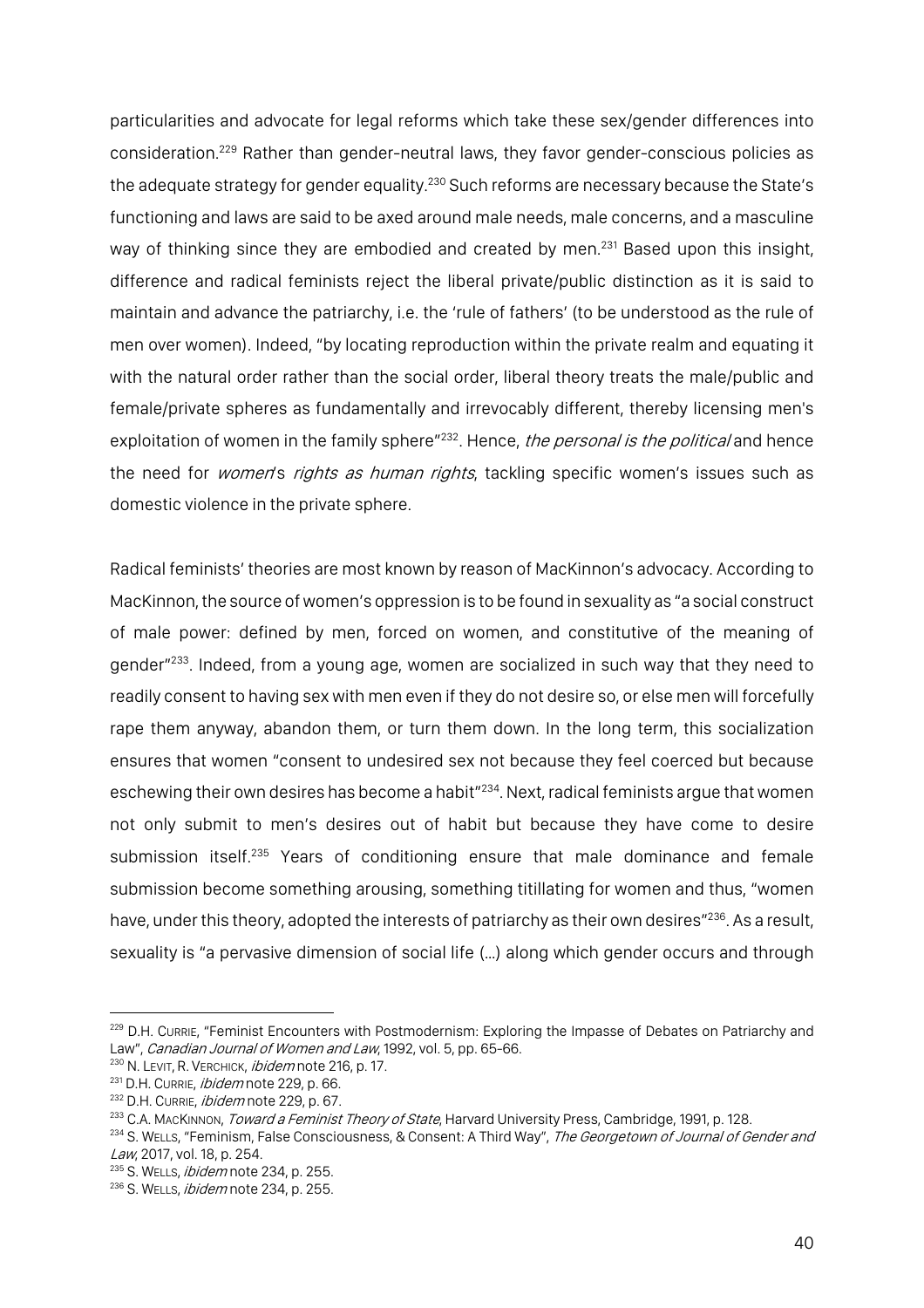particularities and advocate for legal reforms which take these sex/gender differences into consideration.[229] Rather than gender-neutral laws, they favor gender-conscious policies as the adequate strategy for gender equality.[230] Such reforms are necessary because the State's functioning and laws are said to be axed around male needs, male concerns, and a masculine way of thinking since they are embodied and created by men.[231] Based upon this insight, difference and radical feminists reject the liberal private/public distinction as it is said to maintain and advance the patriarchy, i.e. the 'rule of fathers' (to be understood as the rule of men over women). Indeed, "by locating reproduction within the private realm and equating it with the natural order rather than the social order, liberal theory treats the male/public and female/private spheres as fundamentally and irrevocably different, thereby licensing men's exploitation of women in the family sphere"[232]. Hence, *the personal is the political* and hence the need for *women*'s *rights as human rights*, tackling specific women's issues such as domestic violence in the private sphere.

Radical feminists' theories are most known by reason of MacKinnon's advocacy. According to MacKinnon, the source of women's oppression is to be found in sexuality as "a social construct of male power: defined by men, forced on women, and constitutive of the meaning of gender"[233]. Indeed, from a young age, women are socialized in such way that they need to readily consent to having sex with men even if they do not desire so, or else men will forcefully rape them anyway, abandon them, or turn them down. In the long term, this socialization ensures that women "consent to undesired sex not because they feel coerced but because eschewing their own desires has become a habit"[234]. Next, radical feminists argue that women not only submit to men's desires out of habit but because they have come to desire submission itself.[235] Years of conditioning ensure that male dominance and female submission become something arousing, something titillating for women and thus, "women have, under this theory, adopted the interests of patriarchy as their own desires"[236]. As a result, sexuality is "a pervasive dimension of social life (…) along which gender occurs and through

---

[229] D.H. Currie, "Feminist Encounters with Postmodernism: Exploring the Impasse of Debates on Patriarchy and Law", *Canadian Journal of Women and Law*, 1992, vol. 5, pp. 65-66.

[230] N. Levit, R. Verchick, *ibidem* note 216, p. 17.

[231] D.H. Currie, *ibidem* note 229, p. 66.

[232] D.H. Currie, *ibidem* note 229, p. 67.

[233] C.A. MacKinnon, *Toward a Feminist Theory of State*, Harvard University Press, Cambridge, 1991, p. 128.

[234] S. Wells, "Feminism, False Consciousness, & Consent: A Third Way", *The Georgetown of Journal of Gender and Law*, 2017, vol. 18, p. 254.

[235] S. Wells, *ibidem* note 234, p. 255.

[236] S. Wells, *ibidem* note 234, p. 255.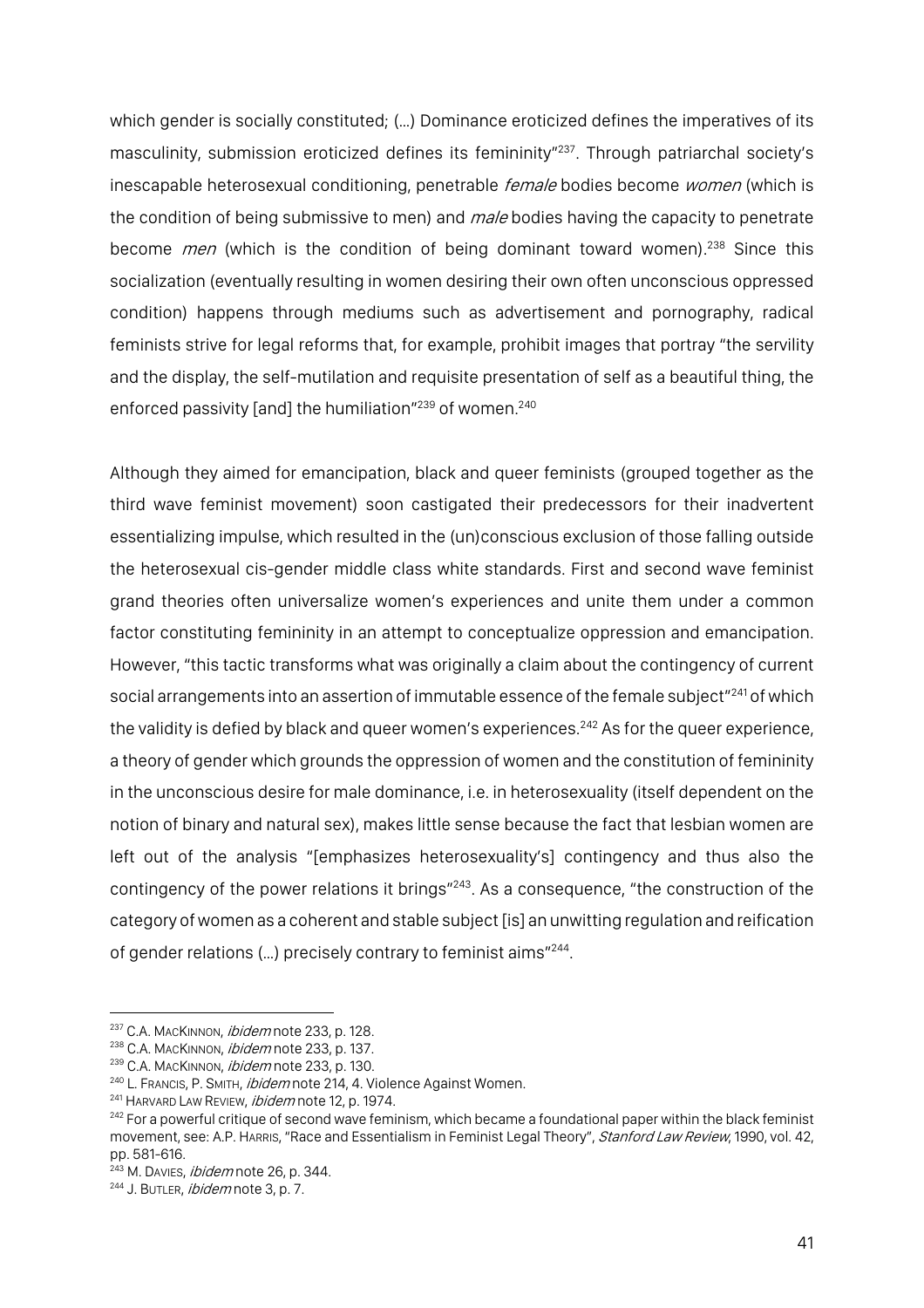which gender is socially constituted; (…) Dominance eroticized defines the imperatives of its masculinity, submission eroticized defines its femininity"[237]. Through patriarchal society's inescapable heterosexual conditioning, penetrable *female* bodies become *women* (which is the condition of being submissive to men) and *male* bodies having the capacity to penetrate become *men* (which is the condition of being dominant toward women).[238] Since this socialization (eventually resulting in women desiring their own often unconscious oppressed condition) happens through mediums such as advertisement and pornography, radical feminists strive for legal reforms that, for example, prohibit images that portray "the servility and the display, the self-mutilation and requisite presentation of self as a beautiful thing, the enforced passivity [and] the humiliation"[239] of women.[240]

Although they aimed for emancipation, black and queer feminists (grouped together as the third wave feminist movement) soon castigated their predecessors for their inadvertent essentializing impulse, which resulted in the (un)conscious exclusion of those falling outside the heterosexual cis-gender middle class white standards. First and second wave feminist grand theories often universalize women's experiences and unite them under a common factor constituting femininity in an attempt to conceptualize oppression and emancipation. However, "this tactic transforms what was originally a claim about the contingency of current social arrangements into an assertion of immutable essence of the female subject"[241] of which the validity is defied by black and queer women's experiences.[242] As for the queer experience, a theory of gender which grounds the oppression of women and the constitution of femininity in the unconscious desire for male dominance, i.e. in heterosexuality (itself dependent on the notion of binary and natural sex), makes little sense because the fact that lesbian women are left out of the analysis "[emphasizes heterosexuality's] contingency and thus also the contingency of the power relations it brings"[243]. As a consequence, "the construction of the category of women as a coherent and stable subject [is] an unwitting regulation and reification of gender relations (…) precisely contrary to feminist aims"[244].

---

[237] C.A. MacKinnon, *ibidem* note 233, p. 128.

[238] C.A. MacKinnon, *ibidem* note 233, p. 137.

[239] C.A. MacKinnon, *ibidem* note 233, p. 130.

[240] L. Francis, P. Smith, *ibidem* note 214, 4. Violence Against Women.

[241] Harvard Law Review, *ibidem* note 12, p. 1974.

[242] For a powerful critique of second wave feminism, which became a foundational paper within the black feminist movement, see: A.P. Harris, "Race and Essentialism in Feminist Legal Theory", *Stanford Law Review*, 1990, vol. 42, pp. 581-616.

[243] M. Davies, *ibidem* note 26, p. 344.

[244] J. Butler, *ibidem* note 3, p. 7.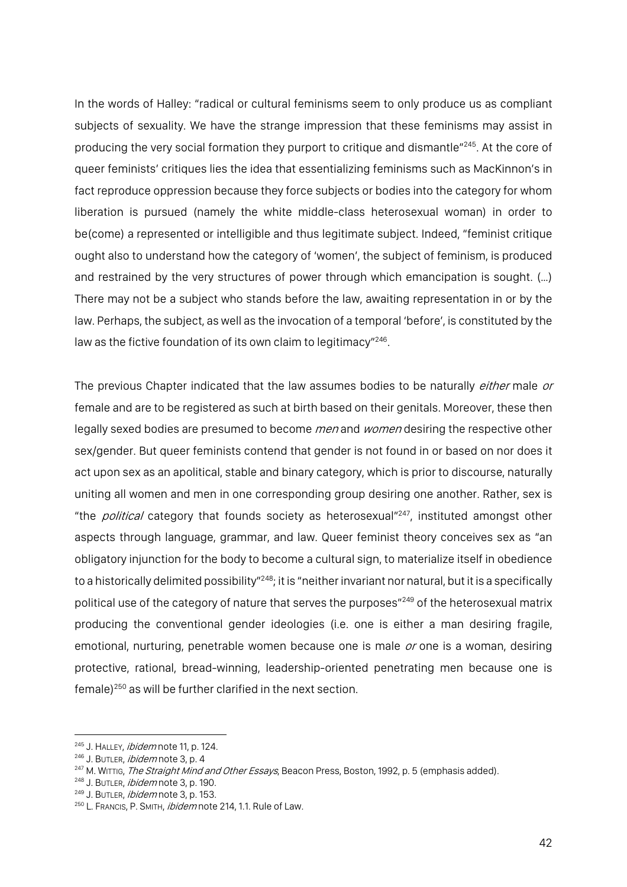In the words of Halley: "radical or cultural feminisms seem to only produce us as compliant subjects of sexuality. We have the strange impression that these feminisms may assist in producing the very social formation they purport to critique and dismantle"[245]. At the core of queer feminists' critiques lies the idea that essentializing feminisms such as MacKinnon's in fact reproduce oppression because they force subjects or bodies into the category for whom liberation is pursued (namely the white middle-class heterosexual woman) in order to be(come) a represented or intelligible and thus legitimate subject. Indeed, "feminist critique ought also to understand how the category of 'women', the subject of feminism, is produced and restrained by the very structures of power through which emancipation is sought. (…) There may not be a subject who stands before the law, awaiting representation in or by the law. Perhaps, the subject, as well as the invocation of a temporal 'before', is constituted by the law as the fictive foundation of its own claim to legitimacy"[246].

The previous Chapter indicated that the law assumes bodies to be naturally *either* male *or* female and are to be registered as such at birth based on their genitals. Moreover, these then legally sexed bodies are presumed to become *men* and *women* desiring the respective other sex/gender. But queer feminists contend that gender is not found in or based on nor does it act upon sex as an apolitical, stable and binary category, which is prior to discourse, naturally uniting all women and men in one corresponding group desiring one another. Rather, sex is "the *political* category that founds society as heterosexual"[247], instituted amongst other aspects through language, grammar, and law. Queer feminist theory conceives sex as "an obligatory injunction for the body to become a cultural sign, to materialize itself in obedience to a historically delimited possibility"[248]; it is "neither invariant nor natural, but it is a specifically political use of the category of nature that serves the purposes"[249] of the heterosexual matrix producing the conventional gender ideologies (i.e. one is either a man desiring fragile, emotional, nurturing, penetrable women because one is male *or* one is a woman, desiring protective, rational, bread-winning, leadership-oriented penetrating men because one is female)[250] as will be further clarified in the next section.

---

[245] J. Halley, *ibidem* note 11, p. 124.
[246] J. Butler, *ibidem* note 3, p. 4
[247] M. Wittig, *The Straight Mind and Other Essays*, Beacon Press, Boston, 1992, p. 5 (emphasis added).
[248] J. Butler, *ibidem* note 3, p. 190.
[249] J. Butler, *ibidem* note 3, p. 153.
[250] L. Francis, P. Smith, *ibidem* note 214, 1.1. Rule of Law.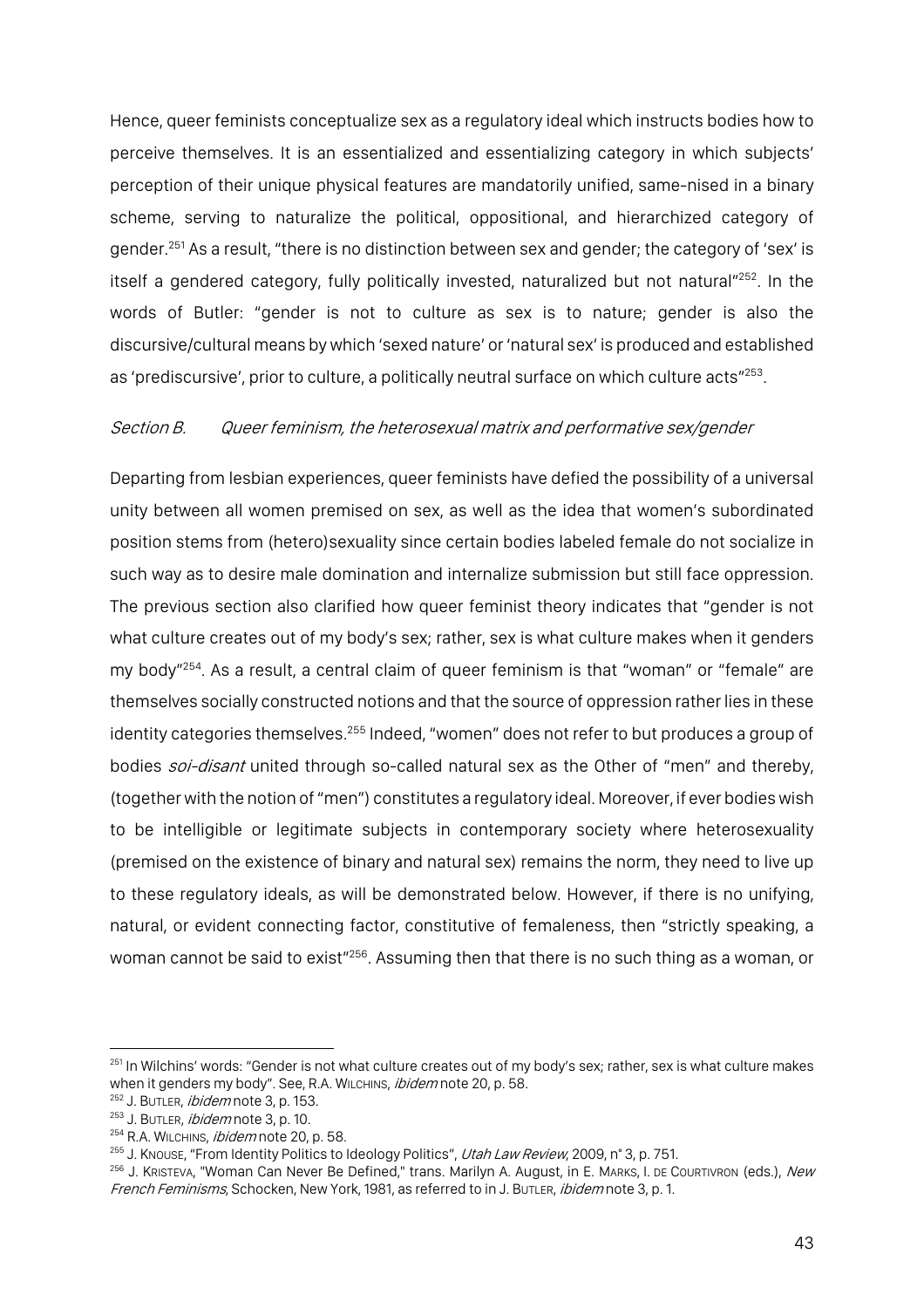Hence, queer feminists conceptualize sex as a regulatory ideal which instructs bodies how to perceive themselves. It is an essentialized and essentializing category in which subjects' perception of their unique physical features are mandatorily unified, same-nised in a binary scheme, serving to naturalize the political, oppositional, and hierarchized category of gender.[251] As a result, "there is no distinction between sex and gender; the category of 'sex' is itself a gendered category, fully politically invested, naturalized but not natural"[252]. In the words of Butler: "gender is not to culture as sex is to nature; gender is also the discursive/cultural means by which 'sexed nature' or 'natural sex' is produced and established as 'prediscursive', prior to culture, a politically neutral surface on which culture acts"[253].

### *Section B. Queer feminism, the heterosexual matrix and performative sex/gender*

Departing from lesbian experiences, queer feminists have defied the possibility of a universal unity between all women premised on sex, as well as the idea that women's subordinated position stems from (hetero)sexuality since certain bodies labeled female do not socialize in such way as to desire male domination and internalize submission but still face oppression. The previous section also clarified how queer feminist theory indicates that "gender is not what culture creates out of my body's sex; rather, sex is what culture makes when it genders my body"[254]. As a result, a central claim of queer feminism is that "woman" or "female" are themselves socially constructed notions and that the source of oppression rather lies in these identity categories themselves.[255] Indeed, "women" does not refer to but produces a group of bodies *soi-disant* united through so-called natural sex as the Other of "men" and thereby, (together with the notion of "men") constitutes a regulatory ideal. Moreover, if ever bodies wish to be intelligible or legitimate subjects in contemporary society where heterosexuality (premised on the existence of binary and natural sex) remains the norm, they need to live up to these regulatory ideals, as will be demonstrated below. However, if there is no unifying, natural, or evident connecting factor, constitutive of femaleness, then "strictly speaking, a woman cannot be said to exist"[256]. Assuming then that there is no such thing as a woman, or

---

[251] In Wilchins' words: "Gender is not what culture creates out of my body's sex; rather, sex is what culture makes when it genders my body". See, R.A. Wilchins, *ibidem* note 20, p. 58.

[252] J. Butler, *ibidem* note 3, p. 153.

[253] J. Butler, *ibidem* note 3, p. 10.

[254] R.A. Wilchins, *ibidem* note 20, p. 58.

[255] J. Knouse, "From Identity Politics to Ideology Politics", *Utah Law Review*, 2009, n° 3, p. 751.

[256] J. Kristeva, "Woman Can Never Be Defined," trans. Marilyn A. August, in E. Marks, I. de Courtivron (eds.), *New French Feminisms*, Schocken, New York, 1981, as referred to in J. Butler, *ibidem* note 3, p. 1.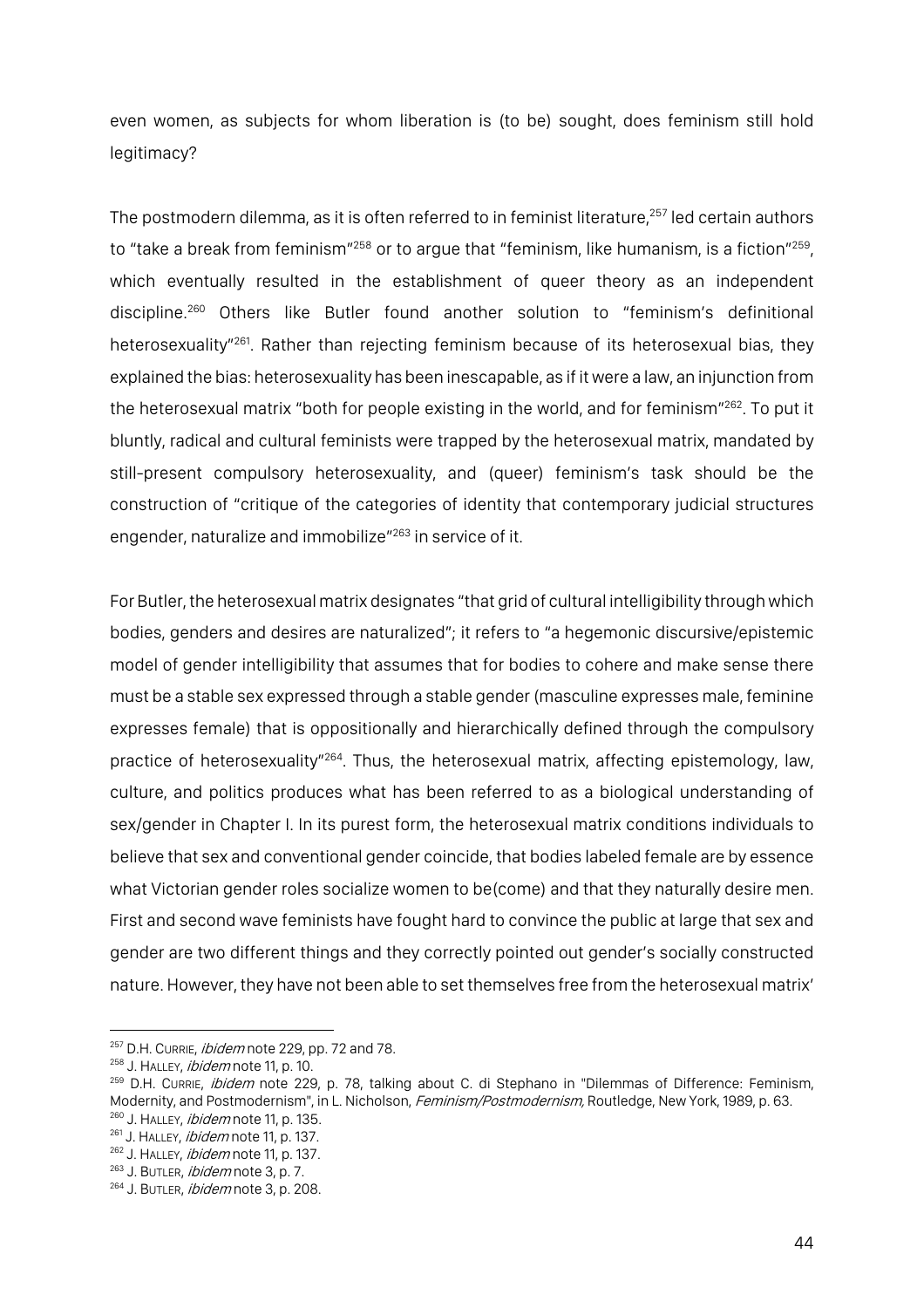even women, as subjects for whom liberation is (to be) sought, does feminism still hold legitimacy?

The postmodern dilemma, as it is often referred to in feminist literature,[257] led certain authors to "take a break from feminism"[258] or to argue that "feminism, like humanism, is a fiction"[259], which eventually resulted in the establishment of queer theory as an independent discipline.[260] Others like Butler found another solution to "feminism's definitional heterosexuality"[261]. Rather than rejecting feminism because of its heterosexual bias, they explained the bias: heterosexuality has been inescapable, as if it were a law, an injunction from the heterosexual matrix "both for people existing in the world, and for feminism"[262]. To put it bluntly, radical and cultural feminists were trapped by the heterosexual matrix, mandated by still-present compulsory heterosexuality, and (queer) feminism's task should be the construction of "critique of the categories of identity that contemporary judicial structures engender, naturalize and immobilize"[263] in service of it.

For Butler, the heterosexual matrix designates "that grid of cultural intelligibility through which bodies, genders and desires are naturalized"; it refers to "a hegemonic discursive/epistemic model of gender intelligibility that assumes that for bodies to cohere and make sense there must be a stable sex expressed through a stable gender (masculine expresses male, feminine expresses female) that is oppositionally and hierarchically defined through the compulsory practice of heterosexuality"[264]. Thus, the heterosexual matrix, affecting epistemology, law, culture, and politics produces what has been referred to as a biological understanding of sex/gender in Chapter I. In its purest form, the heterosexual matrix conditions individuals to believe that sex and conventional gender coincide, that bodies labeled female are by essence what Victorian gender roles socialize women to be(come) and that they naturally desire men. First and second wave feminists have fought hard to convince the public at large that sex and gender are two different things and they correctly pointed out gender's socially constructed nature. However, they have not been able to set themselves free from the heterosexual matrix'

---

[257] D.H. Currie, *ibidem* note 229, pp. 72 and 78.

[258] J. Halley, *ibidem* note 11, p. 10.

[259] D.H. Currie, *ibidem* note 229, p. 78, talking about C. di Stephano in "Dilemmas of Difference: Feminism, Modernity, and Postmodernism", in L. Nicholson, *Feminism/Postmodernism,* Routledge, New York, 1989, p. 63.

[260] J. Halley, *ibidem* note 11, p. 135.

[261] J. Halley, *ibidem* note 11, p. 137.

[262] J. Halley, *ibidem* note 11, p. 137.

[263] J. Butler, *ibidem* note 3, p. 7.

[264] J. Butler, *ibidem* note 3, p. 208.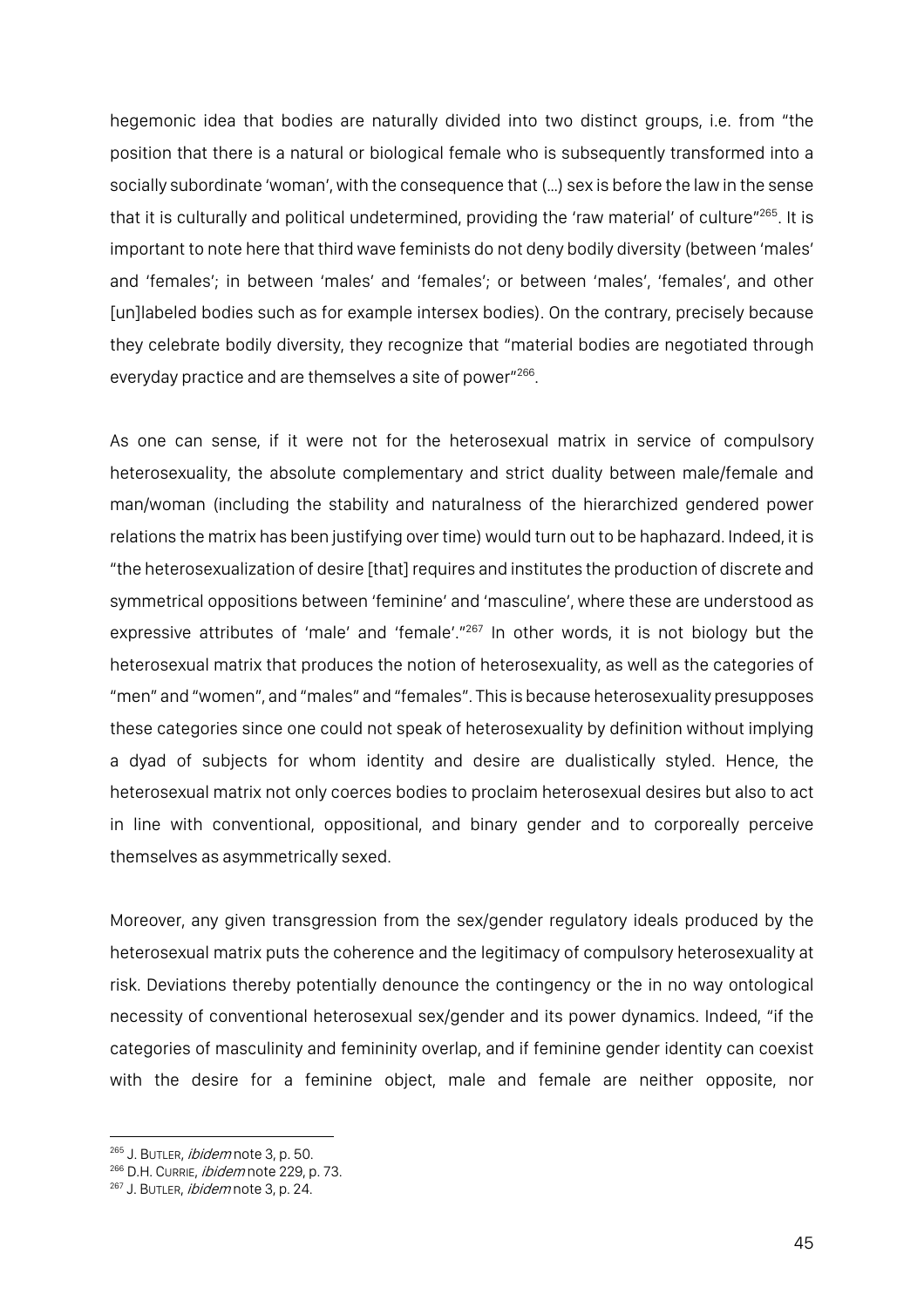hegemonic idea that bodies are naturally divided into two distinct groups, i.e. from "the position that there is a natural or biological female who is subsequently transformed into a socially subordinate 'woman', with the consequence that (…) sex is before the law in the sense that it is culturally and political undetermined, providing the 'raw material' of culture"[265]. It is important to note here that third wave feminists do not deny bodily diversity (between 'males' and 'females'; in between 'males' and 'females'; or between 'males', 'females', and other [un]labeled bodies such as for example intersex bodies). On the contrary, precisely because they celebrate bodily diversity, they recognize that "material bodies are negotiated through everyday practice and are themselves a site of power"[266].

As one can sense, if it were not for the heterosexual matrix in service of compulsory heterosexuality, the absolute complementary and strict duality between male/female and man/woman (including the stability and naturalness of the hierarchized gendered power relations the matrix has been justifying over time) would turn out to be haphazard. Indeed, it is "the heterosexualization of desire [that] requires and institutes the production of discrete and symmetrical oppositions between 'feminine' and 'masculine', where these are understood as expressive attributes of 'male' and 'female'."[267] In other words, it is not biology but the heterosexual matrix that produces the notion of heterosexuality, as well as the categories of "men" and "women", and "males" and "females". This is because heterosexuality presupposes these categories since one could not speak of heterosexuality by definition without implying a dyad of subjects for whom identity and desire are dualistically styled. Hence, the heterosexual matrix not only coerces bodies to proclaim heterosexual desires but also to act in line with conventional, oppositional, and binary gender and to corporeally perceive themselves as asymmetrically sexed.

Moreover, any given transgression from the sex/gender regulatory ideals produced by the heterosexual matrix puts the coherence and the legitimacy of compulsory heterosexuality at risk. Deviations thereby potentially denounce the contingency or the in no way ontological necessity of conventional heterosexual sex/gender and its power dynamics. Indeed, "if the categories of masculinity and femininity overlap, and if feminine gender identity can coexist with the desire for a feminine object, male and female are neither opposite, nor

---

[265] J. Butler, *ibidem* note 3, p. 50.
[266] D.H. Currie, *ibidem* note 229, p. 73.
[267] J. Butler, *ibidem* note 3, p. 24.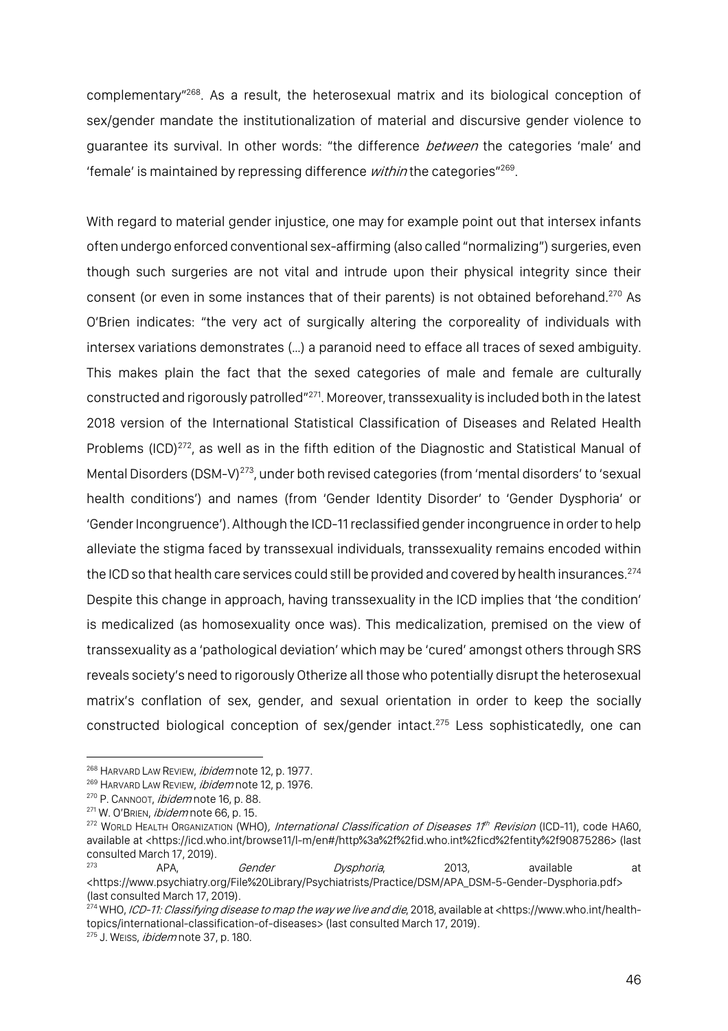complementary"[268]. As a result, the heterosexual matrix and its biological conception of sex/gender mandate the institutionalization of material and discursive gender violence to guarantee its survival. In other words: "the difference *between* the categories 'male' and 'female' is maintained by repressing difference *within* the categories"[269].

With regard to material gender injustice, one may for example point out that intersex infants often undergo enforced conventional sex-affirming (also called "normalizing") surgeries, even though such surgeries are not vital and intrude upon their physical integrity since their consent (or even in some instances that of their parents) is not obtained beforehand.[270] As O'Brien indicates: "the very act of surgically altering the corporeality of individuals with intersex variations demonstrates (…) a paranoid need to efface all traces of sexed ambiguity. This makes plain the fact that the sexed categories of male and female are culturally constructed and rigorously patrolled"[271]. Moreover, transsexuality is included both in the latest 2018 version of the International Statistical Classification of Diseases and Related Health Problems (ICD)[272], as well as in the fifth edition of the Diagnostic and Statistical Manual of Mental Disorders (DSM-V)[273], under both revised categories (from 'mental disorders' to 'sexual health conditions') and names (from 'Gender Identity Disorder' to 'Gender Dysphoria' or 'Gender Incongruence'). Although the ICD-11 reclassified gender incongruence in order to help alleviate the stigma faced by transsexual individuals, transsexuality remains encoded within the ICD so that health care services could still be provided and covered by health insurances.[274] Despite this change in approach, having transsexuality in the ICD implies that 'the condition' is medicalized (as homosexuality once was). This medicalization, premised on the view of transsexuality as a 'pathological deviation' which may be 'cured' amongst others through SRS reveals society's need to rigorously Otherize all those who potentially disrupt the heterosexual matrix's conflation of sex, gender, and sexual orientation in order to keep the socially constructed biological conception of sex/gender intact.[275] Less sophisticatedly, one can

---

[268] Harvard Law Review, *ibidem* note 12, p. 1977.

[269] Harvard Law Review, *ibidem* note 12, p. 1976.

[270] P. Cannoot, *ibidem* note 16, p. 88.

[271] W. O'Brien, *ibidem* note 66, p. 15.

[272] World Health Organization (WHO), *International Classification of Diseases 11th Revision* (ICD-11), code HA60, available at <https://icd.who.int/browse11/l-m/en#/http%3a%2f%2fid.who.int%2ficd%2fentity%2f90875286> (last consulted March 17, 2019).

[273] APA, *Gender Dysphoria*, 2013, available at <https://www.psychiatry.org/File%20Library/Psychiatrists/Practice/DSM/APA_DSM-5-Gender-Dysphoria.pdf> (last consulted March 17, 2019).

[274] WHO, *ICD-11: Classifying disease to map the way we live and die*, 2018, available at <https://www.who.int/health-topics/international-classification-of-diseases> (last consulted March 17, 2019).

[275] J. Weiss, *ibidem* note 37, p. 180.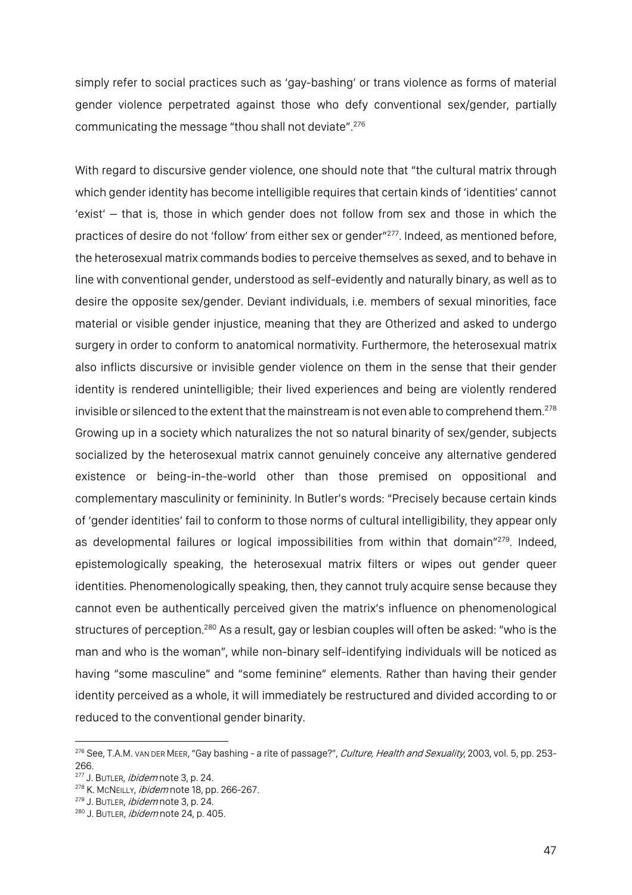simply refer to social practices such as 'gay-bashing' or trans violence as forms of material gender violence perpetrated against those who defy conventional sex/gender, partially communicating the message "thou shall not deviate".[276]

With regard to discursive gender violence, one should note that "the cultural matrix through which gender identity has become intelligible requires that certain kinds of 'identities' cannot 'exist' – that is, those in which gender does not follow from sex and those in which the practices of desire do not 'follow' from either sex or gender"[277]. Indeed, as mentioned before, the heterosexual matrix commands bodies to perceive themselves as sexed, and to behave in line with conventional gender, understood as self-evidently and naturally binary, as well as to desire the opposite sex/gender. Deviant individuals, i.e. members of sexual minorities, face material or visible gender injustice, meaning that they are Otherized and asked to undergo surgery in order to conform to anatomical normativity. Furthermore, the heterosexual matrix also inflicts discursive or invisible gender violence on them in the sense that their gender identity is rendered unintelligible; their lived experiences and being are violently rendered invisible or silenced to the extent that the mainstream is not even able to comprehend them.[278] Growing up in a society which naturalizes the not so natural binarity of sex/gender, subjects socialized by the heterosexual matrix cannot genuinely conceive any alternative gendered existence or being-in-the-world other than those premised on oppositional and complementary masculinity or femininity. In Butler's words: "Precisely because certain kinds of 'gender identities' fail to conform to those norms of cultural intelligibility, they appear only as developmental failures or logical impossibilities from within that domain"[279]. Indeed, epistemologically speaking, the heterosexual matrix filters or wipes out gender queer identities. Phenomenologically speaking, then, they cannot truly acquire sense because they cannot even be authentically perceived given the matrix's influence on phenomenological structures of perception.[280] As a result, gay or lesbian couples will often be asked: "who is the man and who is the woman", while non-binary self-identifying individuals will be noticed as having "some masculine" and "some feminine" elements. Rather than having their gender identity perceived as a whole, it will immediately be restructured and divided according to or reduced to the conventional gender binarity.

---

[276] See, T.A.M. van der Meer, "Gay bashing - a rite of passage?", *Culture, Health and Sexuality*, 2003, vol. 5, pp. 253-266.

[277] J. Butler, *ibidem* note 3, p. 24.

[278] K. McNeilly, *ibidem* note 18, pp. 266-267.

[279] J. Butler, *ibidem* note 3, p. 24.

[280] J. Butler, *ibidem* note 24, p. 405.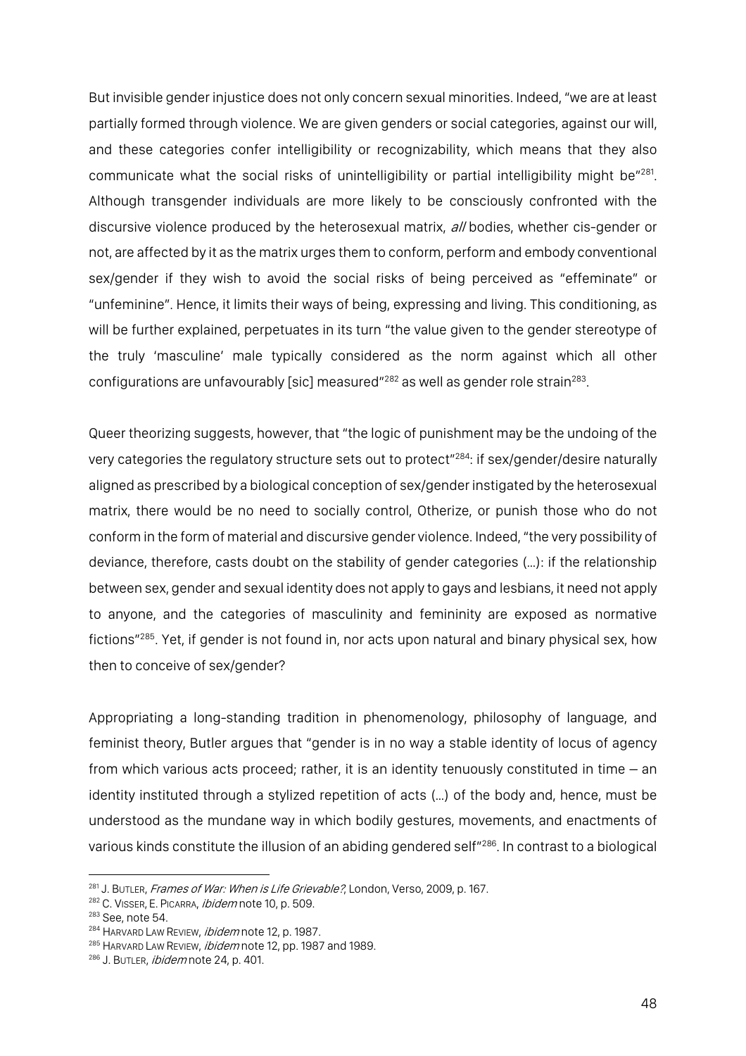But invisible gender injustice does not only concern sexual minorities. Indeed, "we are at least partially formed through violence. We are given genders or social categories, against our will, and these categories confer intelligibility or recognizability, which means that they also communicate what the social risks of unintelligibility or partial intelligibility might be"[281]. Although transgender individuals are more likely to be consciously confronted with the discursive violence produced by the heterosexual matrix, *all* bodies, whether cis-gender or not, are affected by it as the matrix urges them to conform, perform and embody conventional sex/gender if they wish to avoid the social risks of being perceived as "effeminate" or "unfeminine". Hence, it limits their ways of being, expressing and living. This conditioning, as will be further explained, perpetuates in its turn "the value given to the gender stereotype of the truly 'masculine' male typically considered as the norm against which all other configurations are unfavourably [sic] measured"[282] as well as gender role strain[283].

Queer theorizing suggests, however, that "the logic of punishment may be the undoing of the very categories the regulatory structure sets out to protect"[284]: if sex/gender/desire naturally aligned as prescribed by a biological conception of sex/gender instigated by the heterosexual matrix, there would be no need to socially control, Otherize, or punish those who do not conform in the form of material and discursive gender violence. Indeed, "the very possibility of deviance, therefore, casts doubt on the stability of gender categories (…): if the relationship between sex, gender and sexual identity does not apply to gays and lesbians, it need not apply to anyone, and the categories of masculinity and femininity are exposed as normative fictions"[285]. Yet, if gender is not found in, nor acts upon natural and binary physical sex, how then to conceive of sex/gender?

Appropriating a long-standing tradition in phenomenology, philosophy of language, and feminist theory, Butler argues that "gender is in no way a stable identity of locus of agency from which various acts proceed; rather, it is an identity tenuously constituted in time – an identity instituted through a stylized repetition of acts (…) of the body and, hence, must be understood as the mundane way in which bodily gestures, movements, and enactments of various kinds constitute the illusion of an abiding gendered self"[286]. In contrast to a biological

---

[281] J. Butler, *Frames of War: When is Life Grievable?*, London, Verso, 2009, p. 167.

[282] C. Visser, E. Picarra, *ibidem* note 10, p. 509.

[283] See, note 54.

[284] Harvard Law Review, *ibidem* note 12, p. 1987.

[285] Harvard Law Review, *ibidem* note 12, pp. 1987 and 1989.

[286] J. Butler, *ibidem* note 24, p. 401.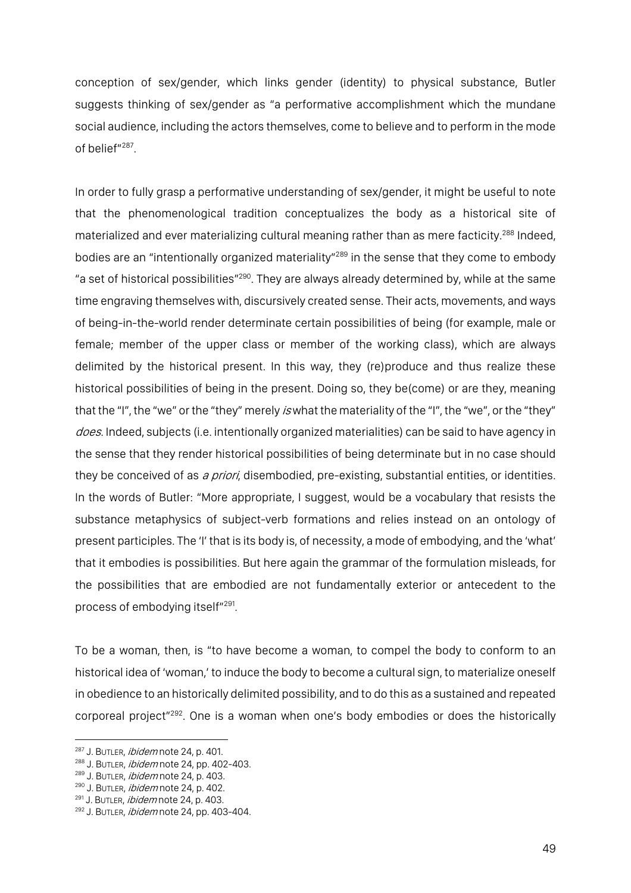conception of sex/gender, which links gender (identity) to physical substance, Butler suggests thinking of sex/gender as "a performative accomplishment which the mundane social audience, including the actors themselves, come to believe and to perform in the mode of belief"[287].

In order to fully grasp a performative understanding of sex/gender, it might be useful to note that the phenomenological tradition conceptualizes the body as a historical site of materialized and ever materializing cultural meaning rather than as mere facticity.[288] Indeed, bodies are an "intentionally organized materiality"[289] in the sense that they come to embody "a set of historical possibilities"[290]. They are always already determined by, while at the same time engraving themselves with, discursively created sense. Their acts, movements, and ways of being-in-the-world render determinate certain possibilities of being (for example, male or female; member of the upper class or member of the working class), which are always delimited by the historical present. In this way, they (re)produce and thus realize these historical possibilities of being in the present. Doing so, they be(come) or are they, meaning that the "I", the "we" or the "they" merely *is* what the materiality of the "I", the "we", or the "they" *does*. Indeed, subjects (i.e. intentionally organized materialities) can be said to have agency in the sense that they render historical possibilities of being determinate but in no case should they be conceived of as *a priori*, disembodied, pre-existing, substantial entities, or identities. In the words of Butler: "More appropriate, I suggest, would be a vocabulary that resists the substance metaphysics of subject-verb formations and relies instead on an ontology of present participles. The 'I' that is its body is, of necessity, a mode of embodying, and the 'what' that it embodies is possibilities. But here again the grammar of the formulation misleads, for the possibilities that are embodied are not fundamentally exterior or antecedent to the process of embodying itself"[291].

To be a woman, then, is "to have become a woman, to compel the body to conform to an historical idea of 'woman,' to induce the body to become a cultural sign, to materialize oneself in obedience to an historically delimited possibility, and to do this as a sustained and repeated corporeal project"[292]. One is a woman when one's body embodies or does the historically

---

[287] J. BUTLER, *ibidem* note 24, p. 401.
[288] J. BUTLER, *ibidem* note 24, pp. 402-403.
[289] J. BUTLER, *ibidem* note 24, p. 403.
[290] J. BUTLER, *ibidem* note 24, p. 402.
[291] J. BUTLER, *ibidem* note 24, p. 403.
[292] J. BUTLER, *ibidem* note 24, pp. 403-404.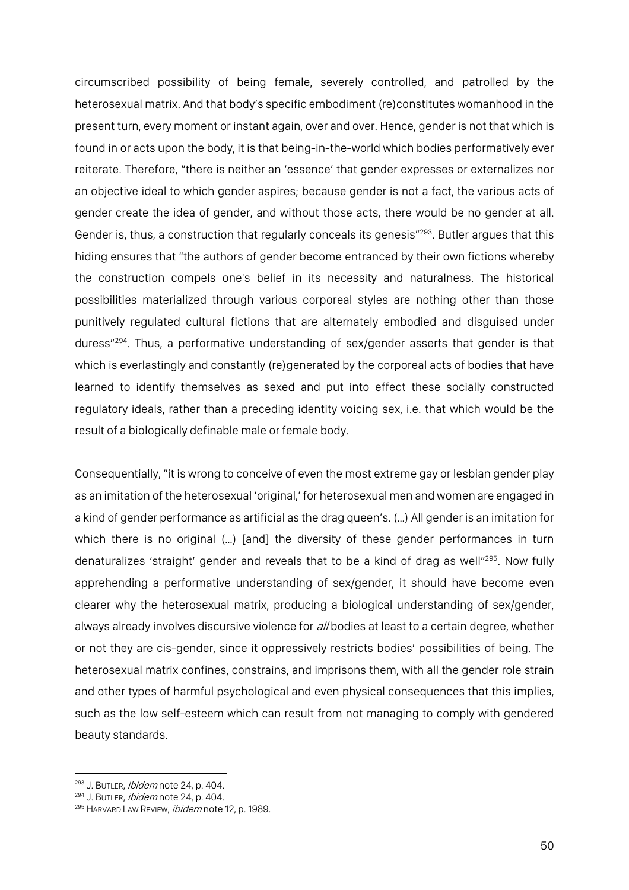circumscribed possibility of being female, severely controlled, and patrolled by the heterosexual matrix. And that body's specific embodiment (re)constitutes womanhood in the present turn, every moment or instant again, over and over. Hence, gender is not that which is found in or acts upon the body, it is that being-in-the-world which bodies performatively ever reiterate. Therefore, "there is neither an 'essence' that gender expresses or externalizes nor an objective ideal to which gender aspires; because gender is not a fact, the various acts of gender create the idea of gender, and without those acts, there would be no gender at all. Gender is, thus, a construction that regularly conceals its genesis"[293]. Butler argues that this hiding ensures that "the authors of gender become entranced by their own fictions whereby the construction compels one's belief in its necessity and naturalness. The historical possibilities materialized through various corporeal styles are nothing other than those punitively regulated cultural fictions that are alternately embodied and disguised under duress"[294]. Thus, a performative understanding of sex/gender asserts that gender is that which is everlastingly and constantly (re)generated by the corporeal acts of bodies that have learned to identify themselves as sexed and put into effect these socially constructed regulatory ideals, rather than a preceding identity voicing sex, i.e. that which would be the result of a biologically definable male or female body.

Consequentially, "it is wrong to conceive of even the most extreme gay or lesbian gender play as an imitation of the heterosexual 'original,' for heterosexual men and women are engaged in a kind of gender performance as artificial as the drag queen's. (…) All gender is an imitation for which there is no original (…) [and] the diversity of these gender performances in turn denaturalizes 'straight' gender and reveals that to be a kind of drag as well"[295]. Now fully apprehending a performative understanding of sex/gender, it should have become even clearer why the heterosexual matrix, producing a biological understanding of sex/gender, always already involves discursive violence for *all* bodies at least to a certain degree, whether or not they are cis-gender, since it oppressively restricts bodies' possibilities of being. The heterosexual matrix confines, constrains, and imprisons them, with all the gender role strain and other types of harmful psychological and even physical consequences that this implies, such as the low self-esteem which can result from not managing to comply with gendered beauty standards.

---

[293] J. Butler, *ibidem* note 24, p. 404.

[294] J. Butler, *ibidem* note 24, p. 404.

[295] Harvard Law Review, *ibidem* note 12, p. 1989.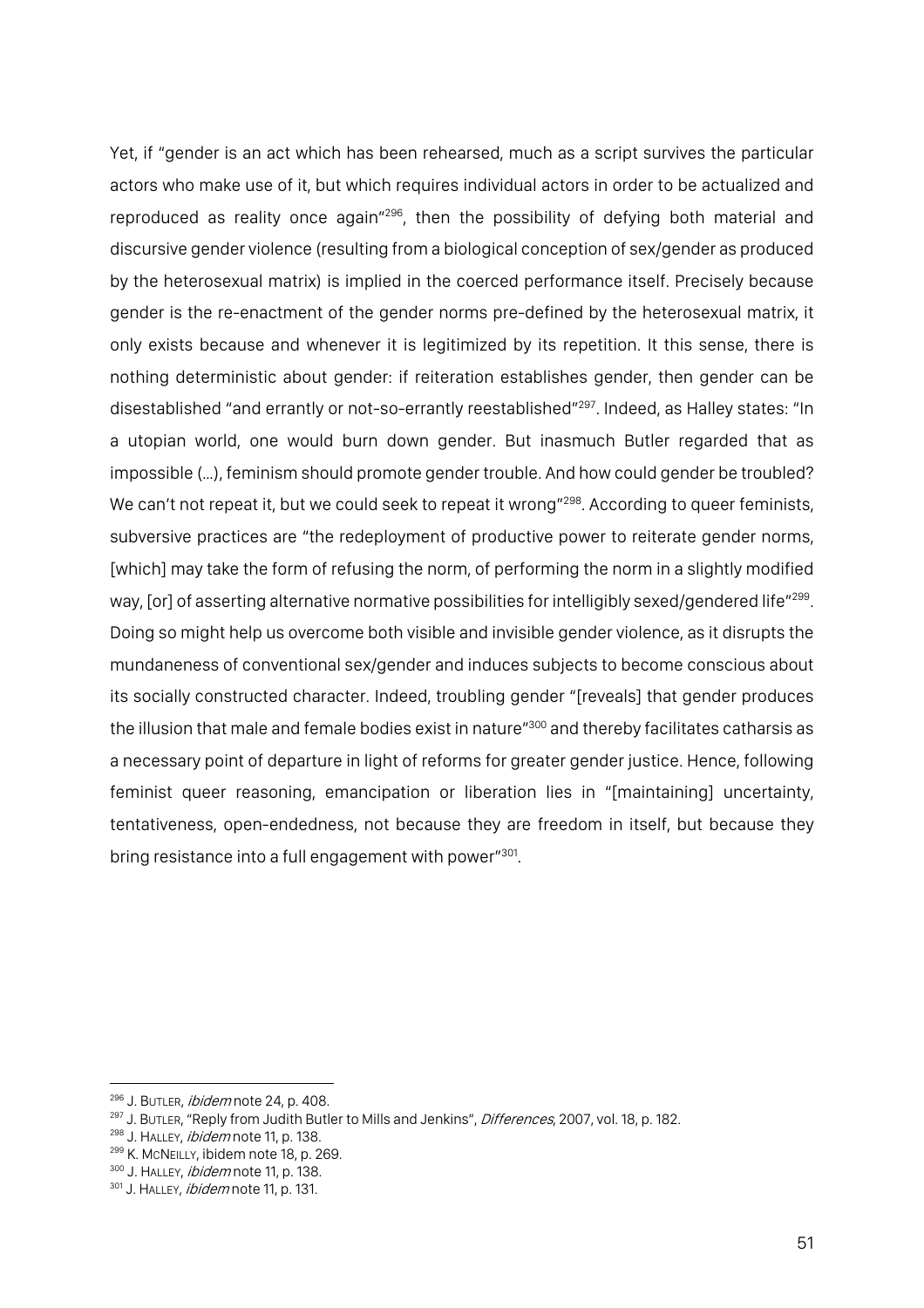Yet, if "gender is an act which has been rehearsed, much as a script survives the particular actors who make use of it, but which requires individual actors in order to be actualized and reproduced as reality once again"[296], then the possibility of defying both material and discursive gender violence (resulting from a biological conception of sex/gender as produced by the heterosexual matrix) is implied in the coerced performance itself. Precisely because gender is the re-enactment of the gender norms pre-defined by the heterosexual matrix, it only exists because and whenever it is legitimized by its repetition. It this sense, there is nothing deterministic about gender: if reiteration establishes gender, then gender can be disestablished "and errantly or not-so-errantly reestablished"[297]. Indeed, as Halley states: "In a utopian world, one would burn down gender. But inasmuch Butler regarded that as impossible (…), feminism should promote gender trouble. And how could gender be troubled? We can't not repeat it, but we could seek to repeat it wrong"[298]. According to queer feminists, subversive practices are "the redeployment of productive power to reiterate gender norms, [which] may take the form of refusing the norm, of performing the norm in a slightly modified way, [or] of asserting alternative normative possibilities for intelligibly sexed/gendered life"[299]. Doing so might help us overcome both visible and invisible gender violence, as it disrupts the mundaneness of conventional sex/gender and induces subjects to become conscious about its socially constructed character. Indeed, troubling gender "[reveals] that gender produces the illusion that male and female bodies exist in nature"[300] and thereby facilitates catharsis as a necessary point of departure in light of reforms for greater gender justice. Hence, following feminist queer reasoning, emancipation or liberation lies in "[maintaining] uncertainty, tentativeness, open-endedness, not because they are freedom in itself, but because they bring resistance into a full engagement with power"[301].

---

[296] J. Butler, *ibidem* note 24, p. 408.

[297] J. Butler, "Reply from Judith Butler to Mills and Jenkins", *Differences*, 2007, vol. 18, p. 182.

[298] J. Halley, *ibidem* note 11, p. 138.

[299] K. McNeilly, ibidem note 18, p. 269.

[300] J. Halley, *ibidem* note 11, p. 138.

[301] J. Halley, *ibidem* note 11, p. 131.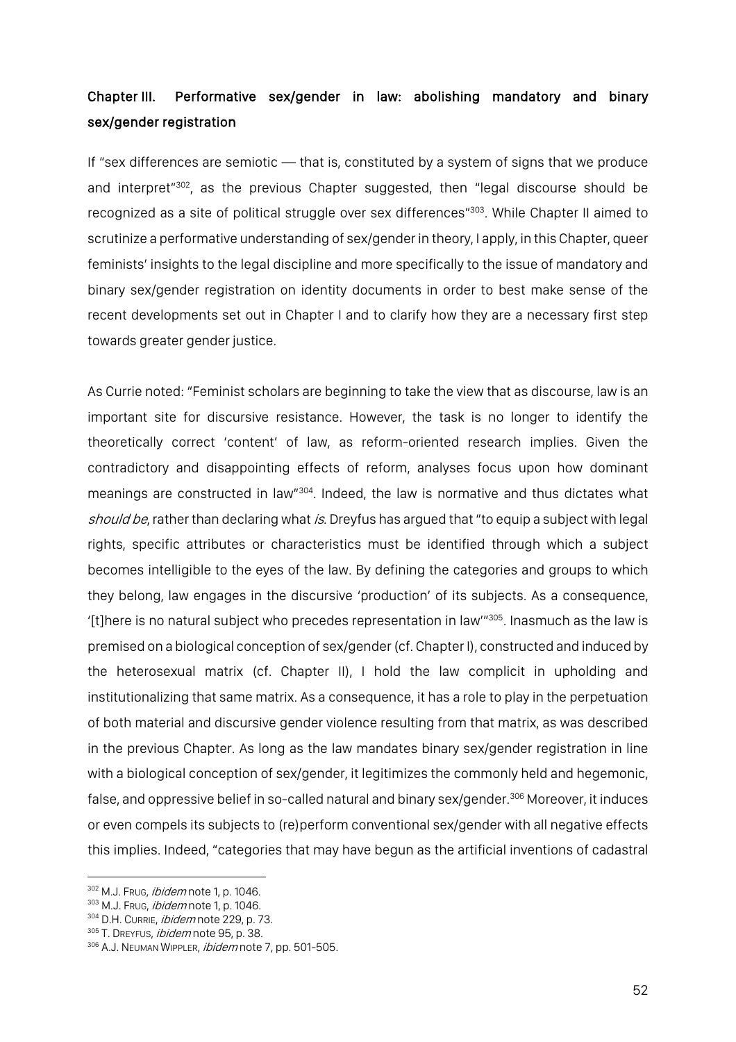## Chapter III. Performative sex/gender in law: abolishing mandatory and binary sex/gender registration

If "sex differences are semiotic — that is, constituted by a system of signs that we produce and interpret"[302], as the previous Chapter suggested, then "legal discourse should be recognized as a site of political struggle over sex differences"[303]. While Chapter II aimed to scrutinize a performative understanding of sex/gender in theory, I apply, in this Chapter, queer feminists' insights to the legal discipline and more specifically to the issue of mandatory and binary sex/gender registration on identity documents in order to best make sense of the recent developments set out in Chapter I and to clarify how they are a necessary first step towards greater gender justice.

As Currie noted: "Feminist scholars are beginning to take the view that as discourse, law is an important site for discursive resistance. However, the task is no longer to identify the theoretically correct 'content' of law, as reform-oriented research implies. Given the contradictory and disappointing effects of reform, analyses focus upon how dominant meanings are constructed in law"[304]. Indeed, the law is normative and thus dictates what *should be*, rather than declaring what *is*. Dreyfus has argued that "to equip a subject with legal rights, specific attributes or characteristics must be identified through which a subject becomes intelligible to the eyes of the law. By defining the categories and groups to which they belong, law engages in the discursive 'production' of its subjects. As a consequence, '[t]here is no natural subject who precedes representation in law'"[305]. Inasmuch as the law is premised on a biological conception of sex/gender (cf. Chapter I), constructed and induced by the heterosexual matrix (cf. Chapter II), I hold the law complicit in upholding and institutionalizing that same matrix. As a consequence, it has a role to play in the perpetuation of both material and discursive gender violence resulting from that matrix, as was described in the previous Chapter. As long as the law mandates binary sex/gender registration in line with a biological conception of sex/gender, it legitimizes the commonly held and hegemonic, false, and oppressive belief in so-called natural and binary sex/gender.[306] Moreover, it induces or even compels its subjects to (re)perform conventional sex/gender with all negative effects this implies. Indeed, "categories that may have begun as the artificial inventions of cadastral

---

[302] M.J. Frug, *ibidem* note 1, p. 1046.

[303] M.J. Frug, *ibidem* note 1, p. 1046.

[304] D.H. Currie, *ibidem* note 229, p. 73.

[305] T. Dreyfus, *ibidem* note 95, p. 38.

[306] A.J. Neuman Wippler, *ibidem* note 7, pp. 501-505.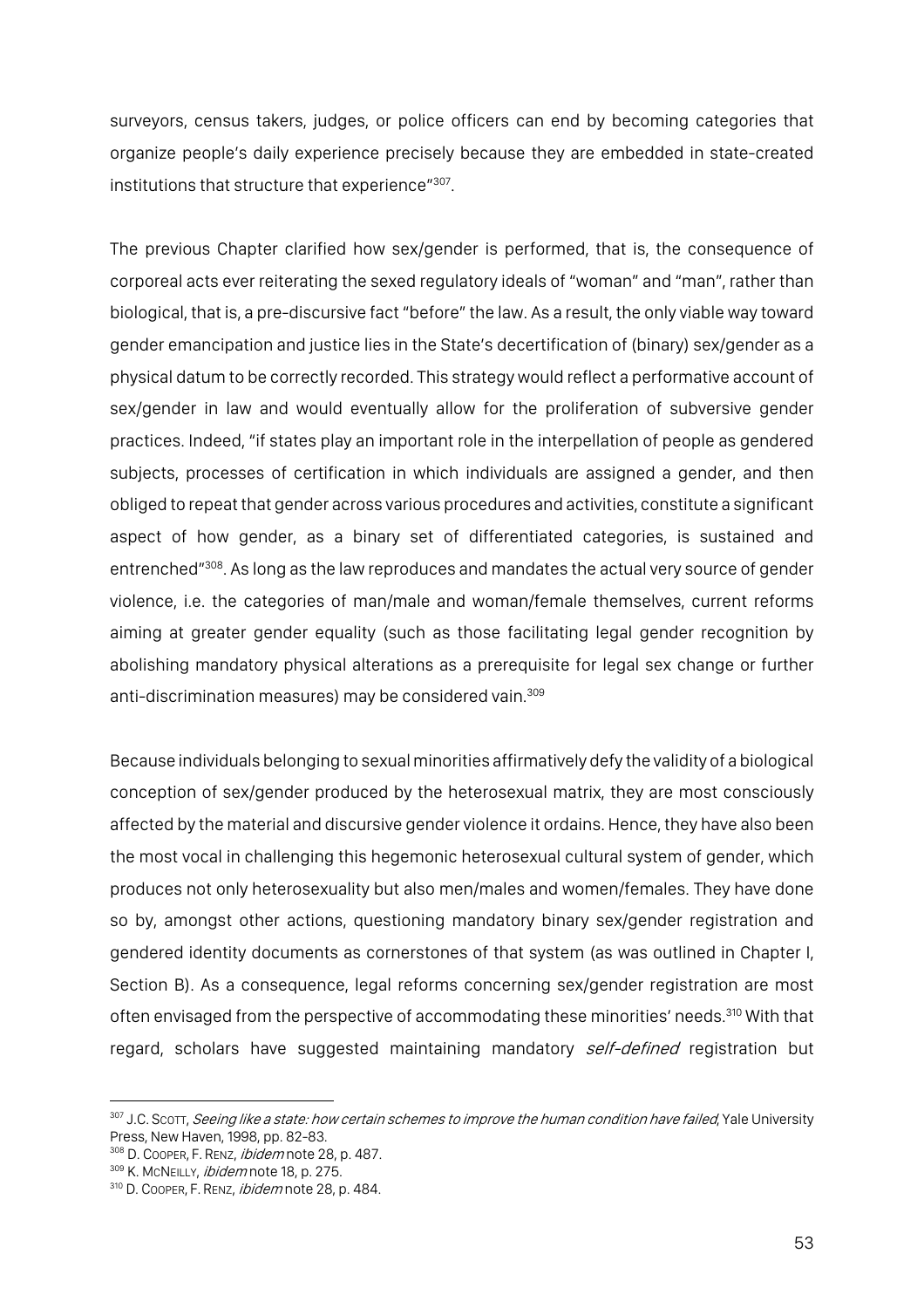surveyors, census takers, judges, or police officers can end by becoming categories that organize people's daily experience precisely because they are embedded in state-created institutions that structure that experience"[307].

The previous Chapter clarified how sex/gender is performed, that is, the consequence of corporeal acts ever reiterating the sexed regulatory ideals of "woman" and "man", rather than biological, that is, a pre-discursive fact "before" the law. As a result, the only viable way toward gender emancipation and justice lies in the State's decertification of (binary) sex/gender as a physical datum to be correctly recorded. This strategy would reflect a performative account of sex/gender in law and would eventually allow for the proliferation of subversive gender practices. Indeed, "if states play an important role in the interpellation of people as gendered subjects, processes of certification in which individuals are assigned a gender, and then obliged to repeat that gender across various procedures and activities, constitute a significant aspect of how gender, as a binary set of differentiated categories, is sustained and entrenched"[308]. As long as the law reproduces and mandates the actual very source of gender violence, i.e. the categories of man/male and woman/female themselves, current reforms aiming at greater gender equality (such as those facilitating legal gender recognition by abolishing mandatory physical alterations as a prerequisite for legal sex change or further anti-discrimination measures) may be considered vain.[309]

Because individuals belonging to sexual minorities affirmatively defy the validity of a biological conception of sex/gender produced by the heterosexual matrix, they are most consciously affected by the material and discursive gender violence it ordains. Hence, they have also been the most vocal in challenging this hegemonic heterosexual cultural system of gender, which produces not only heterosexuality but also men/males and women/females. They have done so by, amongst other actions, questioning mandatory binary sex/gender registration and gendered identity documents as cornerstones of that system (as was outlined in Chapter I, Section B). As a consequence, legal reforms concerning sex/gender registration are most often envisaged from the perspective of accommodating these minorities' needs.[310] With that regard, scholars have suggested maintaining mandatory *self-defined* registration but

---

[307] J.C. SCOTT, *Seeing like a state: how certain schemes to improve the human condition have failed*, Yale University Press, New Haven, 1998, pp. 82-83.
[308] D. COOPER, F. RENZ, *ibidem* note 28, p. 487.
[309] K. MCNEILLY, *ibidem* note 18, p. 275.
[310] D. COOPER, F. RENZ, *ibidem* note 28, p. 484.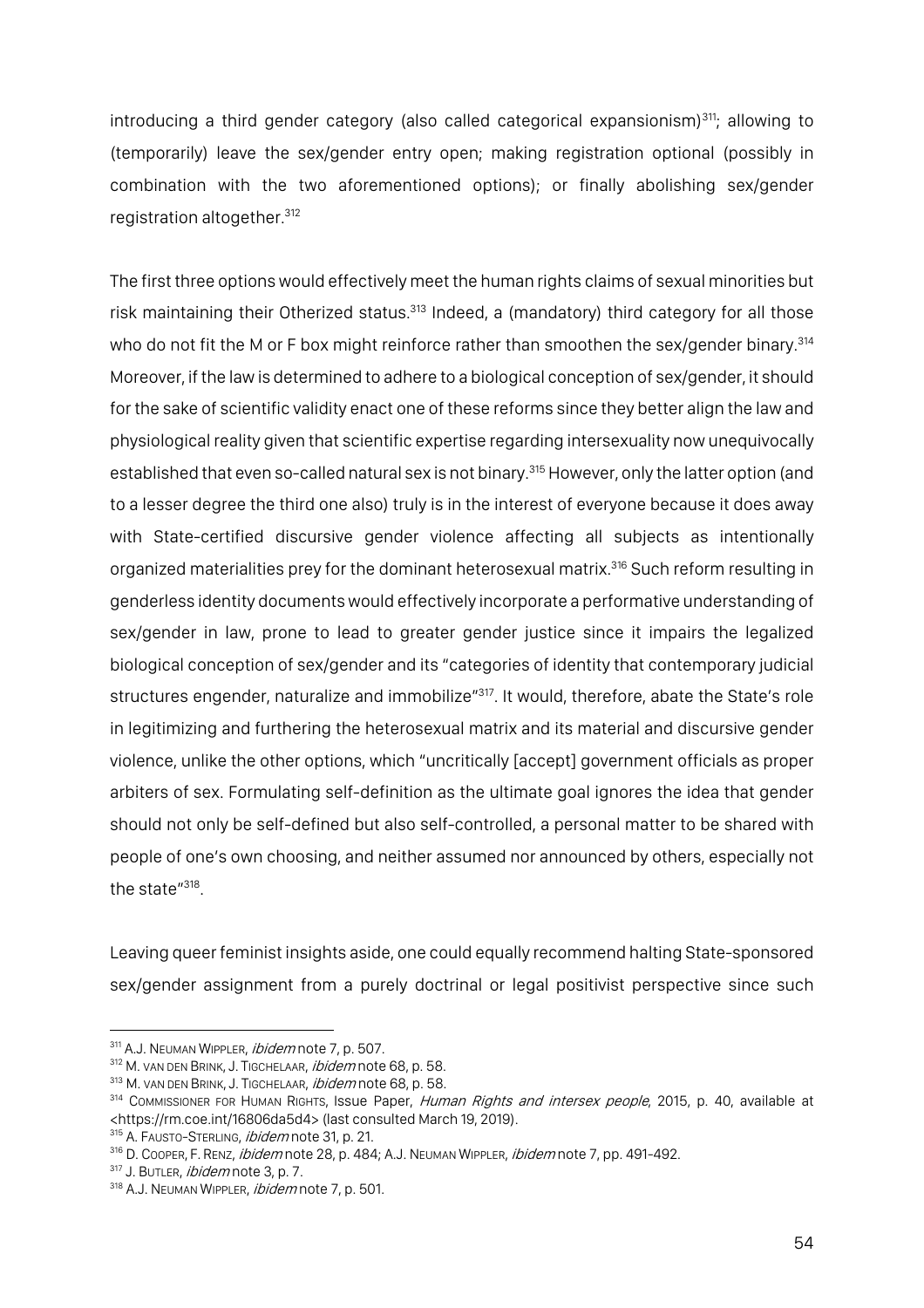introducing a third gender category (also called categorical expansionism)[311]; allowing to (temporarily) leave the sex/gender entry open; making registration optional (possibly in combination with the two aforementioned options); or finally abolishing sex/gender registration altogether.[312]

The first three options would effectively meet the human rights claims of sexual minorities but risk maintaining their Otherized status.[313] Indeed, a (mandatory) third category for all those who do not fit the M or F box might reinforce rather than smoothen the sex/gender binary.[314] Moreover, if the law is determined to adhere to a biological conception of sex/gender, it should for the sake of scientific validity enact one of these reforms since they better align the law and physiological reality given that scientific expertise regarding intersexuality now unequivocally established that even so-called natural sex is not binary.[315] However, only the latter option (and to a lesser degree the third one also) truly is in the interest of everyone because it does away with State-certified discursive gender violence affecting all subjects as intentionally organized materialities prey for the dominant heterosexual matrix.[316] Such reform resulting in genderless identity documents would effectively incorporate a performative understanding of sex/gender in law, prone to lead to greater gender justice since it impairs the legalized biological conception of sex/gender and its "categories of identity that contemporary judicial structures engender, naturalize and immobilize"[317]. It would, therefore, abate the State's role in legitimizing and furthering the heterosexual matrix and its material and discursive gender violence, unlike the other options, which "uncritically [accept] government officials as proper arbiters of sex. Formulating self-definition as the ultimate goal ignores the idea that gender should not only be self-defined but also self-controlled, a personal matter to be shared with people of one's own choosing, and neither assumed nor announced by others, especially not the state"[318].

Leaving queer feminist insights aside, one could equally recommend halting State-sponsored sex/gender assignment from a purely doctrinal or legal positivist perspective since such

---

[311] A.J. Neuman Wipple, *ibidem* note 7, p. 507.

[312] M. van den Brink, J. Tigchelaar, *ibidem* note 68, p. 58.

[313] M. van den Brink, J. Tigchelaar, *ibidem* note 68, p. 58.

[314] Commissioner for Human Rights, Issue Paper, *Human Rights and intersex people*, 2015, p. 40, available at <https://rm.coe.int/16806da5d4> (last consulted March 19, 2019).

[315] A. Fausto-Sterling, *ibidem* note 31, p. 21.

[316] D. Cooper, F. Renz, *ibidem* note 28, p. 484; A.J. Neuman Wipple, *ibidem* note 7, pp. 491-492.

[317] J. Butler, *ibidem* note 3, p. 7.

[318] A.J. Neuman Wipple, *ibidem* note 7, p. 501.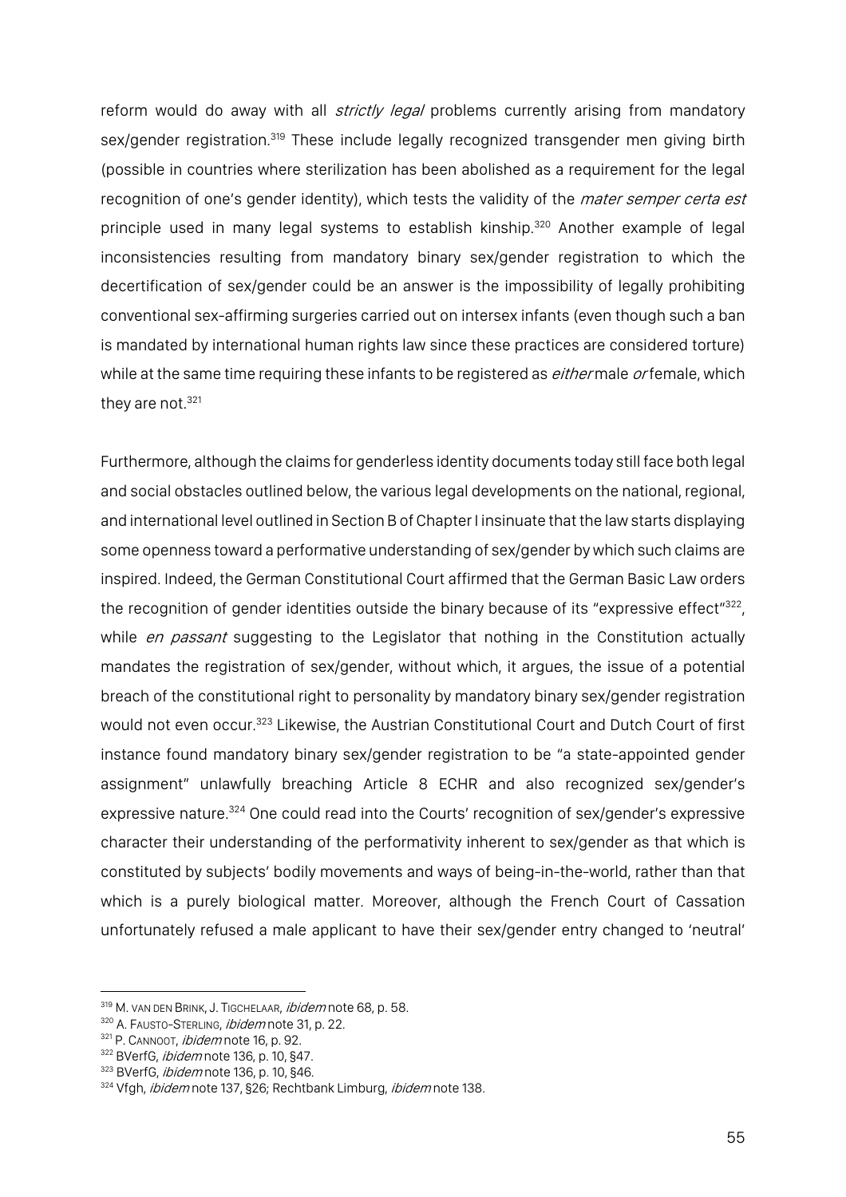reform would do away with all *strictly legal* problems currently arising from mandatory sex/gender registration.[319] These include legally recognized transgender men giving birth (possible in countries where sterilization has been abolished as a requirement for the legal recognition of one's gender identity), which tests the validity of the *mater semper certa est* principle used in many legal systems to establish kinship.[320] Another example of legal inconsistencies resulting from mandatory binary sex/gender registration to which the decertification of sex/gender could be an answer is the impossibility of legally prohibiting conventional sex-affirming surgeries carried out on intersex infants (even though such a ban is mandated by international human rights law since these practices are considered torture) while at the same time requiring these infants to be registered as *either* male *or* female, which they are not.[321]

Furthermore, although the claims for genderless identity documents today still face both legal and social obstacles outlined below, the various legal developments on the national, regional, and international level outlined in Section B of Chapter I insinuate that the law starts displaying some openness toward a performative understanding of sex/gender by which such claims are inspired. Indeed, the German Constitutional Court affirmed that the German Basic Law orders the recognition of gender identities outside the binary because of its "expressive effect"[322], while *en passant* suggesting to the Legislator that nothing in the Constitution actually mandates the registration of sex/gender, without which, it argues, the issue of a potential breach of the constitutional right to personality by mandatory binary sex/gender registration would not even occur.[323] Likewise, the Austrian Constitutional Court and Dutch Court of first instance found mandatory binary sex/gender registration to be "a state-appointed gender assignment" unlawfully breaching Article 8 ECHR and also recognized sex/gender's expressive nature.[324] One could read into the Courts' recognition of sex/gender's expressive character their understanding of the performativity inherent to sex/gender as that which is constituted by subjects' bodily movements and ways of being-in-the-world, rather than that which is a purely biological matter. Moreover, although the French Court of Cassation unfortunately refused a male applicant to have their sex/gender entry changed to 'neutral'

---

[319] M. van den Brink, J. Tigchelaar, *ibidem* note 68, p. 58.

[320] A. Fausto-Sterling, *ibidem* note 31, p. 22.

[321] P. Cannoot, *ibidem* note 16, p. 92.

[322] BVerfG, *ibidem* note 136, p. 10, §47.

[323] BVerfG, *ibidem* note 136, p. 10, §46.

[324] Vfgh, *ibidem* note 137, §26; Rechtbank Limburg, *ibidem* note 138.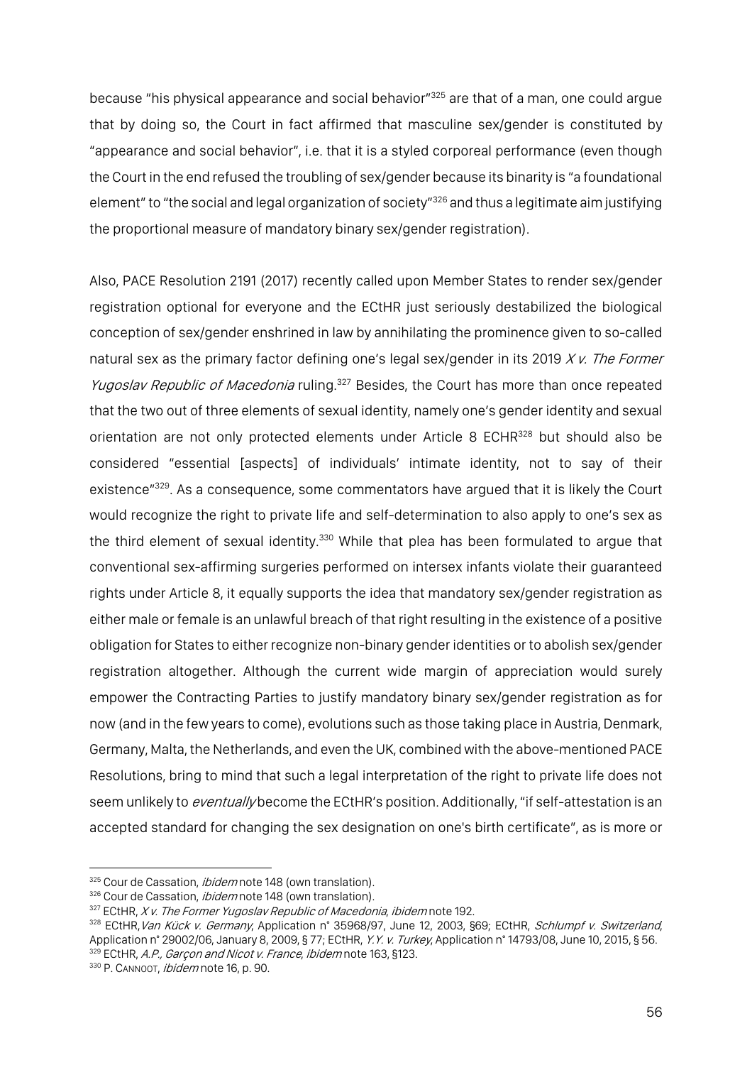because "his physical appearance and social behavior"[325] are that of a man, one could argue that by doing so, the Court in fact affirmed that masculine sex/gender is constituted by "appearance and social behavior", i.e. that it is a styled corporeal performance (even though the Court in the end refused the troubling of sex/gender because its binarity is "a foundational element" to "the social and legal organization of society"[326] and thus a legitimate aim justifying the proportional measure of mandatory binary sex/gender registration).

Also, PACE Resolution 2191 (2017) recently called upon Member States to render sex/gender registration optional for everyone and the ECtHR just seriously destabilized the biological conception of sex/gender enshrined in law by annihilating the prominence given to so-called natural sex as the primary factor defining one's legal sex/gender in its 2019 *X v. The Former Yugoslav Republic of Macedonia* ruling.[327] Besides, the Court has more than once repeated that the two out of three elements of sexual identity, namely one's gender identity and sexual orientation are not only protected elements under Article 8 ECHR[328] but should also be considered "essential [aspects] of individuals' intimate identity, not to say of their existence"[329]. As a consequence, some commentators have argued that it is likely the Court would recognize the right to private life and self-determination to also apply to one's sex as the third element of sexual identity.[330] While that plea has been formulated to argue that conventional sex-affirming surgeries performed on intersex infants violate their guaranteed rights under Article 8, it equally supports the idea that mandatory sex/gender registration as either male or female is an unlawful breach of that right resulting in the existence of a positive obligation for States to either recognize non-binary gender identities or to abolish sex/gender registration altogether. Although the current wide margin of appreciation would surely empower the Contracting Parties to justify mandatory binary sex/gender registration as for now (and in the few years to come), evolutions such as those taking place in Austria, Denmark, Germany, Malta, the Netherlands, and even the UK, combined with the above-mentioned PACE Resolutions, bring to mind that such a legal interpretation of the right to private life does not seem unlikely to *eventually* become the ECtHR's position. Additionally, "if self-attestation is an accepted standard for changing the sex designation on one's birth certificate", as is more or

---

[325] Cour de Cassation, *ibidem* note 148 (own translation).

[326] Cour de Cassation, *ibidem* note 148 (own translation).

[327] ECtHR, *X v. The Former Yugoslav Republic of Macedonia*, *ibidem* note 192.

[328] ECtHR, *Van Kück v. Germany*, Application n° 35968/97, June 12, 2003, §69; ECtHR, *Schlumpf v. Switzerland*, Application n° 29002/06, January 8, 2009, § 77; ECtHR, *Y.Y. v. Turkey*, Application n° 14793/08, June 10, 2015, § 56.

[329] ECtHR, *A.P., Garçon and Nicot v. France*, *ibidem* note 163, §123.

[330] P. CANNOOT, *ibidem* note 16, p. 90.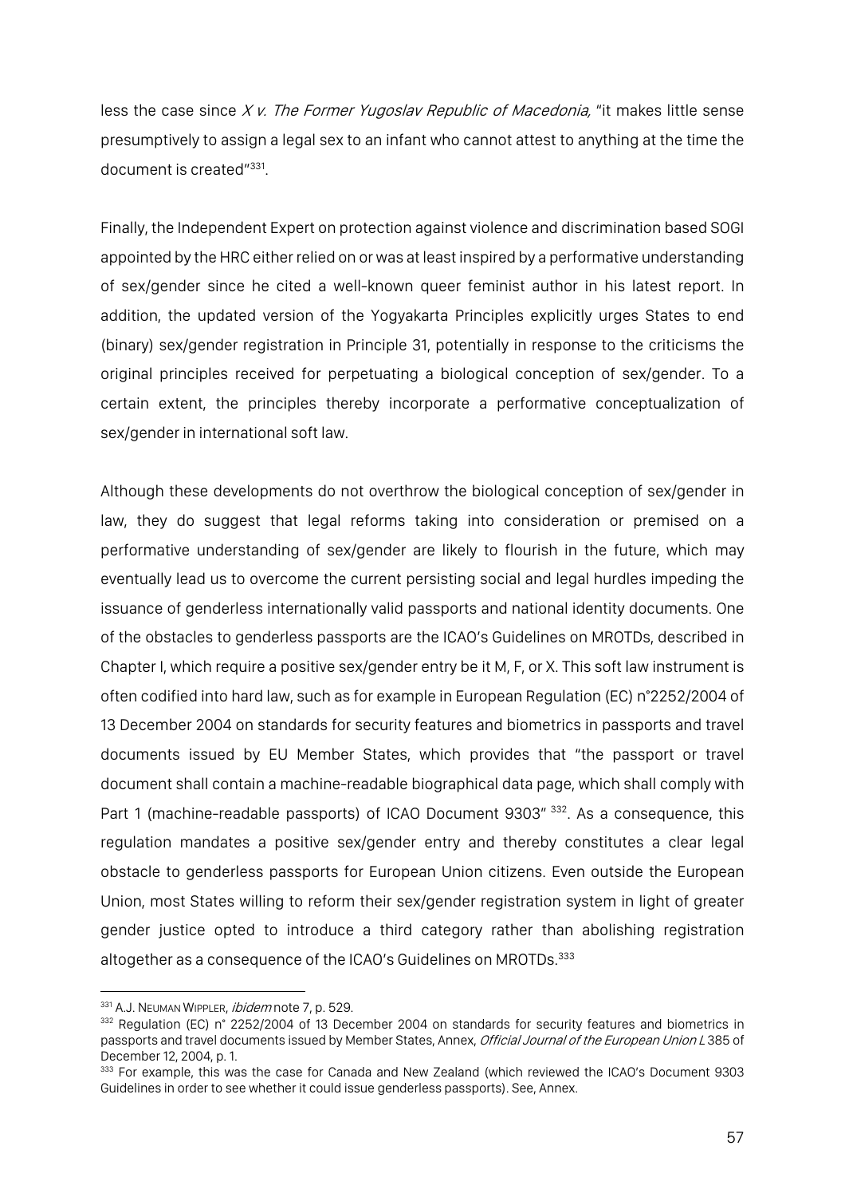less the case since *X v. The Former Yugoslav Republic of Macedonia,* "it makes little sense presumptively to assign a legal sex to an infant who cannot attest to anything at the time the document is created"[331].

Finally, the Independent Expert on protection against violence and discrimination based SOGI appointed by the HRC either relied on or was at least inspired by a performative understanding of sex/gender since he cited a well-known queer feminist author in his latest report. In addition, the updated version of the Yogyakarta Principles explicitly urges States to end (binary) sex/gender registration in Principle 31, potentially in response to the criticisms the original principles received for perpetuating a biological conception of sex/gender. To a certain extent, the principles thereby incorporate a performative conceptualization of sex/gender in international soft law.

Although these developments do not overthrow the biological conception of sex/gender in law, they do suggest that legal reforms taking into consideration or premised on a performative understanding of sex/gender are likely to flourish in the future, which may eventually lead us to overcome the current persisting social and legal hurdles impeding the issuance of genderless internationally valid passports and national identity documents. One of the obstacles to genderless passports are the ICAO's Guidelines on MROTDs, described in Chapter I, which require a positive sex/gender entry be it M, F, or X. This soft law instrument is often codified into hard law, such as for example in European Regulation (EC) n°2252/2004 of 13 December 2004 on standards for security features and biometrics in passports and travel documents issued by EU Member States, which provides that "the passport or travel document shall contain a machine-readable biographical data page, which shall comply with Part 1 (machine-readable passports) of ICAO Document 9303"[332]. As a consequence, this regulation mandates a positive sex/gender entry and thereby constitutes a clear legal obstacle to genderless passports for European Union citizens. Even outside the European Union, most States willing to reform their sex/gender registration system in light of greater gender justice opted to introduce a third category rather than abolishing registration altogether as a consequence of the ICAO's Guidelines on MROTDs.[333]

---

[331] A.J. Neuman Wippler, *ibidem* note 7, p. 529.

[332] Regulation (EC) n° 2252/2004 of 13 December 2004 on standards for security features and biometrics in passports and travel documents issued by Member States, Annex, *Official Journal of the European Union L* 385 of December 12, 2004, p. 1.

[333] For example, this was the case for Canada and New Zealand (which reviewed the ICAO's Document 9303 Guidelines in order to see whether it could issue genderless passports). See, Annex.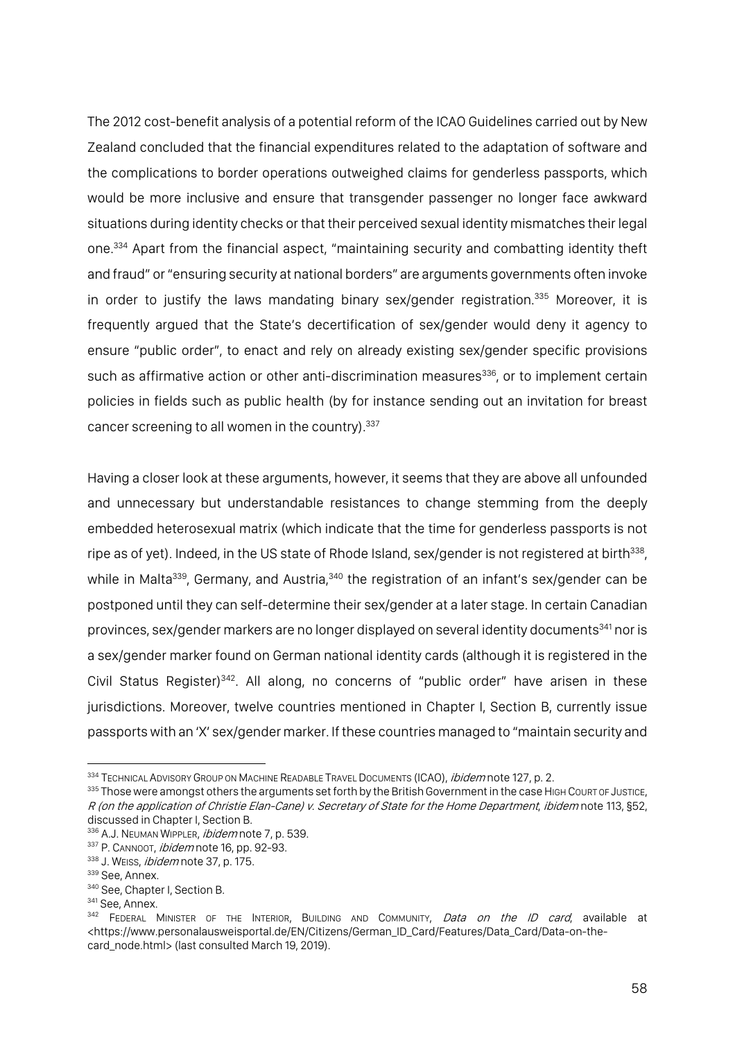The 2012 cost-benefit analysis of a potential reform of the ICAO Guidelines carried out by New Zealand concluded that the financial expenditures related to the adaptation of software and the complications to border operations outweighed claims for genderless passports, which would be more inclusive and ensure that transgender passenger no longer face awkward situations during identity checks or that their perceived sexual identity mismatches their legal one.[334] Apart from the financial aspect, "maintaining security and combatting identity theft and fraud" or "ensuring security at national borders" are arguments governments often invoke in order to justify the laws mandating binary sex/gender registration.[335] Moreover, it is frequently argued that the State's decertification of sex/gender would deny it agency to ensure "public order", to enact and rely on already existing sex/gender specific provisions such as affirmative action or other anti-discrimination measures[336], or to implement certain policies in fields such as public health (by for instance sending out an invitation for breast cancer screening to all women in the country).[337]

Having a closer look at these arguments, however, it seems that they are above all unfounded and unnecessary but understandable resistances to change stemming from the deeply embedded heterosexual matrix (which indicate that the time for genderless passports is not ripe as of yet). Indeed, in the US state of Rhode Island, sex/gender is not registered at birth[338], while in Malta[339], Germany, and Austria,[340] the registration of an infant's sex/gender can be postponed until they can self-determine their sex/gender at a later stage. In certain Canadian provinces, sex/gender markers are no longer displayed on several identity documents[341] nor is a sex/gender marker found on German national identity cards (although it is registered in the Civil Status Register)[342]. All along, no concerns of "public order" have arisen in these jurisdictions. Moreover, twelve countries mentioned in Chapter I, Section B, currently issue passports with an 'X' sex/gender marker. If these countries managed to "maintain security and

---

[334] TECHNICAL ADVISORY GROUP ON MACHINE READABLE TRAVEL DOCUMENTS (ICAO), *ibidem* note 127, p. 2.

[335] Those were amongst others the arguments set forth by the British Government in the case HIGH COURT OF JUSTICE, *R (on the application of Christie Elan-Cane) v. Secretary of State for the Home Department*, *ibidem* note 113, §52, discussed in Chapter I, Section B.

[336] A.J. NEUMAN WIPPLER, *ibidem* note 7, p. 539.

[337] P. CANNOOT, *ibidem* note 16, pp. 92-93.

[338] J. WEISS, *ibidem* note 37, p. 175.

[339] See, Annex.

[340] See, Chapter I, Section B.

[341] See, Annex.

[342] FEDERAL MINISTER OF THE INTERIOR, BUILDING AND COMMUNITY, *Data on the ID card*, available at <https://www.personalausweisportal.de/EN/Citizens/German_ID_Card/Features/Data_Card/Data-on-the-card_node.html> (last consulted March 19, 2019).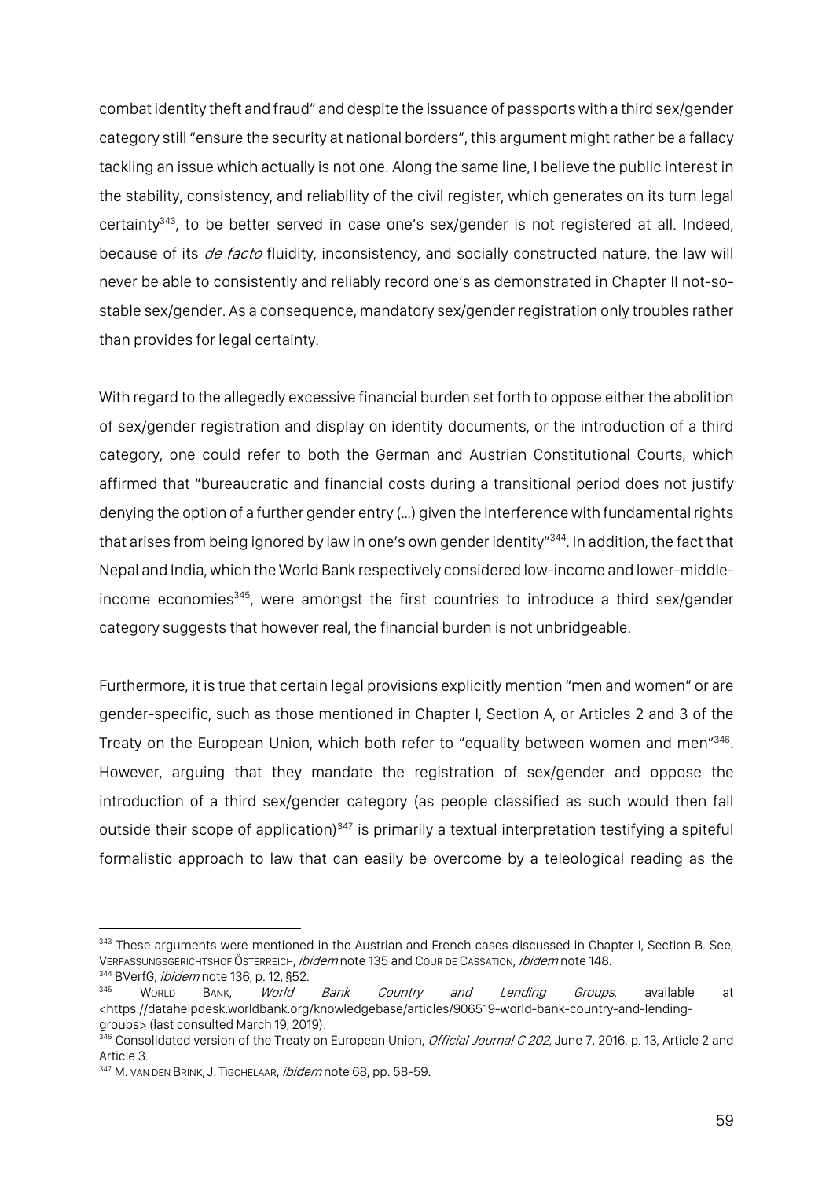combat identity theft and fraud" and despite the issuance of passports with a third sex/gender category still "ensure the security at national borders", this argument might rather be a fallacy tackling an issue which actually is not one. Along the same line, I believe the public interest in the stability, consistency, and reliability of the civil register, which generates on its turn legal certainty[343], to be better served in case one's sex/gender is not registered at all. Indeed, because of its *de facto* fluidity, inconsistency, and socially constructed nature, the law will never be able to consistently and reliably record one's as demonstrated in Chapter II not-so-stable sex/gender. As a consequence, mandatory sex/gender registration only troubles rather than provides for legal certainty.

With regard to the allegedly excessive financial burden set forth to oppose either the abolition of sex/gender registration and display on identity documents, or the introduction of a third category, one could refer to both the German and Austrian Constitutional Courts, which affirmed that "bureaucratic and financial costs during a transitional period does not justify denying the option of a further gender entry (…) given the interference with fundamental rights that arises from being ignored by law in one's own gender identity"[344]. In addition, the fact that Nepal and India, which the World Bank respectively considered low-income and lower-middle-income economies[345], were amongst the first countries to introduce a third sex/gender category suggests that however real, the financial burden is not unbridgeable.

Furthermore, it is true that certain legal provisions explicitly mention "men and women" or are gender-specific, such as those mentioned in Chapter I, Section A, or Articles 2 and 3 of the Treaty on the European Union, which both refer to "equality between women and men"[346]. However, arguing that they mandate the registration of sex/gender and oppose the introduction of a third sex/gender category (as people classified as such would then fall outside their scope of application)[347] is primarily a textual interpretation testifying a spiteful formalistic approach to law that can easily be overcome by a teleological reading as the

---

[343] These arguments were mentioned in the Austrian and French cases discussed in Chapter I, Section B. See, VERFASSUNGSGERICHTSHOF ÖSTERREICH, *ibidem* note 135 and COUR DE CASSATION, *ibidem* note 148.

[344] BVerfG, *ibidem* note 136, p. 12, §52.

[345] WORLD BANK, *World Bank Country and Lending Groups*, available at <https://datahelpdesk.worldbank.org/knowledgebase/articles/906519-world-bank-country-and-lending-groups> (last consulted March 19, 2019).

[346] Consolidated version of the Treaty on European Union, *Official Journal C 202,* June 7, 2016, p. 13, Article 2 and Article 3.

[347] M. VAN DEN BRINK, J. TIGCHELAAR, *ibidem* note 68, pp. 58-59.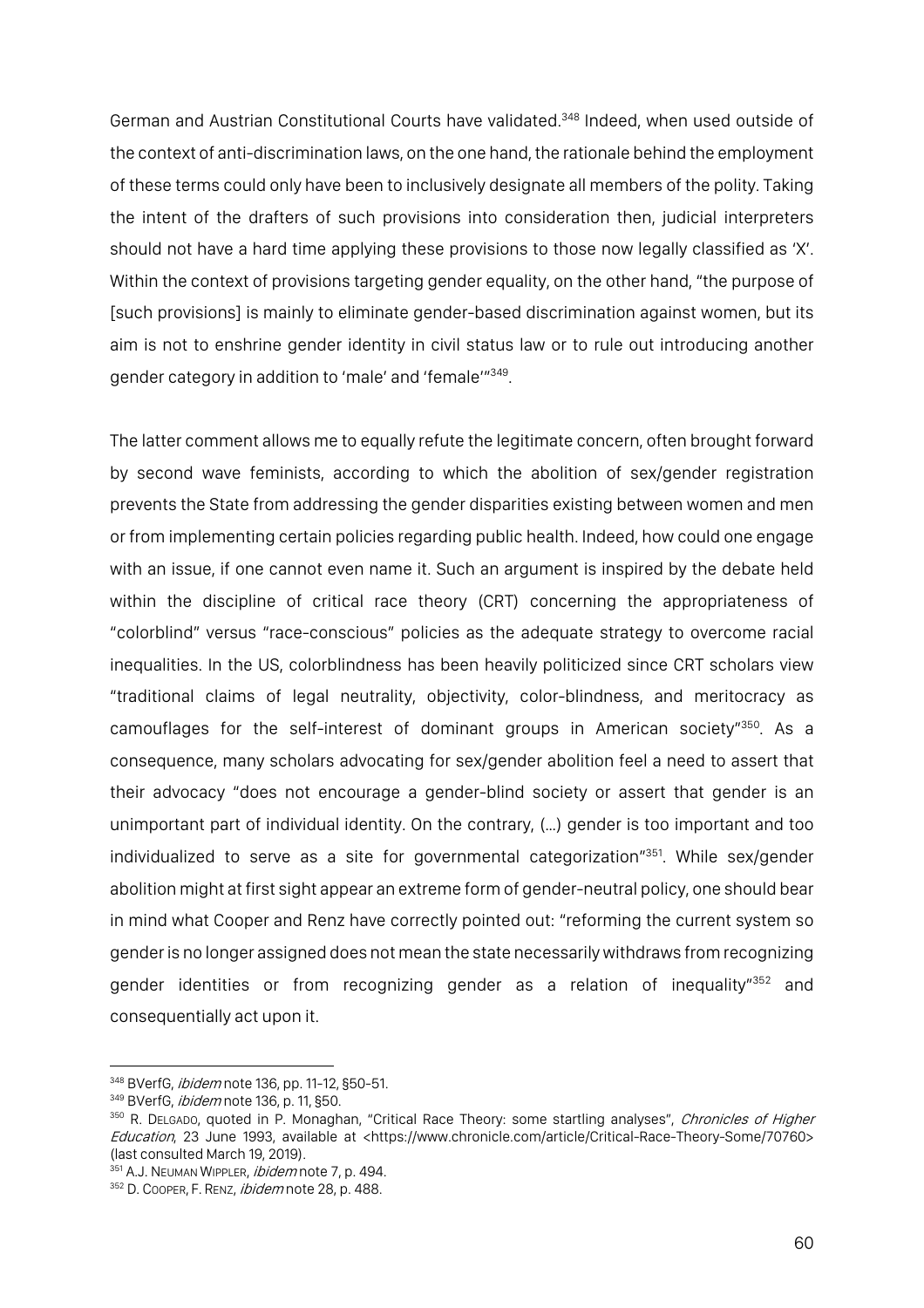German and Austrian Constitutional Courts have validated.[348] Indeed, when used outside of the context of anti-discrimination laws, on the one hand, the rationale behind the employment of these terms could only have been to inclusively designate all members of the polity. Taking the intent of the drafters of such provisions into consideration then, judicial interpreters should not have a hard time applying these provisions to those now legally classified as 'X'. Within the context of provisions targeting gender equality, on the other hand, "the purpose of [such provisions] is mainly to eliminate gender-based discrimination against women, but its aim is not to enshrine gender identity in civil status law or to rule out introducing another gender category in addition to 'male' and 'female'"[349].

The latter comment allows me to equally refute the legitimate concern, often brought forward by second wave feminists, according to which the abolition of sex/gender registration prevents the State from addressing the gender disparities existing between women and men or from implementing certain policies regarding public health. Indeed, how could one engage with an issue, if one cannot even name it. Such an argument is inspired by the debate held within the discipline of critical race theory (CRT) concerning the appropriateness of "colorblind" versus "race-conscious" policies as the adequate strategy to overcome racial inequalities. In the US, colorblindness has been heavily politicized since CRT scholars view "traditional claims of legal neutrality, objectivity, color-blindness, and meritocracy as camouflages for the self-interest of dominant groups in American society"[350]. As a consequence, many scholars advocating for sex/gender abolition feel a need to assert that their advocacy "does not encourage a gender-blind society or assert that gender is an unimportant part of individual identity. On the contrary, (…) gender is too important and too individualized to serve as a site for governmental categorization"[351]. While sex/gender abolition might at first sight appear an extreme form of gender-neutral policy, one should bear in mind what Cooper and Renz have correctly pointed out: "reforming the current system so gender is no longer assigned does not mean the state necessarily withdraws from recognizing gender identities or from recognizing gender as a relation of inequality"[352] and consequentially act upon it.

---

[348] BVerfG, *ibidem* note 136, pp. 11-12, §50-51.

[349] BVerfG, *ibidem* note 136, p. 11, §50.

[350] R. Delgado, quoted in P. Monaghan, "Critical Race Theory: some startling analyses", *Chronicles of Higher Education*, 23 June 1993, available at <https://www.chronicle.com/article/Critical-Race-Theory-Some/70760> (last consulted March 19, 2019).

[351] A.J. Neuman Wippler, *ibidem* note 7, p. 494.

[352] D. Cooper, F. Renz, *ibidem* note 28, p. 488.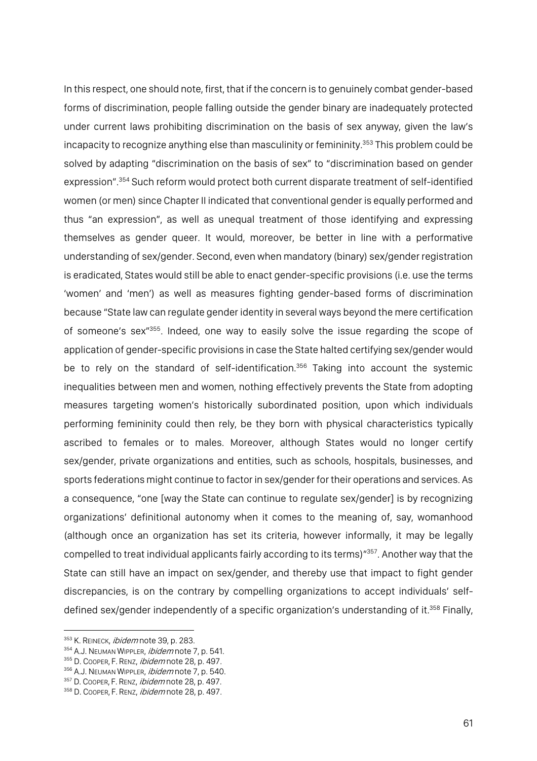In this respect, one should note, first, that if the concern is to genuinely combat gender-based forms of discrimination, people falling outside the gender binary are inadequately protected under current laws prohibiting discrimination on the basis of sex anyway, given the law's incapacity to recognize anything else than masculinity or femininity.[353] This problem could be solved by adapting "discrimination on the basis of sex" to "discrimination based on gender expression".[354] Such reform would protect both current disparate treatment of self-identified women (or men) since Chapter II indicated that conventional gender is equally performed and thus "an expression", as well as unequal treatment of those identifying and expressing themselves as gender queer. It would, moreover, be better in line with a performative understanding of sex/gender. Second, even when mandatory (binary) sex/gender registration is eradicated, States would still be able to enact gender-specific provisions (i.e. use the terms 'women' and 'men') as well as measures fighting gender-based forms of discrimination because "State law can regulate gender identity in several ways beyond the mere certification of someone's sex"[355]. Indeed, one way to easily solve the issue regarding the scope of application of gender-specific provisions in case the State halted certifying sex/gender would be to rely on the standard of self-identification.[356] Taking into account the systemic inequalities between men and women, nothing effectively prevents the State from adopting measures targeting women's historically subordinated position, upon which individuals performing femininity could then rely, be they born with physical characteristics typically ascribed to females or to males. Moreover, although States would no longer certify sex/gender, private organizations and entities, such as schools, hospitals, businesses, and sports federations might continue to factor in sex/gender for their operations and services. As a consequence, "one [way the State can continue to regulate sex/gender] is by recognizing organizations' definitional autonomy when it comes to the meaning of, say, womanhood (although once an organization has set its criteria, however informally, it may be legally compelled to treat individual applicants fairly according to its terms)"[357]. Another way that the State can still have an impact on sex/gender, and thereby use that impact to fight gender discrepancies, is on the contrary by compelling organizations to accept individuals' self-defined sex/gender independently of a specific organization's understanding of it.[358] Finally,

---

[353] K. Reineck, *ibidem* note 39, p. 283.

[354] A.J. Neuman Wippler, *ibidem* note 7, p. 541.

[355] D. Cooper, F. Renz, *ibidem* note 28, p. 497.

[356] A.J. Neuman Wippler, *ibidem* note 7, p. 540.

[357] D. Cooper, F. Renz, *ibidem* note 28, p. 497.

[358] D. Cooper, F. Renz, *ibidem* note 28, p. 497.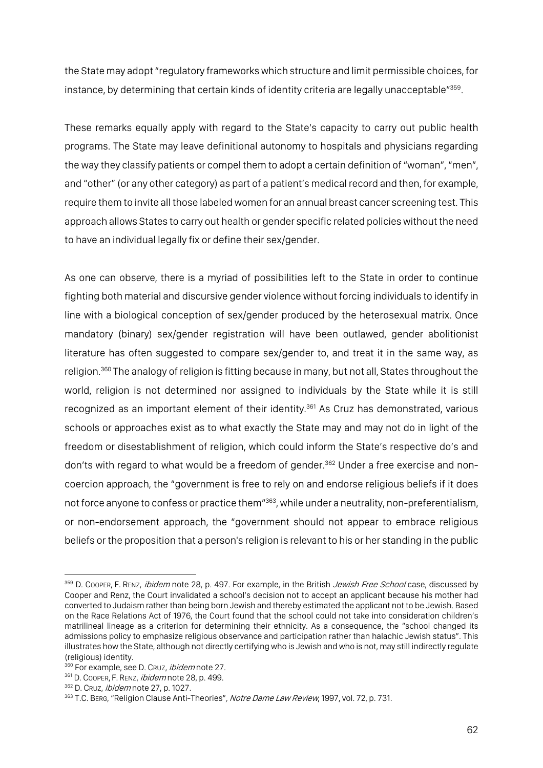the State may adopt "regulatory frameworks which structure and limit permissible choices, for instance, by determining that certain kinds of identity criteria are legally unacceptable"[359].

These remarks equally apply with regard to the State's capacity to carry out public health programs. The State may leave definitional autonomy to hospitals and physicians regarding the way they classify patients or compel them to adopt a certain definition of "woman", "men", and "other" (or any other category) as part of a patient's medical record and then, for example, require them to invite all those labeled women for an annual breast cancer screening test. This approach allows States to carry out health or gender specific related policies without the need to have an individual legally fix or define their sex/gender.

As one can observe, there is a myriad of possibilities left to the State in order to continue fighting both material and discursive gender violence without forcing individuals to identify in line with a biological conception of sex/gender produced by the heterosexual matrix. Once mandatory (binary) sex/gender registration will have been outlawed, gender abolitionist literature has often suggested to compare sex/gender to, and treat it in the same way, as religion.[360] The analogy of religion is fitting because in many, but not all, States throughout the world, religion is not determined nor assigned to individuals by the State while it is still recognized as an important element of their identity.[361] As Cruz has demonstrated, various schools or approaches exist as to what exactly the State may and may not do in light of the freedom or disestablishment of religion, which could inform the State's respective do's and don'ts with regard to what would be a freedom of gender.[362] Under a free exercise and non-coercion approach, the "government is free to rely on and endorse religious beliefs if it does not force anyone to confess or practice them"[363], while under a neutrality, non-preferentialism, or non-endorsement approach, the "government should not appear to embrace religious beliefs or the proposition that a person's religion is relevant to his or her standing in the public

---

[359] D. Cooper, F. Renz, *ibidem* note 28, p. 497. For example, in the British *Jewish Free School* case, discussed by Cooper and Renz, the Court invalidated a school's decision not to accept an applicant because his mother had converted to Judaism rather than being born Jewish and thereby estimated the applicant not to be Jewish. Based on the Race Relations Act of 1976, the Court found that the school could not take into consideration children's matrilineal lineage as a criterion for determining their ethnicity. As a consequence, the "school changed its admissions policy to emphasize religious observance and participation rather than halachic Jewish status". This illustrates how the State, although not directly certifying who is Jewish and who is not, may still indirectly regulate (religious) identity.

[360] For example, see D. Cruz, *ibidem* note 27.

[361] D. Cooper, F. Renz, *ibidem* note 28, p. 499.

[362] D. Cruz, *ibidem* note 27, p. 1027.

[363] T.C. Berg, "Religion Clause Anti-Theories", *Notre Dame Law Review*, 1997, vol. 72, p. 731.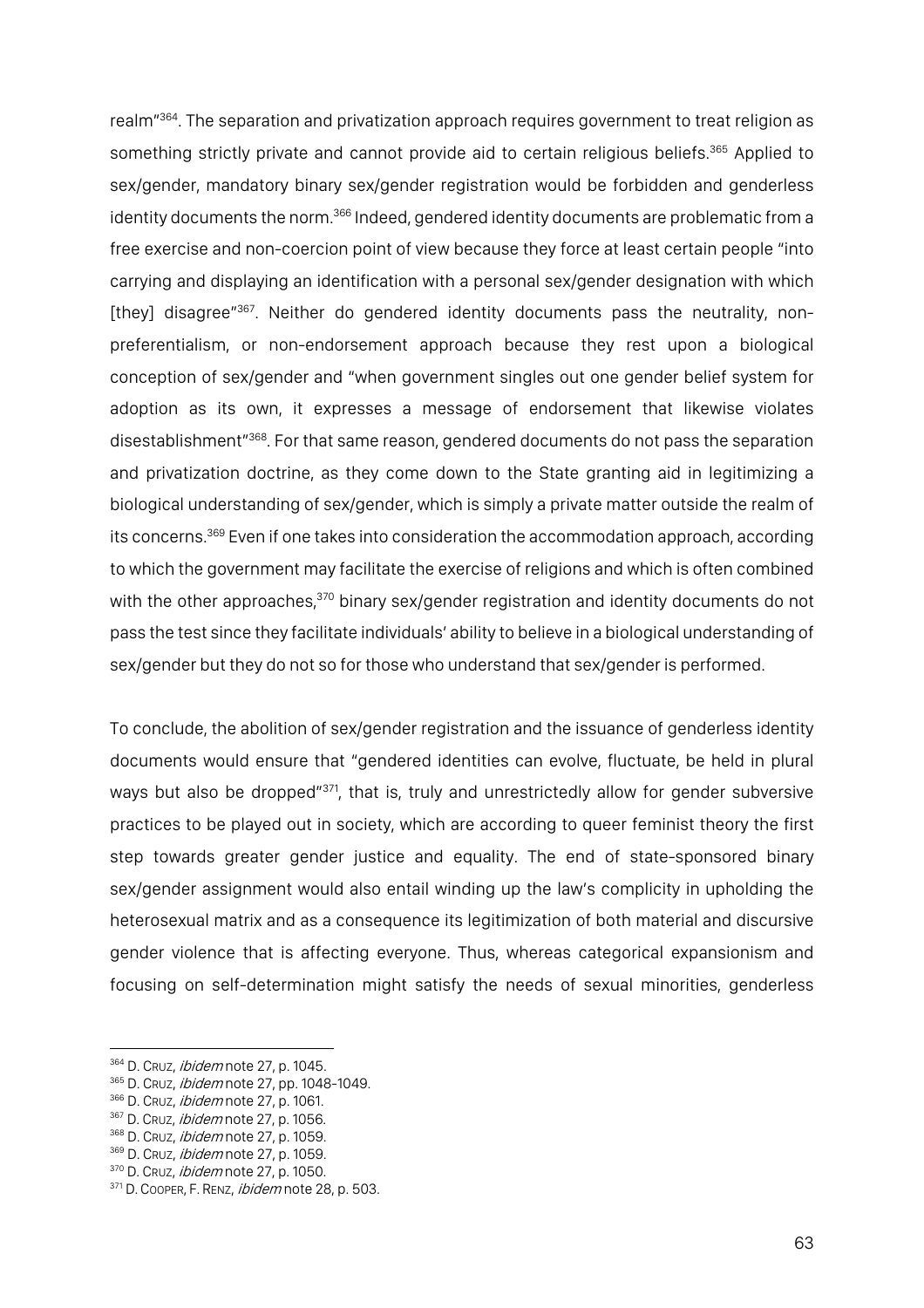realm"[364]. The separation and privatization approach requires government to treat religion as something strictly private and cannot provide aid to certain religious beliefs.[365] Applied to sex/gender, mandatory binary sex/gender registration would be forbidden and genderless identity documents the norm.[366] Indeed, gendered identity documents are problematic from a free exercise and non-coercion point of view because they force at least certain people "into carrying and displaying an identification with a personal sex/gender designation with which [they] disagree"[367]. Neither do gendered identity documents pass the neutrality, non-preferentialism, or non-endorsement approach because they rest upon a biological conception of sex/gender and "when government singles out one gender belief system for adoption as its own, it expresses a message of endorsement that likewise violates disestablishment"[368]. For that same reason, gendered documents do not pass the separation and privatization doctrine, as they come down to the State granting aid in legitimizing a biological understanding of sex/gender, which is simply a private matter outside the realm of its concerns.[369] Even if one takes into consideration the accommodation approach, according to which the government may facilitate the exercise of religions and which is often combined with the other approaches,[370] binary sex/gender registration and identity documents do not pass the test since they facilitate individuals' ability to believe in a biological understanding of sex/gender but they do not so for those who understand that sex/gender is performed.

To conclude, the abolition of sex/gender registration and the issuance of genderless identity documents would ensure that "gendered identities can evolve, fluctuate, be held in plural ways but also be dropped"[371], that is, truly and unrestrictedly allow for gender subversive practices to be played out in society, which are according to queer feminist theory the first step towards greater gender justice and equality. The end of state-sponsored binary sex/gender assignment would also entail winding up the law's complicity in upholding the heterosexual matrix and as a consequence its legitimization of both material and discursive gender violence that is affecting everyone. Thus, whereas categorical expansionism and focusing on self-determination might satisfy the needs of sexual minorities, genderless

[364] D. Cruz, *ibidem* note 27, p. 1045.
[365] D. Cruz, *ibidem* note 27, pp. 1048-1049.
[366] D. Cruz, *ibidem* note 27, p. 1061.
[367] D. Cruz, *ibidem* note 27, p. 1056.
[368] D. Cruz, *ibidem* note 27, p. 1059.
[369] D. Cruz, *ibidem* note 27, p. 1059.
[370] D. Cruz, *ibidem* note 27, p. 1050.
[371] D. Cooper, F. Renz, *ibidem* note 28, p. 503.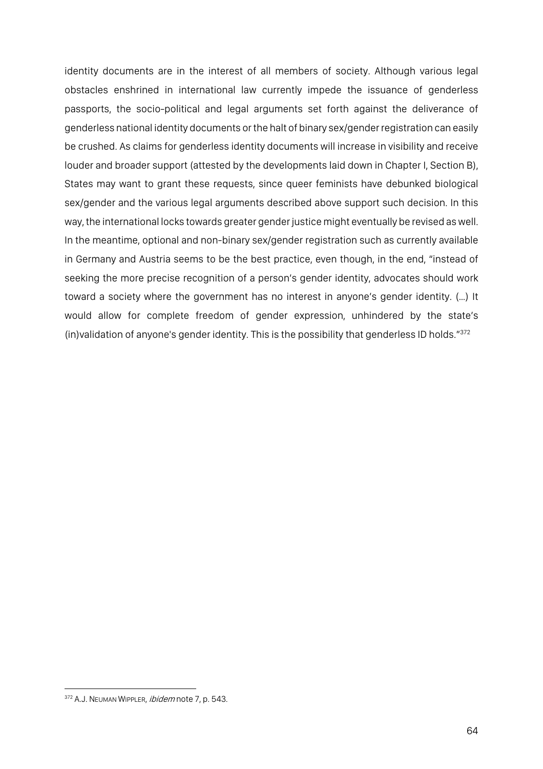identity documents are in the interest of all members of society. Although various legal obstacles enshrined in international law currently impede the issuance of genderless passports, the socio-political and legal arguments set forth against the deliverance of genderless national identity documents or the halt of binary sex/gender registration can easily be crushed. As claims for genderless identity documents will increase in visibility and receive louder and broader support (attested by the developments laid down in Chapter I, Section B), States may want to grant these requests, since queer feminists have debunked biological sex/gender and the various legal arguments described above support such decision. In this way, the international locks towards greater gender justice might eventually be revised as well. In the meantime, optional and non-binary sex/gender registration such as currently available in Germany and Austria seems to be the best practice, even though, in the end, "instead of seeking the more precise recognition of a person's gender identity, advocates should work toward a society where the government has no interest in anyone's gender identity. (…) It would allow for complete freedom of gender expression, unhindered by the state's (in)validation of anyone's gender identity. This is the possibility that genderless ID holds."[372]

---

[372] A.J. NEUMAN WIPPLER, *ibidem* note 7, p. 543.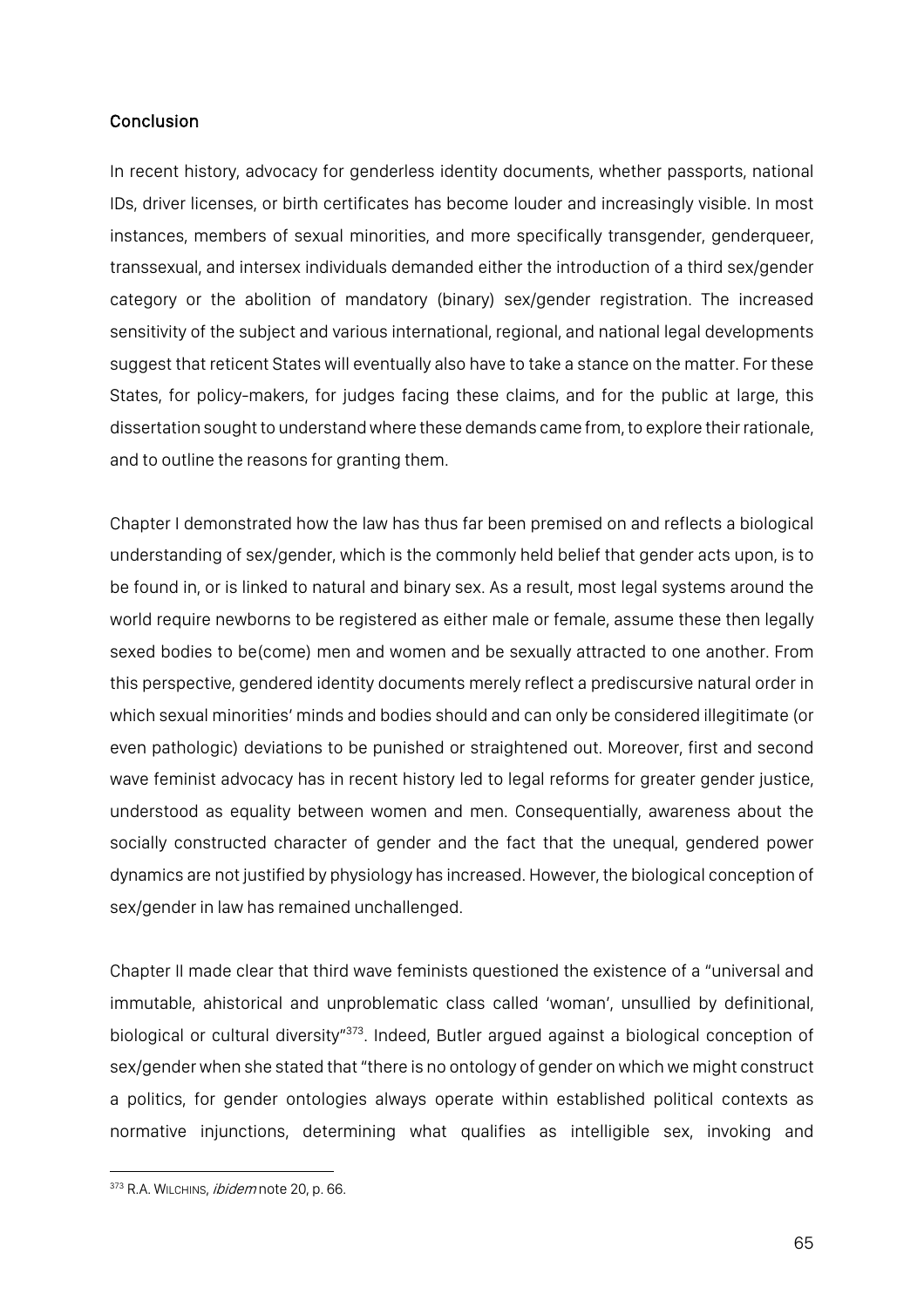## Conclusion

In recent history, advocacy for genderless identity documents, whether passports, national IDs, driver licenses, or birth certificates has become louder and increasingly visible. In most instances, members of sexual minorities, and more specifically transgender, genderqueer, transsexual, and intersex individuals demanded either the introduction of a third sex/gender category or the abolition of mandatory (binary) sex/gender registration. The increased sensitivity of the subject and various international, regional, and national legal developments suggest that reticent States will eventually also have to take a stance on the matter. For these States, for policy-makers, for judges facing these claims, and for the public at large, this dissertation sought to understand where these demands came from, to explore their rationale, and to outline the reasons for granting them.

Chapter I demonstrated how the law has thus far been premised on and reflects a biological understanding of sex/gender, which is the commonly held belief that gender acts upon, is to be found in, or is linked to natural and binary sex. As a result, most legal systems around the world require newborns to be registered as either male or female, assume these then legally sexed bodies to be(come) men and women and be sexually attracted to one another. From this perspective, gendered identity documents merely reflect a prediscursive natural order in which sexual minorities' minds and bodies should and can only be considered illegitimate (or even pathologic) deviations to be punished or straightened out. Moreover, first and second wave feminist advocacy has in recent history led to legal reforms for greater gender justice, understood as equality between women and men. Consequentially, awareness about the socially constructed character of gender and the fact that the unequal, gendered power dynamics are not justified by physiology has increased. However, the biological conception of sex/gender in law has remained unchallenged.

Chapter II made clear that third wave feminists questioned the existence of a "universal and immutable, ahistorical and unproblematic class called 'woman', unsullied by definitional, biological or cultural diversity"[373]. Indeed, Butler argued against a biological conception of sex/gender when she stated that "there is no ontology of gender on which we might construct a politics, for gender ontologies always operate within established political contexts as normative injunctions, determining what qualifies as intelligible sex, invoking and

[373] R.A. Wilchins, *ibidem* note 20, p. 66.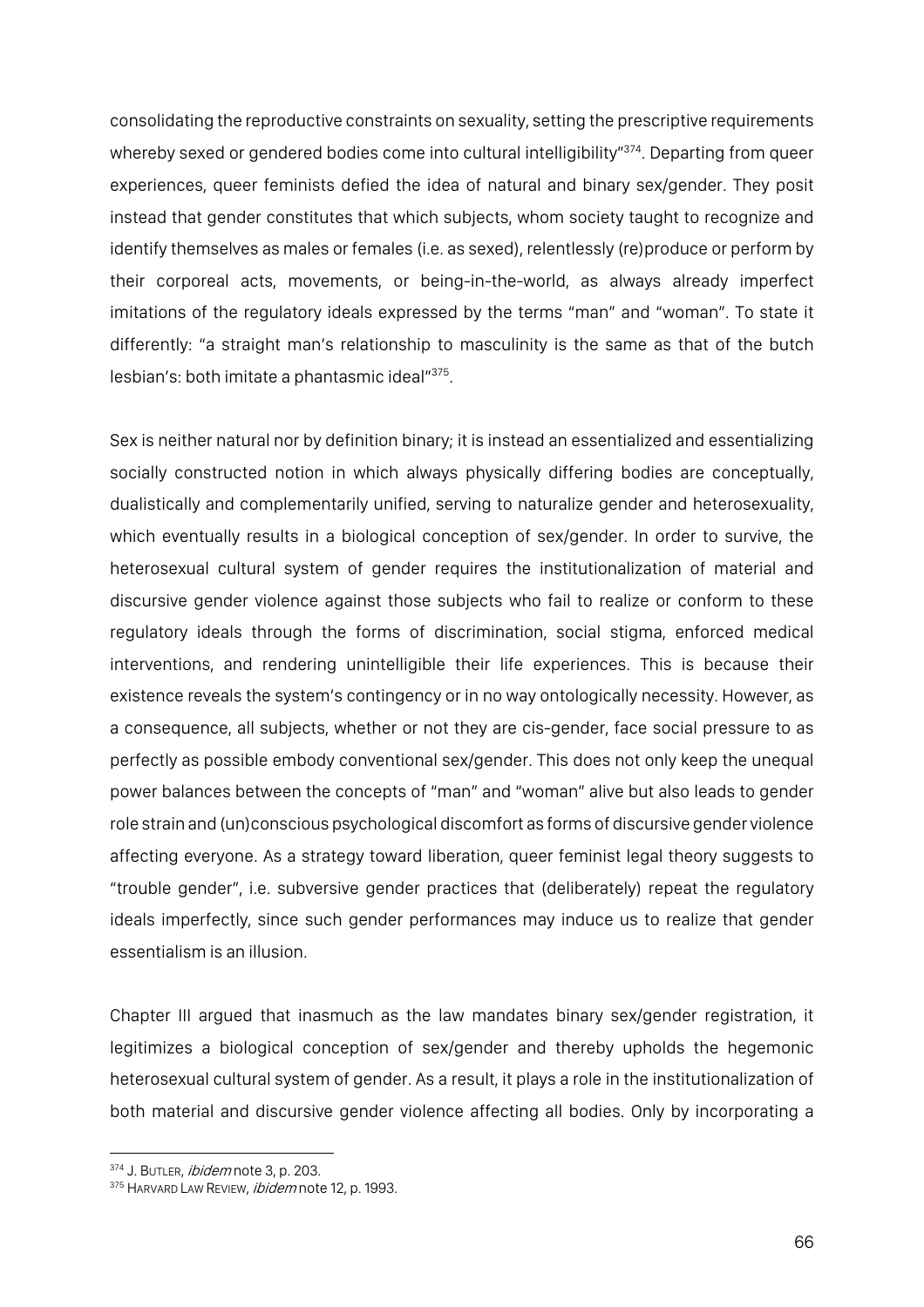consolidating the reproductive constraints on sexuality, setting the prescriptive requirements whereby sexed or gendered bodies come into cultural intelligibility"[374]. Departing from queer experiences, queer feminists defied the idea of natural and binary sex/gender. They posit instead that gender constitutes that which subjects, whom society taught to recognize and identify themselves as males or females (i.e. as sexed), relentlessly (re)produce or perform by their corporeal acts, movements, or being-in-the-world, as always already imperfect imitations of the regulatory ideals expressed by the terms "man" and "woman". To state it differently: "a straight man's relationship to masculinity is the same as that of the butch lesbian's: both imitate a phantasmic ideal"[375].

Sex is neither natural nor by definition binary; it is instead an essentialized and essentializing socially constructed notion in which always physically differing bodies are conceptually, dualistically and complementarily unified, serving to naturalize gender and heterosexuality, which eventually results in a biological conception of sex/gender. In order to survive, the heterosexual cultural system of gender requires the institutionalization of material and discursive gender violence against those subjects who fail to realize or conform to these regulatory ideals through the forms of discrimination, social stigma, enforced medical interventions, and rendering unintelligible their life experiences. This is because their existence reveals the system's contingency or in no way ontologically necessity. However, as a consequence, all subjects, whether or not they are cis-gender, face social pressure to as perfectly as possible embody conventional sex/gender. This does not only keep the unequal power balances between the concepts of "man" and "woman" alive but also leads to gender role strain and (un)conscious psychological discomfort as forms of discursive gender violence affecting everyone. As a strategy toward liberation, queer feminist legal theory suggests to "trouble gender", i.e. subversive gender practices that (deliberately) repeat the regulatory ideals imperfectly, since such gender performances may induce us to realize that gender essentialism is an illusion.

Chapter III argued that inasmuch as the law mandates binary sex/gender registration, it legitimizes a biological conception of sex/gender and thereby upholds the hegemonic heterosexual cultural system of gender. As a result, it plays a role in the institutionalization of both material and discursive gender violence affecting all bodies. Only by incorporating a

---

[374] J. BUTLER, *ibidem* note 3, p. 203.

[375] HARVARD LAW REVIEW, *ibidem* note 12, p. 1993.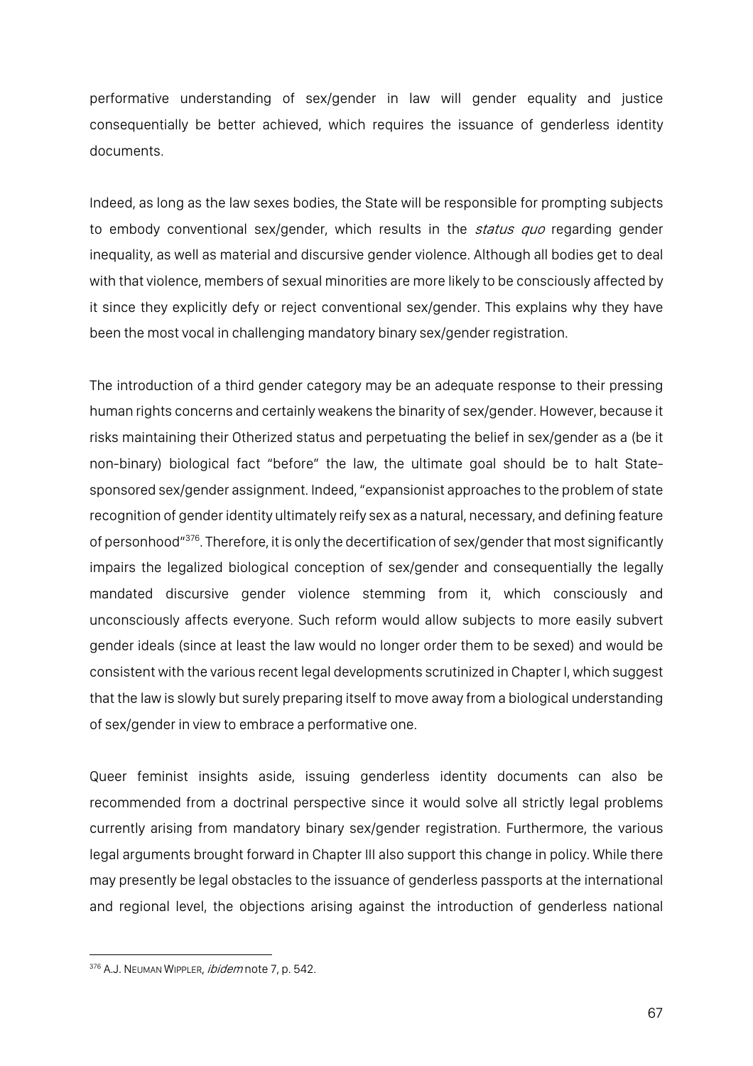performative understanding of sex/gender in law will gender equality and justice consequentially be better achieved, which requires the issuance of genderless identity documents.

Indeed, as long as the law sexes bodies, the State will be responsible for prompting subjects to embody conventional sex/gender, which results in the *status quo* regarding gender inequality, as well as material and discursive gender violence. Although all bodies get to deal with that violence, members of sexual minorities are more likely to be consciously affected by it since they explicitly defy or reject conventional sex/gender. This explains why they have been the most vocal in challenging mandatory binary sex/gender registration.

The introduction of a third gender category may be an adequate response to their pressing human rights concerns and certainly weakens the binarity of sex/gender. However, because it risks maintaining their Otherized status and perpetuating the belief in sex/gender as a (be it non-binary) biological fact "before" the law, the ultimate goal should be to halt State-sponsored sex/gender assignment. Indeed, "expansionist approaches to the problem of state recognition of gender identity ultimately reify sex as a natural, necessary, and defining feature of personhood"[376]. Therefore, it is only the decertification of sex/gender that most significantly impairs the legalized biological conception of sex/gender and consequentially the legally mandated discursive gender violence stemming from it, which consciously and unconsciously affects everyone. Such reform would allow subjects to more easily subvert gender ideals (since at least the law would no longer order them to be sexed) and would be consistent with the various recent legal developments scrutinized in Chapter I, which suggest that the law is slowly but surely preparing itself to move away from a biological understanding of sex/gender in view to embrace a performative one.

Queer feminist insights aside, issuing genderless identity documents can also be recommended from a doctrinal perspective since it would solve all strictly legal problems currently arising from mandatory binary sex/gender registration. Furthermore, the various legal arguments brought forward in Chapter III also support this change in policy. While there may presently be legal obstacles to the issuance of genderless passports at the international and regional level, the objections arising against the introduction of genderless national

---

[376] A.J. Neuman Wipfler, *ibidem* note 7, p. 542.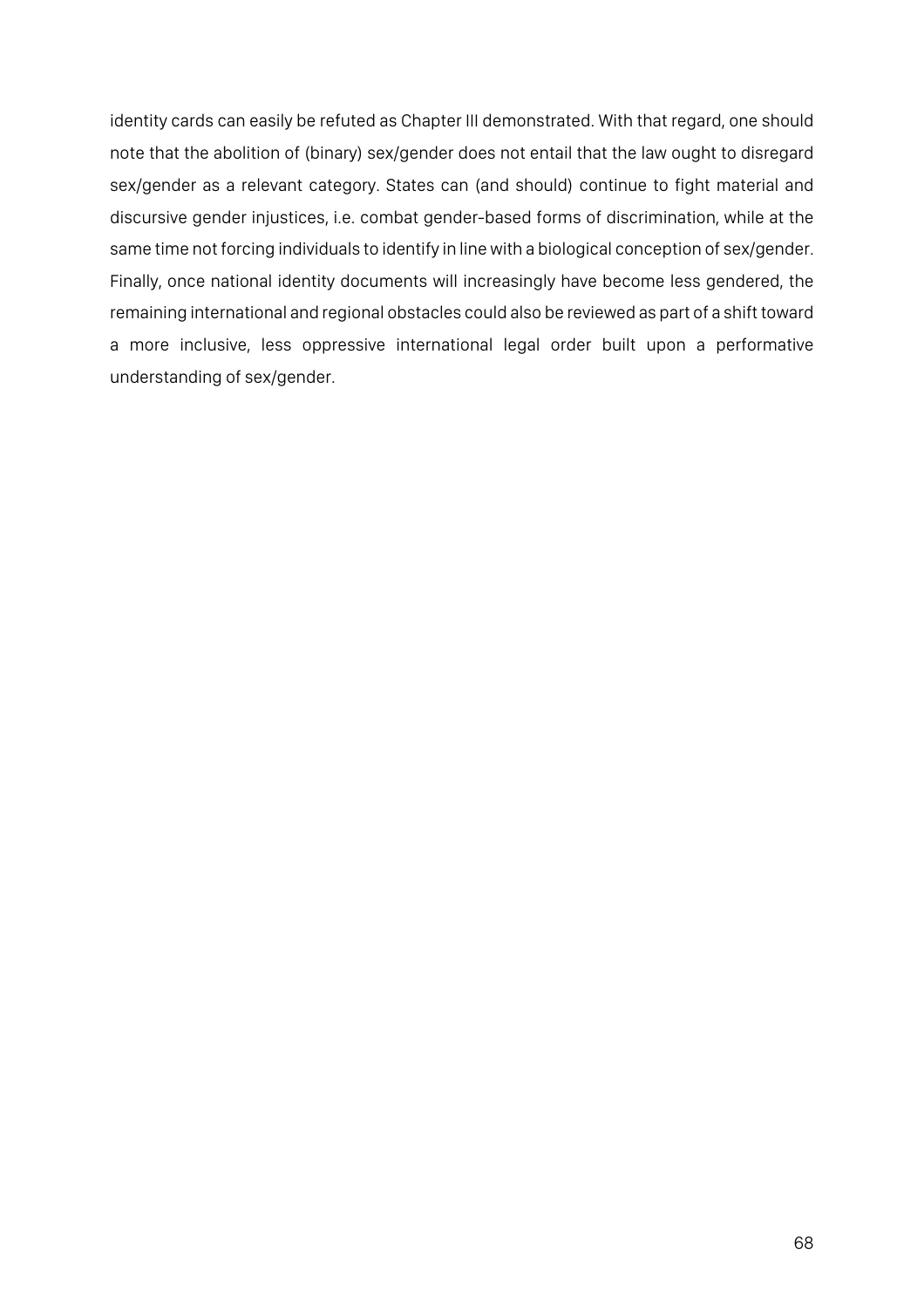identity cards can easily be refuted as Chapter III demonstrated. With that regard, one should note that the abolition of (binary) sex/gender does not entail that the law ought to disregard sex/gender as a relevant category. States can (and should) continue to fight material and discursive gender injustices, i.e. combat gender-based forms of discrimination, while at the same time not forcing individuals to identify in line with a biological conception of sex/gender. Finally, once national identity documents will increasingly have become less gendered, the remaining international and regional obstacles could also be reviewed as part of a shift toward a more inclusive, less oppressive international legal order built upon a performative understanding of sex/gender.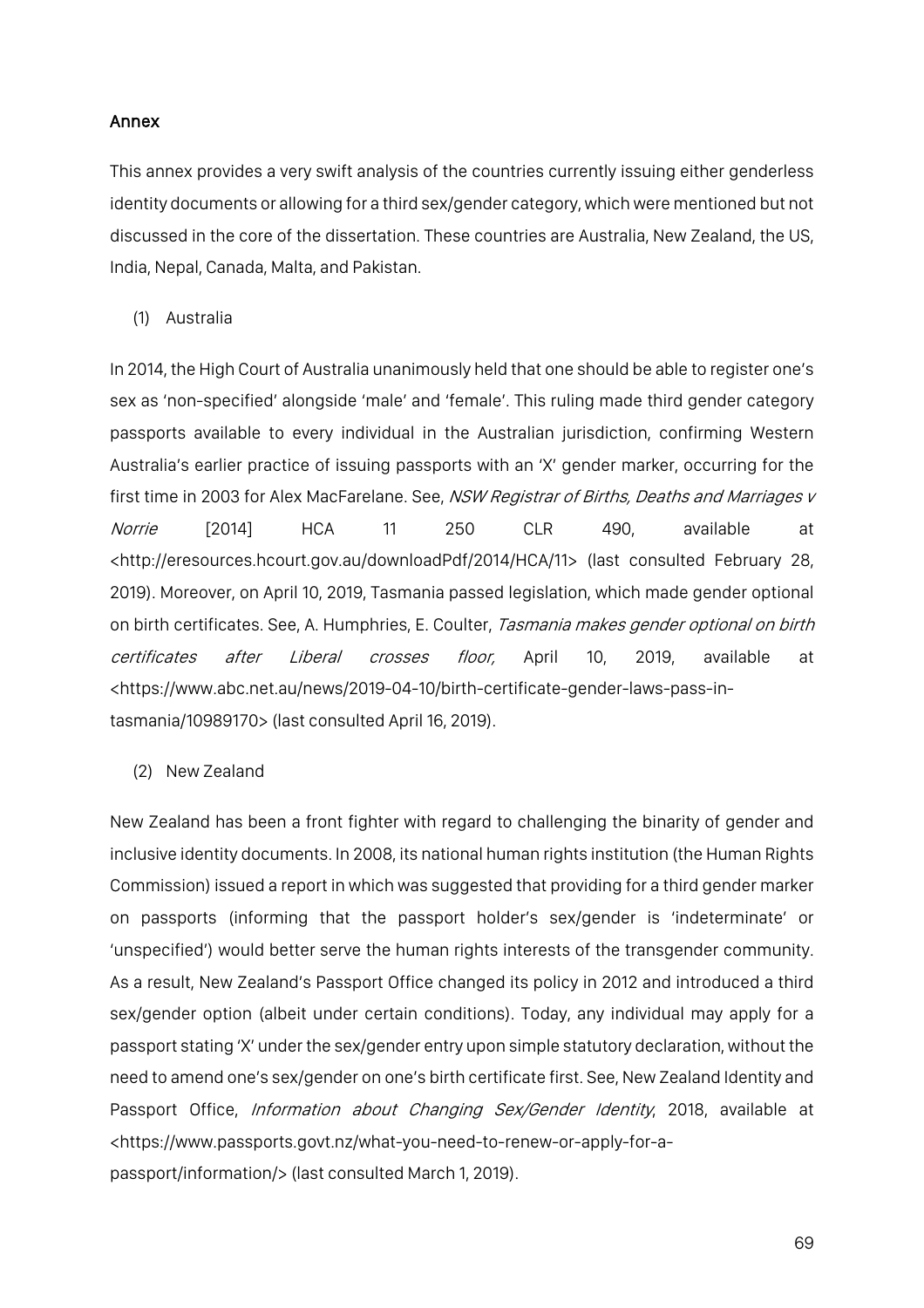## Annex

This annex provides a very swift analysis of the countries currently issuing either genderless identity documents or allowing for a third sex/gender category, which were mentioned but not discussed in the core of the dissertation. These countries are Australia, New Zealand, the US, India, Nepal, Canada, Malta, and Pakistan.

(1) Australia

In 2014, the High Court of Australia unanimously held that one should be able to register one's sex as 'non-specified' alongside 'male' and 'female'. This ruling made third gender category passports available to every individual in the Australian jurisdiction, confirming Western Australia's earlier practice of issuing passports with an 'X' gender marker, occurring for the first time in 2003 for Alex MacFarelane. See, *NSW Registrar of Births, Deaths and Marriages v Norrie* [2014] HCA 11 250 CLR 490, available at <http://eresources.hcourt.gov.au/downloadPdf/2014/HCA/11> (last consulted February 28, 2019). Moreover, on April 10, 2019, Tasmania passed legislation, which made gender optional on birth certificates. See, A. Humphries, E. Coulter, *Tasmania makes gender optional on birth certificates after Liberal crosses floor,* April 10, 2019, available at <https://www.abc.net.au/news/2019-04-10/birth-certificate-gender-laws-pass-in-tasmania/10989170> (last consulted April 16, 2019).

(2) New Zealand

New Zealand has been a front fighter with regard to challenging the binarity of gender and inclusive identity documents. In 2008, its national human rights institution (the Human Rights Commission) issued a report in which was suggested that providing for a third gender marker on passports (informing that the passport holder's sex/gender is 'indeterminate' or 'unspecified') would better serve the human rights interests of the transgender community. As a result, New Zealand's Passport Office changed its policy in 2012 and introduced a third sex/gender option (albeit under certain conditions). Today, any individual may apply for a passport stating 'X' under the sex/gender entry upon simple statutory declaration, without the need to amend one's sex/gender on one's birth certificate first. See, New Zealand Identity and Passport Office, *Information about Changing Sex/Gender Identity*, 2018, available at <https://www.passports.govt.nz/what-you-need-to-renew-or-apply-for-a-passport/information/> (last consulted March 1, 2019).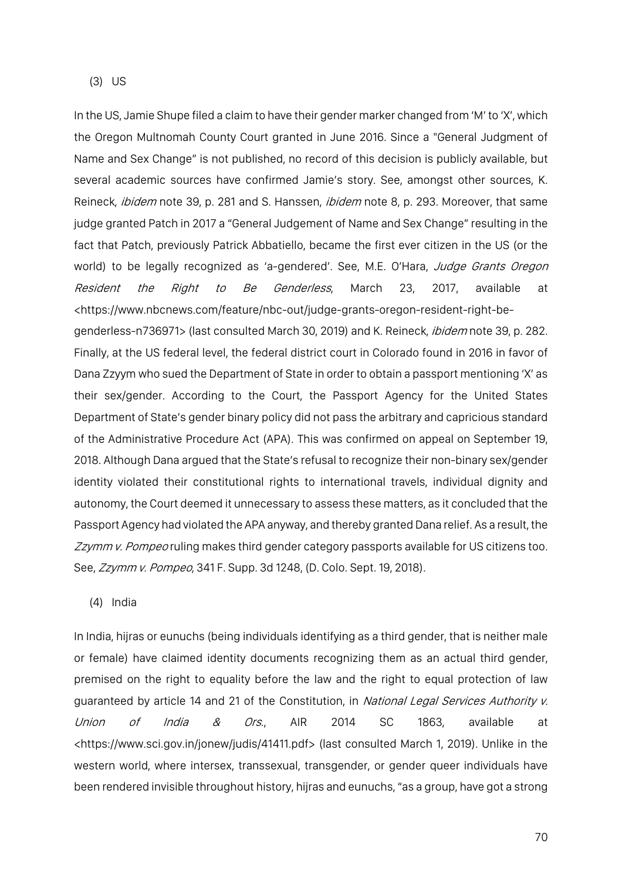(3) US

In the US, Jamie Shupe filed a claim to have their gender marker changed from 'M' to 'X', which the Oregon Multnomah County Court granted in June 2016. Since a "General Judgment of Name and Sex Change" is not published, no record of this decision is publicly available, but several academic sources have confirmed Jamie's story. See, amongst other sources, K. Reineck, *ibidem* note 39, p. 281 and S. Hanssen, *ibidem* note 8, p. 293. Moreover, that same judge granted Patch in 2017 a "General Judgement of Name and Sex Change" resulting in the fact that Patch, previously Patrick Abbatiello, became the first ever citizen in the US (or the world) to be legally recognized as 'a-gendered'. See, M.E. O'Hara, *Judge Grants Oregon Resident the Right to Be Genderless*, March 23, 2017, available at <https://www.nbcnews.com/feature/nbc-out/judge-grants-oregon-resident-right-be-genderless-n736971> (last consulted March 30, 2019) and K. Reineck, *ibidem* note 39, p. 282. Finally, at the US federal level, the federal district court in Colorado found in 2016 in favor of Dana Zzyym who sued the Department of State in order to obtain a passport mentioning 'X' as their sex/gender. According to the Court, the Passport Agency for the United States Department of State's gender binary policy did not pass the arbitrary and capricious standard of the Administrative Procedure Act (APA). This was confirmed on appeal on September 19, 2018. Although Dana argued that the State's refusal to recognize their non-binary sex/gender identity violated their constitutional rights to international travels, individual dignity and autonomy, the Court deemed it unnecessary to assess these matters, as it concluded that the Passport Agency had violated the APA anyway, and thereby granted Dana relief. As a result, the *Zzymm v. Pompeo* ruling makes third gender category passports available for US citizens too. See, *Zzymm v. Pompeo*, 341 F. Supp. 3d 1248, (D. Colo. Sept. 19, 2018).

(4) India

In India, hijras or eunuchs (being individuals identifying as a third gender, that is neither male or female) have claimed identity documents recognizing them as an actual third gender, premised on the right to equality before the law and the right to equal protection of law guaranteed by article 14 and 21 of the Constitution, in *National Legal Services Authority v. Union of India & Ors.*, AIR 2014 SC 1863, available at <https://www.sci.gov.in/jonew/judis/41411.pdf> (last consulted March 1, 2019). Unlike in the western world, where intersex, transsexual, transgender, or gender queer individuals have been rendered invisible throughout history, hijras and eunuchs, "as a group, have got a strong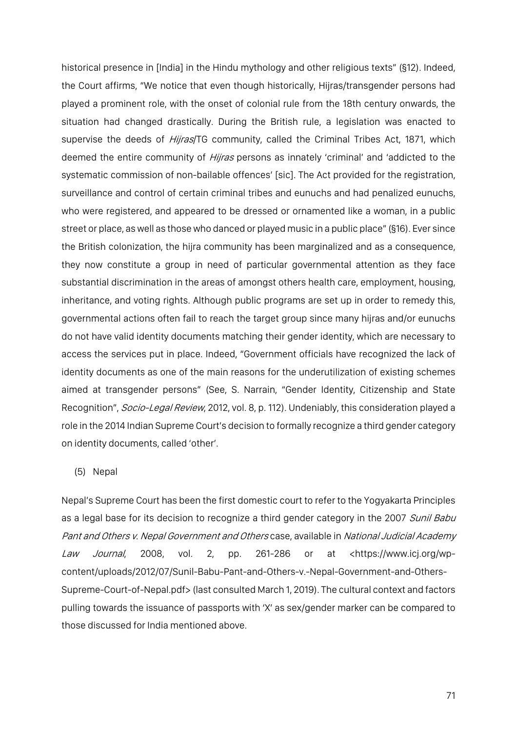historical presence in [India] in the Hindu mythology and other religious texts" (§12). Indeed, the Court affirms, "We notice that even though historically, Hijras/transgender persons had played a prominent role, with the onset of colonial rule from the 18th century onwards, the situation had changed drastically. During the British rule, a legislation was enacted to supervise the deeds of *Hijras*/TG community, called the Criminal Tribes Act, 1871, which deemed the entire community of *Hijras* persons as innately 'criminal' and 'addicted to the systematic commission of non-bailable offences' [sic]. The Act provided for the registration, surveillance and control of certain criminal tribes and eunuchs and had penalized eunuchs, who were registered, and appeared to be dressed or ornamented like a woman, in a public street or place, as well as those who danced or played music in a public place" (§16). Ever since the British colonization, the hijra community has been marginalized and as a consequence, they now constitute a group in need of particular governmental attention as they face substantial discrimination in the areas of amongst others health care, employment, housing, inheritance, and voting rights. Although public programs are set up in order to remedy this, governmental actions often fail to reach the target group since many hijras and/or eunuchs do not have valid identity documents matching their gender identity, which are necessary to access the services put in place. Indeed, "Government officials have recognized the lack of identity documents as one of the main reasons for the underutilization of existing schemes aimed at transgender persons" (See, S. Narrain, "Gender Identity, Citizenship and State Recognition", *Socio-Legal Review*, 2012, vol. 8, p. 112). Undeniably, this consideration played a role in the 2014 Indian Supreme Court's decision to formally recognize a third gender category on identity documents, called 'other'.

(5) Nepal

Nepal's Supreme Court has been the first domestic court to refer to the Yogyakarta Principles as a legal base for its decision to recognize a third gender category in the 2007 *Sunil Babu Pant and Others v. Nepal Government and Others* case, available in *National Judicial Academy Law Journal*, 2008, vol. 2, pp. 261-286 or at <https://www.icj.org/wp-content/uploads/2012/07/Sunil-Babu-Pant-and-Others-v.-Nepal-Government-and-Others-Supreme-Court-of-Nepal.pdf> (last consulted March 1, 2019). The cultural context and factors pulling towards the issuance of passports with 'X' as sex/gender marker can be compared to those discussed for India mentioned above.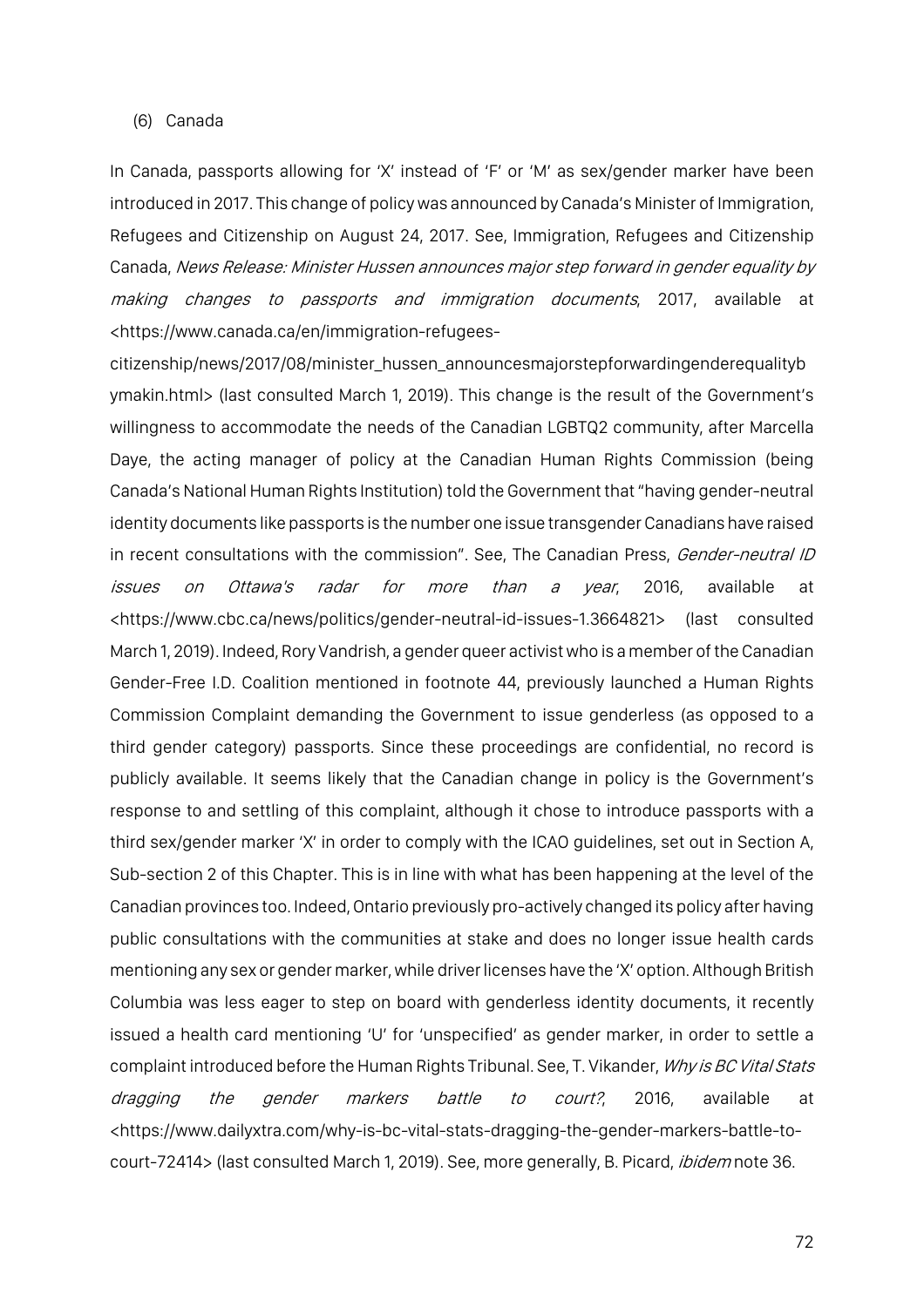(6) Canada

In Canada, passports allowing for 'X' instead of 'F' or 'M' as sex/gender marker have been introduced in 2017. This change of policy was announced by Canada's Minister of Immigration, Refugees and Citizenship on August 24, 2017. See, Immigration, Refugees and Citizenship Canada, *News Release: Minister Hussen announces major step forward in gender equality by making changes to passports and immigration documents*, 2017, available at <https://www.canada.ca/en/immigration-refugees-citizenship/news/2017/08/minister_hussen_announcesmajorstepforwardingenderequalitybymakin.html> (last consulted March 1, 2019). This change is the result of the Government's willingness to accommodate the needs of the Canadian LGBTQ2 community, after Marcella Daye, the acting manager of policy at the Canadian Human Rights Commission (being Canada's National Human Rights Institution) told the Government that "having gender-neutral identity documents like passports is the number one issue transgender Canadians have raised in recent consultations with the commission". See, The Canadian Press, *Gender-neutral ID issues on Ottawa's radar for more than a year*, 2016, available at <https://www.cbc.ca/news/politics/gender-neutral-id-issues-1.3664821> (last consulted March 1, 2019). Indeed, Rory Vandrish, a gender queer activist who is a member of the Canadian Gender-Free I.D. Coalition mentioned in footnote 44, previously launched a Human Rights Commission Complaint demanding the Government to issue genderless (as opposed to a third gender category) passports. Since these proceedings are confidential, no record is publicly available. It seems likely that the Canadian change in policy is the Government's response to and settling of this complaint, although it chose to introduce passports with a third sex/gender marker 'X' in order to comply with the ICAO guidelines, set out in Section A, Sub-section 2 of this Chapter. This is in line with what has been happening at the level of the Canadian provinces too. Indeed, Ontario previously pro-actively changed its policy after having public consultations with the communities at stake and does no longer issue health cards mentioning any sex or gender marker, while driver licenses have the 'X' option. Although British Columbia was less eager to step on board with genderless identity documents, it recently issued a health card mentioning 'U' for 'unspecified' as gender marker, in order to settle a complaint introduced before the Human Rights Tribunal. See, T. Vikander, *Why is BC Vital Stats dragging the gender markers battle to court?*, 2016, available at <https://www.dailyxtra.com/why-is-bc-vital-stats-dragging-the-gender-markers-battle-to-court-72414> (last consulted March 1, 2019). See, more generally, B. Picard, *ibidem* note 36.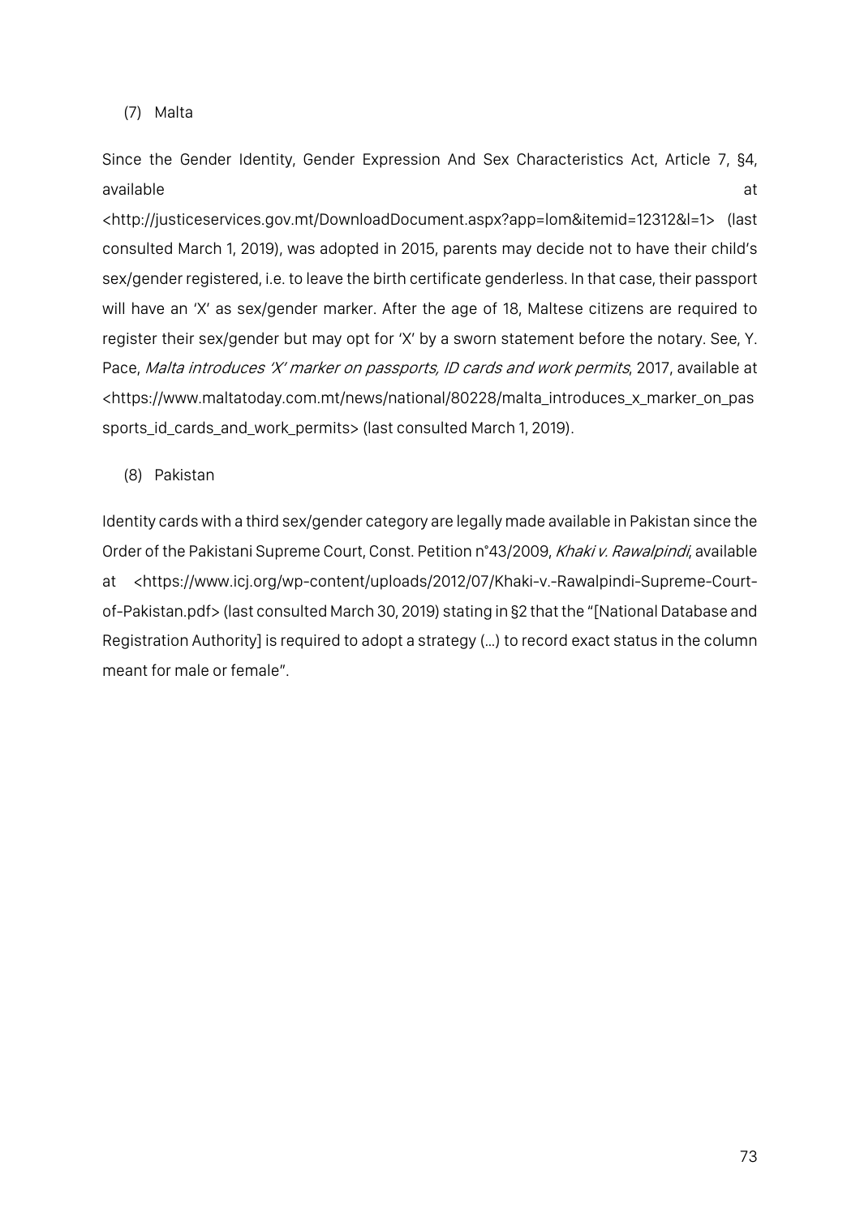(7) Malta

Since the Gender Identity, Gender Expression And Sex Characteristics Act, Article 7, §4, available at <http://justiceservices.gov.mt/DownloadDocument.aspx?app=lom&itemid=12312&l=1> (last consulted March 1, 2019), was adopted in 2015, parents may decide not to have their child's sex/gender registered, i.e. to leave the birth certificate genderless. In that case, their passport will have an 'X' as sex/gender marker. After the age of 18, Maltese citizens are required to register their sex/gender but may opt for 'X' by a sworn statement before the notary. See, Y. Pace, *Malta introduces 'X' marker on passports, ID cards and work permits*, 2017, available at <https://www.maltatoday.com.mt/news/national/80228/malta_introduces_x_marker_on_passports_id_cards_and_work_permits> (last consulted March 1, 2019).

(8) Pakistan

Identity cards with a third sex/gender category are legally made available in Pakistan since the Order of the Pakistani Supreme Court, Const. Petition n°43/2009, *Khaki v. Rawalpindi*, available at <https://www.icj.org/wp-content/uploads/2012/07/Khaki-v.-Rawalpindi-Supreme-Court-of-Pakistan.pdf> (last consulted March 30, 2019) stating in §2 that the "[National Database and Registration Authority] is required to adopt a strategy (…) to record exact status in the column meant for male or female".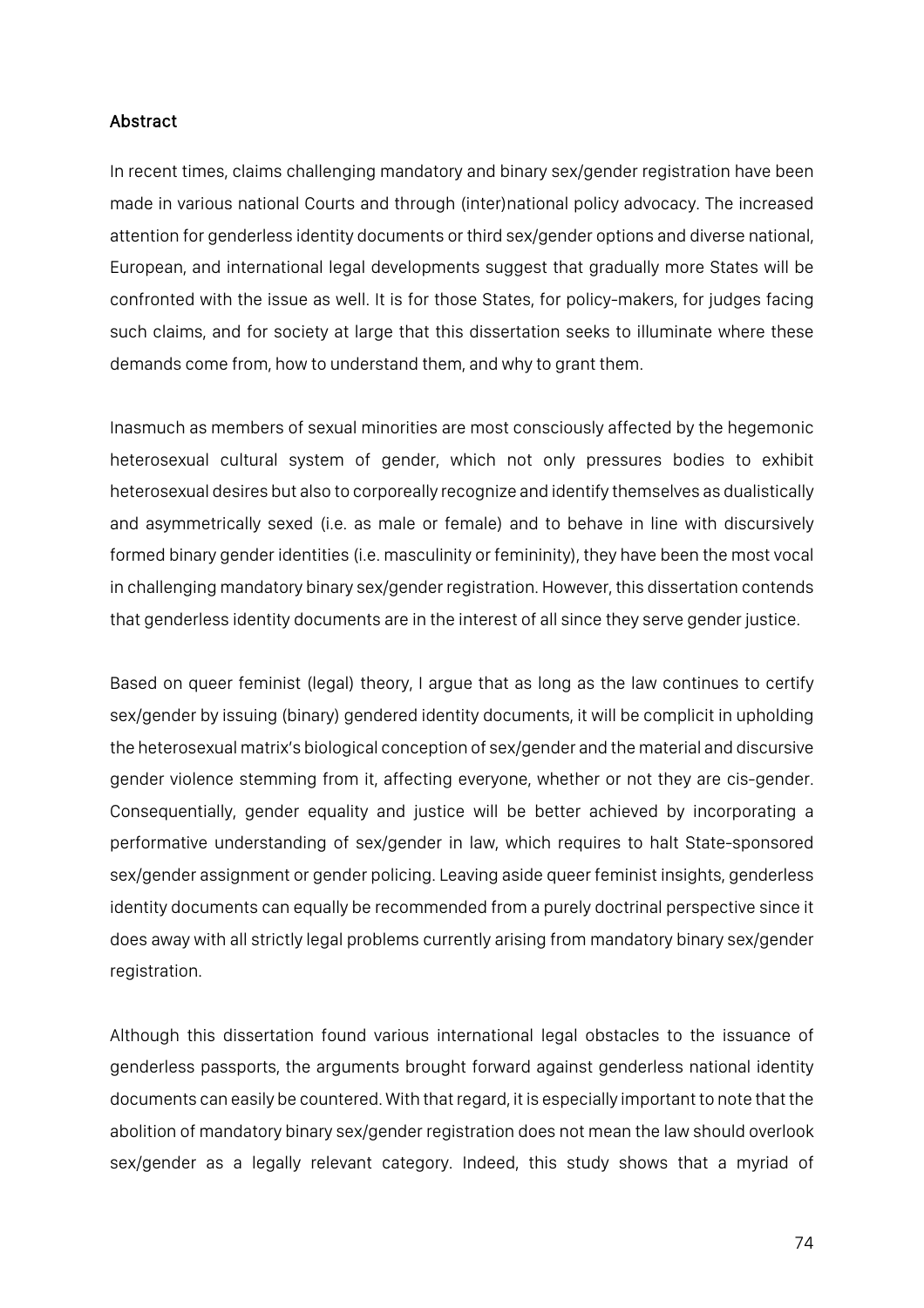## Abstract

In recent times, claims challenging mandatory and binary sex/gender registration have been made in various national Courts and through (inter)national policy advocacy. The increased attention for genderless identity documents or third sex/gender options and diverse national, European, and international legal developments suggest that gradually more States will be confronted with the issue as well. It is for those States, for policy-makers, for judges facing such claims, and for society at large that this dissertation seeks to illuminate where these demands come from, how to understand them, and why to grant them.

Inasmuch as members of sexual minorities are most consciously affected by the hegemonic heterosexual cultural system of gender, which not only pressures bodies to exhibit heterosexual desires but also to corporeally recognize and identify themselves as dualistically and asymmetrically sexed (i.e. as male or female) and to behave in line with discursively formed binary gender identities (i.e. masculinity or femininity), they have been the most vocal in challenging mandatory binary sex/gender registration. However, this dissertation contends that genderless identity documents are in the interest of all since they serve gender justice.

Based on queer feminist (legal) theory, I argue that as long as the law continues to certify sex/gender by issuing (binary) gendered identity documents, it will be complicit in upholding the heterosexual matrix's biological conception of sex/gender and the material and discursive gender violence stemming from it, affecting everyone, whether or not they are cis-gender. Consequentially, gender equality and justice will be better achieved by incorporating a performative understanding of sex/gender in law, which requires to halt State-sponsored sex/gender assignment or gender policing. Leaving aside queer feminist insights, genderless identity documents can equally be recommended from a purely doctrinal perspective since it does away with all strictly legal problems currently arising from mandatory binary sex/gender registration.

Although this dissertation found various international legal obstacles to the issuance of genderless passports, the arguments brought forward against genderless national identity documents can easily be countered. With that regard, it is especially important to note that the abolition of mandatory binary sex/gender registration does not mean the law should overlook sex/gender as a legally relevant category. Indeed, this study shows that a myriad of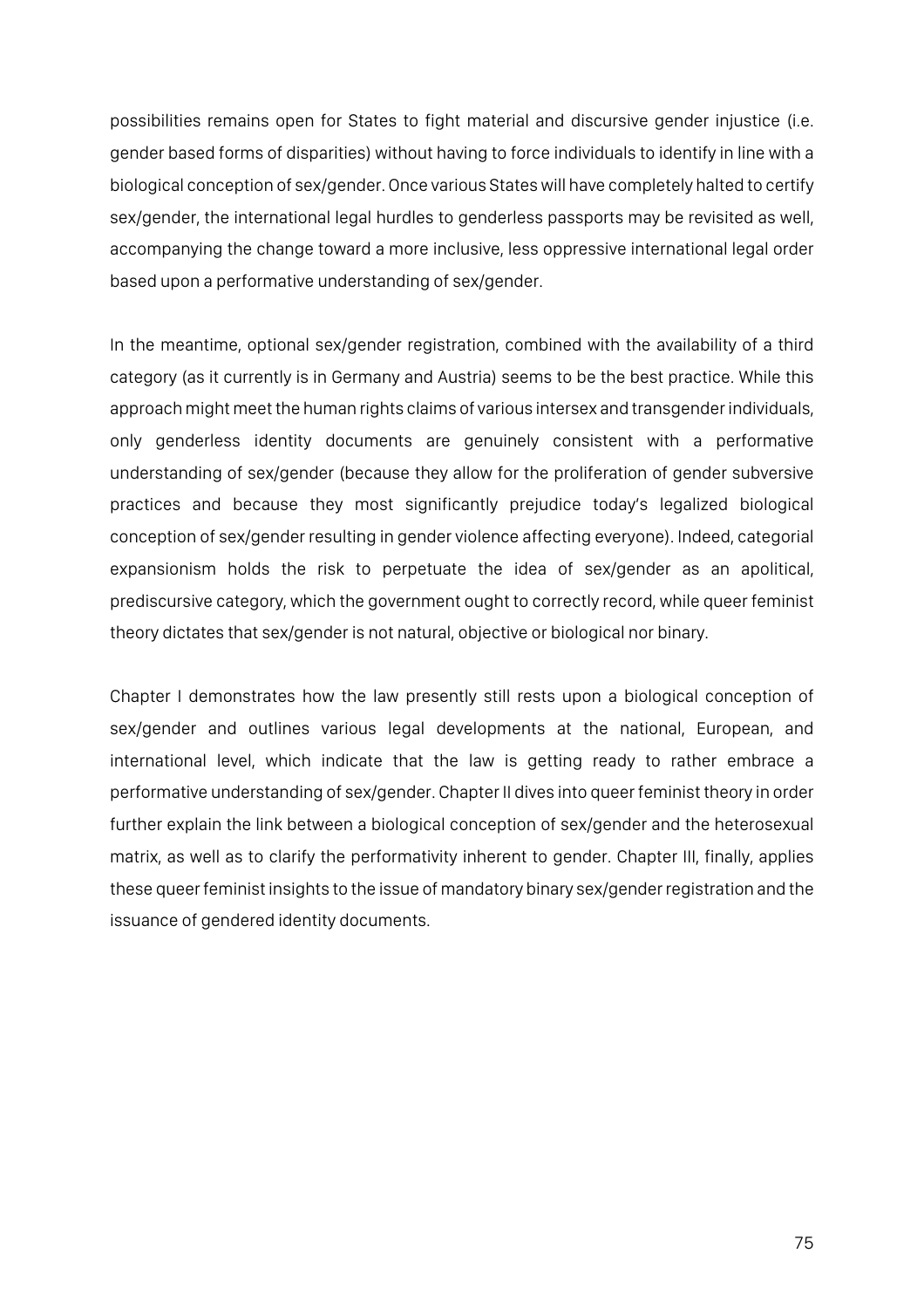possibilities remains open for States to fight material and discursive gender injustice (i.e. gender based forms of disparities) without having to force individuals to identify in line with a biological conception of sex/gender. Once various States will have completely halted to certify sex/gender, the international legal hurdles to genderless passports may be revisited as well, accompanying the change toward a more inclusive, less oppressive international legal order based upon a performative understanding of sex/gender.

In the meantime, optional sex/gender registration, combined with the availability of a third category (as it currently is in Germany and Austria) seems to be the best practice. While this approach might meet the human rights claims of various intersex and transgender individuals, only genderless identity documents are genuinely consistent with a performative understanding of sex/gender (because they allow for the proliferation of gender subversive practices and because they most significantly prejudice today's legalized biological conception of sex/gender resulting in gender violence affecting everyone). Indeed, categorial expansionism holds the risk to perpetuate the idea of sex/gender as an apolitical, prediscursive category, which the government ought to correctly record, while queer feminist theory dictates that sex/gender is not natural, objective or biological nor binary.

Chapter I demonstrates how the law presently still rests upon a biological conception of sex/gender and outlines various legal developments at the national, European, and international level, which indicate that the law is getting ready to rather embrace a performative understanding of sex/gender. Chapter II dives into queer feminist theory in order further explain the link between a biological conception of sex/gender and the heterosexual matrix, as well as to clarify the performativity inherent to gender. Chapter III, finally, applies these queer feminist insights to the issue of mandatory binary sex/gender registration and the issuance of gendered identity documents.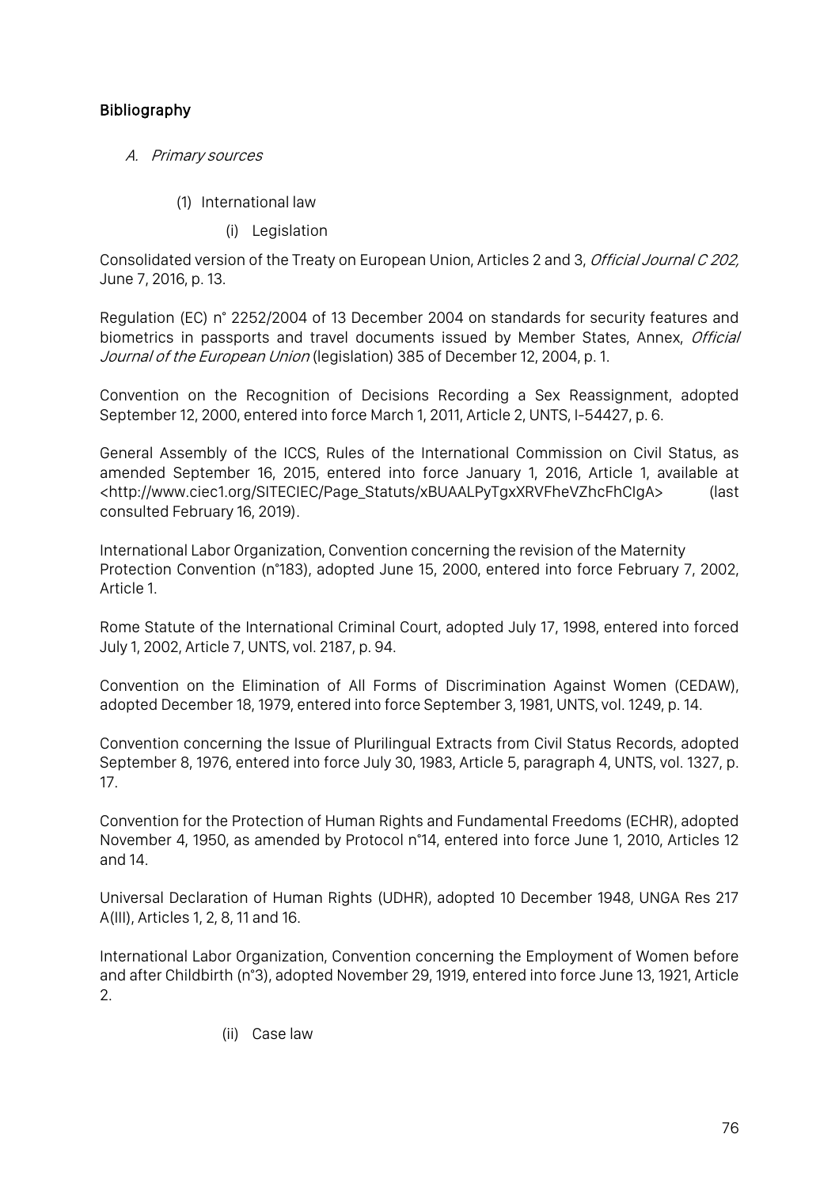## Bibliography

### A. *Primary sources*

#### (1) International law

##### (i) Legislation

Consolidated version of the Treaty on European Union, Articles 2 and 3, *Official Journal C 202,* June 7, 2016, p. 13.

Regulation (EC) n° 2252/2004 of 13 December 2004 on standards for security features and biometrics in passports and travel documents issued by Member States, Annex, *Official Journal of the European Union* (legislation) 385 of December 12, 2004, p. 1.

Convention on the Recognition of Decisions Recording a Sex Reassignment, adopted September 12, 2000, entered into force March 1, 2011, Article 2, UNTS, I-54427, p. 6.

General Assembly of the ICCS, Rules of the International Commission on Civil Status, as amended September 16, 2015, entered into force January 1, 2016, Article 1, available at <http://www.ciec1.org/SITECIEC/Page_Statuts/xBUAALPyTgxXRVFheVZhcFhCIgA> (last consulted February 16, 2019).

International Labor Organization, Convention concerning the revision of the Maternity Protection Convention (n°183), adopted June 15, 2000, entered into force February 7, 2002, Article 1.

Rome Statute of the International Criminal Court, adopted July 17, 1998, entered into forced July 1, 2002, Article 7, UNTS, vol. 2187, p. 94.

Convention on the Elimination of All Forms of Discrimination Against Women (CEDAW), adopted December 18, 1979, entered into force September 3, 1981, UNTS, vol. 1249, p. 14.

Convention concerning the Issue of Plurilingual Extracts from Civil Status Records, adopted September 8, 1976, entered into force July 30, 1983, Article 5, paragraph 4, UNTS, vol. 1327, p. 17.

Convention for the Protection of Human Rights and Fundamental Freedoms (ECHR), adopted November 4, 1950, as amended by Protocol n°14, entered into force June 1, 2010, Articles 12 and 14.

Universal Declaration of Human Rights (UDHR), adopted 10 December 1948, UNGA Res 217 A(III), Articles 1, 2, 8, 11 and 16.

International Labor Organization, Convention concerning the Employment of Women before and after Childbirth (n°3), adopted November 29, 1919, entered into force June 13, 1921, Article 2.

##### (ii) Case law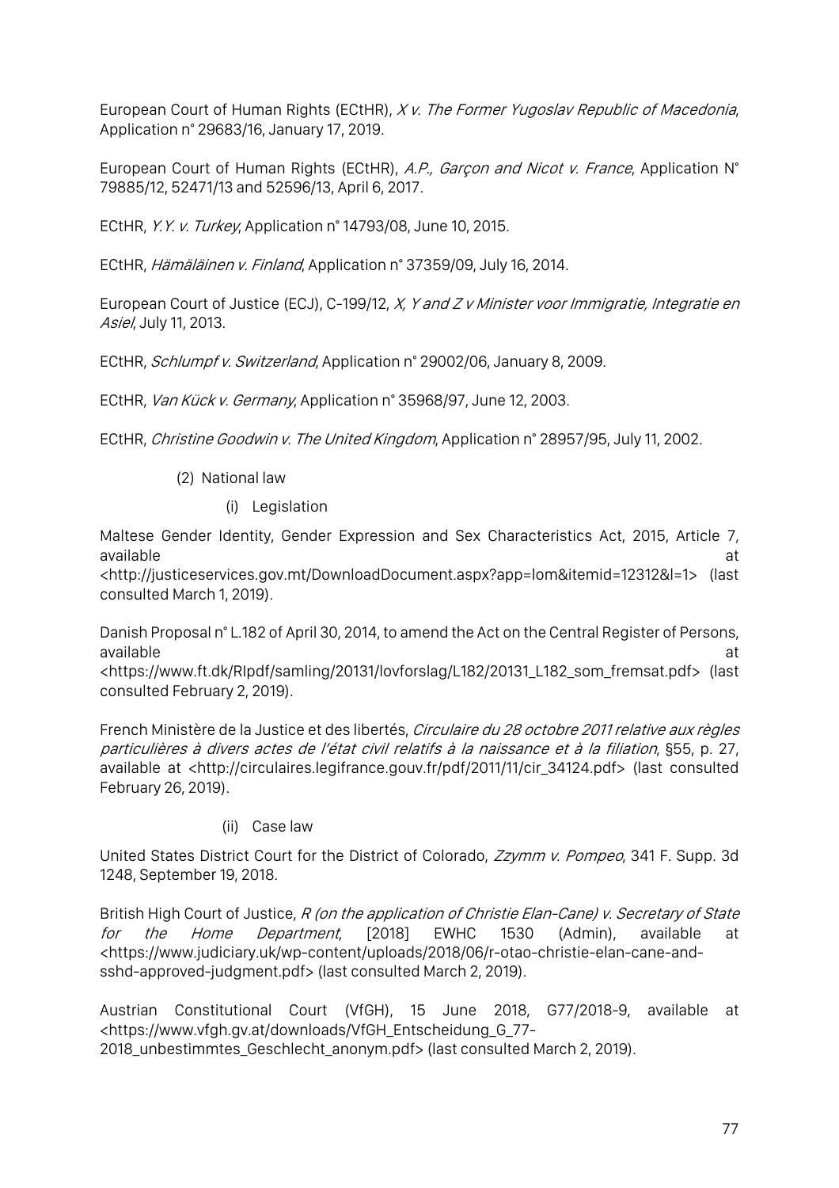European Court of Human Rights (ECtHR), *X v. The Former Yugoslav Republic of Macedonia*, Application n° 29683/16, January 17, 2019.

European Court of Human Rights (ECtHR), *A.P., Garçon and Nicot v. France*, Application N° 79885/12, 52471/13 and 52596/13, April 6, 2017.

ECtHR, *Y.Y. v. Turkey*, Application n° 14793/08, June 10, 2015.

ECtHR, *Hämäläinen v. Finland*, Application n° 37359/09, July 16, 2014.

European Court of Justice (ECJ), C-199/12, *X, Y and Z v Minister voor Immigratie, Integratie en Asiel*, July 11, 2013.

ECtHR, *Schlumpf v. Switzerland*, Application n° 29002/06, January 8, 2009.

ECtHR, *Van Kück v. Germany*, Application n° 35968/97, June 12, 2003.

ECtHR, *Christine Goodwin v. The United Kingdom*, Application n° 28957/95, July 11, 2002.

(2) National law

(i) Legislation

Maltese Gender Identity, Gender Expression and Sex Characteristics Act, 2015, Article 7, available at <http://justiceservices.gov.mt/DownloadDocument.aspx?app=lom&itemid=12312&l=1> (last consulted March 1, 2019).

Danish Proposal n° L.182 of April 30, 2014, to amend the Act on the Central Register of Persons, available at <https://www.ft.dk/RIpdf/samling/20131/lovforslag/L182/20131_L182_som_fremsat.pdf> (last consulted February 2, 2019).

French Ministère de la Justice et des libertés, *Circulaire du 28 octobre 2011 relative aux règles particulières à divers actes de l'état civil relatifs à la naissance et à la filiation*, §55, p. 27, available at <http://circulaires.legifrance.gouv.fr/pdf/2011/11/cir_34124.pdf> (last consulted February 26, 2019).

(ii) Case law

United States District Court for the District of Colorado, *Zzymm v. Pompeo*, 341 F. Supp. 3d 1248, September 19, 2018.

British High Court of Justice, *R (on the application of Christie Elan-Cane) v. Secretary of State for the Home Department*, [2018] EWHC 1530 (Admin), available at <https://www.judiciary.uk/wp-content/uploads/2018/06/r-otao-christie-elan-cane-and-sshd-approved-judgment.pdf> (last consulted March 2, 2019).

Austrian Constitutional Court (VfGH), 15 June 2018, G77/2018-9, available at <https://www.vfgh.gv.at/downloads/VfGH_Entscheidung_G_77-2018_unbestimmtes_Geschlecht_anonym.pdf> (last consulted March 2, 2019).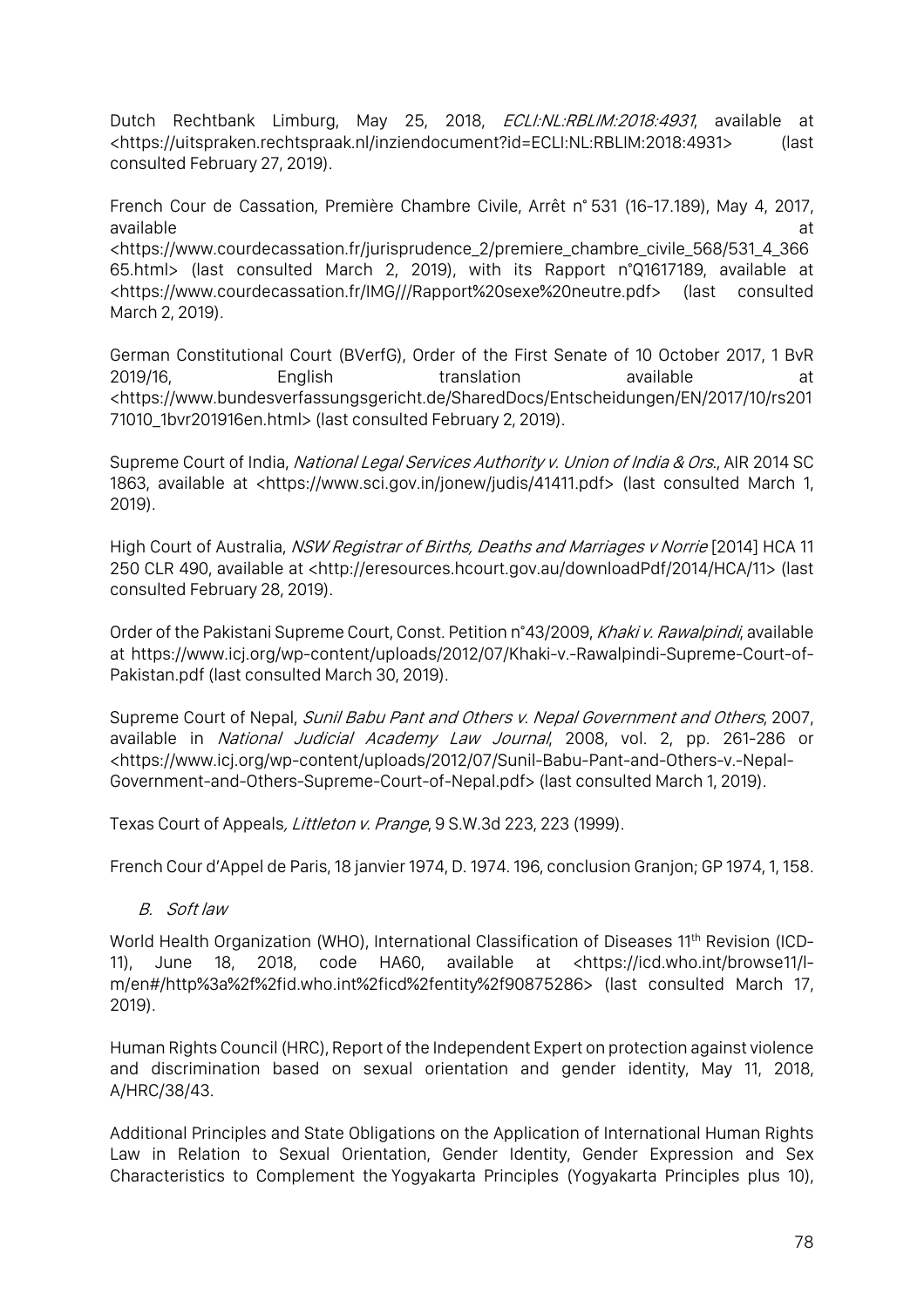Dutch Rechtbank Limburg, May 25, 2018, *ECLI:NL:RBLIM:2018:4931*, available at <https://uitspraken.rechtspraak.nl/inziendocument?id=ECLI:NL:RBLIM:2018:4931> (last consulted February 27, 2019).

French Cour de Cassation, Première Chambre Civile, Arrêt n° 531 (16-17.189), May 4, 2017, available at <https://www.courdecassation.fr/jurisprudence_2/premiere_chambre_civile_568/531_4_36665.html> (last consulted March 2, 2019), with its Rapport n°Q1617189, available at <https://www.courdecassation.fr/IMG///Rapport%20sexe%20neutre.pdf> (last consulted March 2, 2019).

German Constitutional Court (BVerfG), Order of the First Senate of 10 October 2017, 1 BvR 2019/16, English translation available at <https://www.bundesverfassungsgericht.de/SharedDocs/Entscheidungen/EN/2017/10/rs20171010_1bvr201916en.html> (last consulted February 2, 2019).

Supreme Court of India, *National Legal Services Authority v. Union of India & Ors.*, AIR 2014 SC 1863, available at <https://www.sci.gov.in/jonew/judis/41411.pdf> (last consulted March 1, 2019).

High Court of Australia, *NSW Registrar of Births, Deaths and Marriages v Norrie* [2014] HCA 11 250 CLR 490, available at <http://eresources.hcourt.gov.au/downloadPdf/2014/HCA/11> (last consulted February 28, 2019).

Order of the Pakistani Supreme Court, Const. Petition n°43/2009, *Khaki v. Rawalpindi*, available at https://www.icj.org/wp-content/uploads/2012/07/Khaki-v.-Rawalpindi-Supreme-Court-of-Pakistan.pdf (last consulted March 30, 2019).

Supreme Court of Nepal, *Sunil Babu Pant and Others v. Nepal Government and Others*, 2007, available in *National Judicial Academy Law Journal*, 2008, vol. 2, pp. 261-286 or <https://www.icj.org/wp-content/uploads/2012/07/Sunil-Babu-Pant-and-Others-v.-Nepal-Government-and-Others-Supreme-Court-of-Nepal.pdf> (last consulted March 1, 2019).

Texas Court of Appeals*, Littleton v. Prange*, 9 S.W.3d 223, 223 (1999).

French Cour d'Appel de Paris, 18 janvier 1974, D. 1974. 196, conclusion Granjon; GP 1974, 1, 158.

### *B. Soft law*

World Health Organization (WHO), International Classification of Diseases 11th Revision (ICD-11), June 18, 2018, code HA60, available at <https://icd.who.int/browse11/l-m/en#/http%3a%2f%2fid.who.int%2ficd%2fentity%2f90875286> (last consulted March 17, 2019).

Human Rights Council (HRC), Report of the Independent Expert on protection against violence and discrimination based on sexual orientation and gender identity, May 11, 2018, A/HRC/38/43.

Additional Principles and State Obligations on the Application of International Human Rights Law in Relation to Sexual Orientation, Gender Identity, Gender Expression and Sex Characteristics to Complement the Yogyakarta Principles (Yogyakarta Principles plus 10),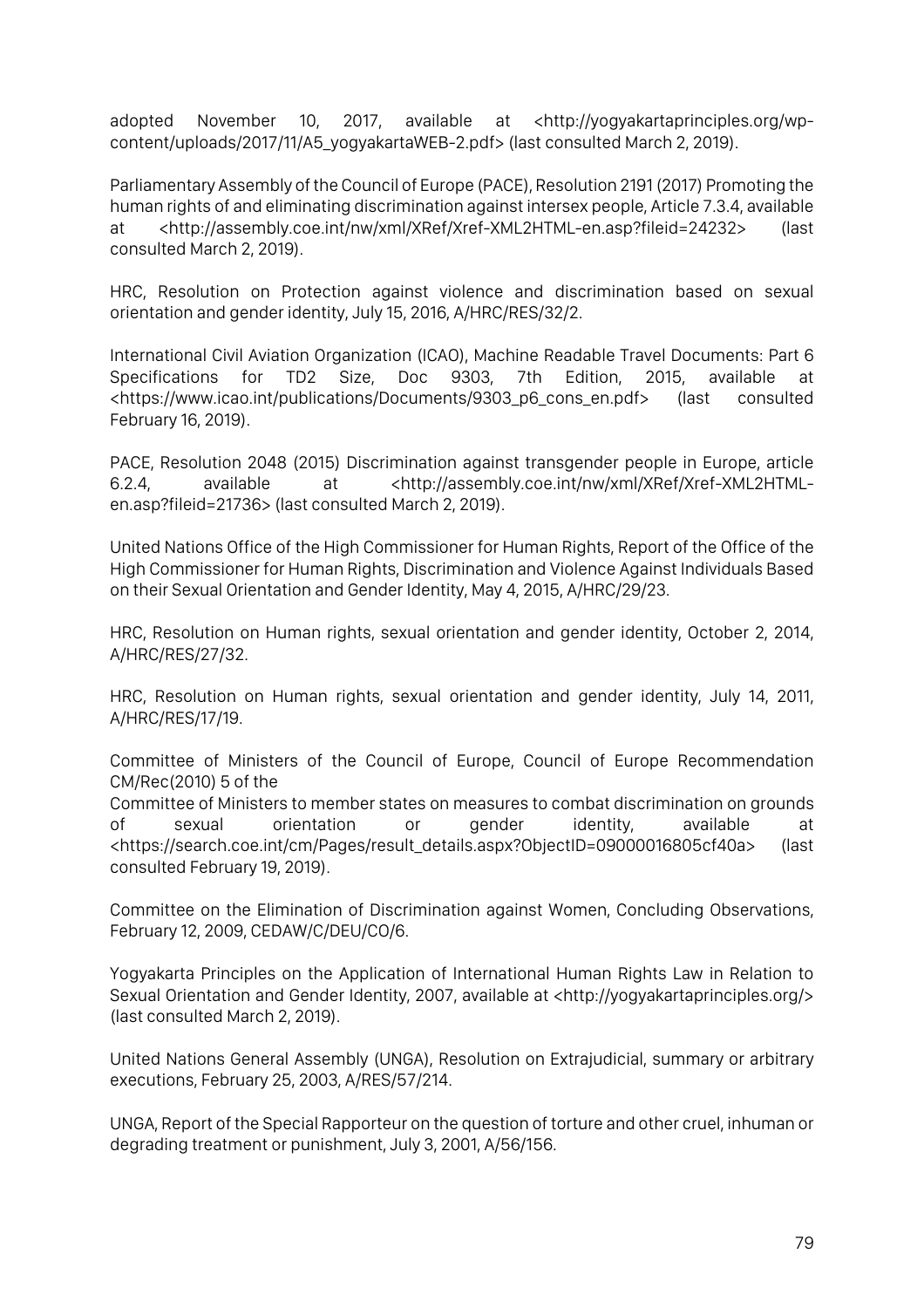adopted November 10, 2017, available at <http://yogyakartaprinciples.org/wp-content/uploads/2017/11/A5_yogyakartaWEB-2.pdf> (last consulted March 2, 2019).

Parliamentary Assembly of the Council of Europe (PACE), Resolution 2191 (2017) Promoting the human rights of and eliminating discrimination against intersex people, Article 7.3.4, available at <http://assembly.coe.int/nw/xml/XRef/Xref-XML2HTML-en.asp?fileid=24232> (last consulted March 2, 2019).

HRC, Resolution on Protection against violence and discrimination based on sexual orientation and gender identity, July 15, 2016, A/HRC/RES/32/2.

International Civil Aviation Organization (ICAO), Machine Readable Travel Documents: Part 6 Specifications for TD2 Size, Doc 9303, 7th Edition, 2015, available at <https://www.icao.int/publications/Documents/9303_p6_cons_en.pdf> (last consulted February 16, 2019).

PACE, Resolution 2048 (2015) Discrimination against transgender people in Europe, article 6.2.4, available at <http://assembly.coe.int/nw/xml/XRef/Xref-XML2HTML-en.asp?fileid=21736> (last consulted March 2, 2019).

United Nations Office of the High Commissioner for Human Rights, Report of the Office of the High Commissioner for Human Rights, Discrimination and Violence Against Individuals Based on their Sexual Orientation and Gender Identity, May 4, 2015, A/HRC/29/23.

HRC, Resolution on Human rights, sexual orientation and gender identity, October 2, 2014, A/HRC/RES/27/32.

HRC, Resolution on Human rights, sexual orientation and gender identity, July 14, 2011, A/HRC/RES/17/19.

Committee of Ministers of the Council of Europe, Council of Europe Recommendation CM/Rec(2010) 5 of the
Committee of Ministers to member states on measures to combat discrimination on grounds of sexual orientation or gender identity, available at <https://search.coe.int/cm/Pages/result_details.aspx?ObjectID=09000016805cf40a> (last consulted February 19, 2019).

Committee on the Elimination of Discrimination against Women, Concluding Observations, February 12, 2009, CEDAW/C/DEU/CO/6.

Yogyakarta Principles on the Application of International Human Rights Law in Relation to Sexual Orientation and Gender Identity, 2007, available at <http://yogyakartaprinciples.org/> (last consulted March 2, 2019).

United Nations General Assembly (UNGA), Resolution on Extrajudicial, summary or arbitrary executions, February 25, 2003, A/RES/57/214.

UNGA, Report of the Special Rapporteur on the question of torture and other cruel, inhuman or degrading treatment or punishment, July 3, 2001, A/56/156.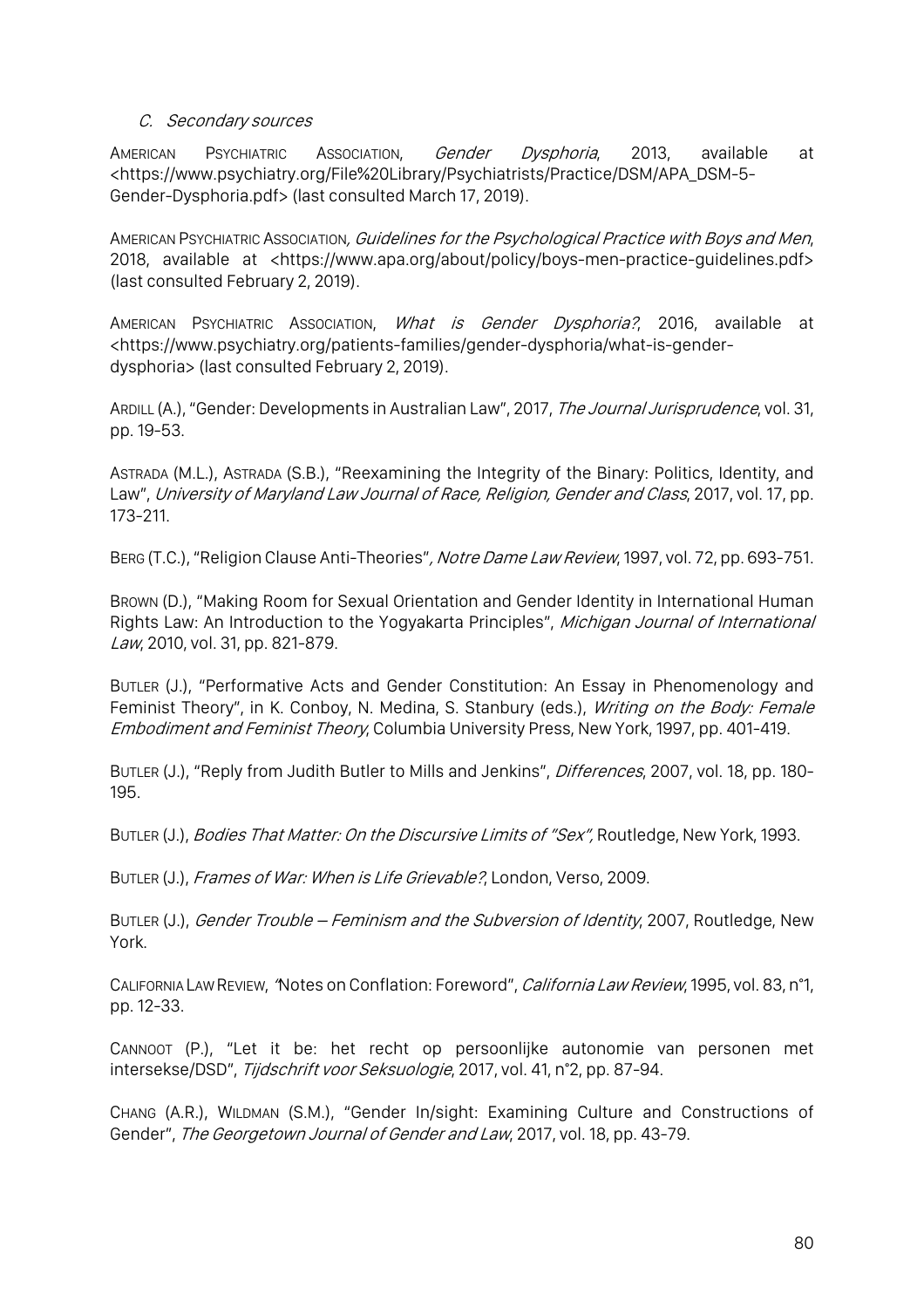### C. *Secondary sources*

AMERICAN PSYCHIATRIC ASSOCIATION, *Gender Dysphoria*, 2013, available at <https://www.psychiatry.org/File%20Library/Psychiatrists/Practice/DSM/APA_DSM-5-Gender-Dysphoria.pdf> (last consulted March 17, 2019).

AMERICAN PSYCHIATRIC ASSOCIATION, *Guidelines for the Psychological Practice with Boys and Men*, 2018, available at <https://www.apa.org/about/policy/boys-men-practice-guidelines.pdf> (last consulted February 2, 2019).

AMERICAN PSYCHIATRIC ASSOCIATION, *What is Gender Dysphoria?*, 2016, available at <https://www.psychiatry.org/patients-families/gender-dysphoria/what-is-gender-dysphoria> (last consulted February 2, 2019).

ARDILL (A.), "Gender: Developments in Australian Law", 2017, *The Journal Jurisprudence*, vol. 31, pp. 19-53.

ASTRADA (M.L.), ASTRADA (S.B.), "Reexamining the Integrity of the Binary: Politics, Identity, and Law", *University of Maryland Law Journal of Race, Religion, Gender and Class*, 2017, vol. 17, pp. 173-211.

BERG (T.C.), "Religion Clause Anti-Theories", *Notre Dame Law Review*, 1997, vol. 72, pp. 693-751.

BROWN (D.), "Making Room for Sexual Orientation and Gender Identity in International Human Rights Law: An Introduction to the Yogyakarta Principles", *Michigan Journal of International Law*, 2010, vol. 31, pp. 821-879.

BUTLER (J.), "Performative Acts and Gender Constitution: An Essay in Phenomenology and Feminist Theory", in K. Conboy, N. Medina, S. Stanbury (eds.), *Writing on the Body: Female Embodiment and Feminist Theory*, Columbia University Press, New York, 1997, pp. 401-419.

BUTLER (J.), "Reply from Judith Butler to Mills and Jenkins", *Differences*, 2007, vol. 18, pp. 180-195.

BUTLER (J.), *Bodies That Matter: On the Discursive Limits of "Sex"*, Routledge, New York, 1993.

BUTLER (J.), *Frames of War: When is Life Grievable?*, London, Verso, 2009.

BUTLER (J.), *Gender Trouble – Feminism and the Subversion of Identity*, 2007, Routledge, New York.

CALIFORNIA LAW REVIEW, "Notes on Conflation: Foreword", *California Law Review*, 1995, vol. 83, n°1, pp. 12-33.

CANNOOT (P.), "Let it be: het recht op persoonlijke autonomie van personen met intersekse/DSD", *Tijdschrift voor Seksuologie*, 2017, vol. 41, n°2, pp. 87-94.

CHANG (A.R.), WILDMAN (S.M.), "Gender In/sight: Examining Culture and Constructions of Gender", *The Georgetown Journal of Gender and Law*, 2017, vol. 18, pp. 43-79.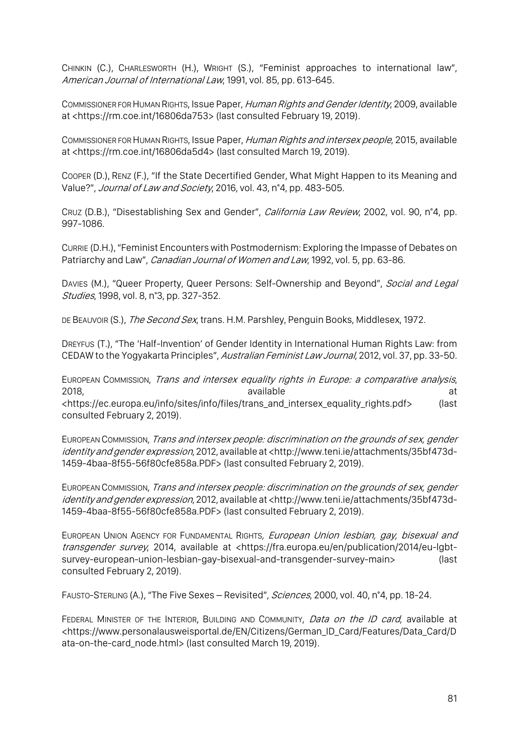CHINKIN (C.), CHARLESWORTH (H.), WRIGHT (S.), "Feminist approaches to international law", *American Journal of International Law*, 1991, vol. 85, pp. 613-645.

COMMISSIONER FOR HUMAN RIGHTS, Issue Paper, *Human Rights and Gender Identity*, 2009, available at <https://rm.coe.int/16806da753> (last consulted February 19, 2019).

COMMISSIONER FOR HUMAN RIGHTS, Issue Paper, *Human Rights and intersex people*, 2015, available at <https://rm.coe.int/16806da5d4> (last consulted March 19, 2019).

COOPER (D.), RENZ (F.), "If the State Decertified Gender, What Might Happen to its Meaning and Value?", *Journal of Law and Society*, 2016, vol. 43, n°4, pp. 483-505.

CRUZ (D.B.), "Disestablishing Sex and Gender", *California Law Review*, 2002, vol. 90, n°4, pp. 997-1086.

CURRIE (D.H.), "Feminist Encounters with Postmodernism: Exploring the Impasse of Debates on Patriarchy and Law", *Canadian Journal of Women and Law*, 1992, vol. 5, pp. 63-86.

DAVIES (M.), "Queer Property, Queer Persons: Self-Ownership and Beyond", *Social and Legal Studies*, 1998, vol. 8, n°3, pp. 327-352.

DE BEAUVOIR (S.), *The Second Sex*, trans. H.M. Parshley, Penguin Books, Middlesex, 1972.

DREYFUS (T.), "The 'Half-Invention' of Gender Identity in International Human Rights Law: from CEDAW to the Yogyakarta Principles", *Australian Feminist Law Journal*, 2012, vol. 37, pp. 33-50.

EUROPEAN COMMISSION, *Trans and intersex equality rights in Europe: a comparative analysis*, 2018, available at <https://ec.europa.eu/info/sites/info/files/trans_and_intersex_equality_rights.pdf> (last consulted February 2, 2019).

EUROPEAN COMMISSION, *Trans and intersex people: discrimination on the grounds of sex, gender identity and gender expression*, 2012, available at <http://www.teni.ie/attachments/35bf473d-1459-4baa-8f55-56f80cfe858a.PDF> (last consulted February 2, 2019).

EUROPEAN COMMISSION, *Trans and intersex people: discrimination on the grounds of sex, gender identity and gender expression*, 2012, available at <http://www.teni.ie/attachments/35bf473d-1459-4baa-8f55-56f80cfe858a.PDF> (last consulted February 2, 2019).

EUROPEAN UNION AGENCY FOR FUNDAMENTAL RIGHTS, *European Union lesbian, gay, bisexual and transgender survey*, 2014, available at <https://fra.europa.eu/en/publication/2014/eu-lgbt-survey-european-union-lesbian-gay-bisexual-and-transgender-survey-main> (last consulted February 2, 2019).

FAUSTO-STERLING (A.), "The Five Sexes – Revisited", *Sciences*, 2000, vol. 40, n°4, pp. 18-24.

FEDERAL MINISTER OF THE INTERIOR, BUILDING AND COMMUNITY, *Data on the ID card*, available at <https://www.personalausweisportal.de/EN/Citizens/German_ID_Card/Features/Data_Card/Data-on-the-card_node.html> (last consulted March 19, 2019).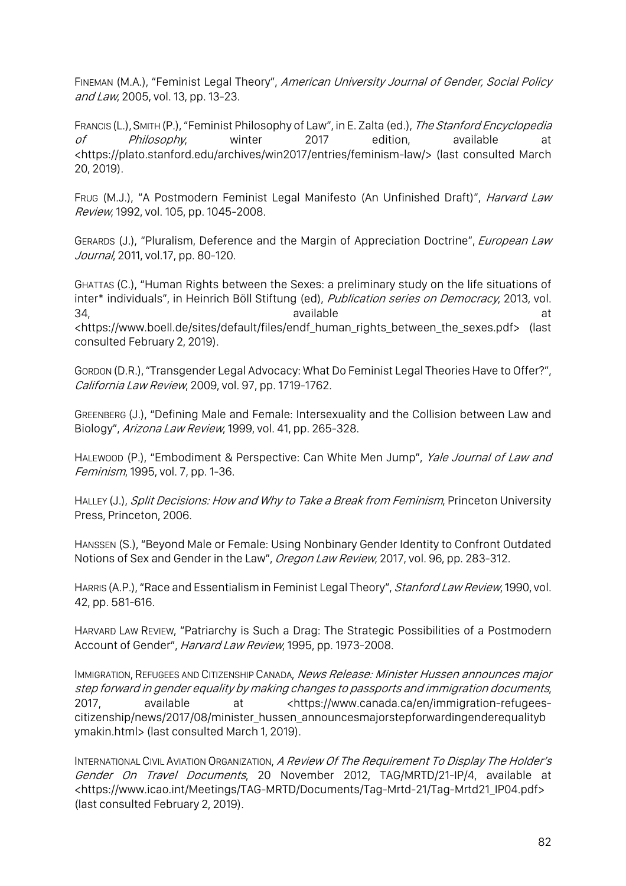FINEMAN (M.A.), "Feminist Legal Theory", *American University Journal of Gender, Social Policy and Law*, 2005, vol. 13, pp. 13-23.

FRANCIS (L.), SMITH (P.), "Feminist Philosophy of Law", in E. Zalta (ed.), *The Stanford Encyclopedia of Philosophy*, winter 2017 edition, available at <https://plato.stanford.edu/archives/win2017/entries/feminism-law/> (last consulted March 20, 2019).

FRUG (M.J.), "A Postmodern Feminist Legal Manifesto (An Unfinished Draft)", *Harvard Law Review*, 1992, vol. 105, pp. 1045-2008.

GERARDS (J.), "Pluralism, Deference and the Margin of Appreciation Doctrine", *European Law Journal*, 2011, vol.17, pp. 80-120.

GHATTAS (C.), "Human Rights between the Sexes: a preliminary study on the life situations of inter* individuals", in Heinrich Böll Stiftung (ed), *Publication series on Democracy*, 2013, vol. 34, available at <https://www.boell.de/sites/default/files/endf_human_rights_between_the_sexes.pdf> (last consulted February 2, 2019).

GORDON (D.R.), "Transgender Legal Advocacy: What Do Feminist Legal Theories Have to Offer?", *California Law Review*, 2009, vol. 97, pp. 1719-1762.

GREENBERG (J.), "Defining Male and Female: Intersexuality and the Collision between Law and Biology", *Arizona Law Review*, 1999, vol. 41, pp. 265-328.

HALEWOOD (P.), "Embodiment & Perspective: Can White Men Jump", *Yale Journal of Law and Feminism*, 1995, vol. 7, pp. 1-36.

HALLEY (J.), *Split Decisions: How and Why to Take a Break from Feminism*, Princeton University Press, Princeton, 2006.

HANSSEN (S.), "Beyond Male or Female: Using Nonbinary Gender Identity to Confront Outdated Notions of Sex and Gender in the Law", *Oregon Law Review*, 2017, vol. 96, pp. 283-312.

HARRIS (A.P.), "Race and Essentialism in Feminist Legal Theory", *Stanford Law Review*, 1990, vol. 42, pp. 581-616.

HARVARD LAW REVIEW, "Patriarchy is Such a Drag: The Strategic Possibilities of a Postmodern Account of Gender", *Harvard Law Review*, 1995, pp. 1973-2008.

IMMIGRATION, REFUGEES AND CITIZENSHIP CANADA, *News Release: Minister Hussen announces major step forward in gender equality by making changes to passports and immigration documents*, 2017, available at <https://www.canada.ca/en/immigration-refugees-citizenship/news/2017/08/minister_hussen_announcesmajorstepforwardingenderequalitybymakin.html> (last consulted March 1, 2019).

INTERNATIONAL CIVIL AVIATION ORGANIZATION, *A Review Of The Requirement To Display The Holder's Gender On Travel Documents*, 20 November 2012, TAG/MRTD/21-IP/4, available at <https://www.icao.int/Meetings/TAG-MRTD/Documents/Tag-Mrtd-21/Tag-Mrtd21_IP04.pdf> (last consulted February 2, 2019).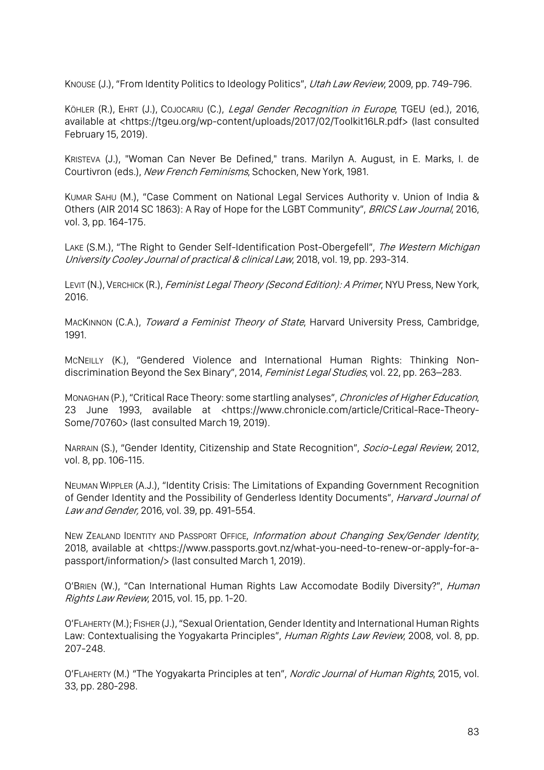KNOUSE (J.), "From Identity Politics to Ideology Politics", *Utah Law Review*, 2009, pp. 749-796.

KÖHLER (R.), EHRT (J.), COJOCARIU (C.), *Legal Gender Recognition in Europe*, TGEU (ed.), 2016, available at <https://tgeu.org/wp-content/uploads/2017/02/Toolkit16LR.pdf> (last consulted February 15, 2019).

KRISTEVA (J.), "Woman Can Never Be Defined," trans. Marilyn A. August, in E. Marks, I. de Courtivron (eds.), *New French Feminisms*, Schocken, New York, 1981.

KUMAR SAHU (M.), "Case Comment on National Legal Services Authority v. Union of India & Others (AIR 2014 SC 1863): A Ray of Hope for the LGBT Community", *BRICS Law Journal*, 2016, vol. 3, pp. 164-175.

LAKE (S.M.), "The Right to Gender Self-Identification Post-Obergefell", *The Western Michigan University Cooley Journal of practical & clinical Law*, 2018, vol. 19, pp. 293-314.

LEVIT (N.), VERCHICK (R.), *Feminist Legal Theory (Second Edition): A Primer*, NYU Press, New York, 2016.

MACKINNON (C.A.), *Toward a Feminist Theory of State*, Harvard University Press, Cambridge, 1991.

MCNEILLY (K.), "Gendered Violence and International Human Rights: Thinking Non-discrimination Beyond the Sex Binary", 2014, *Feminist Legal Studies*, vol. 22, pp. 263–283.

MONAGHAN (P.), "Critical Race Theory: some startling analyses", *Chronicles of Higher Education*, 23 June 1993, available at <https://www.chronicle.com/article/Critical-Race-Theory-Some/70760> (last consulted March 19, 2019).

NARRAIN (S.), "Gender Identity, Citizenship and State Recognition", *Socio-Legal Review*, 2012, vol. 8, pp. 106-115.

NEUMAN WIPPLER (A.J.), "Identity Crisis: The Limitations of Expanding Government Recognition of Gender Identity and the Possibility of Genderless Identity Documents", *Harvard Journal of Law and Gender,* 2016, vol. 39, pp. 491-554.

NEW ZEALAND IDENTITY AND PASSPORT OFFICE, *Information about Changing Sex/Gender Identity*, 2018, available at <https://www.passports.govt.nz/what-you-need-to-renew-or-apply-for-a-passport/information/> (last consulted March 1, 2019).

O'BRIEN (W.), "Can International Human Rights Law Accomodate Bodily Diversity?", *Human Rights Law Review*, 2015, vol. 15, pp. 1-20.

O'FLAHERTY (M.); FISHER (J.), "Sexual Orientation, Gender Identity and International Human Rights Law: Contextualising the Yogyakarta Principles", *Human Rights Law Review*, 2008, vol. 8, pp. 207-248.

O'FLAHERTY (M.) "The Yogyakarta Principles at ten", *Nordic Journal of Human Rights*, 2015, vol. 33, pp. 280-298.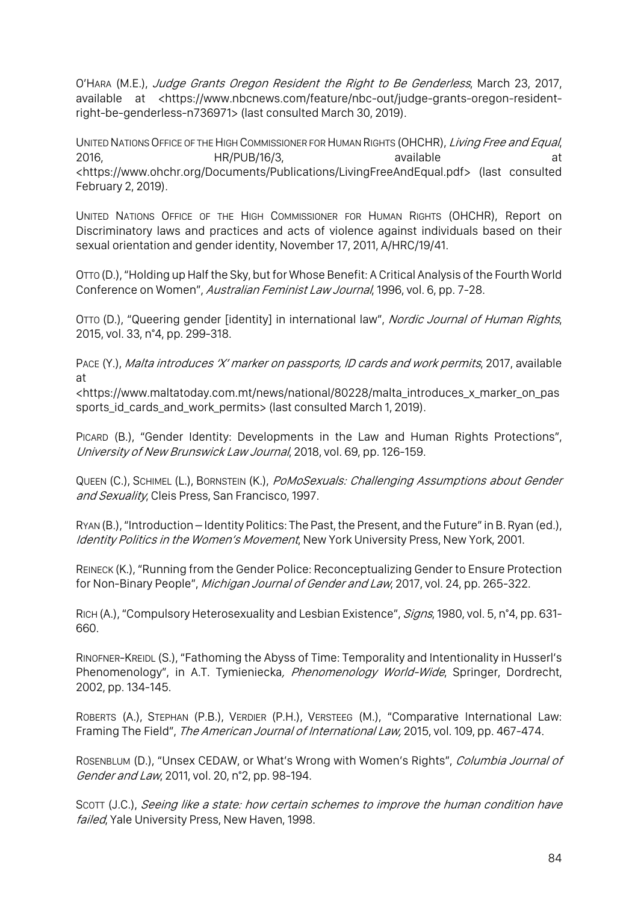O'HARA (M.E.), *Judge Grants Oregon Resident the Right to Be Genderless*, March 23, 2017, available at <https://www.nbcnews.com/feature/nbc-out/judge-grants-oregon-resident-right-be-genderless-n736971> (last consulted March 30, 2019).

UNITED NATIONS OFFICE OF THE HIGH COMMISSIONER FOR HUMAN RIGHTS (OHCHR), *Living Free and Equal*, 2016, HR/PUB/16/3, available at <https://www.ohchr.org/Documents/Publications/LivingFreeAndEqual.pdf> (last consulted February 2, 2019).

UNITED NATIONS OFFICE OF THE HIGH COMMISSIONER FOR HUMAN RIGHTS (OHCHR), Report on Discriminatory laws and practices and acts of violence against individuals based on their sexual orientation and gender identity, November 17, 2011, A/HRC/19/41.

OTTO (D.), "Holding up Half the Sky, but for Whose Benefit: A Critical Analysis of the Fourth World Conference on Women", *Australian Feminist Law Journal*, 1996, vol. 6, pp. 7-28.

OTTO (D.), "Queering gender [identity] in international law", *Nordic Journal of Human Rights*, 2015, vol. 33, n°4, pp. 299-318.

PACE (Y.), *Malta introduces 'X' marker on passports, ID cards and work permits*, 2017, available at <https://www.maltatoday.com.mt/news/national/80228/malta_introduces_x_marker_on_passports_id_cards_and_work_permits> (last consulted March 1, 2019).

PICARD (B.), "Gender Identity: Developments in the Law and Human Rights Protections", *University of New Brunswick Law Journal*, 2018, vol. 69, pp. 126-159.

QUEEN (C.), SCHIMEL (L.), BORNSTEIN (K.), *PoMoSexuals: Challenging Assumptions about Gender and Sexuality*, Cleis Press, San Francisco, 1997.

RYAN (B.), "Introduction – Identity Politics: The Past, the Present, and the Future" in B. Ryan (ed.), *Identity Politics in the Women's Movement*, New York University Press, New York, 2001.

REINECK (K.), "Running from the Gender Police: Reconceptualizing Gender to Ensure Protection for Non-Binary People", *Michigan Journal of Gender and Law*, 2017, vol. 24, pp. 265-322.

RICH (A.), "Compulsory Heterosexuality and Lesbian Existence", *Signs*, 1980, vol. 5, n°4, pp. 631-660.

RINOFNER-KREIDL (S.), "Fathoming the Abyss of Time: Temporality and Intentionality in Husserl's Phenomenology", in A.T. Tymieniecka*, Phenomenology World-Wide*, Springer, Dordrecht, 2002, pp. 134-145.

ROBERTS (A.), STEPHAN (P.B.), VERDIER (P.H.), VERSTEEG (M.), "Comparative International Law: Framing The Field", *The American Journal of International Law,* 2015, vol. 109, pp. 467-474.

ROSENBLUM (D.), "Unsex CEDAW, or What's Wrong with Women's Rights", *Columbia Journal of Gender and Law*, 2011, vol. 20, n°2, pp. 98-194.

SCOTT (J.C.), *Seeing like a state: how certain schemes to improve the human condition have failed*, Yale University Press, New Haven, 1998.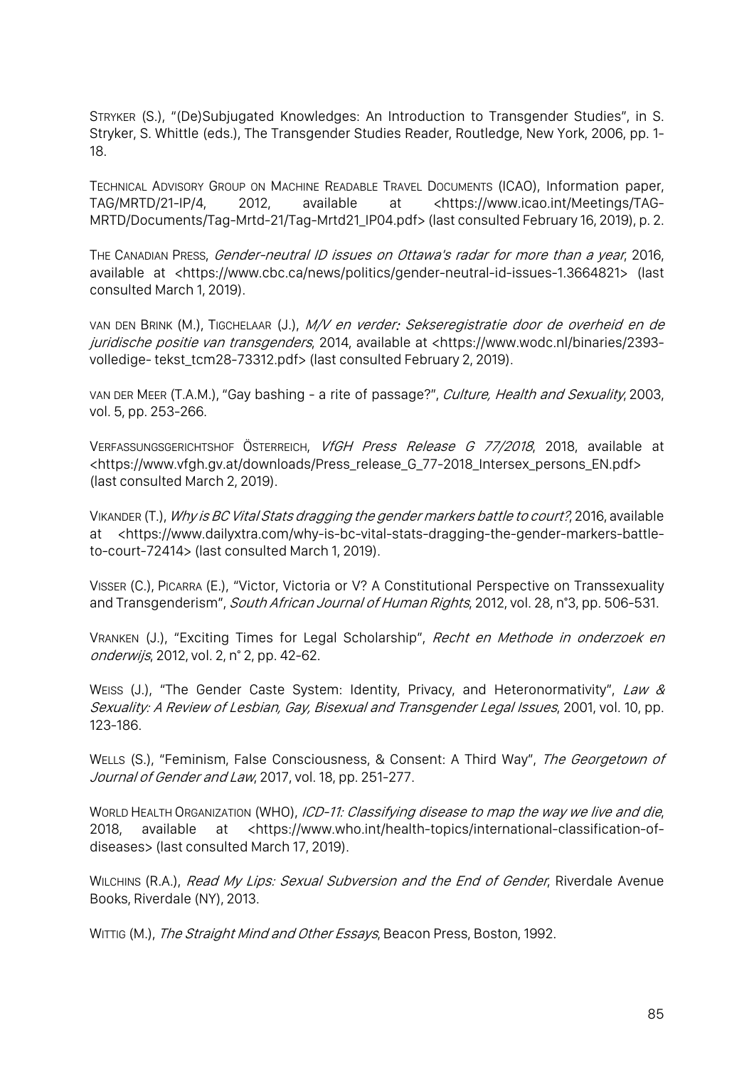STRYKER (S.), "(De)Subjugated Knowledges: An Introduction to Transgender Studies", in S. Stryker, S. Whittle (eds.), The Transgender Studies Reader, Routledge, New York, 2006, pp. 1-18.

TECHNICAL ADVISORY GROUP ON MACHINE READABLE TRAVEL DOCUMENTS (ICAO), Information paper, TAG/MRTD/21-IP/4, 2012, available at <https://www.icao.int/Meetings/TAG-MRTD/Documents/Tag-Mrtd-21/Tag-Mrtd21_IP04.pdf> (last consulted February 16, 2019), p. 2.

THE CANADIAN PRESS, *Gender-neutral ID issues on Ottawa's radar for more than a year*, 2016, available at <https://www.cbc.ca/news/politics/gender-neutral-id-issues-1.3664821> (last consulted March 1, 2019).

VAN DEN BRINK (M.), TIGCHELAAR (J.), *M/V en verder: Sekseregistratie door de overheid en de juridische positie van transgenders*, 2014, available at <https://www.wodc.nl/binaries/2393-volledige- tekst_tcm28-73312.pdf> (last consulted February 2, 2019).

VAN DER MEER (T.A.M.), "Gay bashing - a rite of passage?", *Culture, Health and Sexuality*, 2003, vol. 5, pp. 253-266.

VERFASSUNGSGERICHTSHOF ÖSTERREICH, *VfGH Press Release G 77/2018*, 2018, available at <https://www.vfgh.gv.at/downloads/Press_release_G_77-2018_Intersex_persons_EN.pdf> (last consulted March 2, 2019).

VIKANDER (T.), *Why is BC Vital Stats dragging the gender markers battle to court?*, 2016, available at <https://www.dailyxtra.com/why-is-bc-vital-stats-dragging-the-gender-markers-battle-to-court-72414> (last consulted March 1, 2019).

VISSER (C.), PICARRA (E.), "Victor, Victoria or V? A Constitutional Perspective on Transsexuality and Transgenderism", *South African Journal of Human Rights*, 2012, vol. 28, n°3, pp. 506-531.

VRANKEN (J.), "Exciting Times for Legal Scholarship", *Recht en Methode in onderzoek en onderwijs*, 2012, vol. 2, n° 2, pp. 42-62.

WEISS (J.), "The Gender Caste System: Identity, Privacy, and Heteronormativity", *Law & Sexuality: A Review of Lesbian, Gay, Bisexual and Transgender Legal Issues*, 2001, vol. 10, pp. 123-186.

WELLS (S.), "Feminism, False Consciousness, & Consent: A Third Way", *The Georgetown of Journal of Gender and Law*, 2017, vol. 18, pp. 251-277.

WORLD HEALTH ORGANIZATION (WHO), *ICD-11: Classifying disease to map the way we live and die*, 2018, available at <https://www.who.int/health-topics/international-classification-of-diseases> (last consulted March 17, 2019).

WILCHINS (R.A.), *Read My Lips: Sexual Subversion and the End of Gender*, Riverdale Avenue Books, Riverdale (NY), 2013.

WITTIG (M.), *The Straight Mind and Other Essays*, Beacon Press, Boston, 1992.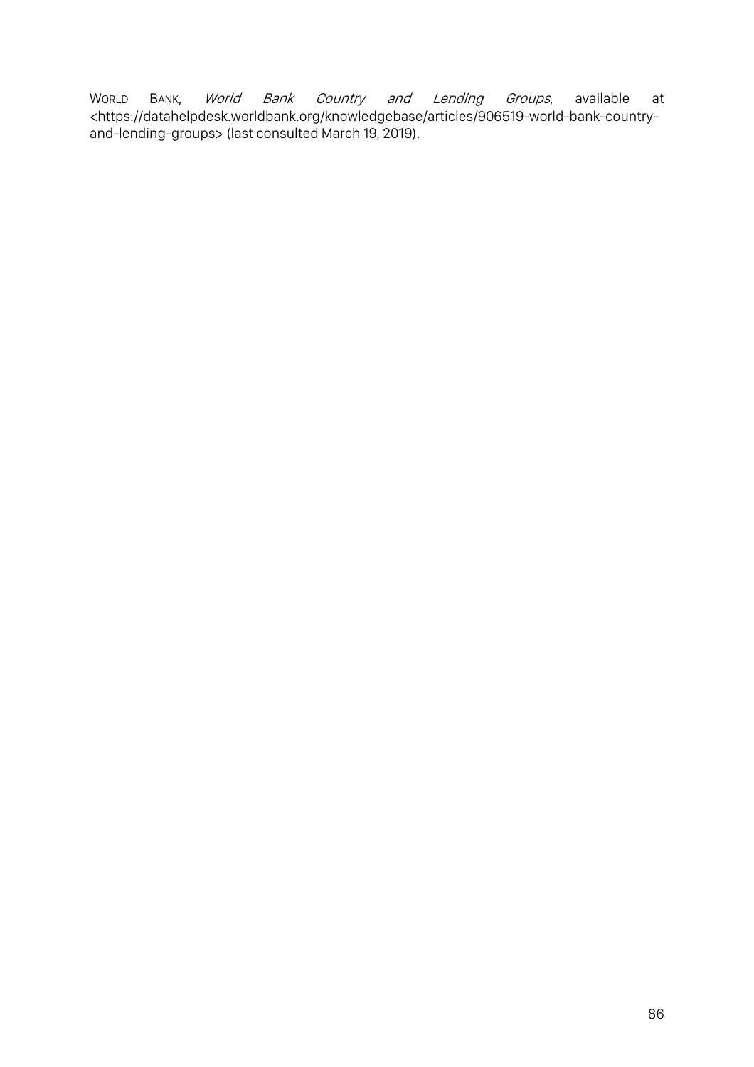WORLD BANK, *World Bank Country and Lending Groups*, available at <https://datahelpdesk.worldbank.org/knowledgebase/articles/906519-world-bank-country-and-lending-groups> (last consulted March 19, 2019).